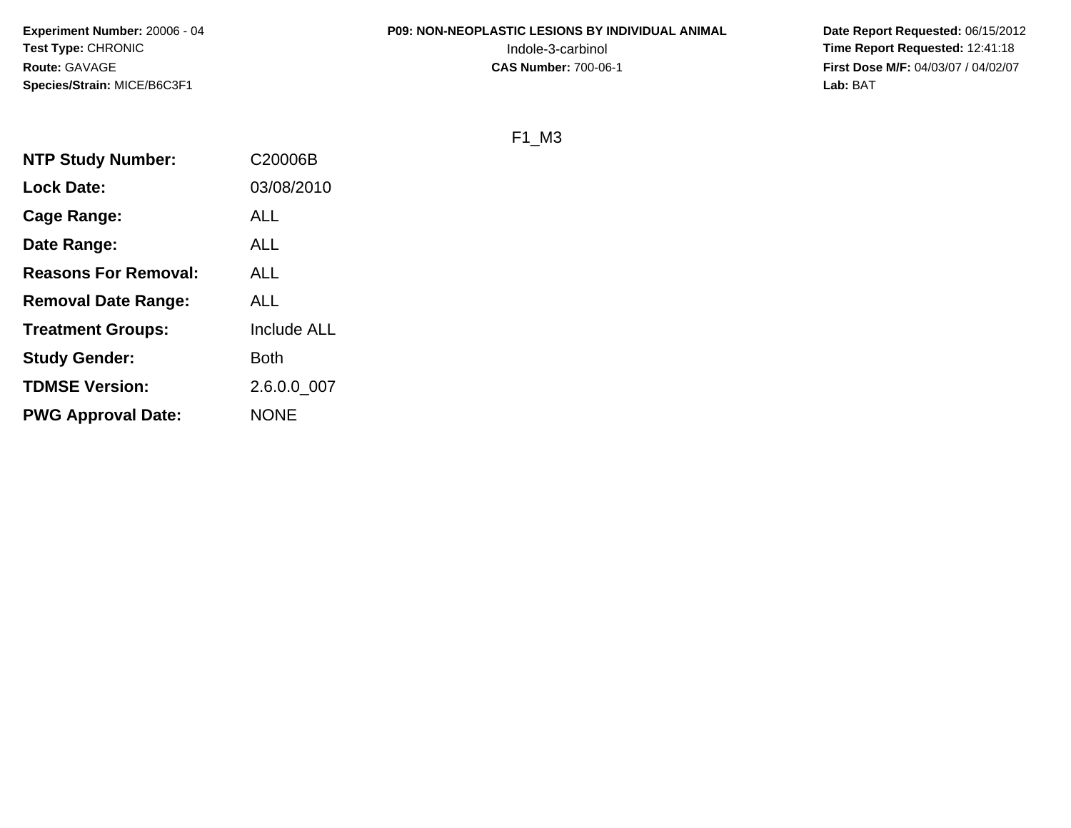**Experiment Number:** 20006 - 04
**Test Type:** CHRONIC
**Route:** GAVAGE
**Species/Strain:** MICE/B6C3F1

**P09: NON-NEOPLASTIC LESIONS BY INDIVIDUAL ANIMAL**
Indole-3-carbinol
**CAS Number:** 700-06-1

**Date Report Requested:** 06/15/2012
**Time Report Requested:** 12:41:18
**First Dose M/F:** 04/03/07 / 04/02/07
**Lab:** BAT

F1_M3

| | |
|---|---|
| **NTP Study Number:** | C20006B |
| **Lock Date:** | 03/08/2010 |
| **Cage Range:** | ALL |
| **Date Range:** | ALL |
| **Reasons For Removal:** | ALL |
| **Removal Date Range:** | ALL |
| **Treatment Groups:** | Include ALL |
| **Study Gender:** | Both |
| **TDMSE Version:** | 2.6.0.0_007 |
| **PWG Approval Date:** | NONE |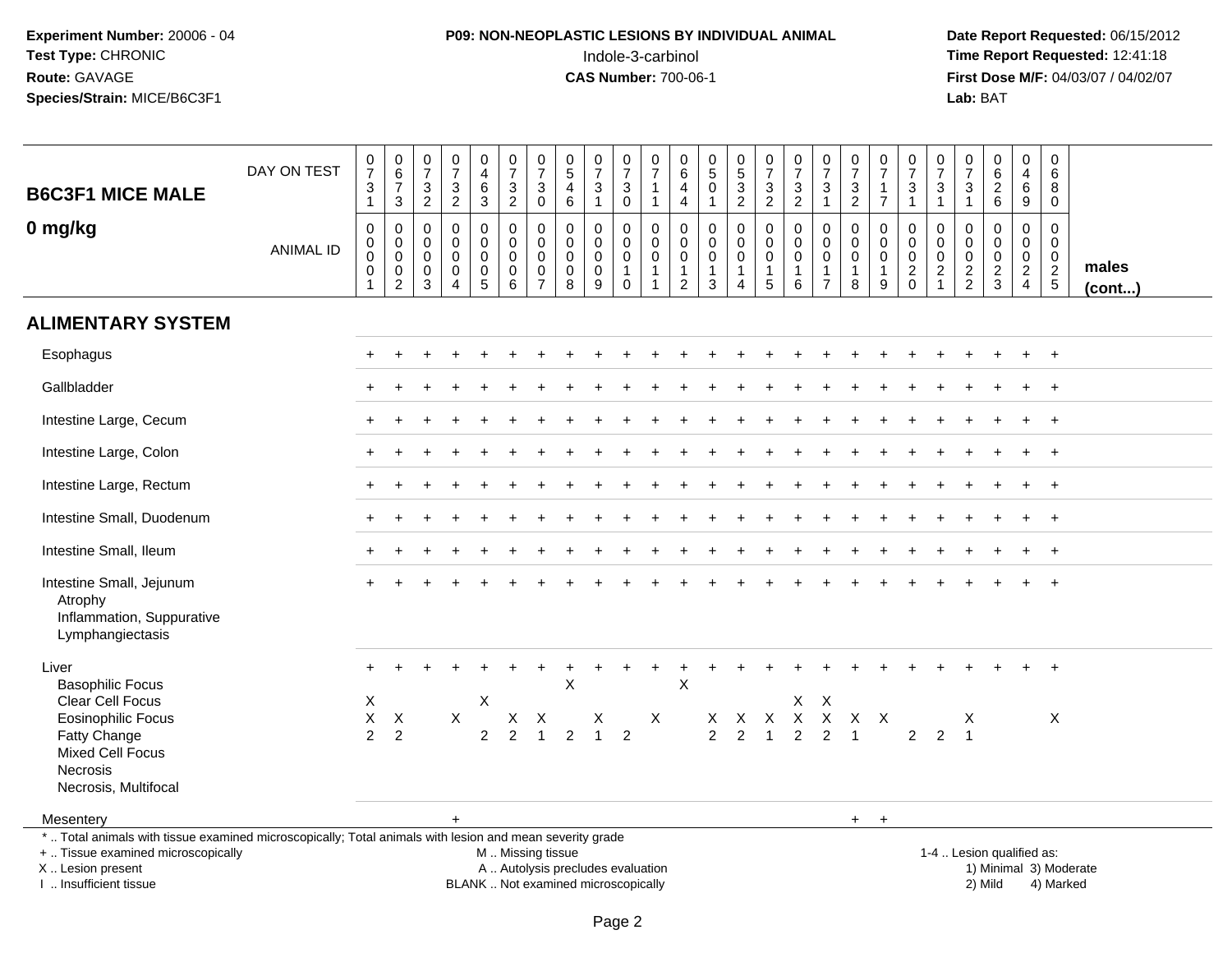**Experiment Number:** 20006 - 04
**Test Type:** CHRONIC
**Route:** GAVAGE
**Species/Strain:** MICE/B6C3F1

**P09: NON-NEOPLASTIC LESIONS BY INDIVIDUAL ANIMAL**
Indole-3-carbinol
**CAS Number:** 700-06-1

**Date Report Requested:** 06/15/2012
**Time Report Requested:** 12:41:18
**First Dose M/F:** 04/03/07 / 04/02/07
**Lab:** BAT

## B6C3F1 MICE MALE

### 0 mg/kg

| DAY ON TEST | 731 | 673 | 732 | 732 | 463 | 732 | 730 | 546 | 731 | 730 | 711 | 644 | 501 | 532 | 732 | 732 | 731 | 732 | 717 | 731 | 731 | 731 | 626 | 469 | 680 | |
|---|---|---|---|---|---|---|---|---|---|---|---|---|---|---|---|---|---|---|---|---|---|---|---|---|---|---|
| **ANIMAL ID** | 0001 | 0002 | 0003 | 0004 | 0005 | 0006 | 0007 | 0008 | 0009 | 0010 | 0011 | 0012 | 0013 | 0014 | 0015 | 0016 | 0017 | 0018 | 0019 | 0020 | 0021 | 0022 | 0023 | 0024 | 0025 | **males (cont...)** |
| **ALIMENTARY SYSTEM** | | | | | | | | | | | | | | | | | | | | | | | | | | |
| Esophagus | + | + | + | + | + | + | + | + | + | + | + | + | + | + | + | + | + | + | + | + | + | + | + | + | + | |
| Gallbladder | + | + | + | + | + | + | + | + | + | + | + | + | + | + | + | + | + | + | + | + | + | + | + | + | + | |
| Intestine Large, Cecum | + | + | + | + | + | + | + | + | + | + | + | + | + | + | + | + | + | + | + | + | + | + | + | + | + | |
| Intestine Large, Colon | + | + | + | + | + | + | + | + | + | + | + | + | + | + | + | + | + | + | + | + | + | + | + | + | + | |
| Intestine Large, Rectum | + | + | + | + | + | + | + | + | + | + | + | + | + | + | + | + | + | + | + | + | + | + | + | + | + | |
| Intestine Small, Duodenum | + | + | + | + | + | + | + | + | + | + | + | + | + | + | + | + | + | + | + | + | + | + | + | + | + | |
| Intestine Small, Ileum | + | + | + | + | + | + | + | + | + | + | + | + | + | + | + | + | + | + | + | + | + | + | + | + | + | |
| Intestine Small, Jejunum | + | + | + | + | + | + | + | + | + | + | + | + | + | + | + | + | + | + | + | + | + | + | + | + | + | |
| Atrophy | | | | | | | | | | | | | | | | | | | | | | | | | | |
| Inflammation, Suppurative | | | | | | | | | | | | | | | | | | | | | | | | | | |
| Lymphangiectasis | | | | | | | | | | | | | | | | | | | | | | | | | | |
| Liver | + | + | + | + | + | + | + | + | + | + | + | + | + | + | + | + | + | + | + | + | + | + | + | + | + | |
| Basophilic Focus | | | | | | | | X | | | | X | | | | | | | | | | | | | | |
| Clear Cell Focus | X | | | | X | | | | | | | | | | | X | X | | | | | | | | | |
| Eosinophilic Focus | X | X | | X | | X | X | | X | | X | | X | X | X | X | X | X | X | | | X | | | X | |
| Fatty Change | 2 | 2 | | | 2 | 2 | 1 | 2 | 1 | 2 | | | 2 | 2 | 1 | 2 | 2 | 1 | | 2 | 2 | 1 | | | | |
| Mixed Cell Focus | | | | | | | | | | | | | | | | | | | | | | | | | | |
| Necrosis | | | | | | | | | | | | | | | | | | | | | | | | | | |
| Necrosis, Multifocal | | | | | | | | | | | | | | | | | | | | | | | | | | |
| Mesentery | | | | + | | | | | | | | | | | | | | + | + | | | | | | | |

\* .. Total animals with tissue examined microscopically; Total animals with lesion and mean severity grade
+ .. Tissue examined microscopically
X .. Lesion present
I .. Insufficient tissue

M .. Missing tissue
A .. Autolysis precludes evaluation
BLANK .. Not examined microscopically

1-4 .. Lesion qualified as:
1) Minimal
2) Mild
3) Moderate
4) Marked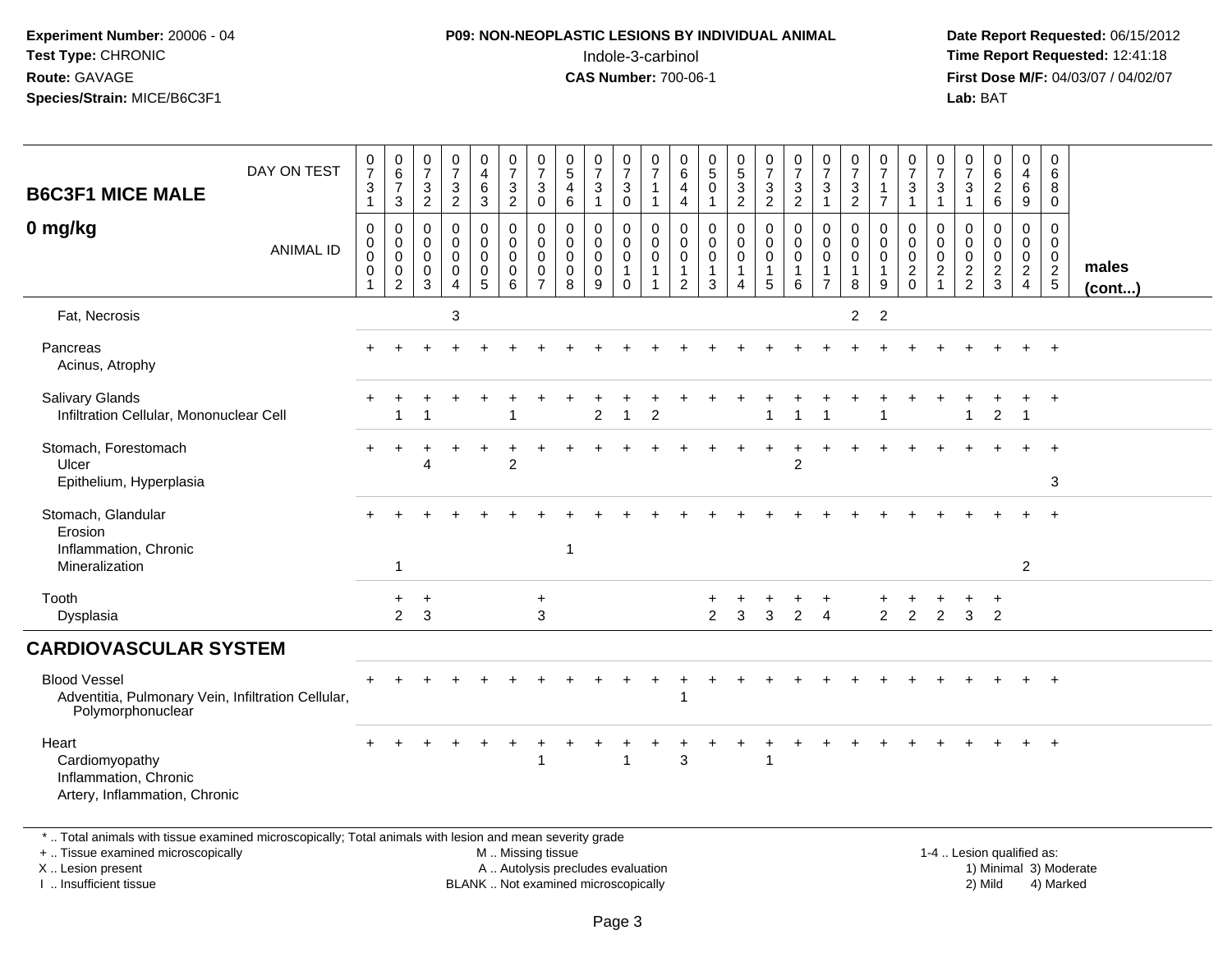**Experiment Number:** 20006 - 04
**Test Type:** CHRONIC
**Route:** GAVAGE
**Species/Strain:** MICE/B6C3F1

**P09: NON-NEOPLASTIC LESIONS BY INDIVIDUAL ANIMAL**
Indole-3-carbinol
**CAS Number:** 700-06-1

**Date Report Requested:** 06/15/2012
**Time Report Requested:** 12:41:18
**First Dose M/F:** 04/03/07 / 04/02/07
**Lab:** BAT

## B6C3F1 MICE MALE

### 0 mg/kg

| DAY ON TEST | 0731 | 0673 | 0732 | 0732 | 0463 | 0732 | 0730 | 0546 | 0731 | 0730 | 0711 | 0644 | 0501 | 0532 | 0732 | 0732 | 0731 | 0732 | 0717 | 0731 | 0731 | 0731 | 0626 | 0469 | 0680 | |
|---|---|---|---|---|---|---|---|---|---|---|---|---|---|---|---|---|---|---|---|---|---|---|---|---|---|---|
| **ANIMAL ID** | 0001 | 0002 | 0003 | 0004 | 0005 | 0006 | 0007 | 0008 | 0009 | 0010 | 0011 | 0012 | 0013 | 0014 | 0015 | 0016 | 0017 | 0018 | 0019 | 0020 | 0021 | 0022 | 0023 | 0024 | 0025 | **males (cont...)** |
| Fat, Necrosis | | | | 3 | | | | | | | | | | | | | | 2 | 2 | | | | | | | |
| Pancreas | + | + | + | + | + | + | + | + | + | + | + | + | + | + | + | + | + | + | + | + | + | + | + | + | + | |
| Acinus, Atrophy | | | | | | | | | | | | | | | | | | | | | | | | | | |
| Salivary Glands | + | + | + | + | + | + | + | + | + | + | + | + | + | + | + | + | + | + | + | + | + | + | + | + | + | |
| Infiltration Cellular, Mononuclear Cell | | 1 | 1 | | | 1 | | | 2 | 1 | 2 | | | | 1 | 1 | 1 | | 1 | | | 1 | 2 | 1 | | |
| Stomach, Forestomach | + | + | + | + | + | + | + | + | + | + | + | + | + | + | + | + | + | + | + | + | + | + | + | + | + | |
| Ulcer | | | 4 | | | 2 | | | | | | | | | | 2 | | | | | | | | | | |
| Epithelium, Hyperplasia | | | | | | | | | | | | | | | | | | | | | | | | | 3 | |
| Stomach, Glandular | + | + | + | + | + | + | + | + | + | + | + | + | + | + | + | + | + | + | + | + | + | + | + | + | + | |
| Erosion | | | | | | | | | | | | | | | | | | | | | | | | | | |
| Inflammation, Chronic | | | | | | | | 1 | | | | | | | | | | | | | | | | | | |
| Mineralization | | 1 | | | | | | | | | | | | | | | | | | | | | | 2 | | |
| Tooth | | + | + | | | | + | | | | | | + | + | + | + | + | | + | + | + | + | + | | | |
| Dysplasia | | 2 | 3 | | | | 3 | | | | | | 2 | 3 | 3 | 2 | 4 | | 2 | 2 | 2 | 3 | 2 | | | |
| **CARDIOVASCULAR SYSTEM** | | | | | | | | | | | | | | | | | | | | | | | | | | |
| Blood Vessel | + | + | + | + | + | + | + | + | + | + | + | + | + | + | + | + | + | + | + | + | + | + | + | + | + | |
| Adventitia, Pulmonary Vein, Infiltration Cellular, Polymorphonuclear | | | | | | | | | | | | 1 | | | | | | | | | | | | | | |
| Heart | + | + | + | + | + | + | + | + | + | + | + | + | + | + | + | + | + | + | + | + | + | + | + | + | + | |
| Cardiomyopathy | | | | | | | 1 | | | 1 | | 3 | | | 1 | | | | | | | | | | | |
| Inflammation, Chronic | | | | | | | | | | | | | | | | | | | | | | | | | | |
| Artery, Inflammation, Chronic | | | | | | | | | | | | | | | | | | | | | | | | | | |

\* .. Total animals with tissue examined microscopically; Total animals with lesion and mean severity grade
+ .. Tissue examined microscopically
X .. Lesion present
I .. Insufficient tissue

M .. Missing tissue
A .. Autolysis precludes evaluation
BLANK .. Not examined microscopically

1-4 .. Lesion qualified as:
1) Minimal 3) Moderate
2) Mild 4) Marked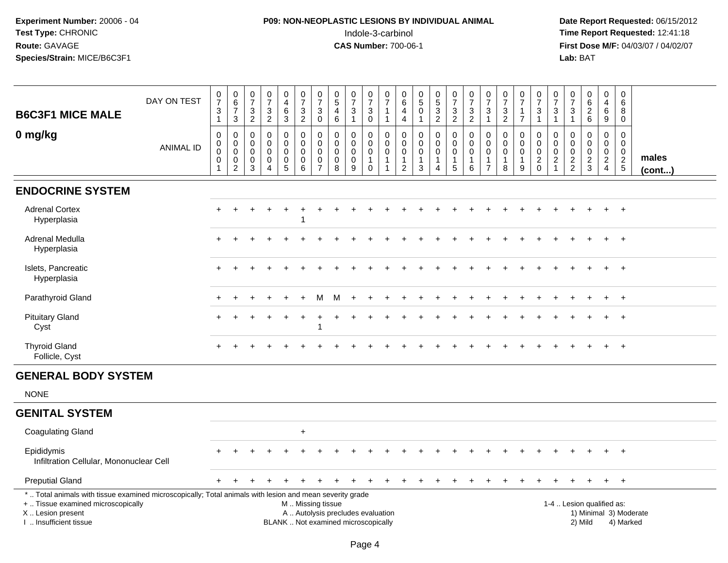Experiment Number: 20006 - 04
Test Type: CHRONIC
Route: GAVAGE
Species/Strain: MICE/B6C3F1

**P09: NON-NEOPLASTIC LESIONS BY INDIVIDUAL ANIMAL**
Indole-3-carbinol
**CAS Number:** 700-06-1

Date Report Requested: 06/15/2012
Time Report Requested: 12:41:18
First Dose M/F: 04/03/07 / 04/02/07
Lab: BAT

## B6C3F1 MICE MALE
## 0 mg/kg

| DAY ON TEST | 0731 | 0673 | 0732 | 0732 | 0463 | 0732 | 0730 | 0546 | 0731 | 0730 | 0711 | 0644 | 0501 | 0532 | 0732 | 0732 | 0731 | 0732 | 0717 | 0731 | 0731 | 0731 | 0626 | 0469 | 0680 | |
|---|---|---|---|---|---|---|---|---|---|---|---|---|---|---|---|---|---|---|---|---|---|---|---|---|---|---|
| **ANIMAL ID** | 0001 | 0002 | 0003 | 0004 | 0005 | 0006 | 0007 | 0008 | 0009 | 0010 | 0011 | 0012 | 0013 | 0014 | 0015 | 0016 | 0017 | 0018 | 0019 | 0020 | 0021 | 0022 | 0023 | 0024 | 0025 | **males (cont...)** |
| **ENDOCRINE SYSTEM** | | | | | | | | | | | | | | | | | | | | | | | | | | |
| Adrenal Cortex | + | + | + | + | + | + | + | + | + | + | + | + | + | + | + | + | + | + | + | + | + | + | + | + | + | |
| Hyperplasia | | | | | | 1 | | | | | | | | | | | | | | | | | | | | |
| Adrenal Medulla | + | + | + | + | + | + | + | + | + | + | + | + | + | + | + | + | + | + | + | + | + | + | + | + | + | |
| Hyperplasia | | | | | | | | | | | | | | | | | | | | | | | | | | |
| Islets, Pancreatic | + | + | + | + | + | + | + | + | + | + | + | + | + | + | + | + | + | + | + | + | + | + | + | + | + | |
| Hyperplasia | | | | | | | | | | | | | | | | | | | | | | | | | | |
| Parathyroid Gland | + | + | + | + | + | + | M | M | + | + | + | + | + | + | + | + | + | + | + | + | + | + | + | + | + | |
| Pituitary Gland | + | + | + | + | + | + | + | + | + | + | + | + | + | + | + | + | + | + | + | + | + | + | + | + | + | |
| Cyst | | | | | | | 1 | | | | | | | | | | | | | | | | | | | |
| Thyroid Gland | + | + | + | + | + | + | + | + | + | + | + | + | + | + | + | + | + | + | + | + | + | + | + | + | + | |
| Follicle, Cyst | | | | | | | | | | | | | | | | | | | | | | | | | | |
| **GENERAL BODY SYSTEM** | | | | | | | | | | | | | | | | | | | | | | | | | | |
| NONE | | | | | | | | | | | | | | | | | | | | | | | | | | |
| **GENITAL SYSTEM** | | | | | | | | | | | | | | | | | | | | | | | | | | |
| Coagulating Gland | | | | | | + | | | | | | | | | | | | | | | | | | | | |
| Epididymis | + | + | + | + | + | + | + | + | + | + | + | + | + | + | + | + | + | + | + | + | + | + | + | + | + | |
| Infiltration Cellular, Mononuclear Cell | | | | | | | | | | | | | | | | | | | | | | | | | | |
| Preputial Gland | + | + | + | + | + | + | + | + | + | + | + | + | + | + | + | + | + | + | + | + | + | + | + | + | + | |

\* .. Total animals with tissue examined microscopically; Total animals with lesion and mean severity grade
+ .. Tissue examined microscopically
X .. Lesion present
I .. Insufficient tissue

M .. Missing tissue
A .. Autolysis precludes evaluation
BLANK .. Not examined microscopically

1-4 .. Lesion qualified as:
1) Minimal 3) Moderate
2) Mild 4) Marked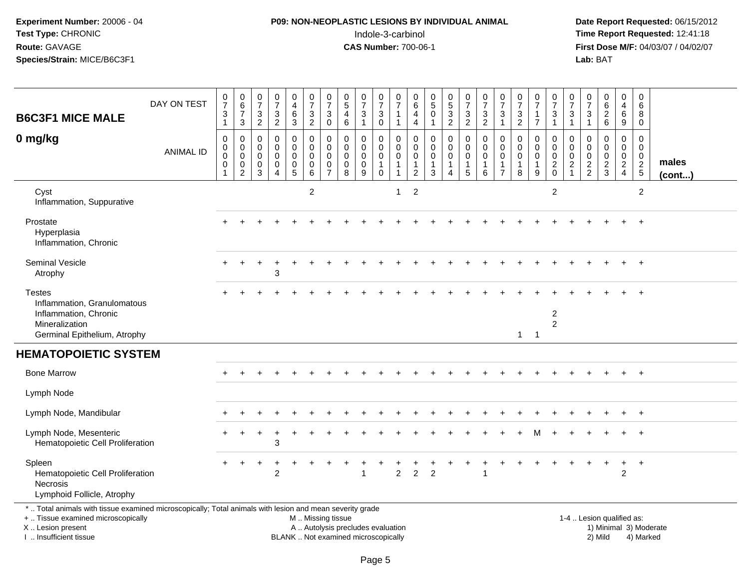**Experiment Number:** 20006 - 04
**Test Type:** CHRONIC
**Route:** GAVAGE
**Species/Strain:** MICE/B6C3F1

**P09: NON-NEOPLASTIC LESIONS BY INDIVIDUAL ANIMAL**
Indole-3-carbinol
**CAS Number:** 700-06-1

**Date Report Requested:** 06/15/2012
**Time Report Requested:** 12:41:18
**First Dose M/F:** 04/03/07 / 04/02/07
**Lab:** BAT

**B6C3F1 MICE MALE**
**0 mg/kg**

| DAY ON TEST | 0731 | 0673 | 0732 | 0732 | 0463 | 0732 | 0730 | 0546 | 0731 | 0730 | 0711 | 0644 | 0501 | 0532 | 0732 | 0732 | 0731 | 0732 | 0717 | 0731 | 0731 | 0731 | 0626 | 0469 | 0680 | |
|---|---|---|---|---|---|---|---|---|---|---|---|---|---|---|---|---|---|---|---|---|---|---|---|---|---|---|
| **ANIMAL ID** | 0000001 | 0000002 | 0000003 | 0000004 | 0000005 | 0000006 | 0000007 | 0000008 | 0000009 | 0000010 | 0000011 | 0000012 | 0000013 | 0000014 | 0000015 | 0000016 | 0000017 | 0000018 | 0000019 | 0000020 | 0000021 | 0000022 | 0000023 | 0000024 | 0000025 | **males (cont...)** |
| Cyst | | | | | | 2 | | | | | 1 | 2 | | | | | | | | 2 | | | | | 2 | |
| Inflammation, Suppurative | | | | | | | | | | | | | | | | | | | | | | | | | | |
| Prostate | + | + | + | + | + | + | + | + | + | + | + | + | + | + | + | + | + | + | + | + | + | + | + | + | + | |
| Hyperplasia | | | | | | | | | | | | | | | | | | | | | | | | | | |
| Inflammation, Chronic | | | | | | | | | | | | | | | | | | | | | | | | | | |
| Seminal Vesicle | + | + | + | + | + | + | + | + | + | + | + | + | + | + | + | + | + | + | + | + | + | + | + | + | + | |
| Atrophy | | | | 3 | | | | | | | | | | | | | | | | | | | | | | |
| Testes | + | + | + | + | + | + | + | + | + | + | + | + | + | + | + | + | + | + | + | + | + | + | + | + | + | |
| Inflammation, Granulomatous | | | | | | | | | | | | | | | | | | | | | | | | | | |
| Inflammation, Chronic | | | | | | | | | | | | | | | | | | | | 2 | | | | | | |
| Mineralization | | | | | | | | | | | | | | | | | | | | 2 | | | | | | |
| Germinal Epithelium, Atrophy | | | | | | | | | | | | | | | | | | 1 | 1 | | | | | | | |
| **HEMATOPOIETIC SYSTEM** | | | | | | | | | | | | | | | | | | | | | | | | | | |
| Bone Marrow | + | + | + | + | + | + | + | + | + | + | + | + | + | + | + | + | + | + | + | + | + | + | + | + | + | |
| Lymph Node | | | | | | | | | | | | | | | | | | | | | | | | | | |
| Lymph Node, Mandibular | + | + | + | + | + | + | + | + | + | + | + | + | + | + | + | + | + | + | + | + | + | + | + | + | + | |
| Lymph Node, Mesenteric | + | + | + | + | + | + | + | + | + | + | + | + | + | + | + | + | + | + | M | + | + | + | + | + | + | |
| Hematopoietic Cell Proliferation | | | | 3 | | | | | | | | | | | | | | | | | | | | | | |
| Spleen | + | + | + | + | + | + | + | + | + | + | + | + | + | + | + | + | + | + | + | + | + | + | + | + | + | |
| Hematopoietic Cell Proliferation | | | | 2 | | | | | 1 | | 2 | 2 | 2 | | | 1 | | | | | | | | 2 | | |
| Necrosis | | | | | | | | | | | | | | | | | | | | | | | | | | |
| Lymphoid Follicle, Atrophy | | | | | | | | | | | | | | | | | | | | | | | | | | |

\* .. Total animals with tissue examined microscopically; Total animals with lesion and mean severity grade
\+ .. Tissue examined microscopically
X .. Lesion present
I .. Insufficient tissue

M .. Missing tissue
A .. Autolysis precludes evaluation
BLANK .. Not examined microscopically

1-4 .. Lesion qualified as:
1) Minimal 3) Moderate
2) Mild 4) Marked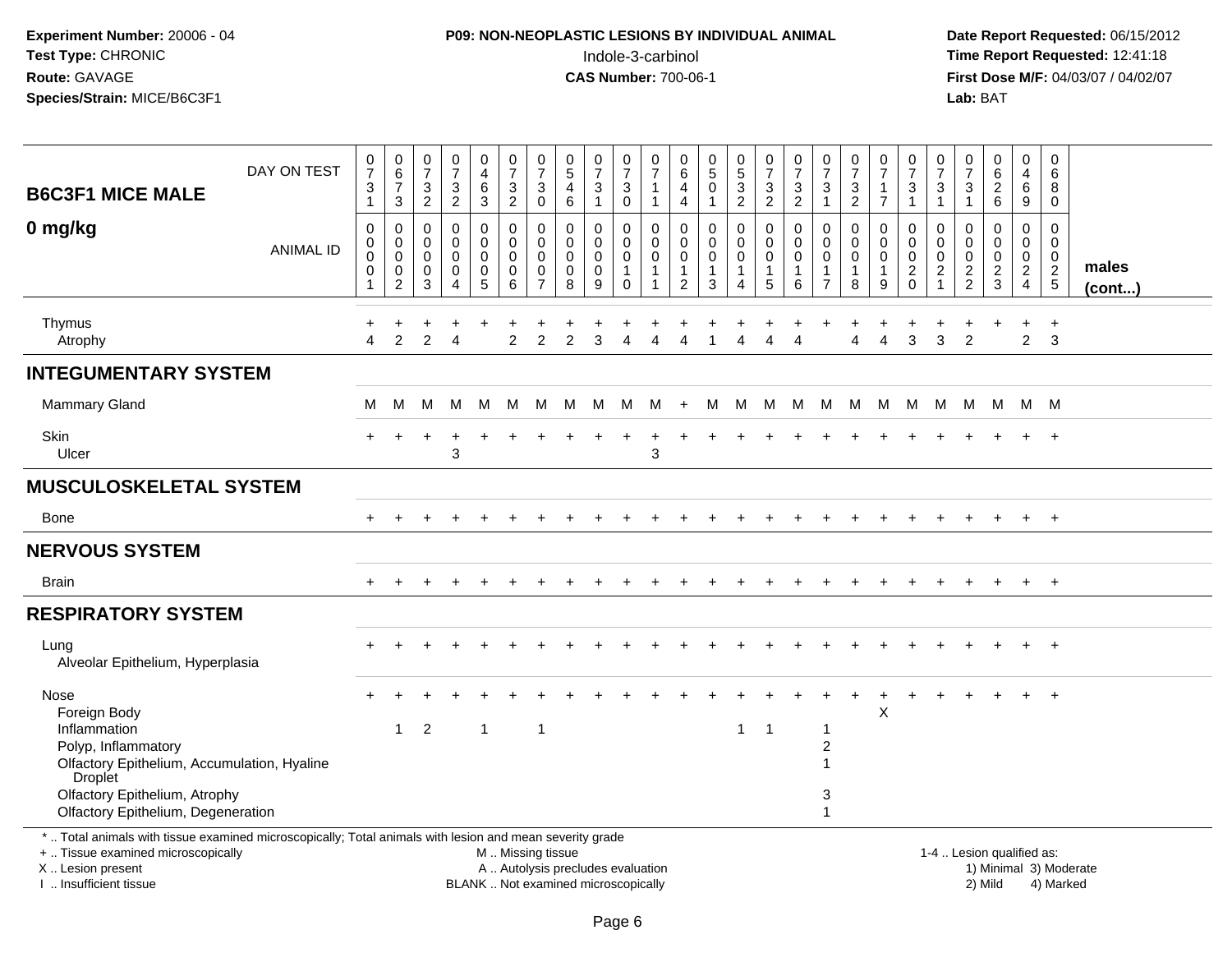**Experiment Number:** 20006 - 04
**Test Type:** CHRONIC
**Route:** GAVAGE
**Species/Strain:** MICE/B6C3F1

**P09: NON-NEOPLASTIC LESIONS BY INDIVIDUAL ANIMAL**
Indole-3-carbinol
**CAS Number:** 700-06-1

**Date Report Requested:** 06/15/2012
**Time Report Requested:** 12:41:18
**First Dose M/F:** 04/03/07 / 04/02/07
**Lab:** BAT

**B6C3F1 MICE MALE**
**0 mg/kg**

| DAY ON TEST | 0731 | 0673 | 0732 | 0732 | 0463 | 0732 | 0730 | 0546 | 0731 | 0730 | 0711 | 0644 | 0501 | 0532 | 0732 | 0732 | 0731 | 0732 | 0717 | 0731 | 0731 | 0731 | 0626 | 0469 | 0680 | |
|---|---|---|---|---|---|---|---|---|---|---|---|---|---|---|---|---|---|---|---|---|---|---|---|---|---|---|
| **ANIMAL ID** | 00001 | 00002 | 00003 | 00004 | 00005 | 00006 | 00007 | 00008 | 00009 | 00010 | 00011 | 00012 | 00013 | 00014 | 00015 | 00016 | 00017 | 00018 | 00019 | 00020 | 00021 | 00022 | 00023 | 00024 | 00025 | **males (cont...)** |
| Thymus | + | + | + | + | + | + | + | + | + | + | + | + | + | + | + | + | + | + | + | + | + | + | + | + | + | |
| Atrophy | 4 | 2 | 2 | 4 | | 2 | 2 | 2 | 3 | 4 | 4 | 4 | 1 | 4 | 4 | 4 | | 4 | 4 | 3 | 3 | 2 | | 2 | 3 | |
| **INTEGUMENTARY SYSTEM** | | | | | | | | | | | | | | | | | | | | | | | | | | |
| Mammary Gland | M | M | M | M | M | M | M | M | M | M | M | + | M | M | M | M | M | M | M | M | M | M | M | M | M | |
| Skin | + | + | + | + | + | + | + | + | + | + | + | + | + | + | + | + | + | + | + | + | + | + | + | + | + | |
| Ulcer | | | | 3 | | | | | | | 3 | | | | | | | | | | | | | | | |
| **MUSCULOSKELETAL SYSTEM** | | | | | | | | | | | | | | | | | | | | | | | | | | |
| Bone | + | + | + | + | + | + | + | + | + | + | + | + | + | + | + | + | + | + | + | + | + | + | + | + | + | |
| **NERVOUS SYSTEM** | | | | | | | | | | | | | | | | | | | | | | | | | | |
| Brain | + | + | + | + | + | + | + | + | + | + | + | + | + | + | + | + | + | + | + | + | + | + | + | + | + | |
| **RESPIRATORY SYSTEM** | | | | | | | | | | | | | | | | | | | | | | | | | | |
| Lung | + | + | + | + | + | + | + | + | + | + | + | + | + | + | + | + | + | + | + | + | + | + | + | + | + | |
| Alveolar Epithelium, Hyperplasia | | | | | | | | | | | | | | | | | | | | | | | | | | |
| Nose | + | + | + | + | + | + | + | + | + | + | + | + | + | + | + | + | + | + | + | + | + | + | + | + | + | |
| Foreign Body | | | | | | | | | | | | | | | | | | | X | | | | | | | |
| Inflammation | | 1 | 2 | | 1 | | 1 | | | | | | | 1 | 1 | | 1 | | | | | | | | | |
| Polyp, Inflammatory | | | | | | | | | | | | | | | | | 2 | | | | | | | | | |
| Olfactory Epithelium, Accumulation, Hyaline Droplet | | | | | | | | | | | | | | | | | 1 | | | | | | | | | |
| Olfactory Epithelium, Atrophy | | | | | | | | | | | | | | | | | 3 | | | | | | | | | |
| Olfactory Epithelium, Degeneration | | | | | | | | | | | | | | | | | 1 | | | | | | | | | |

\* .. Total animals with tissue examined microscopically; Total animals with lesion and mean severity grade
+ .. Tissue examined microscopically
X .. Lesion present
I .. Insufficient tissue

M .. Missing tissue
A .. Autolysis precludes evaluation
BLANK .. Not examined microscopically

1-4 .. Lesion qualified as:
1) Minimal 3) Moderate
2) Mild 4) Marked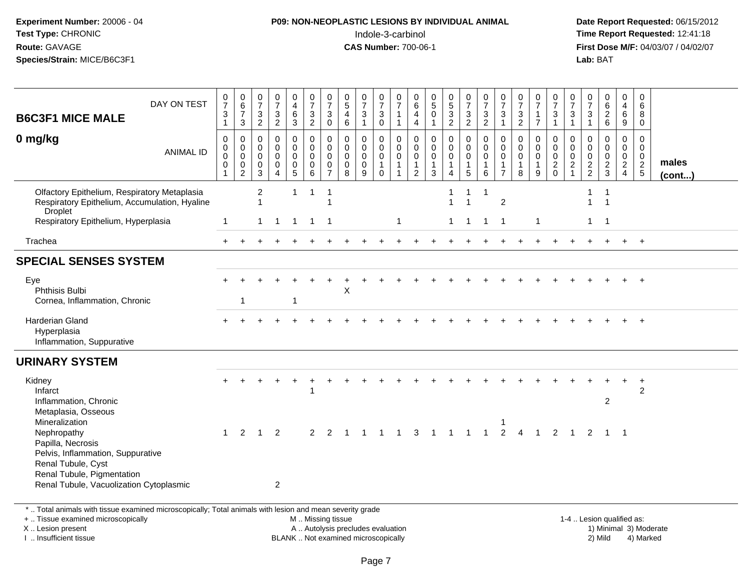## B6C3F1 MICE MALE — 0 mg/kg (males, cont...)

| | 1 | 2 | 3 | 4 | 5 | 6 | 7 | 8 | 9 | 10 | 11 | 12 | 13 | 14 | 15 | 16 | 17 | 18 | 19 | 20 | 21 | 22 | 23 | 24 | 25 |
|---|---|---|---|---|---|---|---|---|---|---|---|---|---|---|---|---|---|---|---|---|---|---|---|---|---|
| DAY ON TEST | 0731 | 0673 | 0732 | 0732 | 0463 | 0732 | 0730 | 0546 | 0731 | 0730 | 0711 | 0644 | 0501 | 0532 | 0732 | 0732 | 0731 | 0732 | 0717 | 0731 | 0731 | 0731 | 0626 | 0469 | 0680 |
| ANIMAL ID | 0001 | 0002 | 0003 | 0004 | 0005 | 0006 | 0007 | 0008 | 0009 | 0010 | 0011 | 0012 | 0013 | 0014 | 0015 | 0016 | 0017 | 0018 | 0019 | 0020 | 0021 | 0022 | 0023 | 0024 | 0025 |
| Olfactory Epithelium, Respiratory Metaplasia | | | 2 | | 1 | 1 | 1 | | | | | | | 1 | 1 | 1 | | | | | | 1 | 1 | | |
| Respiratory Epithelium, Accumulation, Hyaline Droplet | | | 1 | | | | 1 | | | | | | | 1 | 1 | | 2 | | | | | 1 | 1 | | |
| Respiratory Epithelium, Hyperplasia | 1 | | 1 | 1 | 1 | 1 | 1 | | | | 1 | | | 1 | 1 | 1 | 1 | | 1 | | | 1 | 1 | | |
| Trachea | + | + | + | + | + | + | + | + | + | + | + | + | + | + | + | + | + | + | + | + | + | + | + | + | + |
| **SPECIAL SENSES SYSTEM** | | | | | | | | | | | | | | | | | | | | | | | | | |
| Eye | + | + | + | + | + | + | + | + | + | + | + | + | + | + | + | + | + | + | + | + | + | + | + | + | + |
| Phthisis Bulbi | | | | | | | | X | | | | | | | | | | | | | | | | | |
| Cornea, Inflammation, Chronic | | 1 | | | 1 | | | | | | | | | | | | | | | | | | | | |
| Harderian Gland | + | + | + | + | + | + | + | + | + | + | + | + | + | + | + | + | + | + | + | + | + | + | + | + | + |
| Hyperplasia | | | | | | | | | | | | | | | | | | | | | | | | | |
| Inflammation, Suppurative | | | | | | | | | | | | | | | | | | | | | | | | | |
| **URINARY SYSTEM** | | | | | | | | | | | | | | | | | | | | | | | | | |
| Kidney | + | + | + | + | + | + | + | + | + | + | + | + | + | + | + | + | + | + | + | + | + | + | + | + | + |
| Infarct | | | | | | 1 | | | | | | | | | | | | | | | | | | | 2 |
| Inflammation, Chronic | | | | | | | | | | | | | | | | | | | | | | | 2 | | |
| Metaplasia, Osseous | | | | | | | | | | | | | | | | | | | | | | | | | |
| Mineralization | | | | | | | | | | | | | | | | | 1 | | | | | | | | |
| Nephropathy | 1 | 2 | 1 | 2 | | 2 | 2 | 1 | 1 | 1 | 1 | 3 | 1 | 1 | 1 | 1 | 2 | 4 | 1 | 2 | 1 | 2 | 1 | 1 | |
| Papilla, Necrosis | | | | | | | | | | | | | | | | | | | | | | | | | |
| Pelvis, Inflammation, Suppurative | | | | | | | | | | | | | | | | | | | | | | | | | |
| Renal Tubule, Cyst | | | | | | | | | | | | | | | | | | | | | | | | | |
| Renal Tubule, Pigmentation | | | | | | | | | | | | | | | | | | | | | | | | | |
| Renal Tubule, Vacuolization Cytoplasmic | | | | 2 | | | | | | | | | | | | | | | | | | | | | |

* .. Total animals with tissue examined microscopically; Total animals with lesion and mean severity grade

+ .. Tissue examined microscopically | M .. Missing tissue | 1-4 .. Lesion qualified as:
X .. Lesion present | A .. Autolysis precludes evaluation | 1) Minimal 3) Moderate
I .. Insufficient tissue | BLANK .. Not examined microscopically | 2) Mild 4) Marked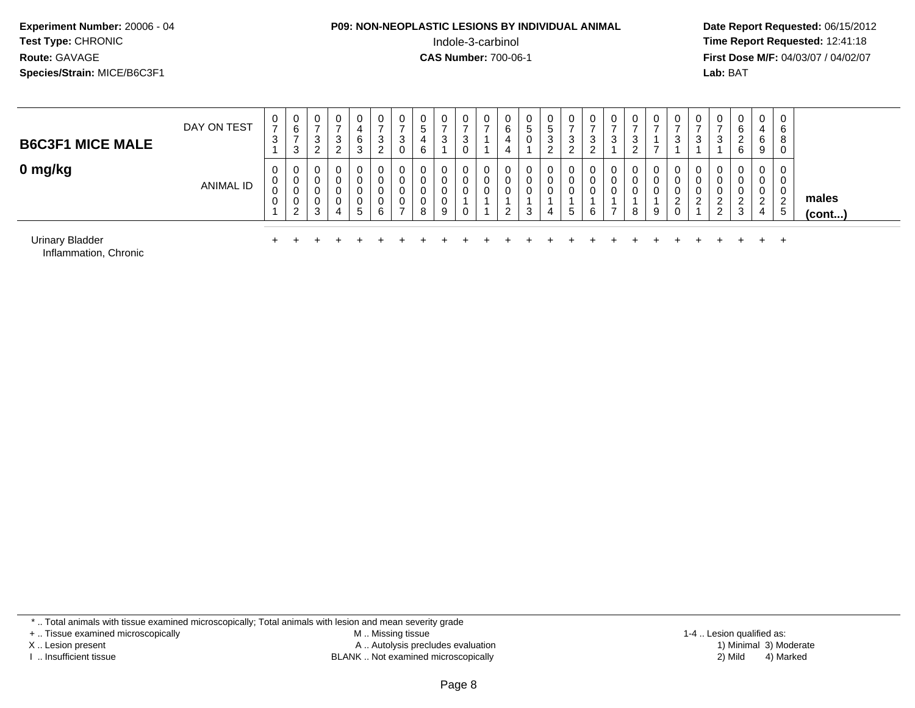**Experiment Number:** 20006 - 04
**Test Type:** CHRONIC
**Route:** GAVAGE
**Species/Strain:** MICE/B6C3F1

**P09: NON-NEOPLASTIC LESIONS BY INDIVIDUAL ANIMAL**
Indole-3-carbinol
**CAS Number:** 700-06-1

**Date Report Requested:** 06/15/2012
**Time Report Requested:** 12:41:18
**First Dose M/F:** 04/03/07 / 04/02/07
**Lab:** BAT

| **B6C3F1 MICE MALE** | DAY ON TEST | 0731 | 0673 | 0732 | 0732 | 0463 | 0732 | 0730 | 0546 | 0731 | 0730 | 0711 | 0644 | 0501 | 0532 | 0732 | 0732 | 0731 | 0732 | 0717 | 0731 | 0731 | 0731 | 0626 | 0469 | 0680 | |
|---|---|---|---|---|---|---|---|---|---|---|---|---|---|---|---|---|---|---|---|---|---|---|---|---|---|---|---|
| **0 mg/kg** | ANIMAL ID | 0001 | 0002 | 0003 | 0004 | 0005 | 0006 | 0007 | 0008 | 0009 | 0010 | 0011 | 0012 | 0013 | 0014 | 0015 | 0016 | 0017 | 0018 | 0019 | 0020 | 0021 | 0022 | 0023 | 0024 | 0025 | **males (cont...)** |
| Urinary Bladder | | + | + | + | + | + | + | + | + | + | + | + | + | + | + | + | + | + | + | + | + | + | + | + | + | + | |
| Inflammation, Chronic | | | | | | | | | | | | | | | | | | | | | | | | | | | |

* .. Total animals with tissue examined microscopically; Total animals with lesion and mean severity grade
+ .. Tissue examined microscopically
X .. Lesion present
I .. Insufficient tissue

M .. Missing tissue
A .. Autolysis precludes evaluation
BLANK .. Not examined microscopically

1-4 .. Lesion qualified as:
1) Minimal 3) Moderate
2) Mild 4) Marked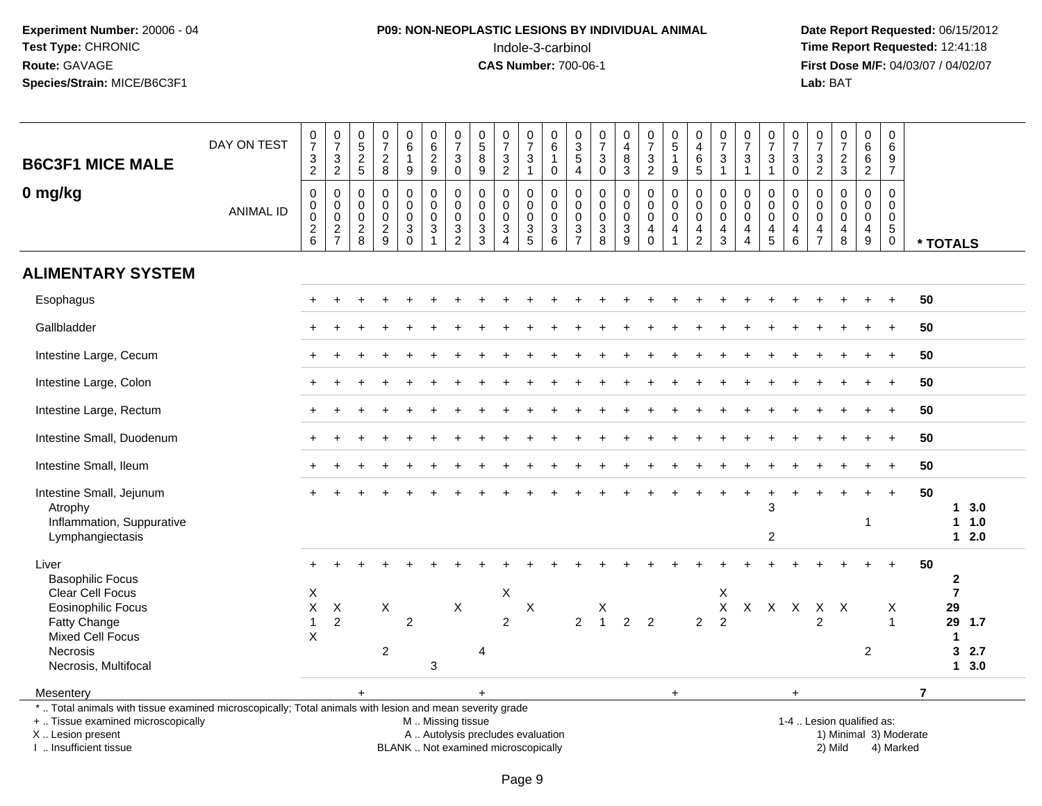**Experiment Number:** 20006 - 04
**Test Type:** CHRONIC
**Route:** GAVAGE
**Species/Strain:** MICE/B6C3F1

**P09: NON-NEOPLASTIC LESIONS BY INDIVIDUAL ANIMAL**
Indole-3-carbinol
**CAS Number:** 700-06-1

**Date Report Requested:** 06/15/2012
**Time Report Requested:** 12:41:18
**First Dose M/F:** 04/03/07 / 04/02/07
**Lab:** BAT

| B6C3F1 MICE MALE 0 mg/kg | | | | | | | | | | | | | | | | | | | | | | | | | | | |
|---|---|---|---|---|---|---|---|---|---|---|---|---|---|---|---|---|---|---|---|---|---|---|---|---|---|---|---|
| DAY ON TEST | 0732 | 0732 | 0525 | 0728 | 0619 | 0629 | 0730 | 0589 | 0732 | 0731 | 0610 | 0354 | 0730 | 0483 | 0732 | 0519 | 0465 | 0731 | 0731 | 0731 | 0730 | 0732 | 0723 | 0662 | 0697 | | |
| ANIMAL ID | 0026 | 0027 | 0028 | 0029 | 0030 | 0031 | 0032 | 0033 | 0034 | 0035 | 0036 | 0037 | 0038 | 0039 | 0040 | 0041 | 0042 | 0043 | 0044 | 0045 | 0046 | 0047 | 0048 | 0049 | 0050 | * TOTALS | |
| **ALIMENTARY SYSTEM** | | | | | | | | | | | | | | | | | | | | | | | | | | | |
| Esophagus | + | + | + | + | + | + | + | + | + | + | + | + | + | + | + | + | + | + | + | + | + | + | + | + | + | 50 | |
| Gallbladder | + | + | + | + | + | + | + | + | + | + | + | + | + | + | + | + | + | + | + | + | + | + | + | + | + | 50 | |
| Intestine Large, Cecum | + | + | + | + | + | + | + | + | + | + | + | + | + | + | + | + | + | + | + | + | + | + | + | + | + | 50 | |
| Intestine Large, Colon | + | + | + | + | + | + | + | + | + | + | + | + | + | + | + | + | + | + | + | + | + | + | + | + | + | 50 | |
| Intestine Large, Rectum | + | + | + | + | + | + | + | + | + | + | + | + | + | + | + | + | + | + | + | + | + | + | + | + | + | 50 | |
| Intestine Small, Duodenum | + | + | + | + | + | + | + | + | + | + | + | + | + | + | + | + | + | + | + | + | + | + | + | + | + | 50 | |
| Intestine Small, Ileum | + | + | + | + | + | + | + | + | + | + | + | + | + | + | + | + | + | + | + | + | + | + | + | + | + | 50 | |
| Intestine Small, Jejunum | + | + | + | + | + | + | + | + | + | + | + | + | + | + | + | + | + | + | + | + | + | + | + | + | + | 50 | |
| Atrophy | | | | | | | | | | | | | | | | | | | | 3 | | | | | | 1 | 3.0 |
| Inflammation, Suppurative | | | | | | | | | | | | | | | | | | | | | | | | 1 | | 1 | 1.0 |
| Lymphangiectasis | | | | | | | | | | | | | | | | | | | | 2 | | | | | | 1 | 2.0 |
| Liver | + | + | + | + | + | + | + | + | + | + | + | + | + | + | + | + | + | + | + | + | + | + | + | + | + | 50 | |
| Basophilic Focus | | | | | | | | | | | | | | | | | | | | | | | | | | 2 | |
| Clear Cell Focus | X | | | | | | | | X | | | | | | | | | X | | | | | | | | 7 | |
| Eosinophilic Focus | X | X | | X | | | X | | | X | | | X | | | | | X | X | X | X | X | X | | X | 29 | |
| Fatty Change | 1 | 2 | | | 2 | | | | 2 | | | 2 | 1 | 2 | 2 | | 2 | 2 | | | | 2 | | | 1 | 29 | 1.7 |
| Mixed Cell Focus | X | | | | | | | | | | | | | | | | | | | | | | | | | 1 | |
| Necrosis | | | | 2 | | | | 4 | | | | | | | | | | | | | | | | 2 | | 3 | 2.7 |
| Necrosis, Multifocal | | | | | | 3 | | | | | | | | | | | | | | | | | | | | 1 | 3.0 |
| Mesentery | | | + | | | | | + | | | | | | | | + | | | | | + | | | | | 7 | |

\* .. Total animals with tissue examined microscopically; Total animals with lesion and mean severity grade
\+ .. Tissue examined microscopically
X .. Lesion present
I .. Insufficient tissue

M .. Missing tissue
A .. Autolysis precludes evaluation
BLANK .. Not examined microscopically

1-4 .. Lesion qualified as:
1) Minimal 3) Moderate
2) Mild 4) Marked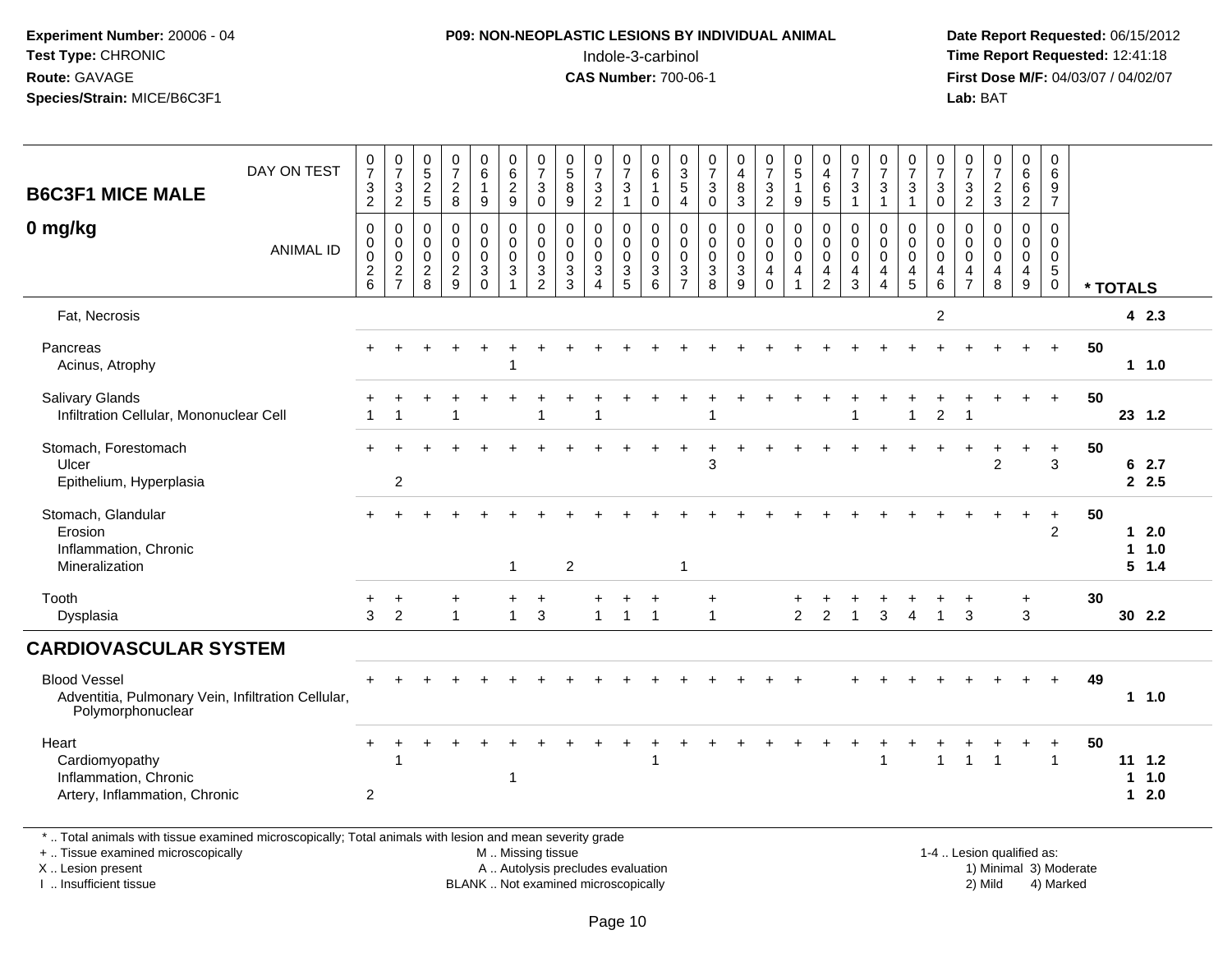**Experiment Number:** 20006 - 04
**Test Type:** CHRONIC
**Route:** GAVAGE
**Species/Strain:** MICE/B6C3F1

**P09: NON-NEOPLASTIC LESIONS BY INDIVIDUAL ANIMAL**
Indole-3-carbinol
**CAS Number:** 700-06-1

**Date Report Requested:** 06/15/2012
**Time Report Requested:** 12:41:18
**First Dose M/F:** 04/03/07 / 04/02/07
**Lab:** BAT

| B6C3F1 MICE MALE — DAY ON TEST | 0732 | 0732 | 0525 | 0728 | 0619 | 0629 | 0730 | 0589 | 0732 | 0731 | 0610 | 0354 | 0730 | 0483 | 0732 | 0519 | 0465 | 0731 | 0731 | 0731 | 0730 | 0732 | 0723 | 0662 | 0697 | | |
|---|---|---|---|---|---|---|---|---|---|---|---|---|---|---|---|---|---|---|---|---|---|---|---|---|---|---|---|
| **0 mg/kg** — ANIMAL ID | 0026 | 0027 | 0028 | 0029 | 0030 | 0031 | 0032 | 0033 | 0034 | 0035 | 0036 | 0037 | 0038 | 0039 | 0040 | 0041 | 0042 | 0043 | 0044 | 0045 | 0046 | 0047 | 0048 | 0049 | 0050 | | * TOTALS |
| Fat, Necrosis | | | | | | | | | | | | | | | | | | | | | 2 | | | | | | 4 2.3 |
| Pancreas | + | + | + | + | + | + | + | + | + | + | + | + | + | + | + | + | + | + | + | + | + | + | + | + | + | 50 | |
| Acinus, Atrophy | | | | | | 1 | | | | | | | | | | | | | | | | | | | | | 1 1.0 |
| Salivary Glands | + | + | + | + | + | + | + | + | + | + | + | + | + | + | + | + | + | + | + | + | + | + | + | + | + | 50 | |
| Infiltration Cellular, Mononuclear Cell | 1 | 1 | | 1 | | | 1 | | 1 | | | | 1 | | | | | 1 | | 1 | 2 | 1 | | | | | 23 1.2 |
| Stomach, Forestomach | + | + | + | + | + | + | + | + | + | + | + | + | + | + | + | + | + | + | + | + | + | + | + | + | + | 50 | |
| Ulcer | | | | | | | | | | | | | 3 | | | | | | | | | | 2 | | 3 | | 6 2.7 |
| Epithelium, Hyperplasia | | 2 | | | | | | | | | | | | | | | | | | | | | | | | | 2 2.5 |
| Stomach, Glandular | + | + | + | + | + | + | + | + | + | + | + | + | + | + | + | + | + | + | + | + | + | + | + | + | + | 50 | |
| Erosion | | | | | | | | | | | | | | | | | | | | | | | | | 2 | | 1 2.0 |
| Inflammation, Chronic | | | | | | | | | | | | | | | | | | | | | | | | | | | 1 1.0 |
| Mineralization | | | | | | 1 | | 2 | | | | 1 | | | | | | | | | | | | | | | 5 1.4 |
| Tooth | + | + | | + | | + | + | | + | + | + | | + | | | + | + | + | + | + | + | + | | + | | 30 | |
| Dysplasia | 3 | 2 | | 1 | | 1 | 3 | | 1 | 1 | 1 | | 1 | | | 2 | 2 | 1 | 3 | 4 | 1 | 3 | | 3 | | | 30 2.2 |
| **CARDIOVASCULAR SYSTEM** | | | | | | | | | | | | | | | | | | | | | | | | | | | |
| Blood Vessel | + | + | + | + | + | + | + | + | + | + | + | + | + | + | + | + | | + | + | + | + | + | + | + | + | 49 | |
| Adventitia, Pulmonary Vein, Infiltration Cellular, Polymorphonuclear | | | | | | | | | | | | | | | | | | | | | | | | | | | 1 1.0 |
| Heart | + | + | + | + | + | + | + | + | + | + | + | + | + | + | + | + | + | + | + | + | + | + | + | + | + | 50 | |
| Cardiomyopathy | | 1 | | | | | | | | | 1 | | | | | | | | 1 | | 1 | 1 | 1 | | 1 | | 11 1.2 |
| Inflammation, Chronic | | | | | | 1 | | | | | | | | | | | | | | | | | | | | | 1 1.0 |
| Artery, Inflammation, Chronic | 2 | | | | | | | | | | | | | | | | | | | | | | | | | | 1 2.0 |

\* .. Total animals with tissue examined microscopically; Total animals with lesion and mean severity grade
+ .. Tissue examined microscopically
X .. Lesion present
I .. Insufficient tissue

M .. Missing tissue
A .. Autolysis precludes evaluation
BLANK .. Not examined microscopically

1-4 .. Lesion qualified as:
1) Minimal 3) Moderate
2) Mild 4) Marked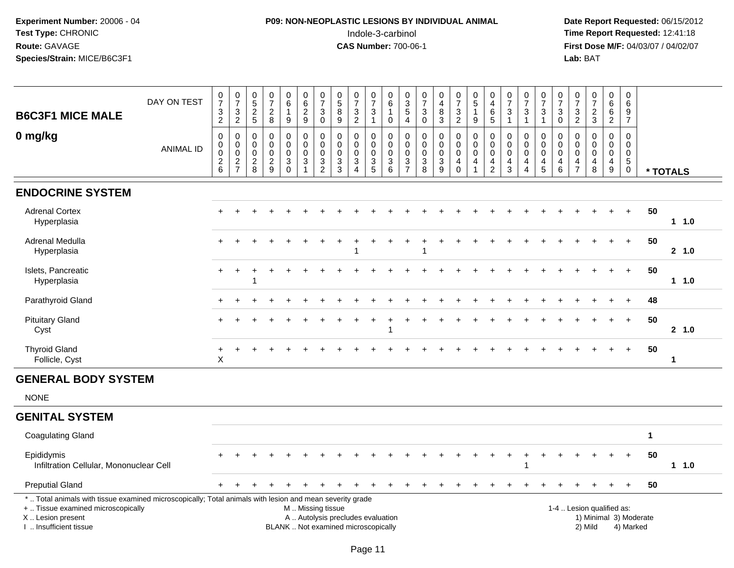**Experiment Number:** 20006 - 04
**Test Type:** CHRONIC
**Route:** GAVAGE
**Species/Strain:** MICE/B6C3F1

**P09: NON-NEOPLASTIC LESIONS BY INDIVIDUAL ANIMAL**
Indole-3-carbinol
**CAS Number:** 700-06-1

**Date Report Requested:** 06/15/2012
**Time Report Requested:** 12:41:18
**First Dose M/F:** 04/03/07 / 04/02/07
**Lab:** BAT

## B6C3F1 MICE MALE
## 0 mg/kg

| | DAY ON TEST | 0732 | 0732 | 0525 | 0728 | 0619 | 0629 | 0730 | 0589 | 0732 | 0731 | 0610 | 0354 | 0730 | 0483 | 0732 | 0519 | 0465 | 0731 | 0731 | 0731 | 0730 | 0732 | 0723 | 0662 | 0697 | |
|---|---|---|---|---|---|---|---|---|---|---|---|---|---|---|---|---|---|---|---|---|---|---|---|---|---|---|---|
| | ANIMAL ID | 00026 | 00027 | 00028 | 00029 | 00030 | 00031 | 00032 | 00033 | 00034 | 00035 | 00036 | 00037 | 00038 | 00039 | 00040 | 00041 | 00042 | 00043 | 00044 | 00045 | 00046 | 00047 | 00048 | 00049 | 00050 | * TOTALS |
| **ENDOCRINE SYSTEM** | | | | | | | | | | | | | | | | | | | | | | | | | | | |
| Adrenal Cortex | | + | + | + | + | + | + | + | + | + | + | + | + | + | + | + | + | + | + | + | + | + | + | + | + | + | 50 |
| Hyperplasia | | | | | | | | | | | | | | | | | | | | | | | | | | | 1 1.0 |
| Adrenal Medulla | | + | + | + | + | + | + | + | + | + | + | + | + | + | + | + | + | + | + | + | + | + | + | + | + | + | 50 |
| Hyperplasia | | | | | | | | | | 1 | | | | 1 | | | | | | | | | | | | | 2 1.0 |
| Islets, Pancreatic | | + | + | + | + | + | + | + | + | + | + | + | + | + | + | + | + | + | + | + | + | + | + | + | + | + | 50 |
| Hyperplasia | | | | 1 | | | | | | | | | | | | | | | | | | | | | | | 1 1.0 |
| Parathyroid Gland | | + | + | + | + | + | + | + | + | + | + | + | + | + | + | + | + | + | + | + | + | + | + | + | + | + | 48 |
| Pituitary Gland | | + | + | + | + | + | + | + | + | + | + | + | + | + | + | + | + | + | + | + | + | + | + | + | + | + | 50 |
| Cyst | | | | | | | | | | | | 1 | | | | | | | | | | | | | | | 2 1.0 |
| Thyroid Gland | | + | + | + | + | + | + | + | + | + | + | + | + | + | + | + | + | + | + | + | + | + | + | + | + | + | 50 |
| Follicle, Cyst | | X | | | | | | | | | | | | | | | | | | | | | | | | | 1 |
| **GENERAL BODY SYSTEM** | | | | | | | | | | | | | | | | | | | | | | | | | | | |
| NONE | | | | | | | | | | | | | | | | | | | | | | | | | | | |
| **GENITAL SYSTEM** | | | | | | | | | | | | | | | | | | | | | | | | | | | |
| Coagulating Gland | | | | | | | | | | | | | | | | | | | | | | | | | | | 1 |
| Epididymis | | + | + | + | + | + | + | + | + | + | + | + | + | + | + | + | + | + | + | + | + | + | + | + | + | + | 50 |
| Infiltration Cellular, Mononuclear Cell | | | | | | | | | | | | | | | | | | | | 1 | | | | | | | 1 1.0 |
| Preputial Gland | | + | + | + | + | + | + | + | + | + | + | + | + | + | + | + | + | + | + | + | + | + | + | + | + | + | 50 |

* .. Total animals with tissue examined microscopically; Total animals with lesion and mean severity grade
+ .. Tissue examined microscopically
X .. Lesion present
I .. Insufficient tissue

M .. Missing tissue
A .. Autolysis precludes evaluation
BLANK .. Not examined microscopically

1-4 .. Lesion qualified as:
1) Minimal 3) Moderate
2) Mild 4) Marked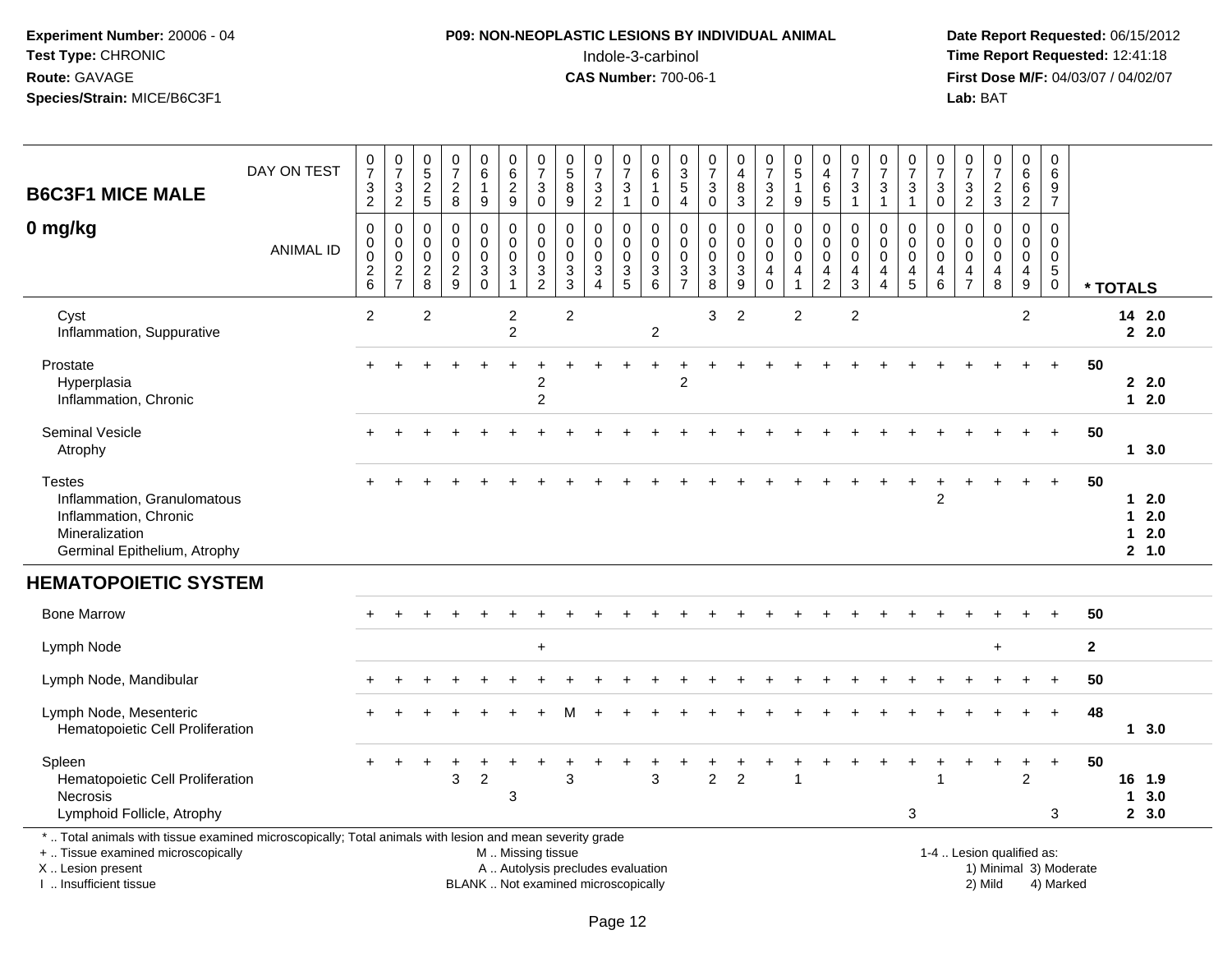Experiment Number: 20006 - 04
Test Type: CHRONIC
Route: GAVAGE
Species/Strain: MICE/B6C3F1

**P09: NON-NEOPLASTIC LESIONS BY INDIVIDUAL ANIMAL**
Indole-3-carbinol
**CAS Number:** 700-06-1

Date Report Requested: 06/15/2012
Time Report Requested: 12:41:18
First Dose M/F: 04/03/07 / 04/02/07
Lab: BAT

| B6C3F1 MICE MALE 0 mg/kg | | | | | | | | | | | | | | | | | | | | | | | | | | |
|---|---|---|---|---|---|---|---|---|---|---|---|---|---|---|---|---|---|---|---|---|---|---|---|---|---|---|
| DAY ON TEST | 0732 | 0732 | 0525 | 0728 | 0619 | 0629 | 0730 | 0589 | 0732 | 0731 | 0610 | 0354 | 0730 | 0483 | 0732 | 0519 | 0465 | 0731 | 0731 | 0731 | 0730 | 0732 | 0723 | 0662 | 0697 | |
| ANIMAL ID | 0026 | 0027 | 0028 | 0029 | 0030 | 0031 | 0032 | 0033 | 0034 | 0035 | 0036 | 0037 | 0038 | 0039 | 0040 | 0041 | 0042 | 0043 | 0044 | 0045 | 0046 | 0047 | 0048 | 0049 | 0050 | * TOTALS |
| Cyst | 2 | | 2 | | | 2 | | 2 | | | | | 3 | 2 | | 2 | | 2 | | | | | | 2 | | 14 2.0 |
| Inflammation, Suppurative | | | | | | 2 | | | | | 2 | | | | | | | | | | | | | | | 2 2.0 |
| Prostate | + | + | + | + | + | + | + | + | + | + | + | + | + | + | + | + | + | + | + | + | + | + | + | + | + | 50 |
| Hyperplasia | | | | | | | 2 | | | | | 2 | | | | | | | | | | | | | | 2 2.0 |
| Inflammation, Chronic | | | | | | | 2 | | | | | | | | | | | | | | | | | | | 1 2.0 |
| Seminal Vesicle | + | + | + | + | + | + | + | + | + | + | + | + | + | + | + | + | + | + | + | + | + | + | + | + | + | 50 |
| Atrophy | | | | | | | | | | | | | | | | | | | | | | | | | | 1 3.0 |
| Testes | + | + | + | + | + | + | + | + | + | + | + | + | + | + | + | + | + | + | + | + | + | + | + | + | + | 50 |
| Inflammation, Granulomatous | | | | | | | | | | | | | | | | | | | | | 2 | | | | | 1 2.0 |
| Inflammation, Chronic | | | | | | | | | | | | | | | | | | | | | | | | | | 1 2.0 |
| Mineralization | | | | | | | | | | | | | | | | | | | | | | | | | | 1 2.0 |
| Germinal Epithelium, Atrophy | | | | | | | | | | | | | | | | | | | | | | | | | | 2 1.0 |
| **HEMATOPOIETIC SYSTEM** | | | | | | | | | | | | | | | | | | | | | | | | | | |
| Bone Marrow | + | + | + | + | + | + | + | + | + | + | + | + | + | + | + | + | + | + | + | + | + | + | + | + | + | 50 |
| Lymph Node | | | | | | | + | | | | | | | | | | | | | | | | + | | | 2 |
| Lymph Node, Mandibular | + | + | + | + | + | + | + | + | + | + | + | + | + | + | + | + | + | + | + | + | + | + | + | + | + | 50 |
| Lymph Node, Mesenteric | + | + | + | + | + | + | + | M | + | + | + | + | + | + | + | + | + | + | + | + | + | + | + | + | + | 48 |
| Hematopoietic Cell Proliferation | | | | | | | | | | | | | | | | | | | | | | | | | | 1 3.0 |
| Spleen | + | + | + | + | + | + | + | + | + | + | + | + | + | + | + | + | + | + | + | + | + | + | + | + | + | 50 |
| Hematopoietic Cell Proliferation | | | | 3 | 2 | | | 3 | | | 3 | | 2 | 2 | | 1 | | | | | 1 | | | 2 | | 16 1.9 |
| Necrosis | | | | | | 3 | | | | | | | | | | | | | | | | | | | | 1 3.0 |
| Lymphoid Follicle, Atrophy | | | | | | | | | | | | | | | | | | | | 3 | | | | | 3 | 2 3.0 |

\* .. Total animals with tissue examined microscopically; Total animals with lesion and mean severity grade
\+ .. Tissue examined microscopically
X .. Lesion present
I .. Insufficient tissue
M .. Missing tissue
A .. Autolysis precludes evaluation
BLANK .. Not examined microscopically
1-4 .. Lesion qualified as: 1) Minimal 2) Mild 3) Moderate 4) Marked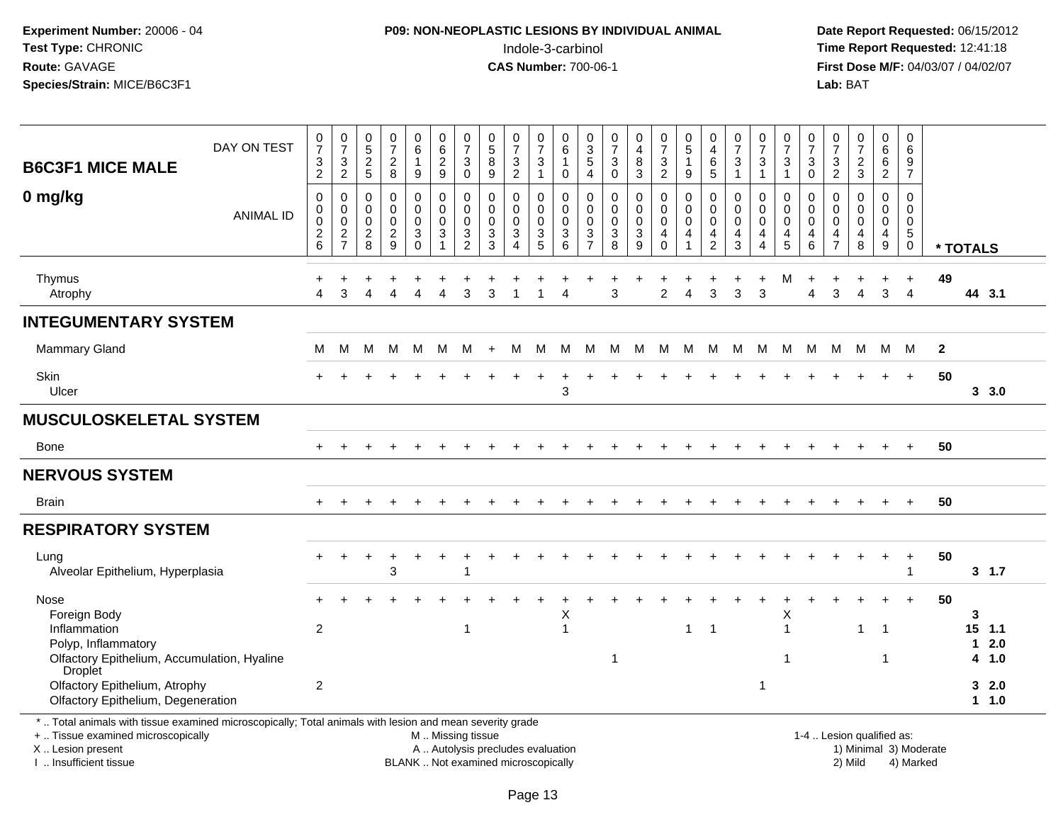# B6C3F1 MICE MALE

## 0 mg/kg

| | DAY ON TEST | 0732 | 0732 | 0525 | 0728 | 0619 | 0629 | 0730 | 0589 | 0732 | 0731 | 0610 | 0354 | 0730 | 0483 | 0732 | 0519 | 0465 | 0731 | 0731 | 0731 | 0730 | 0732 | 0723 | 0662 | 0697 | |
|---|---|---|---|---|---|---|---|---|---|---|---|---|---|---|---|---|---|---|---|---|---|---|---|---|---|---|---|
| | **ANIMAL ID** | 0026 | 0027 | 0028 | 0029 | 0030 | 0031 | 0032 | 0033 | 0034 | 0035 | 0036 | 0037 | 0038 | 0039 | 0040 | 0041 | 0042 | 0043 | 0044 | 0045 | 0046 | 0047 | 0048 | 0049 | 0050 | *** TOTALS** |
| Thymus | | + | + | + | + | + | + | + | + | + | + | + | + | + | + | + | + | + | + | + | M | + | + | + | + | + | 49 |
| Atrophy | | 4 | 3 | 4 | 4 | 4 | 4 | 3 | 3 | 1 | 1 | 4 | | 3 | | 2 | 4 | 3 | 3 | 3 | | 4 | 3 | 4 | 3 | 4 | 44 3.1 |
| **INTEGUMENTARY SYSTEM** | | | | | | | | | | | | | | | | | | | | | | | | | | | |
| Mammary Gland | | M | M | M | M | M | M | M | + | M | M | M | M | M | M | M | M | M | M | M | M | M | M | M | M | M | 2 |
| Skin | | + | + | + | + | + | + | + | + | + | + | + | + | + | + | + | + | + | + | + | + | + | + | + | + | + | 50 |
| Ulcer | | | | | | | | | | | | 3 | | | | | | | | | | | | | | | 3 3.0 |
| **MUSCULOSKELETAL SYSTEM** | | | | | | | | | | | | | | | | | | | | | | | | | | | |
| Bone | | + | + | + | + | + | + | + | + | + | + | + | + | + | + | + | + | + | + | + | + | + | + | + | + | + | 50 |
| **NERVOUS SYSTEM** | | | | | | | | | | | | | | | | | | | | | | | | | | | |
| Brain | | + | + | + | + | + | + | + | + | + | + | + | + | + | + | + | + | + | + | + | + | + | + | + | + | + | 50 |
| **RESPIRATORY SYSTEM** | | | | | | | | | | | | | | | | | | | | | | | | | | | |
| Lung | | + | + | + | + | + | + | + | + | + | + | + | + | + | + | + | + | + | + | + | + | + | + | + | + | + | 50 |
| Alveolar Epithelium, Hyperplasia | | | | | 3 | | | 1 | | | | | | | | | | | | | | | | | | 1 | 3 1.7 |
| Nose | | + | + | + | + | + | + | + | + | + | + | + | + | + | + | + | + | + | + | + | + | + | + | + | + | + | 50 |
| Foreign Body | | | | | | | | | | | | X | | | | | | | | | X | | | | | | 3 |
| Inflammation | | 2 | | | | | | 1 | | | | 1 | | | | | 1 | 1 | | | 1 | | | 1 | 1 | | 15 1.1 |
| Polyp, Inflammatory | | | | | | | | | | | | | | | | | | | | | | | | | | | 1 2.0 |
| Olfactory Epithelium, Accumulation, Hyaline Droplet | | | | | | | | | | | | | | 1 | | | | | | | 1 | | | | 1 | | 4 1.0 |
| Olfactory Epithelium, Atrophy | | 2 | | | | | | | | | | | | | | | | | | 1 | | | | | | | 3 2.0 |
| Olfactory Epithelium, Degeneration | | | | | | | | | | | | | | | | | | | | | | | | | | | 1 1.0 |

\* .. Total animals with tissue examined microscopically; Total animals with lesion and mean severity grade
+ .. Tissue examined microscopically
X .. Lesion present
I .. Insufficient tissue
M .. Missing tissue
A .. Autolysis precludes evaluation
BLANK .. Not examined microscopically
1-4 .. Lesion qualified as: 1) Minimal 2) Mild 3) Moderate 4) Marked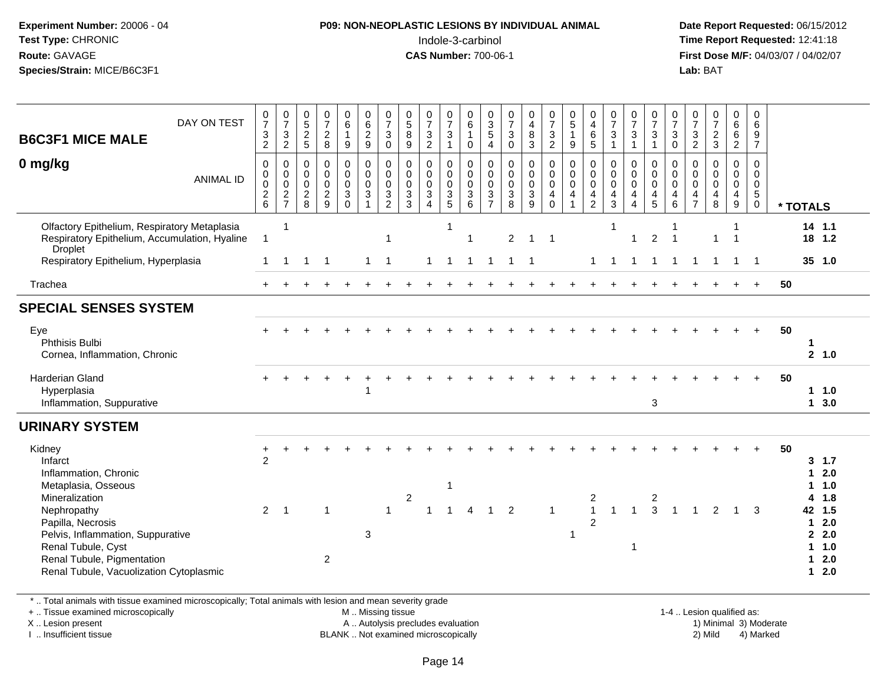| B6C3F1 MICE MALE<br>0 mg/kg | | | | | | | | | | | | | | | | | | | | | | | | | | |
|---|---|---|---|---|---|---|---|---|---|---|---|---|---|---|---|---|---|---|---|---|---|---|---|---|---|---|
| DAY ON TEST | 0732 | 0732 | 0525 | 0728 | 0619 | 0629 | 0730 | 0589 | 0732 | 0731 | 0610 | 0354 | 0730 | 0483 | 0732 | 0519 | 0465 | 0731 | 0731 | 0731 | 0730 | 0732 | 0723 | 0662 | 0697 | |
| ANIMAL ID | 0026 | 0027 | 0028 | 0029 | 0030 | 0031 | 0032 | 0033 | 0034 | 0035 | 0036 | 0037 | 0038 | 0039 | 0040 | 0041 | 0042 | 0043 | 0044 | 0045 | 0046 | 0047 | 0048 | 0049 | 0050 | * TOTALS |
| Olfactory Epithelium, Respiratory Metaplasia | | 1 | | | | | | | | 1 | | | | | | | | 1 | | | 1 | | | 1 | | 14 1.1 |
| Respiratory Epithelium, Accumulation, Hyaline Droplet | 1 | | | | | | 1 | | | | 1 | | 2 | 1 | 1 | | | | 1 | 2 | 1 | | 1 | 1 | | 18 1.2 |
| Respiratory Epithelium, Hyperplasia | 1 | 1 | 1 | 1 | | 1 | 1 | | 1 | 1 | 1 | 1 | 1 | 1 | | | 1 | 1 | 1 | 1 | 1 | 1 | 1 | 1 | 1 | 35 1.0 |
| Trachea | + | + | + | + | + | + | + | + | + | + | + | + | + | + | + | + | + | + | + | + | + | + | + | + | + | 50 |
| **SPECIAL SENSES SYSTEM** | | | | | | | | | | | | | | | | | | | | | | | | | | |
| Eye | + | + | + | + | + | + | + | + | + | + | + | + | + | + | + | + | + | + | + | + | + | + | + | + | + | 50 |
| Phthisis Bulbi | | | | | | | | | | | | | | | | | | | | | | | | | | 1 |
| Cornea, Inflammation, Chronic | | | | | | | | | | | | | | | | | | | | | | | | | | 2 1.0 |
| Harderian Gland | + | + | + | + | + | + | + | + | + | + | + | + | + | + | + | + | + | + | + | + | + | + | + | + | + | 50 |
| Hyperplasia | | | | | | 1 | | | | | | | | | | | | | | | | | | | | 1 1.0 |
| Inflammation, Suppurative | | | | | | | | | | | | | | | | | | | | 3 | | | | | | 1 3.0 |
| **URINARY SYSTEM** | | | | | | | | | | | | | | | | | | | | | | | | | | |
| Kidney | + | + | + | + | + | + | + | + | + | + | + | + | + | + | + | + | + | + | + | + | + | + | + | + | + | 50 |
| Infarct | 2 | | | | | | | | | | | | | | | | | | | | | | | | | 3 1.7 |
| Inflammation, Chronic | | | | | | | | | | | | | | | | | | | | | | | | | | 1 2.0 |
| Metaplasia, Osseous | | | | | | | | | | 1 | | | | | | | | | | | | | | | | 1 1.0 |
| Mineralization | | | | | | | | 2 | | | | | | | | | 2 | | | 2 | | | | | | 4 1.8 |
| Nephropathy | 2 | 1 | | 1 | | | 1 | | 1 | 1 | 4 | 1 | 2 | | 1 | | 1 | 1 | 1 | 3 | 1 | 1 | 2 | 1 | 3 | 42 1.5 |
| Papilla, Necrosis | | | | | | | | | | | | | | | | | 2 | | | | | | | | | 1 2.0 |
| Pelvis, Inflammation, Suppurative | | | | | | 3 | | | | | | | | | | 1 | | | | | | | | | | 2 2.0 |
| Renal Tubule, Cyst | | | | | | | | | | | | | | | | | | | 1 | | | | | | | 1 1.0 |
| Renal Tubule, Pigmentation | | | | 2 | | | | | | | | | | | | | | | | | | | | | | 1 2.0 |
| Renal Tubule, Vacuolization Cytoplasmic | | | | | | | | | | | | | | | | | | | | | | | | | | 1 2.0 |

* .. Total animals with tissue examined microscopically; Total animals with lesion and mean severity grade
+ .. Tissue examined microscopically  M .. Missing tissue  1-4 .. Lesion qualified as:
X .. Lesion present  A .. Autolysis precludes evaluation  1) Minimal 3) Moderate
I .. Insufficient tissue  BLANK .. Not examined microscopically  2) Mild 4) Marked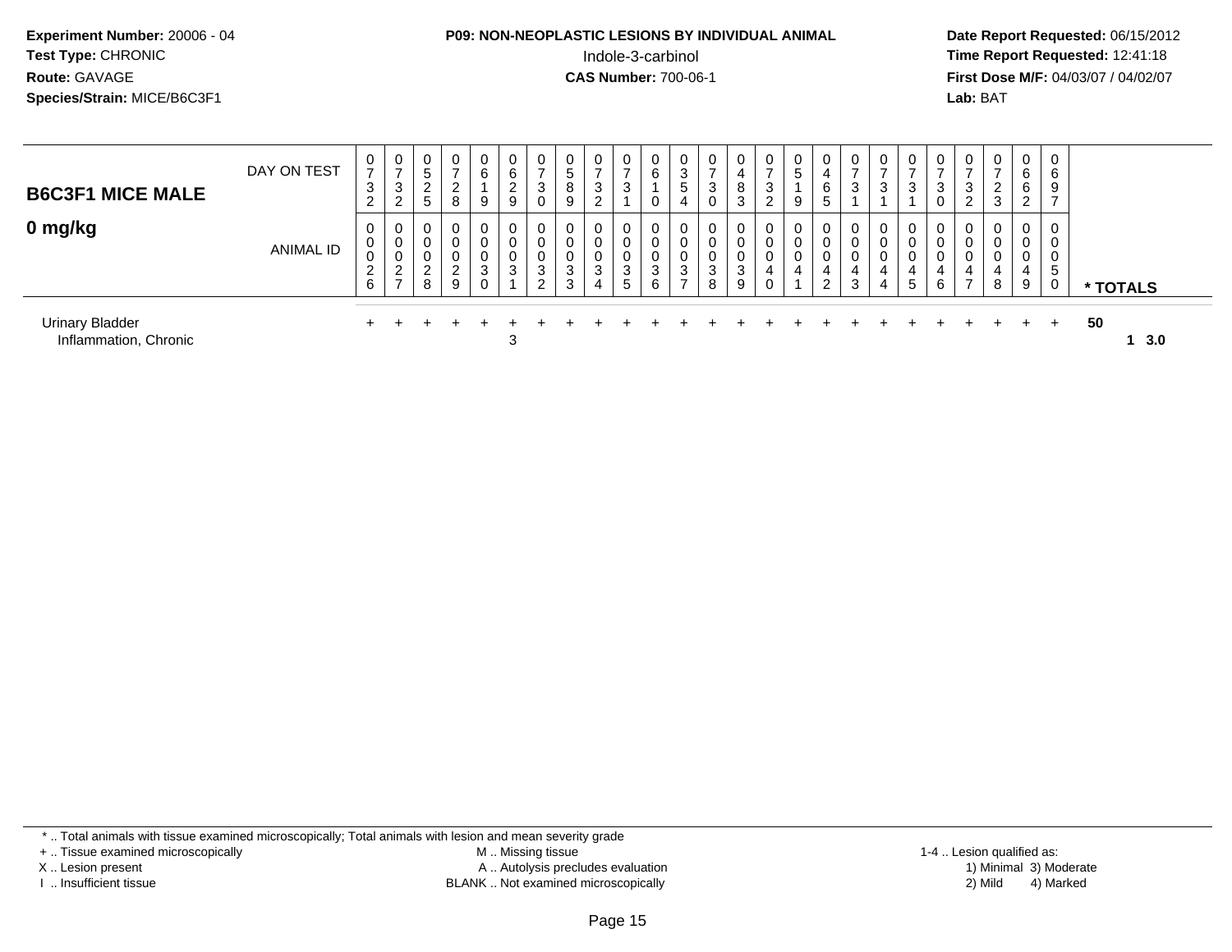**Experiment Number:** 20006 - 04
**Test Type:** CHRONIC
**Route:** GAVAGE
**Species/Strain:** MICE/B6C3F1

**P09: NON-NEOPLASTIC LESIONS BY INDIVIDUAL ANIMAL**
Indole-3-carbinol
**CAS Number:** 700-06-1

**Date Report Requested:** 06/15/2012
**Time Report Requested:** 12:41:18
**First Dose M/F:** 04/03/07 / 04/02/07
**Lab:** BAT

## B6C3F1 MICE MALE

## 0 mg/kg

| DAY ON TEST | 0732 | 0732 | 0525 | 0728 | 0619 | 0629 | 0730 | 0589 | 0732 | 0731 | 0610 | 0354 | 0730 | 0483 | 0732 | 0519 | 0465 | 0731 | 0731 | 0731 | 0730 | 0732 | 0723 | 0662 | 0697 | |
|---|---|---|---|---|---|---|---|---|---|---|---|---|---|---|---|---|---|---|---|---|---|---|---|---|---|---|
| **ANIMAL ID** | 00026 | 00027 | 00028 | 00029 | 00030 | 00031 | 00032 | 00033 | 00034 | 00035 | 00036 | 00037 | 00038 | 00039 | 00040 | 00041 | 00042 | 00043 | 00044 | 00045 | 00046 | 00047 | 00048 | 00049 | 00050 | *** TOTALS** |
| Urinary Bladder | + | + | + | + | + | + | + | + | + | + | + | + | + | + | + | + | + | + | + | + | + | + | + | + | + | 50 |
| Inflammation, Chronic | | | | | | 3 | | | | | | | | | | | | | | | | | | | | 1 3.0 |

* .. Total animals with tissue examined microscopically; Total animals with lesion and mean severity grade
+ .. Tissue examined microscopically
X .. Lesion present
I .. Insufficient tissue

M .. Missing tissue
A .. Autolysis precludes evaluation
BLANK .. Not examined microscopically

1-4 .. Lesion qualified as:
1) Minimal 3) Moderate
2) Mild 4) Marked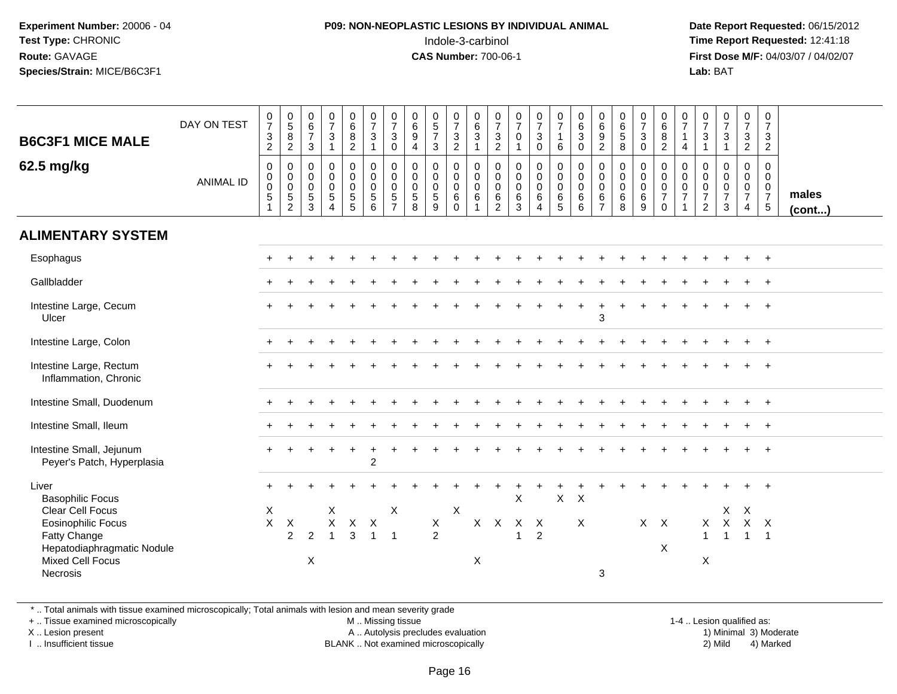**Experiment Number:** 20006 - 04
**Test Type:** CHRONIC
**Route:** GAVAGE
**Species/Strain:** MICE/B6C3F1

**P09: NON-NEOPLASTIC LESIONS BY INDIVIDUAL ANIMAL**
Indole-3-carbinol
**CAS Number:** 700-06-1

**Date Report Requested:** 06/15/2012
**Time Report Requested:** 12:41:18
**First Dose M/F:** 04/03/07 / 04/02/07
**Lab:** BAT

## B6C3F1 MICE MALE
## 62.5 mg/kg

| | | | | | | | | | | | | | | | | | | | | | | | | | | |
|---|---|---|---|---|---|---|---|---|---|---|---|---|---|---|---|---|---|---|---|---|---|---|---|---|---|---|
| DAY ON TEST | 0732 | 0582 | 0673 | 0731 | 0682 | 0731 | 0730 | 0694 | 0573 | 0732 | 0631 | 0732 | 0701 | 0730 | 0716 | 0630 | 0692 | 0658 | 0730 | 0682 | 0714 | 0731 | 0731 | 0732 | 0732 | |
| ANIMAL ID | 0051 | 0052 | 0053 | 0054 | 0055 | 0056 | 0057 | 0058 | 0059 | 0060 | 0061 | 0062 | 0063 | 0064 | 0065 | 0066 | 0067 | 0068 | 0069 | 0070 | 0071 | 0072 | 0073 | 0074 | 0075 | males (cont...) |
| **ALIMENTARY SYSTEM** | | | | | | | | | | | | | | | | | | | | | | | | | | |
| Esophagus | + | + | + | + | + | + | + | + | + | + | + | + | + | + | + | + | + | + | + | + | + | + | + | + | + | |
| Gallbladder | + | + | + | + | + | + | + | + | + | + | + | + | + | + | + | + | + | + | + | + | + | + | + | + | + | |
| Intestine Large, Cecum | + | + | + | + | + | + | + | + | + | + | + | + | + | + | + | + | + | + | + | + | + | + | + | + | + | |
| Ulcer | | | | | | | | | | | | | | | | | 3 | | | | | | | | | |
| Intestine Large, Colon | + | + | + | + | + | + | + | + | + | + | + | + | + | + | + | + | + | + | + | + | + | + | + | + | + | |
| Intestine Large, Rectum | + | + | + | + | + | + | + | + | + | + | + | + | + | + | + | + | + | + | + | + | + | + | + | + | + | |
| Inflammation, Chronic | | | | | | | | | | | | | | | | | | | | | | | | | | |
| Intestine Small, Duodenum | + | + | + | + | + | + | + | + | + | + | + | + | + | + | + | + | + | + | + | + | + | + | + | + | + | |
| Intestine Small, Ileum | + | + | + | + | + | + | + | + | + | + | + | + | + | + | + | + | + | + | + | + | + | + | + | + | + | |
| Intestine Small, Jejunum | + | + | + | + | + | + | + | + | + | + | + | + | + | + | + | + | + | + | + | + | + | + | + | + | + | |
| Peyer's Patch, Hyperplasia | | | | | | 2 | | | | | | | | | | | | | | | | | | | | |
| Liver | + | + | + | + | + | + | + | + | + | + | + | + | + | + | + | + | + | + | + | + | + | + | + | + | + | |
| Basophilic Focus | | | | | | | | | | | | | X | | X | X | | | | | | | | | | |
| Clear Cell Focus | X | | | X | | | X | | | X | | | | | | | | | | | | | X | X | | |
| Eosinophilic Focus | X | X | | X | X | X | | | X | | X | X | X | X | | X | | | X | X | | X | X | X | X | |
| Fatty Change | | 2 | 2 | 1 | 3 | 1 | 1 | | 2 | | | | 1 | 2 | | | | | | | | 1 | 1 | 1 | 1 | |
| Hepatodiaphragmatic Nodule | | | | | | | | | | | | | | | | | | | | X | | | | | | |
| Mixed Cell Focus | | | X | | | | | | | | X | | | | | | | | | | | X | | | | |
| Necrosis | | | | | | | | | | | | | | | | | 3 | | | | | | | | | |

\* .. Total animals with tissue examined microscopically; Total animals with lesion and mean severity grade
+ .. Tissue examined microscopically
X .. Lesion present
I .. Insufficient tissue

M .. Missing tissue
A .. Autolysis precludes evaluation
BLANK .. Not examined microscopically

1-4 .. Lesion qualified as:
1) Minimal 3) Moderate
2) Mild 4) Marked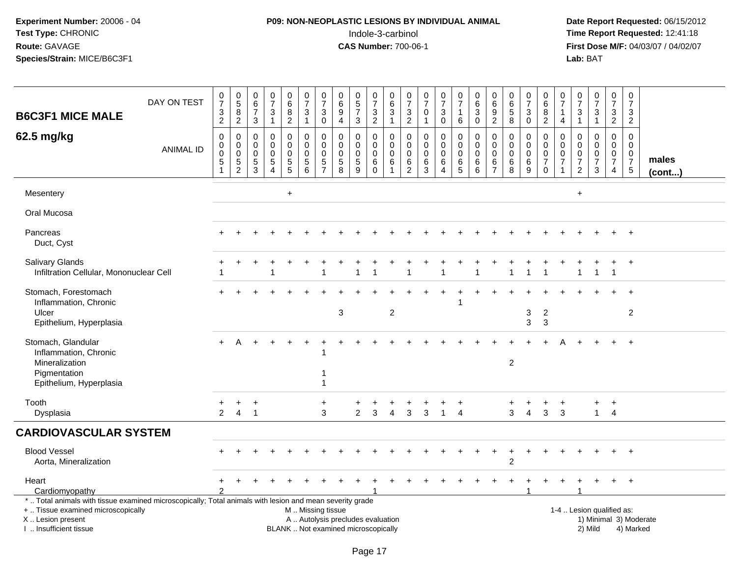**Experiment Number:** 20006 - 04
**Test Type:** CHRONIC
**Route:** GAVAGE
**Species/Strain:** MICE/B6C3F1

**P09: NON-NEOPLASTIC LESIONS BY INDIVIDUAL ANIMAL**
Indole-3-carbinol
**CAS Number:** 700-06-1

**Date Report Requested:** 06/15/2012
**Time Report Requested:** 12:41:18
**First Dose M/F:** 04/03/07 / 04/02/07
**Lab:** BAT

## B6C3F1 MICE MALE 62.5 mg/kg

| DAY ON TEST | 0732 | 0582 | 0673 | 0731 | 0682 | 0731 | 0730 | 0694 | 0573 | 0732 | 0631 | 0732 | 0701 | 0730 | 0716 | 0630 | 0692 | 0658 | 0730 | 0682 | 0714 | 0731 | 0731 | 0732 | 0732 | |
|---|---|---|---|---|---|---|---|---|---|---|---|---|---|---|---|---|---|---|---|---|---|---|---|---|---|---|
| **ANIMAL ID** | 0051 | 0052 | 0053 | 0054 | 0055 | 0056 | 0057 | 0058 | 0059 | 0060 | 0061 | 0062 | 0063 | 0064 | 0065 | 0066 | 0067 | 0068 | 0069 | 0070 | 0071 | 0072 | 0073 | 0074 | 0075 | **males (cont...)** |
| Mesentery | | | | | + | | | | | | | | | | | | | | | | | + | | | | |
| Oral Mucosa | | | | | | | | | | | | | | | | | | | | | | | | | | |
| Pancreas | + | + | + | + | + | + | + | + | + | + | + | + | + | + | + | + | + | + | + | + | + | + | + | + | + | |
| Duct, Cyst | | | | | | | | | | | | | | | | | | | | | | | | | | |
| Salivary Glands | + | + | + | + | + | + | + | + | + | + | + | + | + | + | + | + | + | + | + | + | + | + | + | + | + | |
| Infiltration Cellular, Mononuclear Cell | 1 | | | 1 | | | 1 | | 1 | 1 | | 1 | | 1 | | 1 | | 1 | 1 | 1 | | 1 | 1 | 1 | | |
| Stomach, Forestomach | + | + | + | + | + | + | + | + | + | + | + | + | + | + | + | + | + | + | + | + | + | + | + | + | + | |
| Inflammation, Chronic | | | | | | | | | | | | | | | 1 | | | | | | | | | | | |
| Ulcer | | | | | | | | 3 | | | 2 | | | | | | | | 3 | 2 | | | | | 2 | |
| Epithelium, Hyperplasia | | | | | | | | | | | | | | | | | | | 3 | 3 | | | | | | |
| Stomach, Glandular | + | A | + | + | + | + | + | + | + | + | + | + | + | + | + | + | + | + | + | + | A | + | + | + | + | |
| Inflammation, Chronic | | | | | | | 1 | | | | | | | | | | | | | | | | | | | |
| Mineralization | | | | | | | | | | | | | | | | | | 2 | | | | | | | | |
| Pigmentation | | | | | | | 1 | | | | | | | | | | | | | | | | | | | |
| Epithelium, Hyperplasia | | | | | | | 1 | | | | | | | | | | | | | | | | | | | |
| Tooth | + | + | + | | | | + | | + | + | + | + | + | + | + | | | + | + | + | + | | + | + | | |
| Dysplasia | 2 | 4 | 1 | | | | 3 | | 2 | 3 | 4 | 3 | 3 | 1 | 4 | | | 3 | 4 | 3 | 3 | | 1 | 4 | | |
| **CARDIOVASCULAR SYSTEM** | | | | | | | | | | | | | | | | | | | | | | | | | | |
| Blood Vessel | + | + | + | + | + | + | + | + | + | + | + | + | + | + | + | + | + | + | + | + | + | + | + | + | + | |
| Aorta, Mineralization | | | | | | | | | | | | | | | | | | 2 | | | | | | | | |
| Heart | + | + | + | + | + | + | + | + | + | + | + | + | + | + | + | + | + | + | + | + | + | + | + | + | + | |
| Cardiomyopathy | 2 | | | | | | | | | 1 | | | | | | | | | 1 | | | 1 | | | | |

\* .. Total animals with tissue examined microscopically; Total animals with lesion and mean severity grade
\+ .. Tissue examined microscopically
X .. Lesion present
I .. Insufficient tissue

M .. Missing tissue
A .. Autolysis precludes evaluation
BLANK .. Not examined microscopically

1-4 .. Lesion qualified as:
1) Minimal 3) Moderate
2) Mild 4) Marked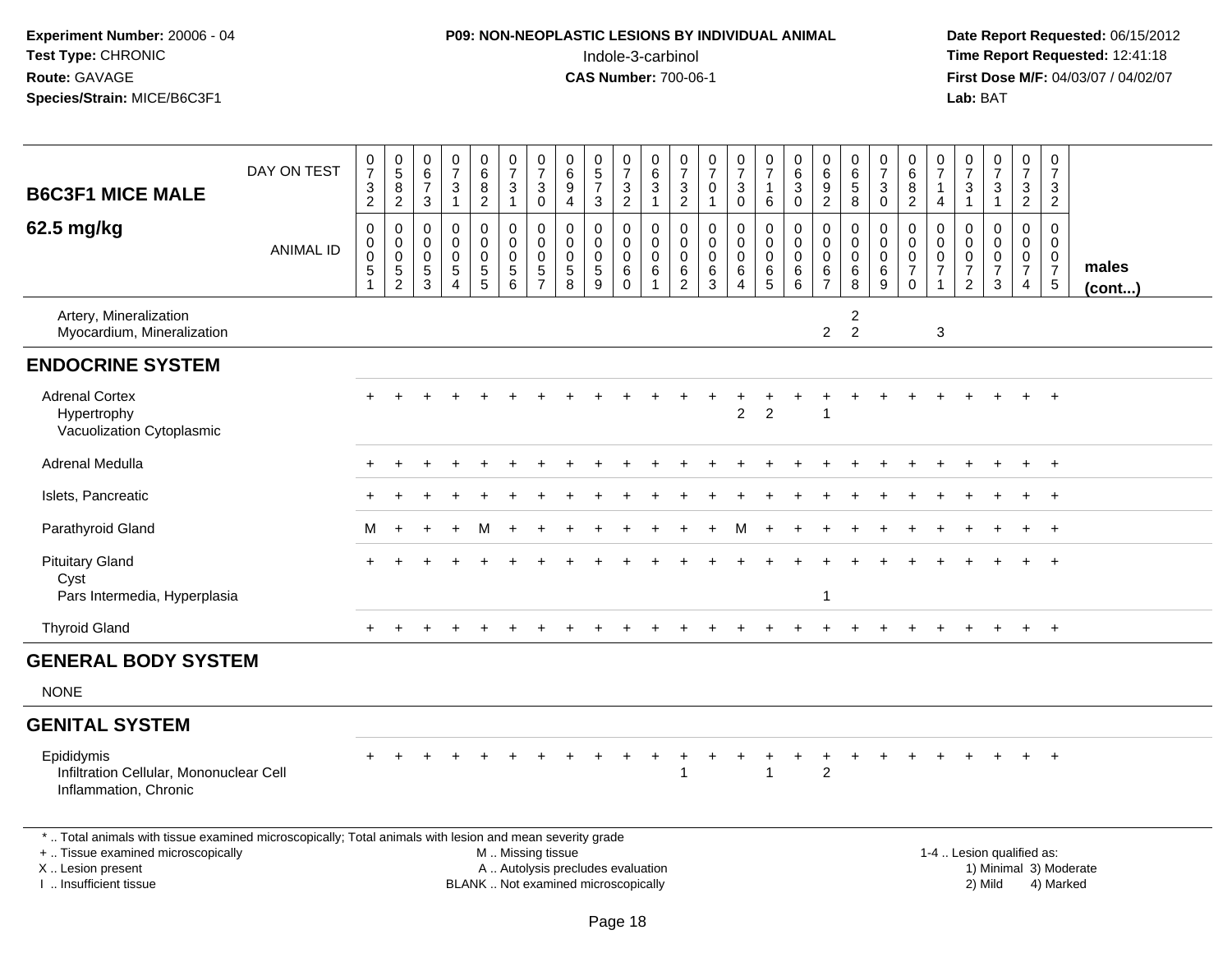**Experiment Number:** 20006 - 04
**Test Type:** CHRONIC
**Route:** GAVAGE
**Species/Strain:** MICE/B6C3F1

**P09: NON-NEOPLASTIC LESIONS BY INDIVIDUAL ANIMAL**
Indole-3-carbinol
**CAS Number:** 700-06-1

**Date Report Requested:** 06/15/2012
**Time Report Requested:** 12:41:18
**First Dose M/F:** 04/03/07 / 04/02/07
**Lab:** BAT

| B6C3F1 MICE MALE 62.5 mg/kg | | | | | | | | | | | | | | | | | | | | | | | | | | |
|---|---|---|---|---|---|---|---|---|---|---|---|---|---|---|---|---|---|---|---|---|---|---|---|---|---|---|
| DAY ON TEST | 0732 | 0582 | 0673 | 0731 | 0682 | 0731 | 0730 | 0694 | 0573 | 0732 | 0631 | 0732 | 0701 | 0730 | 0716 | 0630 | 0692 | 0658 | 0730 | 0682 | 0714 | 0731 | 0731 | 0732 | 0732 | |
| ANIMAL ID | 0051 | 0052 | 0053 | 0054 | 0055 | 0056 | 0057 | 0058 | 0059 | 0060 | 0061 | 0062 | 0063 | 0064 | 0065 | 0066 | 0067 | 0068 | 0069 | 0070 | 0071 | 0072 | 0073 | 0074 | 0075 | males (cont...) |
| Artery, Mineralization | | | | | | | | | | | | | | | | | | 2 | | | | | | | | |
| Myocardium, Mineralization | | | | | | | | | | | | | | | | | 2 | 2 | | | 3 | | | | | |
| **ENDOCRINE SYSTEM** | | | | | | | | | | | | | | | | | | | | | | | | | | |
| Adrenal Cortex | + | + | + | + | + | + | + | + | + | + | + | + | + | + | + | + | + | + | + | + | + | + | + | + | + | |
| Hypertrophy | | | | | | | | | | | | | | 2 | 2 | | 1 | | | | | | | | | |
| Vacuolization Cytoplasmic | | | | | | | | | | | | | | | | | | | | | | | | | | |
| Adrenal Medulla | + | + | + | + | + | + | + | + | + | + | + | + | + | + | + | + | + | + | + | + | + | + | + | + | + | |
| Islets, Pancreatic | + | + | + | + | + | + | + | + | + | + | + | + | + | + | + | + | + | + | + | + | + | + | + | + | + | |
| Parathyroid Gland | M | + | + | + | M | + | + | + | + | + | + | + | + | M | + | + | + | + | + | + | + | + | + | + | + | |
| Pituitary Gland | + | + | + | + | + | + | + | + | + | + | + | + | + | + | + | + | + | + | + | + | + | + | + | + | + | |
| Cyst | | | | | | | | | | | | | | | | | | | | | | | | | | |
| Pars Intermedia, Hyperplasia | | | | | | | | | | | | | | | | | 1 | | | | | | | | | |
| Thyroid Gland | + | + | + | + | + | + | + | + | + | + | + | + | + | + | + | + | + | + | + | + | + | + | + | + | + | |
| **GENERAL BODY SYSTEM** | | | | | | | | | | | | | | | | | | | | | | | | | | |
| NONE | | | | | | | | | | | | | | | | | | | | | | | | | | |
| **GENITAL SYSTEM** | | | | | | | | | | | | | | | | | | | | | | | | | | |
| Epididymis | + | + | + | + | + | + | + | + | + | + | + | + | + | + | + | + | + | + | + | + | + | + | + | + | + | |
| Infiltration Cellular, Mononuclear Cell | | | | | | | | | | | | 1 | | | 1 | | 2 | | | | | | | | | |
| Inflammation, Chronic | | | | | | | | | | | | | | | | | | | | | | | | | | |

* .. Total animals with tissue examined microscopically; Total animals with lesion and mean severity grade
+ .. Tissue examined microscopically
X .. Lesion present
I .. Insufficient tissue

M .. Missing tissue
A .. Autolysis precludes evaluation
BLANK .. Not examined microscopically

1-4 .. Lesion qualified as:
1) Minimal 3) Moderate
2) Mild 4) Marked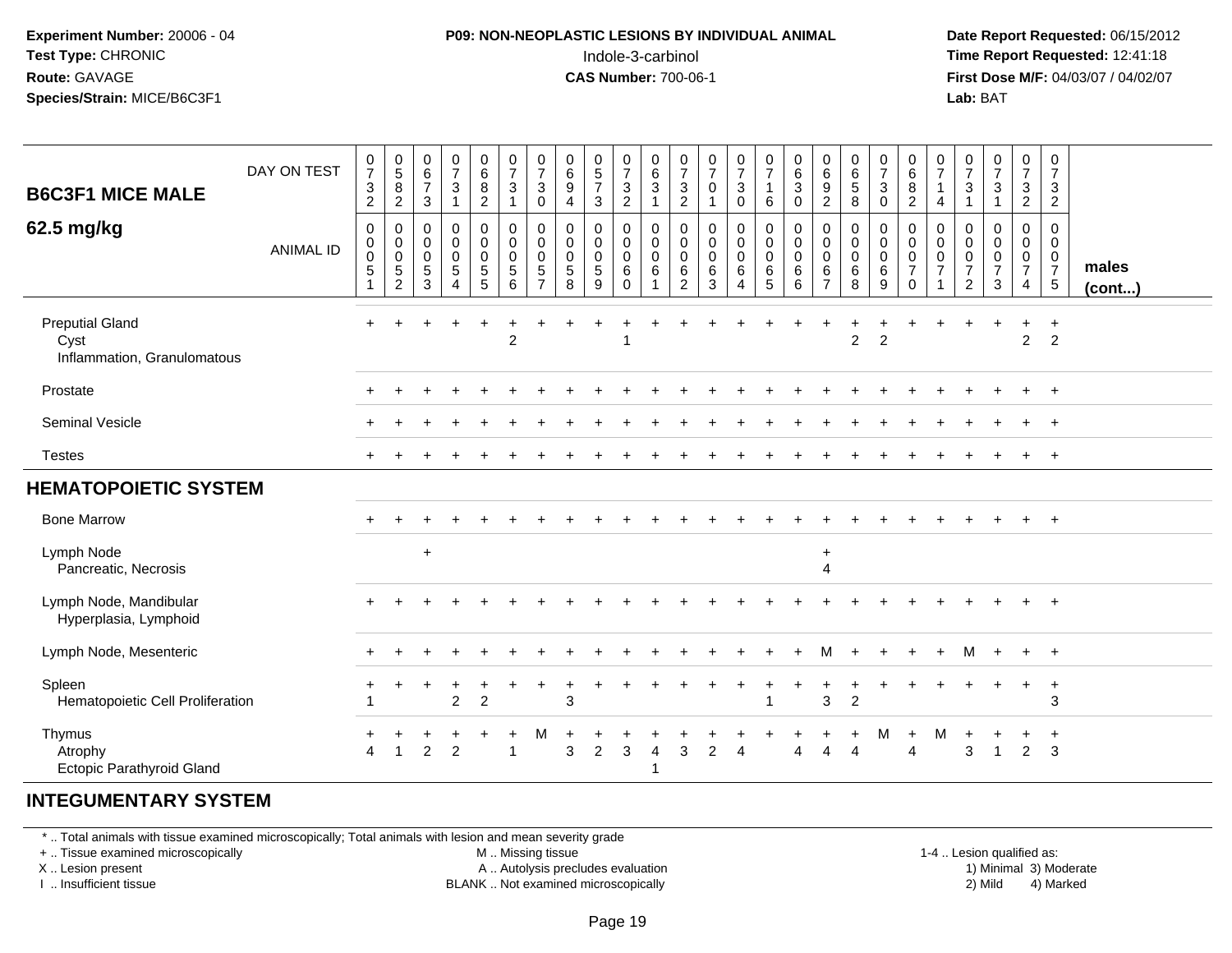**Experiment Number:** 20006 - 04
**Test Type:** CHRONIC
**Route:** GAVAGE
**Species/Strain:** MICE/B6C3F1

**P09: NON-NEOPLASTIC LESIONS BY INDIVIDUAL ANIMAL**
Indole-3-carbinol
**CAS Number:** 700-06-1

**Date Report Requested:** 06/15/2012
**Time Report Requested:** 12:41:18
**First Dose M/F:** 04/03/07 / 04/02/07
**Lab:** BAT

## B6C3F1 MICE MALE
## 62.5 mg/kg

| DAY ON TEST | 0732 | 0582 | 0673 | 0731 | 0682 | 0731 | 0730 | 0694 | 0573 | 0732 | 0631 | 0732 | 0701 | 0730 | 0716 | 0630 | 0692 | 0658 | 0730 | 0682 | 0714 | 0731 | 0731 | 0732 | 0732 | |
|---|---|---|---|---|---|---|---|---|---|---|---|---|---|---|---|---|---|---|---|---|---|---|---|---|---|---|
| **ANIMAL ID** | 0000551 | 0000552 | 0000553 | 0000554 | 0000555 | 0000556 | 0000557 | 0000558 | 0000559 | 0000560 | 0000561 | 0000562 | 0000563 | 0000564 | 0000565 | 0000566 | 0000567 | 0000568 | 0000569 | 0000570 | 0000571 | 0000572 | 0000573 | 0000574 | 0000575 | **males (cont...)** |
| Preputial Gland | + | + | + | + | + | + | + | + | + | + | + | + | + | + | + | + | + | + | + | + | + | + | + | + | + | |
| Cyst | | | | | | 2 | | | | 1 | | | | | | | | 2 | 2 | | | | | 2 | 2 | |
| Inflammation, Granulomatous | | | | | | | | | | | | | | | | | | | | | | | | | | |
| Prostate | + | + | + | + | + | + | + | + | + | + | + | + | + | + | + | + | + | + | + | + | + | + | + | + | + | |
| Seminal Vesicle | + | + | + | + | + | + | + | + | + | + | + | + | + | + | + | + | + | + | + | + | + | + | + | + | + | |
| Testes | + | + | + | + | + | + | + | + | + | + | + | + | + | + | + | + | + | + | + | + | + | + | + | + | + | |
| **HEMATOPOIETIC SYSTEM** | | | | | | | | | | | | | | | | | | | | | | | | | | |
| Bone Marrow | + | + | + | + | + | + | + | + | + | + | + | + | + | + | + | + | + | + | + | + | + | + | + | + | + | |
| Lymph Node | | | + | | | | | | | | | | | | | | + | | | | | | | | | |
| Pancreatic, Necrosis | | | | | | | | | | | | | | | | | 4 | | | | | | | | | |
| Lymph Node, Mandibular | + | + | + | + | + | + | + | + | + | + | + | + | + | + | + | + | + | + | + | + | + | + | + | + | + | |
| Hyperplasia, Lymphoid | | | | | | | | | | | | | | | | | | | | | | | | | | |
| Lymph Node, Mesenteric | + | + | + | + | + | + | + | + | + | + | + | + | + | + | + | + | M | + | + | + | + | M | + | + | + | |
| Spleen | + | + | + | + | + | + | + | + | + | + | + | + | + | + | + | + | + | + | + | + | + | + | + | + | + | |
| Hematopoietic Cell Proliferation | 1 | | | 2 | 2 | | | 3 | | | | | | | 1 | | 3 | 2 | | | | | | | 3 | |
| Thymus | + | + | + | + | + | + | M | + | + | + | + | + | + | + | + | + | + | + | M | + | M | + | + | + | + | |
| Atrophy | 4 | 1 | 2 | 2 | | 1 | | 3 | 2 | 3 | 4 | 3 | 2 | 4 | | 4 | 4 | 4 | | 4 | | 3 | 1 | 2 | 3 | |
| Ectopic Parathyroid Gland | | | | | | | | | | | 1 | | | | | | | | | | | | | | | |
| **INTEGUMENTARY SYSTEM** | | | | | | | | | | | | | | | | | | | | | | | | | | |

\* .. Total animals with tissue examined microscopically; Total animals with lesion and mean severity grade
+ .. Tissue examined microscopically
X .. Lesion present
I .. Insufficient tissue

M .. Missing tissue
A .. Autolysis precludes evaluation
BLANK .. Not examined microscopically

1-4 .. Lesion qualified as:
1) Minimal 3) Moderate
2) Mild 4) Marked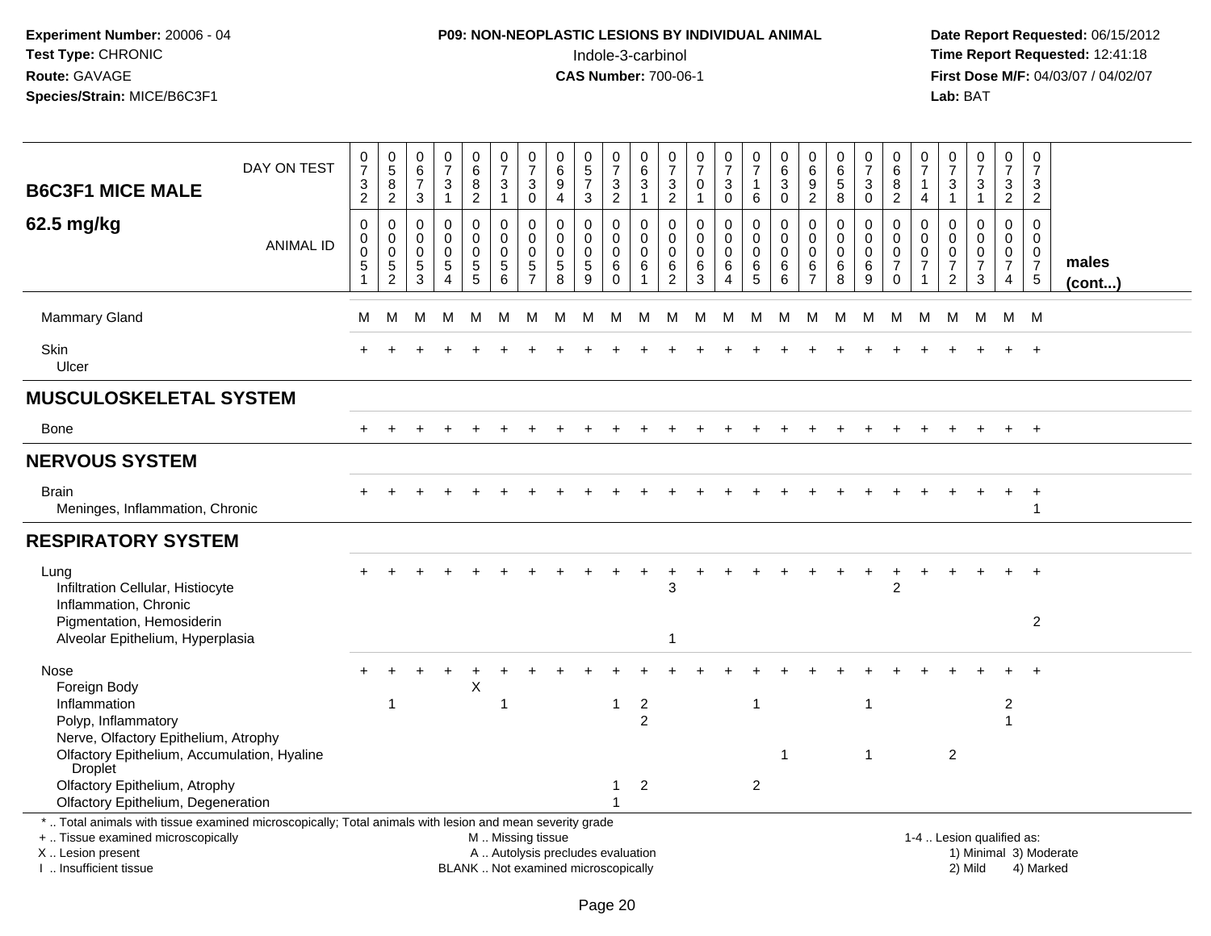**Experiment Number:** 20006 - 04
**Test Type:** CHRONIC
**Route:** GAVAGE
**Species/Strain:** MICE/B6C3F1

**P09: NON-NEOPLASTIC LESIONS BY INDIVIDUAL ANIMAL**
Indole-3-carbinol
**CAS Number:** 700-06-1

**Date Report Requested:** 06/15/2012
**Time Report Requested:** 12:41:18
**First Dose M/F:** 04/03/07 / 04/02/07
**Lab:** BAT

## B6C3F1 MICE MALE 62.5 mg/kg (males (cont...))

| DAY ON TEST | 0732 | 0582 | 0673 | 0731 | 0682 | 0731 | 0730 | 0694 | 0573 | 0732 | 0631 | 0732 | 0701 | 0730 | 0716 | 0630 | 0692 | 0658 | 0730 | 0682 | 0714 | 0731 | 0731 | 0732 | 0732 |
|---|---|---|---|---|---|---|---|---|---|---|---|---|---|---|---|---|---|---|---|---|---|---|---|---|---|
| **ANIMAL ID** | 0551 | 0552 | 0553 | 0554 | 0555 | 0556 | 0557 | 0558 | 0559 | 0560 | 0561 | 0562 | 0563 | 0564 | 0565 | 0566 | 0567 | 0568 | 0569 | 0570 | 0571 | 0572 | 0573 | 0574 | 0575 |
| Mammary Gland | M | M | M | M | M | M | M | M | M | M | M | M | M | M | M | M | M | M | M | M | M | M | M | M | M |
| Skin | + | + | + | + | + | + | + | + | + | + | + | + | + | + | + | + | + | + | + | + | + | + | + | + | + |
| Ulcer | | | | | | | | | | | | | | | | | | | | | | | | | |
| **MUSCULOSKELETAL SYSTEM** | | | | | | | | | | | | | | | | | | | | | | | | | |
| Bone | + | + | + | + | + | + | + | + | + | + | + | + | + | + | + | + | + | + | + | + | + | + | + | + | + |
| **NERVOUS SYSTEM** | | | | | | | | | | | | | | | | | | | | | | | | | |
| Brain | + | + | + | + | + | + | + | + | + | + | + | + | + | + | + | + | + | + | + | + | + | + | + | + | + |
| Meninges, Inflammation, Chronic | | | | | | | | | | | | | | | | | | | | | | | | | 1 |
| **RESPIRATORY SYSTEM** | | | | | | | | | | | | | | | | | | | | | | | | | |
| Lung | + | + | + | + | + | + | + | + | + | + | + | + | + | + | + | + | + | + | + | + | + | + | + | + | + |
| Infiltration Cellular, Histiocyte | | | | | | | | | | | | 3 | | | | | | | | 2 | | | | | |
| Inflammation, Chronic | | | | | | | | | | | | | | | | | | | | | | | | | |
| Pigmentation, Hemosiderin | | | | | | | | | | | | | | | | | | | | | | | | | 2 |
| Alveolar Epithelium, Hyperplasia | | | | | | | | | | | | 1 | | | | | | | | | | | | | |
| Nose | + | + | + | + | + | + | + | + | + | + | + | + | + | + | + | + | + | + | + | + | + | + | + | + | + |
| Foreign Body | | | | | X | | | | | | | | | | | | | | | | | | | | |
| Inflammation | | 1 | | | | 1 | | | | 1 | 2 | | | | 1 | | | | 1 | | | | | 2 | |
| Polyp, Inflammatory | | | | | | | | | | | 2 | | | | | | | | | | | | | 1 | |
| Nerve, Olfactory Epithelium, Atrophy | | | | | | | | | | | | | | | | | | | | | | | | | |
| Olfactory Epithelium, Accumulation, Hyaline Droplet | | | | | | | | | | | | | | | | 1 | | | 1 | | | 2 | | | |
| Olfactory Epithelium, Atrophy | | | | | | | | | | 1 | 2 | | | | 2 | | | | | | | | | | |
| Olfactory Epithelium, Degeneration | | | | | | | | | | 1 | | | | | | | | | | | | | | | |

\* .. Total animals with tissue examined microscopically; Total animals with lesion and mean severity grade
\+ .. Tissue examined microscopically
X .. Lesion present
I .. Insufficient tissue

M .. Missing tissue
A .. Autolysis precludes evaluation
BLANK .. Not examined microscopically

1-4 .. Lesion qualified as:
1) Minimal 2) Mild 3) Moderate 4) Marked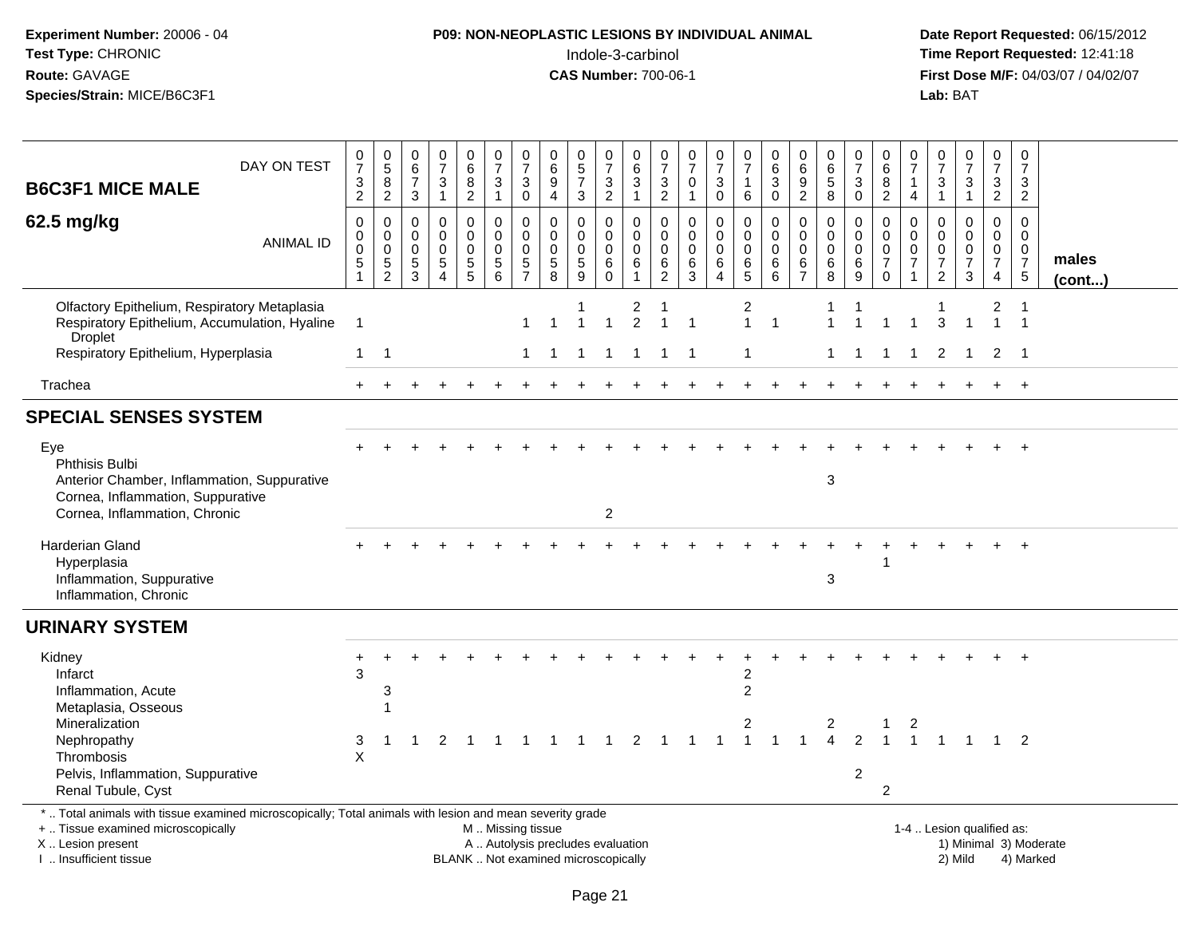**Experiment Number:** 20006 - 04
**Test Type:** CHRONIC
**Route:** GAVAGE
**Species/Strain:** MICE/B6C3F1

**P09: NON-NEOPLASTIC LESIONS BY INDIVIDUAL ANIMAL**
Indole-3-carbinol
**CAS Number:** 700-06-1

**Date Report Requested:** 06/15/2012
**Time Report Requested:** 12:41:18
**First Dose M/F:** 04/03/07 / 04/02/07
**Lab:** BAT

## B6C3F1 MICE MALE
## 62.5 mg/kg

| DAY ON TEST | 0732 | 0582 | 0673 | 0731 | 0682 | 0731 | 0730 | 0694 | 0573 | 0732 | 0631 | 0732 | 0701 | 0730 | 0716 | 0630 | 0692 | 0658 | 0730 | 0682 | 0714 | 0731 | 0731 | 0732 | 0732 | |
|---|---|---|---|---|---|---|---|---|---|---|---|---|---|---|---|---|---|---|---|---|---|---|---|---|---|---|
| ANIMAL ID | 00051 | 00052 | 00053 | 00054 | 00055 | 00056 | 00057 | 00058 | 00059 | 00060 | 00061 | 00062 | 00063 | 00064 | 00065 | 00066 | 00067 | 00068 | 00069 | 00070 | 00071 | 00072 | 00073 | 00074 | 00075 | males (cont...) |
| Olfactory Epithelium, Respiratory Metaplasia | | | | | | | | | 1 | | 2 | 1 | | | 2 | | | 1 | 1 | | | 1 | | 2 | 1 | |
| Respiratory Epithelium, Accumulation, Hyaline Droplet | 1 | | | | | | 1 | 1 | 1 | 1 | 2 | 1 | 1 | | 1 | 1 | | 1 | 1 | 1 | 1 | 3 | 1 | 1 | 1 | |
| Respiratory Epithelium, Hyperplasia | 1 | 1 | | | | | 1 | 1 | 1 | 1 | 1 | 1 | 1 | | 1 | | | 1 | 1 | 1 | 1 | 2 | 1 | 2 | 1 | |
| Trachea | + | + | + | + | + | + | + | + | + | + | + | + | + | + | + | + | + | + | + | + | + | + | + | + | + | |
| **SPECIAL SENSES SYSTEM** | | | | | | | | | | | | | | | | | | | | | | | | | | |
| Eye | + | + | + | + | + | + | + | + | + | + | + | + | + | + | + | + | + | + | + | + | + | + | + | + | + | |
| Phthisis Bulbi | | | | | | | | | | | | | | | | | | | | | | | | | | |
| Anterior Chamber, Inflammation, Suppurative | | | | | | | | | | | | | | | | | | 3 | | | | | | | | |
| Cornea, Inflammation, Suppurative | | | | | | | | | | | | | | | | | | | | | | | | | | |
| Cornea, Inflammation, Chronic | | | | | | | | | | 2 | | | | | | | | | | | | | | | | |
| Harderian Gland | + | + | + | + | + | + | + | + | + | + | + | + | + | + | + | + | + | + | + | + | + | + | + | + | + | |
| Hyperplasia | | | | | | | | | | | | | | | | | | | | 1 | | | | | | |
| Inflammation, Suppurative | | | | | | | | | | | | | | | | | | 3 | | | | | | | | |
| Inflammation, Chronic | | | | | | | | | | | | | | | | | | | | | | | | | | |
| **URINARY SYSTEM** | | | | | | | | | | | | | | | | | | | | | | | | | | |
| Kidney | + | + | + | + | + | + | + | + | + | + | + | + | + | + | + | + | + | + | + | + | + | + | + | + | + | |
| Infarct | 3 | | | | | | | | | | | | | | 2 | | | | | | | | | | | |
| Inflammation, Acute | | 3 | | | | | | | | | | | | | 2 | | | | | | | | | | | |
| Metaplasia, Osseous | | 1 | | | | | | | | | | | | | | | | | | | | | | | | |
| Mineralization | | | | | | | | | | | | | | | 2 | | | 2 | | 1 | 2 | | | | | |
| Nephropathy | 3 | 1 | 1 | 2 | 1 | 1 | 1 | 1 | 1 | 1 | 2 | 1 | 1 | 1 | 1 | 1 | 1 | 4 | 2 | 1 | 1 | 1 | 1 | 1 | 2 | |
| Thrombosis | X | | | | | | | | | | | | | | | | | | | | | | | | | |
| Pelvis, Inflammation, Suppurative | | | | | | | | | | | | | | | | | | | 2 | | | | | | | |
| Renal Tubule, Cyst | | | | | | | | | | | | | | | | | | | | 2 | | | | | | |

\* .. Total animals with tissue examined microscopically; Total animals with lesion and mean severity grade
+ .. Tissue examined microscopically
X .. Lesion present
I .. Insufficient tissue

M .. Missing tissue
A .. Autolysis precludes evaluation
BLANK .. Not examined microscopically

1-4 .. Lesion qualified as:
1) Minimal 3) Moderate
2) Mild 4) Marked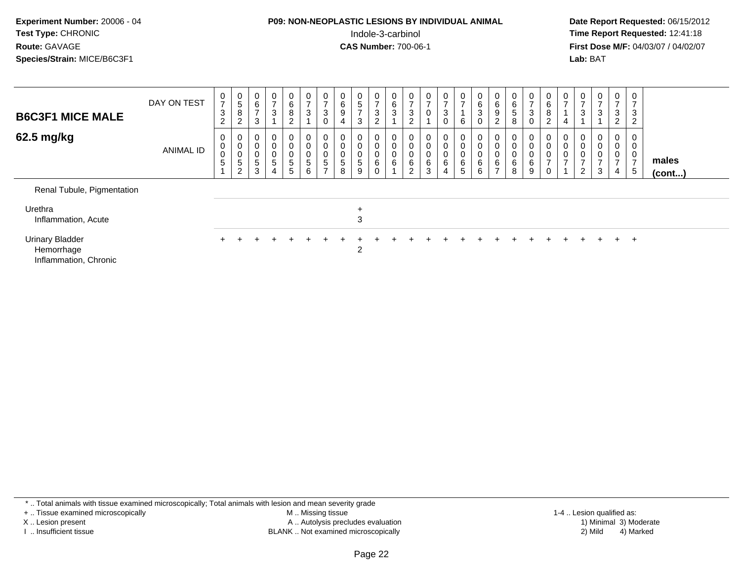**Experiment Number:** 20006 - 04
**Test Type:** CHRONIC
**Route:** GAVAGE
**Species/Strain:** MICE/B6C3F1

**P09: NON-NEOPLASTIC LESIONS BY INDIVIDUAL ANIMAL**
Indole-3-carbinol
**CAS Number:** 700-06-1

**Date Report Requested:** 06/15/2012
**Time Report Requested:** 12:41:18
**First Dose M/F:** 04/03/07 / 04/02/07
**Lab:** BAT

## B6C3F1 MICE MALE

## 62.5 mg/kg

| DAY ON TEST | 0732 | 0582 | 0673 | 0731 | 0682 | 0731 | 0730 | 0694 | 0573 | 0732 | 0631 | 0732 | 0701 | 0730 | 0716 | 0630 | 0692 | 0658 | 0730 | 0682 | 0714 | 0731 | 0731 | 0732 | 0732 | |
|---|---|---|---|---|---|---|---|---|---|---|---|---|---|---|---|---|---|---|---|---|---|---|---|---|---|---|
| ANIMAL ID | 00051 | 00052 | 00053 | 00054 | 00055 | 00056 | 00057 | 00058 | 00059 | 00060 | 00061 | 00062 | 00063 | 00064 | 00065 | 00066 | 00067 | 00068 | 00069 | 00070 | 00071 | 00072 | 00073 | 00074 | 00075 | **males (cont...)** |
| Renal Tubule, Pigmentation | | | | | | | | | | | | | | | | | | | | | | | | | | |
| Urethra | | | | | | | | | + | | | | | | | | | | | | | | | | | |
| Inflammation, Acute | | | | | | | | | 3 | | | | | | | | | | | | | | | | | |
| Urinary Bladder | + | + | + | + | + | + | + | + | + | + | + | + | + | + | + | + | + | + | + | + | + | + | + | + | + | |
| Hemorrhage | | | | | | | | | 2 | | | | | | | | | | | | | | | | | |
| Inflammation, Chronic | | | | | | | | | | | | | | | | | | | | | | | | | | |

\* .. Total animals with tissue examined microscopically; Total animals with lesion and mean severity grade
+ .. Tissue examined microscopically
X .. Lesion present
I .. Insufficient tissue

M .. Missing tissue
A .. Autolysis precludes evaluation
BLANK .. Not examined microscopically

1-4 .. Lesion qualified as:
1) Minimal 3) Moderate
2) Mild 4) Marked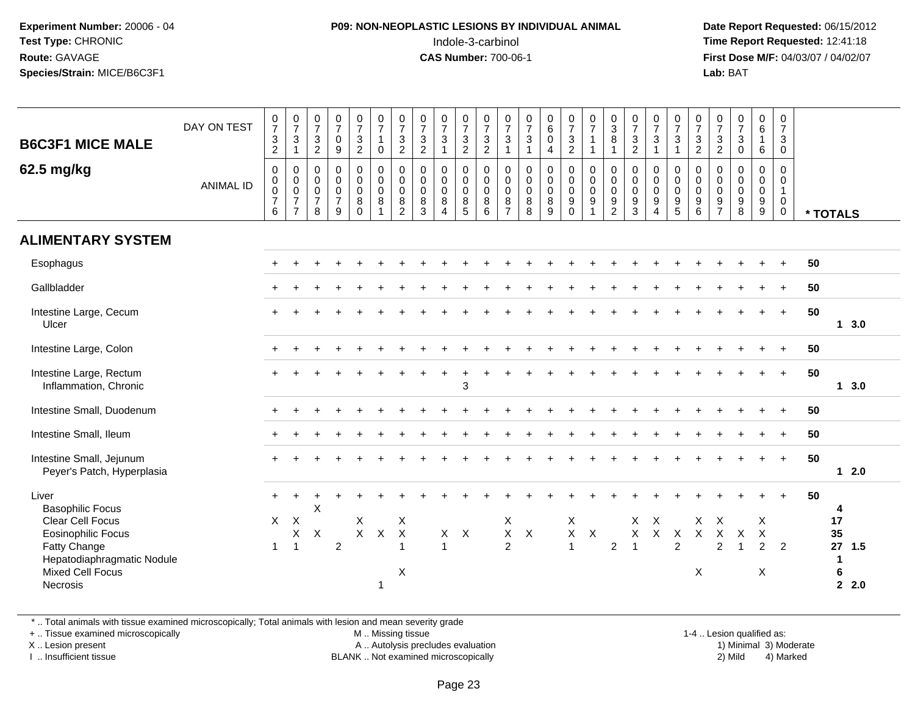**Experiment Number:** 20006 - 04
**Test Type:** CHRONIC
**Route:** GAVAGE
**Species/Strain:** MICE/B6C3F1

**P09: NON-NEOPLASTIC LESIONS BY INDIVIDUAL ANIMAL**
Indole-3-carbinol
**CAS Number:** 700-06-1

**Date Report Requested:** 06/15/2012
**Time Report Requested:** 12:41:18
**First Dose M/F:** 04/03/07 / 04/02/07
**Lab:** BAT

## B6C3F1 MICE MALE
## 62.5 mg/kg

| DAY ON TEST | 0732 | 0731 | 0732 | 0709 | 0732 | 0710 | 0732 | 0732 | 0731 | 0732 | 0732 | 0731 | 0731 | 0604 | 0732 | 0711 | 0381 | 0732 | 0731 | 0731 | 0732 | 0732 | 0730 | 0616 | 0730 | |
|---|---|---|---|---|---|---|---|---|---|---|---|---|---|---|---|---|---|---|---|---|---|---|---|---|---|---|
| **ANIMAL ID** | 0076 | 0077 | 0078 | 0079 | 0080 | 0081 | 0082 | 0083 | 0084 | 0085 | 0086 | 0087 | 0088 | 0089 | 0090 | 0091 | 0092 | 0093 | 0094 | 0095 | 0096 | 0097 | 0098 | 0099 | 0100 | *** TOTALS** |
| **ALIMENTARY SYSTEM** | | | | | | | | | | | | | | | | | | | | | | | | | | |
| Esophagus | + | + | + | + | + | + | + | + | + | + | + | + | + | + | + | + | + | + | + | + | + | + | + | + | + | 50 |
| Gallbladder | + | + | + | + | + | + | + | + | + | + | + | + | + | + | + | + | + | + | + | + | + | + | + | + | + | 50 |
| Intestine Large, Cecum | + | + | + | + | + | + | + | + | + | + | + | + | + | + | + | + | + | + | + | + | + | + | + | + | + | 50 |
| Ulcer | | | | | | | | | | | | | | | | | | | | | | | | | | 1 3.0 |
| Intestine Large, Colon | + | + | + | + | + | + | + | + | + | + | + | + | + | + | + | + | + | + | + | + | + | + | + | + | + | 50 |
| Intestine Large, Rectum | + | + | + | + | + | + | + | + | + | + | + | + | + | + | + | + | + | + | + | + | + | + | + | + | + | 50 |
| Inflammation, Chronic | | | | | | | | | | 3 | | | | | | | | | | | | | | | | 1 3.0 |
| Intestine Small, Duodenum | + | + | + | + | + | + | + | + | + | + | + | + | + | + | + | + | + | + | + | + | + | + | + | + | + | 50 |
| Intestine Small, Ileum | + | + | + | + | + | + | + | + | + | + | + | + | + | + | + | + | + | + | + | + | + | + | + | + | + | 50 |
| Intestine Small, Jejunum | + | + | + | + | + | + | + | + | + | + | + | + | + | + | + | + | + | + | + | + | + | + | + | + | + | 50 |
| Peyer's Patch, Hyperplasia | | | | | | | | | | | | | | | | | | | | | | | | | | 1 2.0 |
| Liver | + | + | + | + | + | + | + | + | + | + | + | + | + | + | + | + | + | + | + | + | + | + | + | + | + | 50 |
| Basophilic Focus | | | X | | | | | | | | | | | | | | | | | | | | | | | 4 |
| Clear Cell Focus | X | X | | | X | | X | | | | | X | | | X | | | X | X | | X | X | | X | | 17 |
| Eosinophilic Focus | | X | X | | X | X | X | | X | X | | X | X | | X | X | | X | X | X | X | X | X | X | | 35 |
| Fatty Change | 1 | 1 | | 2 | | | 1 | | 1 | | | 2 | | | 1 | | 2 | 1 | | 2 | | 2 | 1 | 2 | 2 | 27 1.5 |
| Hepatodiaphragmatic Nodule | | | | | | | | | | | | | | | | | | | | | | | | | | 1 |
| Mixed Cell Focus | | | | | | | X | | | | | | | | | | | | | | X | | | X | | 6 |
| Necrosis | | | | | | 1 | | | | | | | | | | | | | | | | | | | | 2 2.0 |

\* .. Total animals with tissue examined microscopically; Total animals with lesion and mean severity grade
+ .. Tissue examined microscopically
X .. Lesion present
I .. Insufficient tissue

M .. Missing tissue
A .. Autolysis precludes evaluation
BLANK .. Not examined microscopically

1-4 .. Lesion qualified as:
1) Minimal 3) Moderate
2) Mild 4) Marked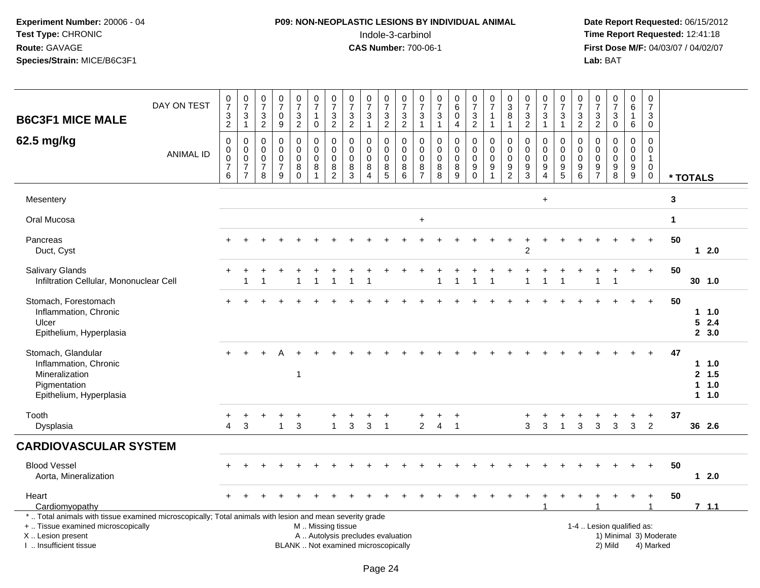Experiment Number: 20006 - 04
Test Type: CHRONIC
Route: GAVAGE
Species/Strain: MICE/B6C3F1

**P09: NON-NEOPLASTIC LESIONS BY INDIVIDUAL ANIMAL**
Indole-3-carbinol
**CAS Number:** 700-06-1

Date Report Requested: 06/15/2012
Time Report Requested: 12:41:18
First Dose M/F: 04/03/07 / 04/02/07
Lab: BAT

| B6C3F1 MICE MALE 62.5 mg/kg | | | | | | | | | | | | | | | | | | | | | | | | | | | |
|---|---|---|---|---|---|---|---|---|---|---|---|---|---|---|---|---|---|---|---|---|---|---|---|---|---|---|---|
| DAY ON TEST | 0732 | 0731 | 0732 | 0709 | 0732 | 0710 | 0732 | 0732 | 0731 | 0732 | 0732 | 0731 | 0731 | 0604 | 0732 | 0711 | 0381 | 0732 | 0731 | 0731 | 0732 | 0732 | 0730 | 0616 | 0730 | | |
| ANIMAL ID | 00076 | 00077 | 00078 | 00079 | 00080 | 00081 | 00082 | 00083 | 00084 | 00085 | 00086 | 00087 | 00088 | 00089 | 00090 | 00091 | 00092 | 00093 | 00094 | 00095 | 00096 | 00097 | 00098 | 00099 | 00100 | * TOTALS | |
| Mesentery | | | | | | | | | | | | | | | | | | | + | | | | | | | 3 | |
| Oral Mucosa | | | | | | | | | | | | + | | | | | | | | | | | | | | 1 | |
| Pancreas | + | + | + | + | + | + | + | + | + | + | + | + | + | + | + | + | + | + | + | + | + | + | + | + | + | 50 | |
| Duct, Cyst | | | | | | | | | | | | | | | | | | 2 | | | | | | | | 1 | 2.0 |
| Salivary Glands | + | + | + | + | + | + | + | + | + | + | + | + | + | + | + | + | + | + | + | + | + | + | + | + | + | 50 | |
| Infiltration Cellular, Mononuclear Cell | | 1 | 1 | | 1 | 1 | 1 | 1 | 1 | | | | 1 | 1 | 1 | 1 | | 1 | 1 | 1 | | 1 | 1 | | | 30 | 1.0 |
| Stomach, Forestomach | + | + | + | + | + | + | + | + | + | + | + | + | + | + | + | + | + | + | + | + | + | + | + | + | + | 50 | |
| Inflammation, Chronic | | | | | | | | | | | | | | | | | | | | | | | | | | 1 | 1.0 |
| Ulcer | | | | | | | | | | | | | | | | | | | | | | | | | | 5 | 2.4 |
| Epithelium, Hyperplasia | | | | | | | | | | | | | | | | | | | | | | | | | | 2 | 3.0 |
| Stomach, Glandular | + | + | + | A | + | + | + | + | + | + | + | + | + | + | + | + | + | + | + | + | + | + | + | + | + | 47 | |
| Inflammation, Chronic | | | | | | | | | | | | | | | | | | | | | | | | | | 1 | 1.0 |
| Mineralization | | | | | 1 | | | | | | | | | | | | | | | | | | | | | 2 | 1.5 |
| Pigmentation | | | | | | | | | | | | | | | | | | | | | | | | | | 1 | 1.0 |
| Epithelium, Hyperplasia | | | | | | | | | | | | | | | | | | | | | | | | | | 1 | 1.0 |
| Tooth | + | + | + | + | + | | + | + | + | + | | + | + | + | | | | + | + | + | + | + | + | + | + | 37 | |
| Dysplasia | 4 | 3 | | 1 | 3 | | 1 | 3 | 3 | 1 | | 2 | 4 | 1 | | | | 3 | 3 | 1 | 3 | 3 | 3 | 3 | 2 | 36 | 2.6 |
| **CARDIOVASCULAR SYSTEM** | | | | | | | | | | | | | | | | | | | | | | | | | | | |
| Blood Vessel | + | + | + | + | + | + | + | + | + | + | + | + | + | + | + | + | + | + | + | + | + | + | + | + | + | 50 | |
| Aorta, Mineralization | | | | | | | | | | | | | | | | | | | | | | | | | | 1 | 2.0 |
| Heart | + | + | + | + | + | + | + | + | + | + | + | + | + | + | + | + | + | + | + | + | + | + | + | + | + | 50 | |
| Cardiomyopathy | | | | | | | | | | | | | | | | | | | 1 | | | 1 | | | 1 | 7 | 1.1 |

\* .. Total animals with tissue examined microscopically; Total animals with lesion and mean severity grade
+ .. Tissue examined microscopically
X .. Lesion present
I .. Insufficient tissue

M .. Missing tissue
A .. Autolysis precludes evaluation
BLANK .. Not examined microscopically

1-4 .. Lesion qualified as:
1) Minimal 3) Moderate
2) Mild 4) Marked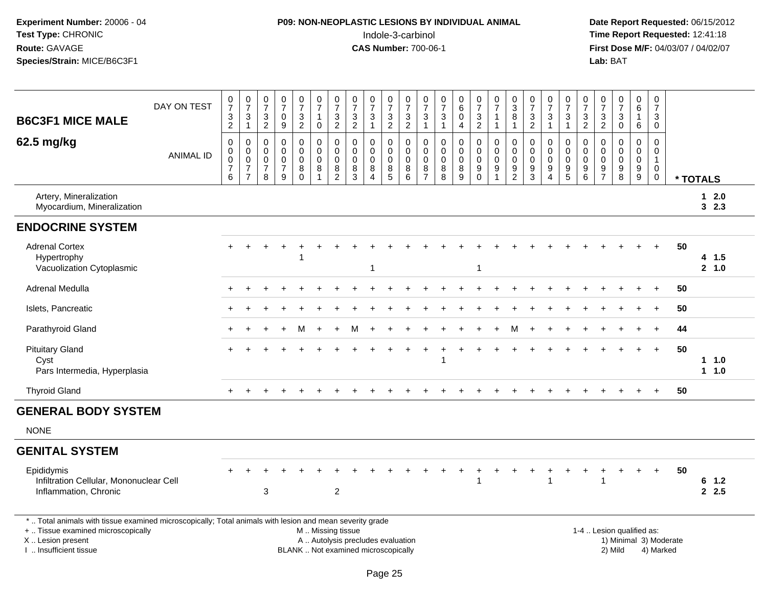**Experiment Number:** 20006 - 04
**Test Type:** CHRONIC
**Route:** GAVAGE
**Species/Strain:** MICE/B6C3F1

**P09: NON-NEOPLASTIC LESIONS BY INDIVIDUAL ANIMAL**
Indole-3-carbinol
**CAS Number:** 700-06-1

**Date Report Requested:** 06/15/2012
**Time Report Requested:** 12:41:18
**First Dose M/F:** 04/03/07 / 04/02/07
**Lab:** BAT

## B6C3F1 MICE MALE
## 62.5 mg/kg

| DAY ON TEST | 0732 | 0731 | 0732 | 0709 | 0732 | 0710 | 0732 | 0732 | 0731 | 0732 | 0732 | 0731 | 0731 | 0604 | 0732 | 0711 | 0381 | 0732 | 0731 | 0731 | 0732 | 0732 | 0730 | 0616 | 0730 | |
|---|---|---|---|---|---|---|---|---|---|---|---|---|---|---|---|---|---|---|---|---|---|---|---|---|---|---|
| **ANIMAL ID** | 00076 | 00077 | 00078 | 00079 | 00080 | 00081 | 00082 | 00083 | 00084 | 00085 | 00086 | 00087 | 00088 | 00089 | 00090 | 00091 | 00092 | 00093 | 00094 | 00095 | 00096 | 00097 | 00098 | 00099 | 00100 | *** TOTALS** |
| Artery, Mineralization | | | | | | | | | | | | | | | | | | | | | | | | | | 1 2.0 |
| Myocardium, Mineralization | | | | | | | | | | | | | | | | | | | | | | | | | | 3 2.3 |
| **ENDOCRINE SYSTEM** | | | | | | | | | | | | | | | | | | | | | | | | | | |
| Adrenal Cortex | + | + | + | + | + | + | + | + | + | + | + | + | + | + | + | + | + | + | + | + | + | + | + | + | + | 50 |
| Hypertrophy | | | | | 1 | | | | | | | | | | | | | | | | | | | | | 4 1.5 |
| Vacuolization Cytoplasmic | | | | | | | | | 1 | | | | | | 1 | | | | | | | | | | | 2 1.0 |
| Adrenal Medulla | + | + | + | + | + | + | + | + | + | + | + | + | + | + | + | + | + | + | + | + | + | + | + | + | + | 50 |
| Islets, Pancreatic | + | + | + | + | + | + | + | + | + | + | + | + | + | + | + | + | + | + | + | + | + | + | + | + | + | 50 |
| Parathyroid Gland | + | + | + | + | M | + | + | M | + | + | + | + | + | + | + | + | M | + | + | + | + | + | + | + | + | 44 |
| Pituitary Gland | + | + | + | + | + | + | + | + | + | + | + | + | + | + | + | + | + | + | + | + | + | + | + | + | + | 50 |
| Cyst | | | | | | | | | | | | | 1 | | | | | | | | | | | | | 1 1.0 |
| Pars Intermedia, Hyperplasia | | | | | | | | | | | | | | | | | | | | | | | | | | 1 1.0 |
| Thyroid Gland | + | + | + | + | + | + | + | + | + | + | + | + | + | + | + | + | + | + | + | + | + | + | + | + | + | 50 |
| **GENERAL BODY SYSTEM** | | | | | | | | | | | | | | | | | | | | | | | | | | |
| NONE | | | | | | | | | | | | | | | | | | | | | | | | | | |
| **GENITAL SYSTEM** | | | | | | | | | | | | | | | | | | | | | | | | | | |
| Epididymis | + | + | + | + | + | + | + | + | + | + | + | + | + | + | + | + | + | + | + | + | + | + | + | + | + | 50 |
| Infiltration Cellular, Mononuclear Cell | | | | | | | | | | | | | | | 1 | | | | 1 | | | 1 | | | | 6 1.2 |
| Inflammation, Chronic | | | 3 | | | | 2 | | | | | | | | | | | | | | | | | | | 2 2.5 |

* .. Total animals with tissue examined microscopically; Total animals with lesion and mean severity grade
+ .. Tissue examined microscopically
X .. Lesion present
I .. Insufficient tissue

M .. Missing tissue
A .. Autolysis precludes evaluation
BLANK .. Not examined microscopically

1-4 .. Lesion qualified as:
1) Minimal 3) Moderate
2) Mild 4) Marked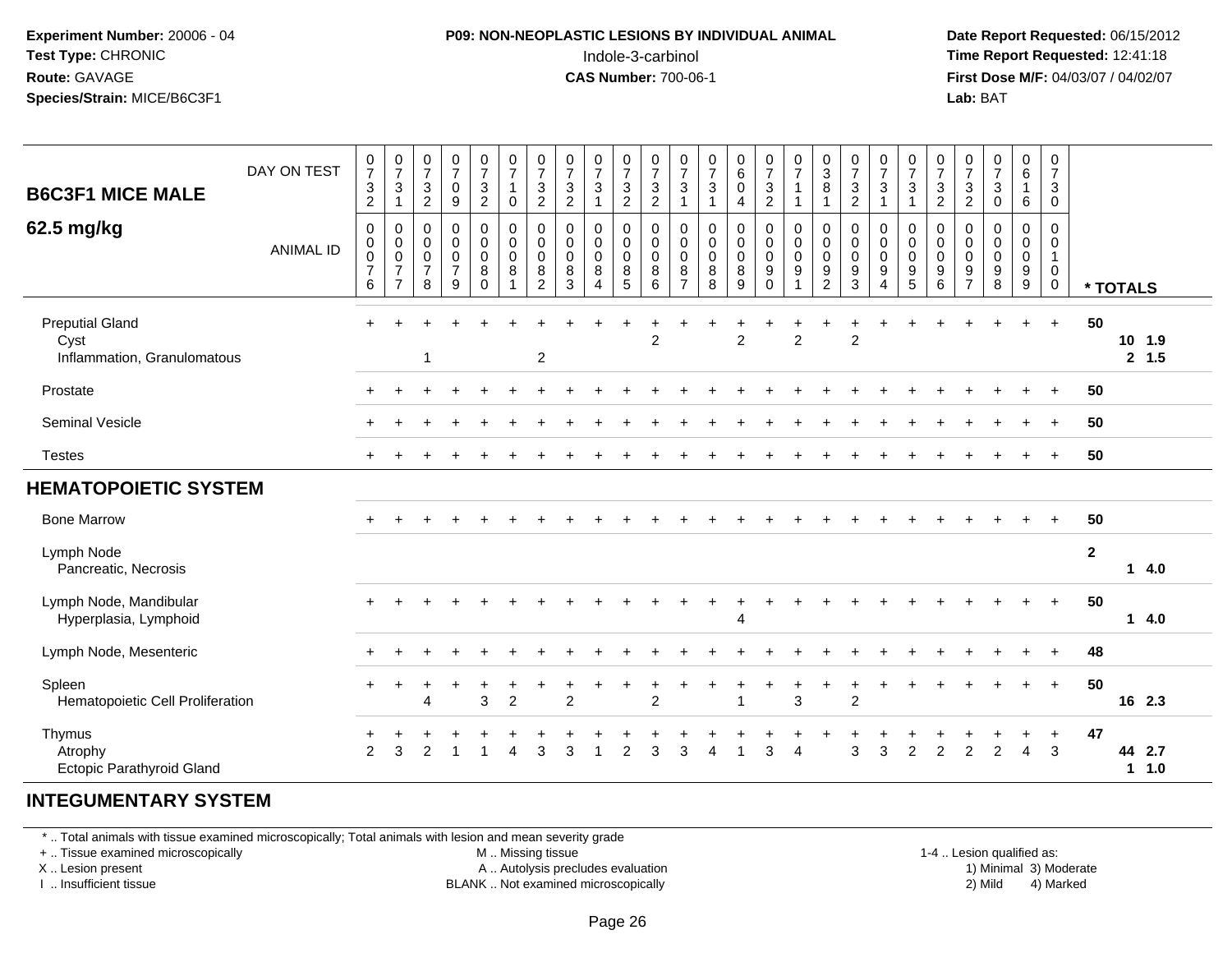**Experiment Number:** 20006 - 04
**Test Type:** CHRONIC
**Route:** GAVAGE
**Species/Strain:** MICE/B6C3F1

**P09: NON-NEOPLASTIC LESIONS BY INDIVIDUAL ANIMAL**
Indole-3-carbinol
**CAS Number:** 700-06-1

**Date Report Requested:** 06/15/2012
**Time Report Requested:** 12:41:18
**First Dose M/F:** 04/03/07 / 04/02/07
**Lab:** BAT

| **B6C3F1 MICE MALE** DAY ON TEST | 0732 | 0731 | 0732 | 0709 | 0732 | 0710 | 0732 | 0732 | 0731 | 0732 | 0732 | 0731 | 0731 | 0604 | 0732 | 0711 | 0381 | 0732 | 0731 | 0731 | 0732 | 0732 | 0730 | 0616 | 0730 | |
|---|---|---|---|---|---|---|---|---|---|---|---|---|---|---|---|---|---|---|---|---|---|---|---|---|---|---|
| **62.5 mg/kg** ANIMAL ID | 00076 | 00077 | 00078 | 00079 | 00080 | 00081 | 00082 | 00083 | 00084 | 00085 | 00086 | 00087 | 00088 | 00089 | 00090 | 00091 | 00092 | 00093 | 00094 | 00095 | 00096 | 00097 | 00098 | 00099 | 00100 | *** TOTALS** |
| Preputial Gland | + | + | + | + | + | + | + | + | + | + | + | + | + | + | + | + | + | + | + | + | + | + | + | + | + | 50 |
| Cyst | | | | | | | | | | | 2 | | | 2 | | 2 | | 2 | | | | | | | | 10 1.9 |
| Inflammation, Granulomatous | | | 1 | | | | 2 | | | | | | | | | | | | | | | | | | | 2 1.5 |
| Prostate | + | + | + | + | + | + | + | + | + | + | + | + | + | + | + | + | + | + | + | + | + | + | + | + | + | 50 |
| Seminal Vesicle | + | + | + | + | + | + | + | + | + | + | + | + | + | + | + | + | + | + | + | + | + | + | + | + | + | 50 |
| Testes | + | + | + | + | + | + | + | + | + | + | + | + | + | + | + | + | + | + | + | + | + | + | + | + | + | 50 |
| **HEMATOPOIETIC SYSTEM** | | | | | | | | | | | | | | | | | | | | | | | | | | |
| Bone Marrow | + | + | + | + | + | + | + | + | + | + | + | + | + | + | + | + | + | + | + | + | + | + | + | + | + | 50 |
| Lymph Node | | | | | | | | | | | | | | | | | | | | | | | | | | 2 |
| Pancreatic, Necrosis | | | | | | | | | | | | | | | | | | | | | | | | | | 1 4.0 |
| Lymph Node, Mandibular | + | + | + | + | + | + | + | + | + | + | + | + | + | + | + | + | + | + | + | + | + | + | + | + | + | 50 |
| Hyperplasia, Lymphoid | | | | | | | | | | | | | | 4 | | | | | | | | | | | | 1 4.0 |
| Lymph Node, Mesenteric | + | + | + | + | + | + | + | + | + | + | + | + | + | + | + | + | + | + | + | + | + | + | + | + | + | 48 |
| Spleen | + | + | + | + | + | + | + | + | + | + | + | + | + | + | + | + | + | + | + | + | + | + | + | + | + | 50 |
| Hematopoietic Cell Proliferation | | | 4 | | 3 | 2 | | 2 | | | 2 | | | 1 | | 3 | | 2 | | | | | | | | 16 2.3 |
| Thymus | + | + | + | + | + | + | + | + | + | + | + | + | + | + | + | + | + | + | + | + | + | + | + | + | + | 47 |
| Atrophy | 2 | 3 | 2 | 1 | 1 | 4 | 3 | 3 | 1 | 2 | 3 | 3 | 4 | 1 | 3 | 4 | | 3 | 3 | 2 | 2 | 2 | 2 | 4 | 3 | 44 2.7 |
| Ectopic Parathyroid Gland | | | | | | | | | | | | | | | | | | | | | | | | | | 1 1.0 |

**INTEGUMENTARY SYSTEM**

* .. Total animals with tissue examined microscopically; Total animals with lesion and mean severity grade
+ .. Tissue examined microscopically
X .. Lesion present
I .. Insufficient tissue

M .. Missing tissue
A .. Autolysis precludes evaluation
BLANK .. Not examined microscopically

1-4 .. Lesion qualified as:
1) Minimal 3) Moderate
2) Mild 4) Marked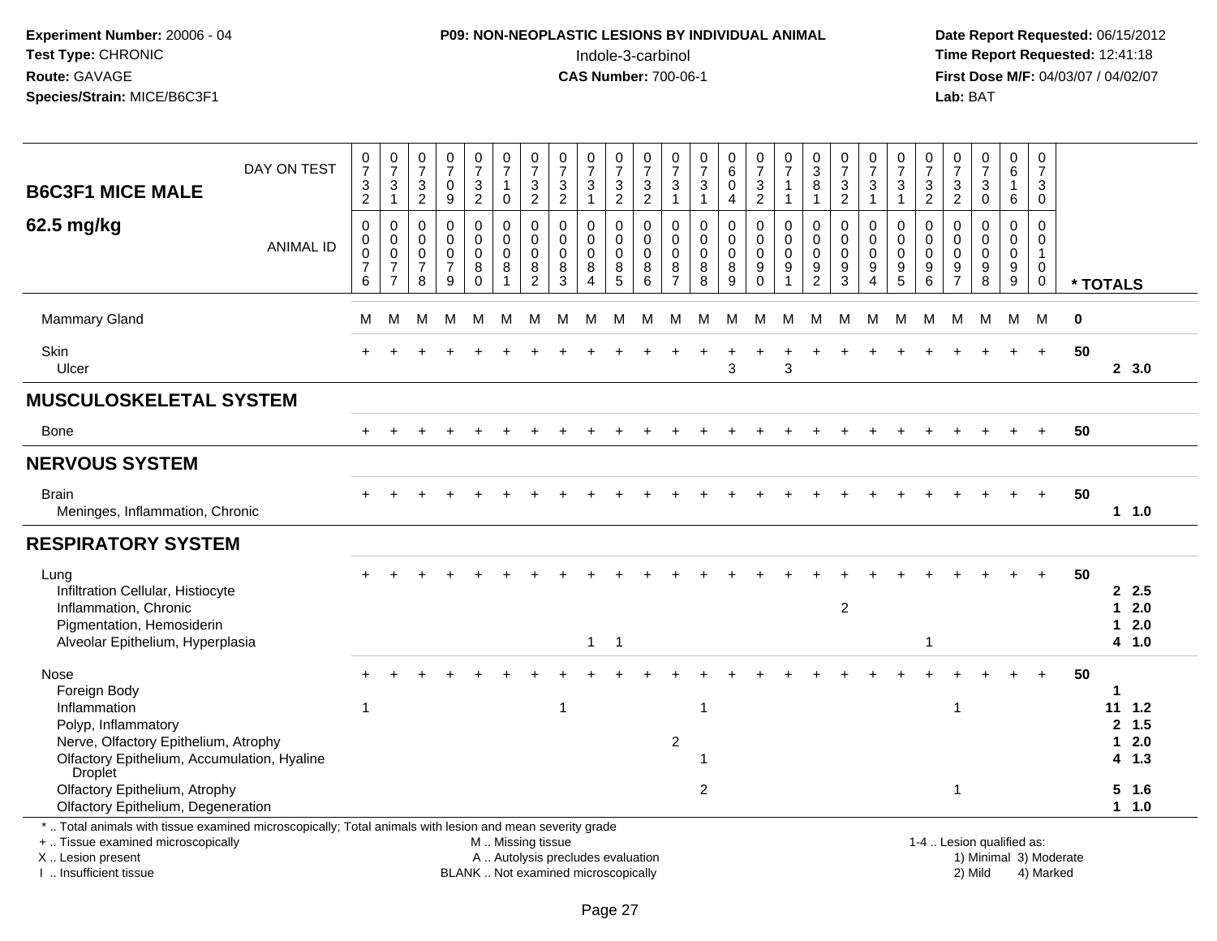**Experiment Number:** 20006 - 04
**Test Type:** CHRONIC
**Route:** GAVAGE
**Species/Strain:** MICE/B6C3F1

**P09: NON-NEOPLASTIC LESIONS BY INDIVIDUAL ANIMAL**
Indole-3-carbinol
**CAS Number:** 700-06-1

**Date Report Requested:** 06/15/2012
**Time Report Requested:** 12:41:18
**First Dose M/F:** 04/03/07 / 04/02/07
**Lab:** BAT

**B6C3F1 MICE MALE**
**62.5 mg/kg**

| DAY ON TEST | 0732 | 0731 | 0732 | 0709 | 0732 | 0710 | 0732 | 0732 | 0731 | 0732 | 0732 | 0731 | 0731 | 0604 | 0732 | 0711 | 0381 | 0732 | 0731 | 0731 | 0732 | 0732 | 0730 | 0616 | 0730 | |
|---|---|---|---|---|---|---|---|---|---|---|---|---|---|---|---|---|---|---|---|---|---|---|---|---|---|---|
| **ANIMAL ID** | 0076 | 0077 | 0078 | 0079 | 0080 | 0081 | 0082 | 0083 | 0084 | 0085 | 0086 | 0087 | 0088 | 0089 | 0090 | 0091 | 0092 | 0093 | 0094 | 0095 | 0096 | 0097 | 0098 | 0099 | 0100 | *** TOTALS** |
| Mammary Gland | M | M | M | M | M | M | M | M | M | M | M | M | M | M | M | M | M | M | M | M | M | M | M | M | M | 0 |
| Skin | + | + | + | + | + | + | + | + | + | + | + | + | + | + | + | + | + | + | + | + | + | + | + | + | + | 50 |
| Ulcer | | | | | | | | | | | | | | 3 | | 3 | | | | | | | | | | 2 3.0 |
| **MUSCULOSKELETAL SYSTEM** | | | | | | | | | | | | | | | | | | | | | | | | | | |
| Bone | + | + | + | + | + | + | + | + | + | + | + | + | + | + | + | + | + | + | + | + | + | + | + | + | + | 50 |
| **NERVOUS SYSTEM** | | | | | | | | | | | | | | | | | | | | | | | | | | |
| Brain | + | + | + | + | + | + | + | + | + | + | + | + | + | + | + | + | + | + | + | + | + | + | + | + | + | 50 |
| Meninges, Inflammation, Chronic | | | | | | | | | | | | | | | | | | | | | | | | | | 1 1.0 |
| **RESPIRATORY SYSTEM** | | | | | | | | | | | | | | | | | | | | | | | | | | |
| Lung | + | + | + | + | + | + | + | + | + | + | + | + | + | + | + | + | + | + | + | + | + | + | + | + | + | 50 |
| Infiltration Cellular, Histiocyte | | | | | | | | | | | | | | | | | | | | | | | | | | 2 2.5 |
| Inflammation, Chronic | | | | | | | | | | | | | | | | | | 2 | | | | | | | | 1 2.0 |
| Pigmentation, Hemosiderin | | | | | | | | | | | | | | | | | | | | | | | | | | 1 2.0 |
| Alveolar Epithelium, Hyperplasia | | | | | | | | | 1 | 1 | | | | | | | | | | | | 1 | | | | 4 1.0 |
| Nose | + | + | + | + | + | + | + | + | + | + | + | + | + | + | + | + | + | + | + | + | + | + | + | + | + | 50 |
| Foreign Body | | | | | | | | | | | | | | | | | | | | | | | | | | 1 |
| Inflammation | 1 | | | | | | | 1 | | | | | 1 | | | | | | | | | | 1 | | | 11 1.2 |
| Polyp, Inflammatory | | | | | | | | | | | | | | | | | | | | | | | | | | 2 1.5 |
| Nerve, Olfactory Epithelium, Atrophy | | | | | | | | | | | | 2 | | | | | | | | | | | | | | 1 2.0 |
| Olfactory Epithelium, Accumulation, Hyaline Droplet | | | | | | | | | | | | | 1 | | | | | | | | | | | | | 4 1.3 |
| Olfactory Epithelium, Atrophy | | | | | | | | | | | | | 2 | | | | | | | | | | 1 | | | 5 1.6 |
| Olfactory Epithelium, Degeneration | | | | | | | | | | | | | | | | | | | | | | | | | | 1 1.0 |

\* .. Total animals with tissue examined microscopically; Total animals with lesion and mean severity grade
+ .. Tissue examined microscopically
X .. Lesion present
I .. Insufficient tissue

M .. Missing tissue
A .. Autolysis precludes evaluation
BLANK .. Not examined microscopically

1-4 .. Lesion qualified as:
1) Minimal 3) Moderate
2) Mild 4) Marked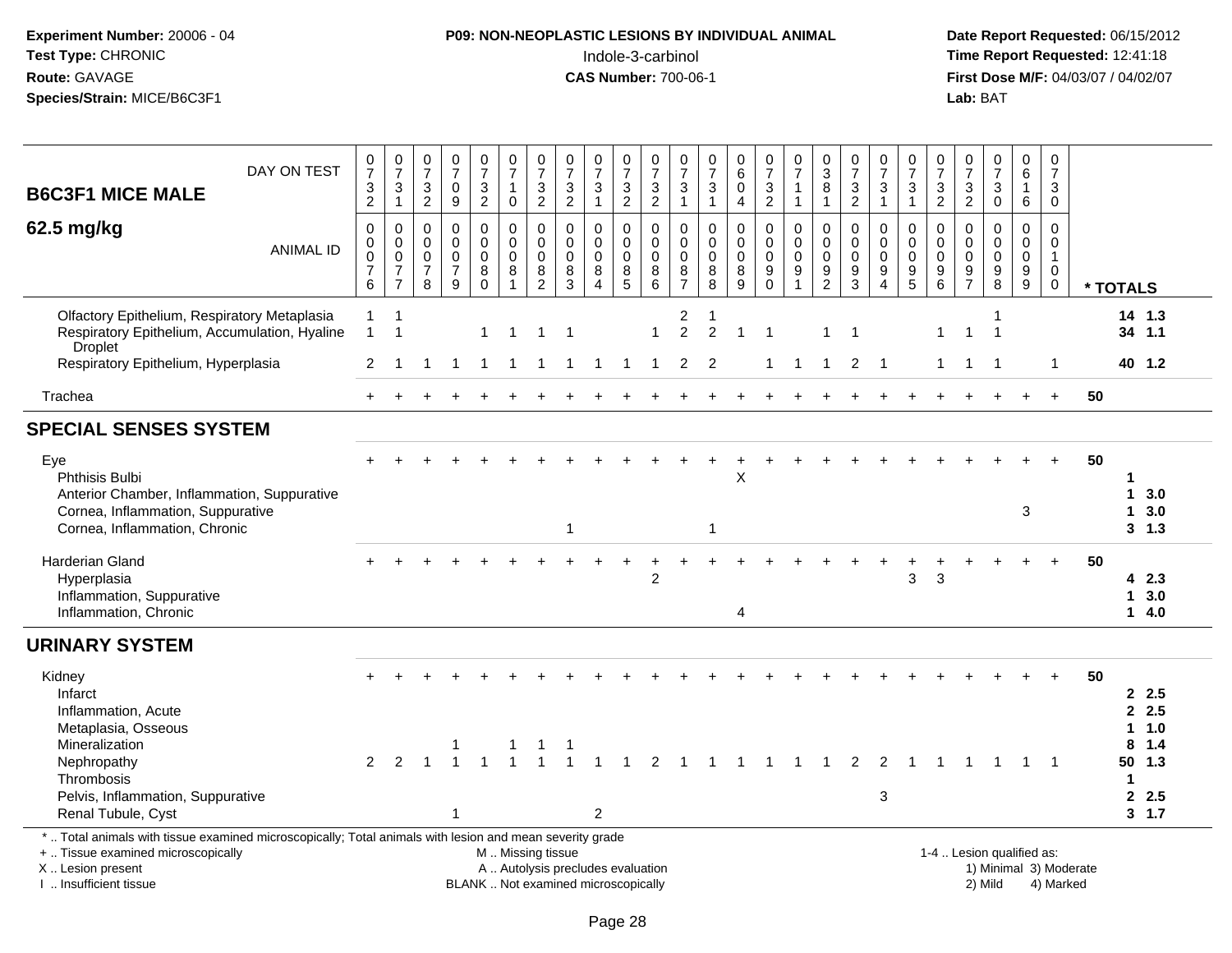Experiment Number: 20006 - 04
Test Type: CHRONIC
Route: GAVAGE
Species/Strain: MICE/B6C3F1

**P09: NON-NEOPLASTIC LESIONS BY INDIVIDUAL ANIMAL**
Indole-3-carbinol
**CAS Number:** 700-06-1

Date Report Requested: 06/15/2012
Time Report Requested: 12:41:18
First Dose M/F: 04/03/07 / 04/02/07
Lab: BAT

## B6C3F1 MICE MALE 62.5 mg/kg

| DAY ON TEST | 0732 | 0731 | 0732 | 0709 | 0732 | 0710 | 0732 | 0732 | 0731 | 0732 | 0732 | 0731 | 0731 | 0604 | 0732 | 0711 | 0381 | 0732 | 0731 | 0731 | 0732 | 0732 | 0730 | 0616 | 0730 | |
|---|---|---|---|---|---|---|---|---|---|---|---|---|---|---|---|---|---|---|---|---|---|---|---|---|---|---|
| **ANIMAL ID** | 0000076 | 0000077 | 0000078 | 0000079 | 0000080 | 0000081 | 0000082 | 0000083 | 0000084 | 0000085 | 0000086 | 0000087 | 0000088 | 0000089 | 0000090 | 0000091 | 0000092 | 0000093 | 0000094 | 0000095 | 0000096 | 0000097 | 0000098 | 0000099 | 0000100 | *** TOTALS** |
| Olfactory Epithelium, Respiratory Metaplasia | 1 | 1 | | | | | | | | | | 2 | 1 | | | | | | | | | | 1 | | | 14 1.3 |
| Respiratory Epithelium, Accumulation, Hyaline Droplet | 1 | 1 | | | 1 | 1 | 1 | 1 | | | 1 | 2 | 2 | 1 | 1 | | 1 | 1 | | | 1 | 1 | 1 | | | 34 1.1 |
| Respiratory Epithelium, Hyperplasia | 2 | 1 | 1 | 1 | 1 | 1 | 1 | 1 | 1 | 1 | 1 | 2 | 2 | | 1 | 1 | 1 | 2 | 1 | | 1 | 1 | 1 | | 1 | 40 1.2 |
| Trachea | + | + | + | + | + | + | + | + | + | + | + | + | + | + | + | + | + | + | + | + | + | + | + | + | + | 50 |
| **SPECIAL SENSES SYSTEM** | | | | | | | | | | | | | | | | | | | | | | | | | | |
| Eye | + | + | + | + | + | + | + | + | + | + | + | + | + | + | + | + | + | + | + | + | + | + | + | + | + | 50 |
| Phthisis Bulbi | | | | | | | | | | | | | | X | | | | | | | | | | | | 1 |
| Anterior Chamber, Inflammation, Suppurative | | | | | | | | | | | | | | | | | | | | | | | | | | 1 3.0 |
| Cornea, Inflammation, Suppurative | | | | | | | | | | | | | | | | | | | | | | | | 3 | | 1 3.0 |
| Cornea, Inflammation, Chronic | | | | | | | | 1 | | | | | 1 | | | | | | | | | | | | | 3 1.3 |
| Harderian Gland | + | + | + | + | + | + | + | + | + | + | + | + | + | + | + | + | + | + | + | + | + | + | + | + | + | 50 |
| Hyperplasia | | | | | | | | | | | 2 | | | | | | | | | 3 | 3 | | | | | 4 2.3 |
| Inflammation, Suppurative | | | | | | | | | | | | | | | | | | | | | | | | | | 1 3.0 |
| Inflammation, Chronic | | | | | | | | | | | | | | 4 | | | | | | | | | | | | 1 4.0 |
| **URINARY SYSTEM** | | | | | | | | | | | | | | | | | | | | | | | | | | |
| Kidney | + | + | + | + | + | + | + | + | + | + | + | + | + | + | + | + | + | + | + | + | + | + | + | + | + | 50 |
| Infarct | | | | | | | | | | | | | | | | | | | | | | | | | | 2 2.5 |
| Inflammation, Acute | | | | | | | | | | | | | | | | | | | | | | | | | | 2 2.5 |
| Metaplasia, Osseous | | | | | | | | | | | | | | | | | | | | | | | | | | 1 1.0 |
| Mineralization | | | | 1 | | 1 | 1 | 1 | | | | | | | | | | | | | | | | | | 8 1.4 |
| Nephropathy | 2 | 2 | 1 | 1 | 1 | 1 | 1 | 1 | 1 | 1 | 2 | 1 | 1 | 1 | 1 | 1 | 1 | 2 | 2 | 1 | 1 | 1 | 1 | 1 | 1 | 50 1.3 |
| Thrombosis | | | | | | | | | | | | | | | | | | | | | | | | | | 1 |
| Pelvis, Inflammation, Suppurative | | | | | | | | | | | | | | | | | | | 3 | | | | | | | 2 2.5 |
| Renal Tubule, Cyst | | | | 1 | | | | | 2 | | | | | | | | | | | | | | | | | 3 1.7 |

\* .. Total animals with tissue examined microscopically; Total animals with lesion and mean severity grade
+ .. Tissue examined microscopically
X .. Lesion present
I .. Insufficient tissue
M .. Missing tissue
A .. Autolysis precludes evaluation
BLANK .. Not examined microscopically
1-4 .. Lesion qualified as: 1) Minimal 2) Mild 3) Moderate 4) Marked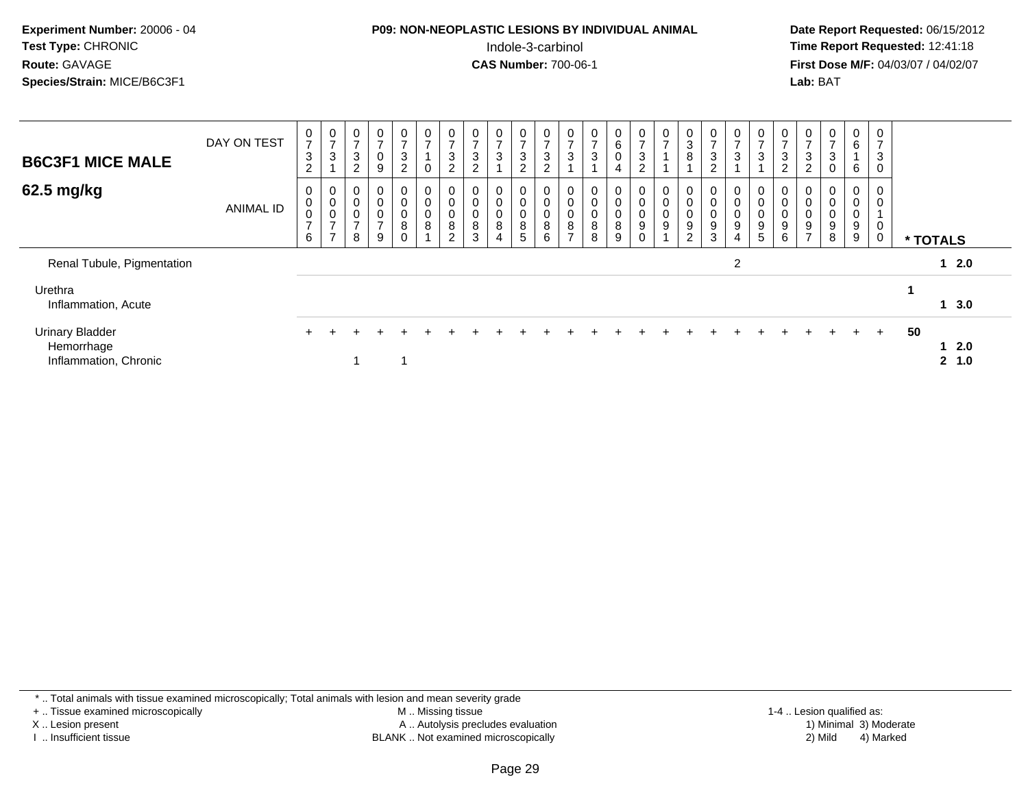**Experiment Number:** 20006 - 04
**Test Type:** CHRONIC
**Route:** GAVAGE
**Species/Strain:** MICE/B6C3F1

**P09: NON-NEOPLASTIC LESIONS BY INDIVIDUAL ANIMAL**
Indole-3-carbinol
**CAS Number:** 700-06-1

**Date Report Requested:** 06/15/2012
**Time Report Requested:** 12:41:18
**First Dose M/F:** 04/03/07 / 04/02/07
**Lab:** BAT

## B6C3F1 MICE MALE
## 62.5 mg/kg

| DAY ON TEST | 0732 | 0731 | 0732 | 0709 | 0732 | 0710 | 0732 | 0732 | 0731 | 0732 | 0732 | 0731 | 0731 | 0604 | 0732 | 0711 | 0381 | 0732 | 0731 | 0731 | 0732 | 0732 | 0730 | 0616 | 0730 | |
|---|---|---|---|---|---|---|---|---|---|---|---|---|---|---|---|---|---|---|---|---|---|---|---|---|---|---|
| **ANIMAL ID** | 00076 | 00077 | 00078 | 00079 | 00080 | 00081 | 00082 | 00083 | 00084 | 00085 | 00086 | 00087 | 00088 | 00089 | 00090 | 00091 | 00092 | 00093 | 00094 | 00095 | 00096 | 00097 | 00098 | 00099 | 00100 | **\* TOTALS** |
| Renal Tubule, Pigmentation | | | | | | | | | | | | | | | | | | | 2 | | | | | | | 1 2.0 |
| Urethra | | | | | | | | | | | | | | | | | | | | | | | | | | 1 |
| Inflammation, Acute | | | | | | | | | | | | | | | | | | | | | | | | | | 1 3.0 |
| Urinary Bladder | + | + | + | + | + | + | + | + | + | + | + | + | + | + | + | + | + | + | + | + | + | + | + | + | + | 50 |
| Hemorrhage | | | | | | | | | | | | | | | | | | | | | | | | | | 1 2.0 |
| Inflammation, Chronic | | | 1 | | 1 | | | | | | | | | | | | | | | | | | | | | 2 1.0 |

\* .. Total animals with tissue examined microscopically; Total animals with lesion and mean severity grade
+ .. Tissue examined microscopically
X .. Lesion present
I .. Insufficient tissue
M .. Missing tissue
A .. Autolysis precludes evaluation
BLANK .. Not examined microscopically
1-4 .. Lesion qualified as:
1) Minimal 3) Moderate
2) Mild 4) Marked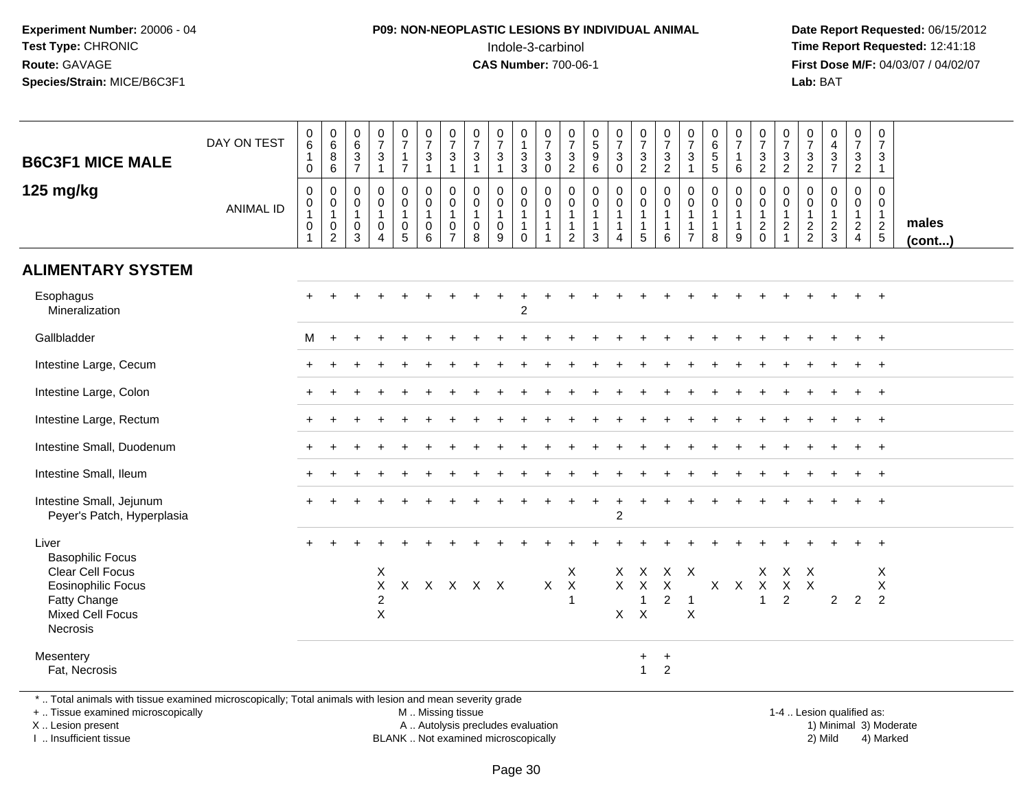**Experiment Number:** 20006 - 04
**Test Type:** CHRONIC
**Route:** GAVAGE
**Species/Strain:** MICE/B6C3F1

**P09: NON-NEOPLASTIC LESIONS BY INDIVIDUAL ANIMAL**
Indole-3-carbinol
**CAS Number:** 700-06-1

**Date Report Requested:** 06/15/2012
**Time Report Requested:** 12:41:18
**First Dose M/F:** 04/03/07 / 04/02/07
**Lab:** BAT

## B6C3F1 MICE MALE
## 125 mg/kg

| DAY ON TEST | 610 | 686 | 637 | 731 | 717 | 731 | 731 | 731 | 731 | 133 | 730 | 732 | 596 | 730 | 732 | 732 | 731 | 655 | 716 | 732 | 732 | 732 | 437 | 732 | 731 | |
|---|---|---|---|---|---|---|---|---|---|---|---|---|---|---|---|---|---|---|---|---|---|---|---|---|---|---|
| **ANIMAL ID** | 00101 | 00102 | 00103 | 00104 | 00105 | 00106 | 00107 | 00108 | 00109 | 00110 | 00111 | 00112 | 00113 | 00114 | 00115 | 00116 | 00117 | 00118 | 00119 | 00120 | 00121 | 00122 | 00123 | 00124 | 00125 | **males (cont...)** |
| **ALIMENTARY SYSTEM** | | | | | | | | | | | | | | | | | | | | | | | | | | |
| Esophagus | + | + | + | + | + | + | + | + | + | + | + | + | + | + | + | + | + | + | + | + | + | + | + | + | + | |
| Mineralization | | | | | | | | | | 2 | | | | | | | | | | | | | | | | |
| Gallbladder | M | + | + | + | + | + | + | + | + | + | + | + | + | + | + | + | + | + | + | + | + | + | + | + | + | |
| Intestine Large, Cecum | + | + | + | + | + | + | + | + | + | + | + | + | + | + | + | + | + | + | + | + | + | + | + | + | + | |
| Intestine Large, Colon | + | + | + | + | + | + | + | + | + | + | + | + | + | + | + | + | + | + | + | + | + | + | + | + | + | |
| Intestine Large, Rectum | + | + | + | + | + | + | + | + | + | + | + | + | + | + | + | + | + | + | + | + | + | + | + | + | + | |
| Intestine Small, Duodenum | + | + | + | + | + | + | + | + | + | + | + | + | + | + | + | + | + | + | + | + | + | + | + | + | + | |
| Intestine Small, Ileum | + | + | + | + | + | + | + | + | + | + | + | + | + | + | + | + | + | + | + | + | + | + | + | + | + | |
| Intestine Small, Jejunum | + | + | + | + | + | + | + | + | + | + | + | + | + | + | + | + | + | + | + | + | + | + | + | + | + | |
| Peyer's Patch, Hyperplasia | | | | | | | | | | | | | | 2 | | | | | | | | | | | | |
| Liver | + | + | + | + | + | + | + | + | + | + | + | + | + | + | + | + | + | + | + | + | + | + | + | + | + | |
| Basophilic Focus | | | | | | | | | | | | | | | | | | | | | | | | | | |
| Clear Cell Focus | | | | X | | | | | | | | X | | X | X | X | X | | | X | X | X | | | X | |
| Eosinophilic Focus | | | | X | X | X | X | X | X | | X | X | | X | X | X | | X | X | X | X | X | | | X | |
| Fatty Change | | | | 2 | | | | | | | | 1 | | | 1 | 2 | 1 | | | 1 | 2 | | 2 | 2 | 2 | |
| Mixed Cell Focus | | | | X | | | | | | | | | | X | X | | X | | | | | | | | | |
| Necrosis | | | | | | | | | | | | | | | | | | | | | | | | | | |
| Mesentery | | | | | | | | | | | | | | | + | + | | | | | | | | | | |
| Fat, Necrosis | | | | | | | | | | | | | | | 1 | 2 | | | | | | | | | | |

\* .. Total animals with tissue examined microscopically; Total animals with lesion and mean severity grade
+ .. Tissue examined microscopically
X .. Lesion present
I .. Insufficient tissue

M .. Missing tissue
A .. Autolysis precludes evaluation
BLANK .. Not examined microscopically

1-4 .. Lesion qualified as:
1) Minimal 3) Moderate
2) Mild 4) Marked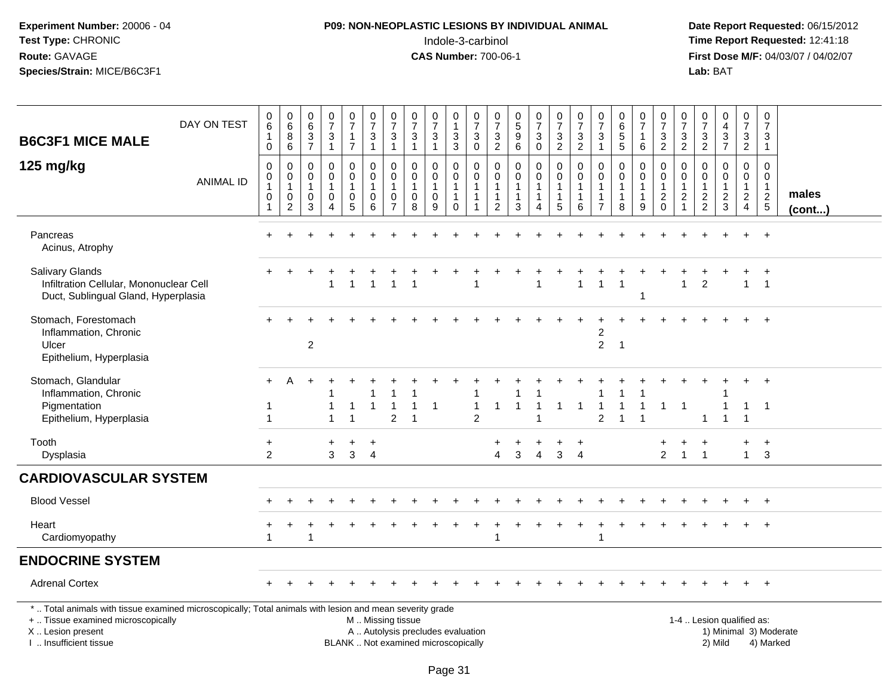**Experiment Number:** 20006 - 04
**Test Type:** CHRONIC
**Route:** GAVAGE
**Species/Strain:** MICE/B6C3F1

**P09: NON-NEOPLASTIC LESIONS BY INDIVIDUAL ANIMAL**
Indole-3-carbinol
**CAS Number:** 700-06-1

**Date Report Requested:** 06/15/2012
**Time Report Requested:** 12:41:18
**First Dose M/F:** 04/03/07 / 04/02/07
**Lab:** BAT

## B6C3F1 MICE MALE 125 mg/kg

| DAY ON TEST | 0610 | 0686 | 0637 | 0731 | 0717 | 0731 | 0731 | 0731 | 0731 | 0133 | 0730 | 0732 | 0596 | 0730 | 0732 | 0732 | 0731 | 0655 | 0716 | 0732 | 0732 | 0732 | 0437 | 0732 | 0731 | |
|---|---|---|---|---|---|---|---|---|---|---|---|---|---|---|---|---|---|---|---|---|---|---|---|---|---|---|
| **ANIMAL ID** | 00101 | 00102 | 00103 | 00104 | 00105 | 00106 | 00107 | 00108 | 00109 | 00110 | 00111 | 00112 | 00113 | 00114 | 00115 | 00116 | 00117 | 00118 | 00119 | 00120 | 00121 | 00122 | 00123 | 00124 | 00125 | **males (cont...)** |
| Pancreas | + | + | + | + | + | + | + | + | + | + | + | + | + | + | + | + | + | + | + | + | + | + | + | + | + | |
| Acinus, Atrophy | | | | | | | | | | | | | | | | | | | | | | | | | | |
| Salivary Glands | + | + | + | + | + | + | + | + | + | + | + | + | + | + | + | + | + | + | + | + | + | + | + | + | + | |
| Infiltration Cellular, Mononuclear Cell | | | | 1 | 1 | 1 | 1 | 1 | | | 1 | | | 1 | | 1 | 1 | 1 | | | 1 | 2 | | 1 | 1 | |
| Duct, Sublingual Gland, Hyperplasia | | | | | | | | | | | | | | | | | | | 1 | | | | | | | |
| Stomach, Forestomach | + | + | + | + | + | + | + | + | + | + | + | + | + | + | + | + | + | + | + | + | + | + | + | + | + | |
| Inflammation, Chronic | | | | | | | | | | | | | | | | | 2 | | | | | | | | | |
| Ulcer | | | 2 | | | | | | | | | | | | | | 2 | 1 | | | | | | | | |
| Epithelium, Hyperplasia | | | | | | | | | | | | | | | | | | | | | | | | | | |
| Stomach, Glandular | + | A | + | + | + | + | + | + | + | + | + | + | + | + | + | + | + | + | + | + | + | + | + | + | + | |
| Inflammation, Chronic | | | | 1 | | 1 | 1 | 1 | | | 1 | | 1 | 1 | | | 1 | 1 | 1 | | | | 1 | | | |
| Pigmentation | 1 | | | 1 | 1 | 1 | 1 | 1 | 1 | | 1 | 1 | 1 | 1 | 1 | 1 | 1 | 1 | 1 | 1 | 1 | | 1 | 1 | 1 | |
| Epithelium, Hyperplasia | 1 | | | 1 | 1 | | 2 | 1 | | | 2 | | | 1 | | | 2 | 1 | 1 | | | 1 | 1 | 1 | | |
| Tooth | + | | | + | + | + | | | | | | + | + | + | + | + | | | | + | + | + | | + | + | |
| Dysplasia | 2 | | | 3 | 3 | 4 | | | | | | 4 | 3 | 4 | 3 | 4 | | | | 2 | 1 | 1 | | 1 | 3 | |
| **CARDIOVASCULAR SYSTEM** | | | | | | | | | | | | | | | | | | | | | | | | | | |
| Blood Vessel | + | + | + | + | + | + | + | + | + | + | + | + | + | + | + | + | + | + | + | + | + | + | + | + | + | |
| Heart | + | + | + | + | + | + | + | + | + | + | + | + | + | + | + | + | + | + | + | + | + | + | + | + | + | |
| Cardiomyopathy | 1 | | 1 | | | | | | | | | 1 | | | | | 1 | | | | | | | | | |
| **ENDOCRINE SYSTEM** | | | | | | | | | | | | | | | | | | | | | | | | | | |
| Adrenal Cortex | + | + | + | + | + | + | + | + | + | + | + | + | + | + | + | + | + | + | + | + | + | + | + | + | + | |

\* .. Total animals with tissue examined microscopically; Total animals with lesion and mean severity grade
\+ .. Tissue examined microscopically
X .. Lesion present
I .. Insufficient tissue

M .. Missing tissue
A .. Autolysis precludes evaluation
BLANK .. Not examined microscopically

1-4 .. Lesion qualified as:
1) Minimal 3) Moderate
2) Mild 4) Marked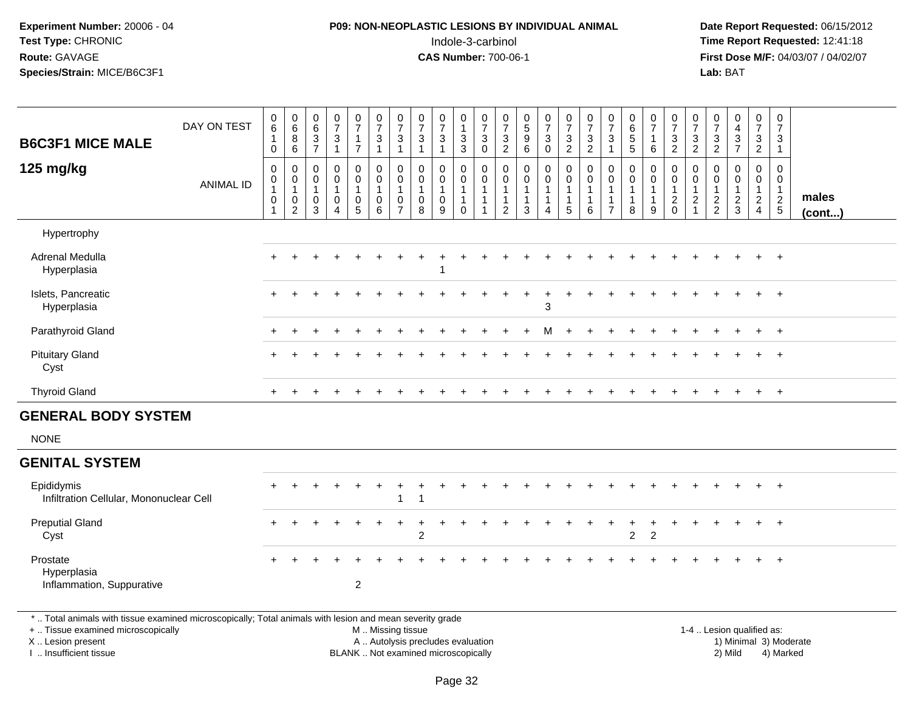**Experiment Number:** 20006 - 04
**Test Type:** CHRONIC
**Route:** GAVAGE
**Species/Strain:** MICE/B6C3F1

**P09: NON-NEOPLASTIC LESIONS BY INDIVIDUAL ANIMAL**
Indole-3-carbinol
**CAS Number:** 700-06-1

**Date Report Requested:** 06/15/2012
**Time Report Requested:** 12:41:18
**First Dose M/F:** 04/03/07 / 04/02/07
**Lab:** BAT

| B6C3F1 MICE MALE 125 mg/kg | | | | | | | | | | | | | | | | | | | | | | | | | | |
|---|---|---|---|---|---|---|---|---|---|---|---|---|---|---|---|---|---|---|---|---|---|---|---|---|---|---|
| DAY ON TEST | 0610 | 0686 | 0637 | 0731 | 0717 | 0731 | 0731 | 0731 | 0731 | 0133 | 0730 | 0732 | 0596 | 0730 | 0732 | 0732 | 0731 | 0655 | 0716 | 0732 | 0732 | 0732 | 0437 | 0732 | 0731 | |
| ANIMAL ID | 00101 | 00102 | 00103 | 00104 | 00105 | 00106 | 00107 | 00108 | 00109 | 00110 | 00111 | 00112 | 00113 | 00114 | 00115 | 00116 | 00117 | 00118 | 00119 | 00120 | 00121 | 00122 | 00123 | 00124 | 00125 | males (cont...) |
| Hypertrophy | | | | | | | | | | | | | | | | | | | | | | | | | | |
| Adrenal Medulla | + | + | + | + | + | + | + | + | + | + | + | + | + | + | + | + | + | + | + | + | + | + | + | + | + | |
| Hyperplasia | | | | | | | | | 1 | | | | | | | | | | | | | | | | | |
| Islets, Pancreatic | + | + | + | + | + | + | + | + | + | + | + | + | + | + | + | + | + | + | + | + | + | + | + | + | + | |
| Hyperplasia | | | | | | | | | | | | | | 3 | | | | | | | | | | | | |
| Parathyroid Gland | + | + | + | + | + | + | + | + | + | + | + | + | + | M | + | + | + | + | + | + | + | + | + | + | + | |
| Pituitary Gland | + | + | + | + | + | + | + | + | + | + | + | + | + | + | + | + | + | + | + | + | + | + | + | + | + | |
| Cyst | | | | | | | | | | | | | | | | | | | | | | | | | | |
| Thyroid Gland | + | + | + | + | + | + | + | + | + | + | + | + | + | + | + | + | + | + | + | + | + | + | + | + | + | |
| **GENERAL BODY SYSTEM** | | | | | | | | | | | | | | | | | | | | | | | | | | |
| NONE | | | | | | | | | | | | | | | | | | | | | | | | | | |
| **GENITAL SYSTEM** | | | | | | | | | | | | | | | | | | | | | | | | | | |
| Epididymis | + | + | + | + | + | + | + | + | + | + | + | + | + | + | + | + | + | + | + | + | + | + | + | + | + | |
| Infiltration Cellular, Mononuclear Cell | | | | | | | 1 | 1 | | | | | | | | | | | | | | | | | | |
| Preputial Gland | + | + | + | + | + | + | + | + | + | + | + | + | + | + | + | + | + | + | + | + | + | + | + | + | + | |
| Cyst | | | | | | | | 2 | | | | | | | | | | 2 | 2 | | | | | | | |
| Prostate | + | + | + | + | + | + | + | + | + | + | + | + | + | + | + | + | + | + | + | + | + | + | + | + | + | |
| Hyperplasia | | | | | | | | | | | | | | | | | | | | | | | | | | |
| Inflammation, Suppurative | | | | | 2 | | | | | | | | | | | | | | | | | | | | | |

\* .. Total animals with tissue examined microscopically; Total animals with lesion and mean severity grade
+ .. Tissue examined microscopically
X .. Lesion present
I .. Insufficient tissue
M .. Missing tissue
A .. Autolysis precludes evaluation
BLANK .. Not examined microscopically
1-4 .. Lesion qualified as: 1) Minimal 2) Mild 3) Moderate 4) Marked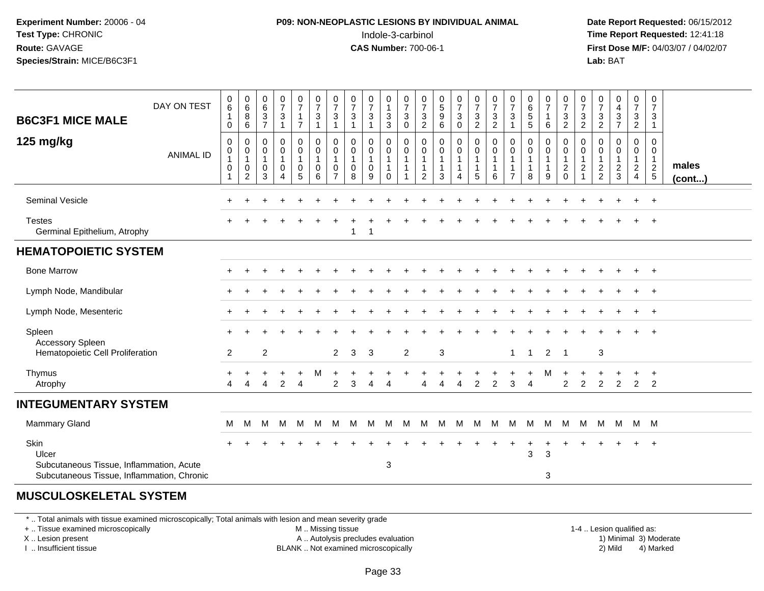**Experiment Number:** 20006 - 04
**Test Type:** CHRONIC
**Route:** GAVAGE
**Species/Strain:** MICE/B6C3F1

**P09: NON-NEOPLASTIC LESIONS BY INDIVIDUAL ANIMAL**
Indole-3-carbinol
**CAS Number:** 700-06-1

**Date Report Requested:** 06/15/2012
**Time Report Requested:** 12:41:18
**First Dose M/F:** 04/03/07 / 04/02/07
**Lab:** BAT

## B6C3F1 MICE MALE 125 mg/kg

| | 1 | 2 | 3 | 4 | 5 | 6 | 7 | 8 | 9 | 10 | 11 | 12 | 13 | 14 | 15 | 16 | 17 | 18 | 19 | 20 | 21 | 22 | 23 | 24 | 25 | |
|---|---|---|---|---|---|---|---|---|---|---|---|---|---|---|---|---|---|---|---|---|---|---|---|---|---|---|
| DAY ON TEST | 0610 | 0686 | 0637 | 0731 | 0717 | 0731 | 0731 | 0731 | 0731 | 0133 | 0730 | 0732 | 0596 | 0730 | 0732 | 0732 | 0731 | 0655 | 0716 | 0732 | 0732 | 0732 | 0437 | 0732 | 0731 | |
| ANIMAL ID | 0010 1 | 0010 2 | 0010 3 | 0010 4 | 0010 5 | 0010 6 | 0010 7 | 0010 8 | 0010 9 | 0011 0 | 0011 1 | 0011 2 | 0011 3 | 0011 4 | 0011 5 | 0011 6 | 0011 7 | 0011 8 | 0011 9 | 0012 0 | 0012 1 | 0012 2 | 0012 3 | 0012 4 | 0012 5 | males (cont...) |
| Seminal Vesicle | + | + | + | + | + | + | + | + | + | + | + | + | + | + | + | + | + | + | + | + | + | + | + | + | + | |
| Testes | + | + | + | + | + | + | + | + | + | + | + | + | + | + | + | + | + | + | + | + | + | + | + | + | + | |
| Germinal Epithelium, Atrophy | | | | | | | | 1 | 1 | | | | | | | | | | | | | | | | | |
| **HEMATOPOIETIC SYSTEM** | | | | | | | | | | | | | | | | | | | | | | | | | | |
| Bone Marrow | + | + | + | + | + | + | + | + | + | + | + | + | + | + | + | + | + | + | + | + | + | + | + | + | + | |
| Lymph Node, Mandibular | + | + | + | + | + | + | + | + | + | + | + | + | + | + | + | + | + | + | + | + | + | + | + | + | + | |
| Lymph Node, Mesenteric | + | + | + | + | + | + | + | + | + | + | + | + | + | + | + | + | + | + | + | + | + | + | + | + | + | |
| Spleen | + | + | + | + | + | + | + | + | + | + | + | + | + | + | + | + | + | + | + | + | + | + | + | + | + | |
| Accessory Spleen | | | | | | | | | | | | | | | | | | | | | | | | | | |
| Hematopoietic Cell Proliferation | 2 | | 2 | | | | 2 | 3 | 3 | | 2 | | 3 | | | | 1 | 1 | 2 | 1 | | 3 | | | | |
| Thymus | + | + | + | + | + | M | + | + | + | + | + | + | + | + | + | + | + | + | M | + | + | + | + | + | + | |
| Atrophy | 4 | 4 | 4 | 2 | 4 | | 2 | 3 | 4 | 4 | | 4 | 4 | 4 | 2 | 2 | 3 | 4 | | 2 | 2 | 2 | 2 | 2 | 2 | |
| **INTEGUMENTARY SYSTEM** | | | | | | | | | | | | | | | | | | | | | | | | | | |
| Mammary Gland | M | M | M | M | M | M | M | M | M | M | M | M | M | M | M | M | M | M | M | M | M | M | M | M | M | |
| Skin | + | + | + | + | + | + | + | + | + | + | + | + | + | + | + | + | + | + | + | + | + | + | + | + | + | |
| Ulcer | | | | | | | | | | | | | | | | | | 3 | 3 | | | | | | | |
| Subcutaneous Tissue, Inflammation, Acute | | | | | | | | | | 3 | | | | | | | | | | | | | | | | |
| Subcutaneous Tissue, Inflammation, Chronic | | | | | | | | | | | | | | | | | | | 3 | | | | | | | |
| **MUSCULOSKELETAL SYSTEM** | | | | | | | | | | | | | | | | | | | | | | | | | | |

\* .. Total animals with tissue examined microscopically; Total animals with lesion and mean severity grade
+ .. Tissue examined microscopically
X .. Lesion present
I .. Insufficient tissue
M .. Missing tissue
A .. Autolysis precludes evaluation
BLANK .. Not examined microscopically
1-4 .. Lesion qualified as: 1) Minimal 2) Mild 3) Moderate 4) Marked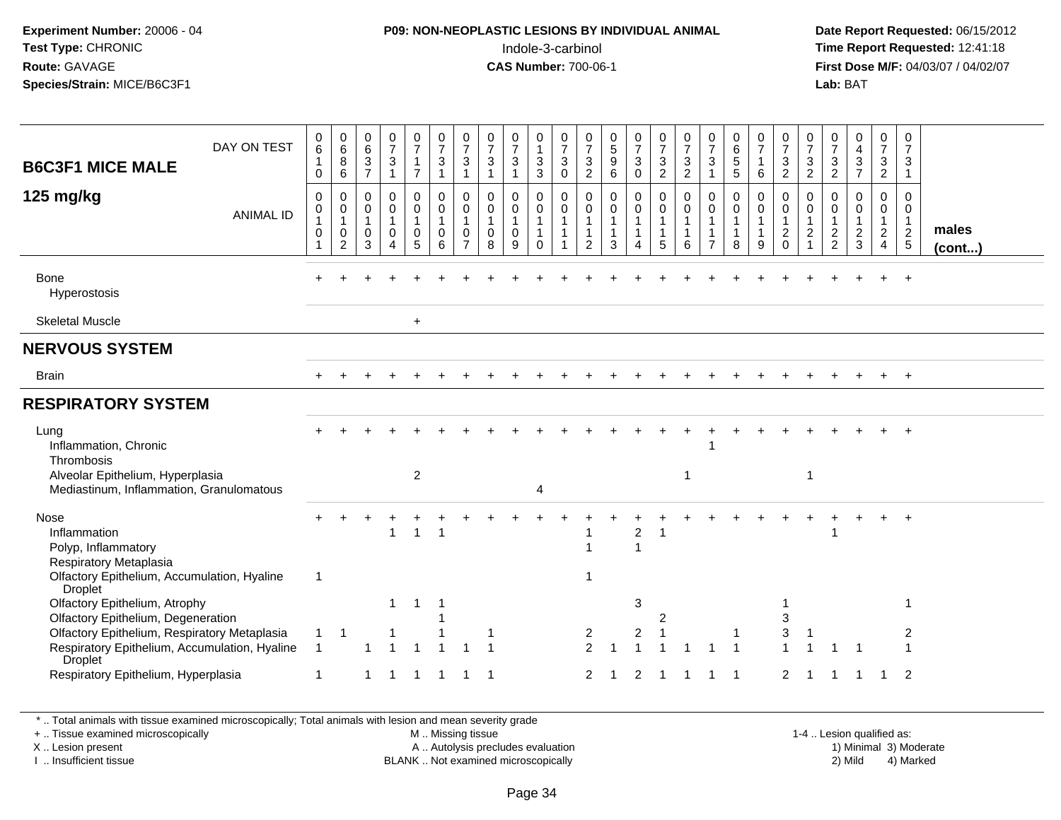**Experiment Number:** 20006 - 04
**Test Type:** CHRONIC
**Route:** GAVAGE
**Species/Strain:** MICE/B6C3F1

**P09: NON-NEOPLASTIC LESIONS BY INDIVIDUAL ANIMAL**
Indole-3-carbinol
**CAS Number:** 700-06-1

**Date Report Requested:** 06/15/2012
**Time Report Requested:** 12:41:18
**First Dose M/F:** 04/03/07 / 04/02/07
**Lab:** BAT

## B6C3F1 MICE MALE
## 125 mg/kg

| DAY ON TEST | 0610 | 0686 | 0637 | 0731 | 0717 | 0731 | 0731 | 0731 | 0731 | 0133 | 0730 | 0732 | 0596 | 0730 | 0732 | 0732 | 0731 | 0655 | 0716 | 0732 | 0732 | 0732 | 0437 | 0732 | 0731 | |
|---|---|---|---|---|---|---|---|---|---|---|---|---|---|---|---|---|---|---|---|---|---|---|---|---|---|---|
| **ANIMAL ID** | 0010 1 | 0010 2 | 0010 3 | 0010 4 | 0010 5 | 0010 6 | 0010 7 | 0010 8 | 0010 9 | 0011 0 | 0011 1 | 0011 2 | 0011 3 | 0011 4 | 0011 5 | 0011 6 | 0011 7 | 0011 8 | 0011 9 | 0012 0 | 0012 1 | 0012 2 | 0012 3 | 0012 4 | 0012 5 | **males (cont...)** |
| Bone | + | + | + | + | + | + | + | + | + | + | + | + | + | + | + | + | + | + | + | + | + | + | + | + | + | |
| Hyperostosis | | | | | | | | | | | | | | | | | | | | | | | | | | |
| Skeletal Muscle | | | | | + | | | | | | | | | | | | | | | | | | | | | |
| **NERVOUS SYSTEM** | | | | | | | | | | | | | | | | | | | | | | | | | | |
| Brain | + | + | + | + | + | + | + | + | + | + | + | + | + | + | + | + | + | + | + | + | + | + | + | + | + | |
| **RESPIRATORY SYSTEM** | | | | | | | | | | | | | | | | | | | | | | | | | | |
| Lung | + | + | + | + | + | + | + | + | + | + | + | + | + | + | + | + | + | + | + | + | + | + | + | + | + | |
| Inflammation, Chronic | | | | | | | | | | | | | | | | | 1 | | | | | | | | | |
| Thrombosis | | | | | | | | | | | | | | | | | | | | | | | | | | |
| Alveolar Epithelium, Hyperplasia | | | | | 2 | | | | | | | | | | | 1 | | | | | 1 | | | | | |
| Mediastinum, Inflammation, Granulomatous | | | | | | | | | | 4 | | | | | | | | | | | | | | | | |
| Nose | + | + | + | + | + | + | + | + | + | + | + | + | + | + | + | + | + | + | + | + | + | + | + | + | + | |
| Inflammation | | | | 1 | 1 | 1 | | | | | | 1 | | 2 | 1 | | | | | | | 1 | | | | |
| Polyp, Inflammatory | | | | | | | | | | | | 1 | | 1 | | | | | | | | | | | | |
| Respiratory Metaplasia | | | | | | | | | | | | | | | | | | | | | | | | | | |
| Olfactory Epithelium, Accumulation, Hyaline Droplet | 1 | | | | | | | | | | | 1 | | | | | | | | | | | | | | |
| Olfactory Epithelium, Atrophy | | | | 1 | 1 | 1 | | | | | | | | 3 | | | | | | 1 | | | | | 1 | |
| Olfactory Epithelium, Degeneration | | | | | | 1 | | | | | | | | | 2 | | | | | 3 | | | | | | |
| Olfactory Epithelium, Respiratory Metaplasia | 1 | 1 | | 1 | | 1 | | 1 | | | | 2 | | 2 | 1 | | | 1 | | 3 | 1 | | | | 2 | |
| Respiratory Epithelium, Accumulation, Hyaline Droplet | 1 | | 1 | 1 | 1 | 1 | 1 | 1 | | | | 2 | 1 | 1 | 1 | 1 | 1 | 1 | | 1 | 1 | 1 | 1 | | 1 | |
| Respiratory Epithelium, Hyperplasia | 1 | | 1 | 1 | 1 | 1 | 1 | 1 | | | | 2 | 1 | 2 | 1 | 1 | 1 | 1 | | 2 | 1 | 1 | 1 | 1 | 2 | |

\* .. Total animals with tissue examined microscopically; Total animals with lesion and mean severity grade
+ .. Tissue examined microscopically
X .. Lesion present
I .. Insufficient tissue
M .. Missing tissue
A .. Autolysis precludes evaluation
BLANK .. Not examined microscopically
1-4 .. Lesion qualified as: 1) Minimal 2) Mild 3) Moderate 4) Marked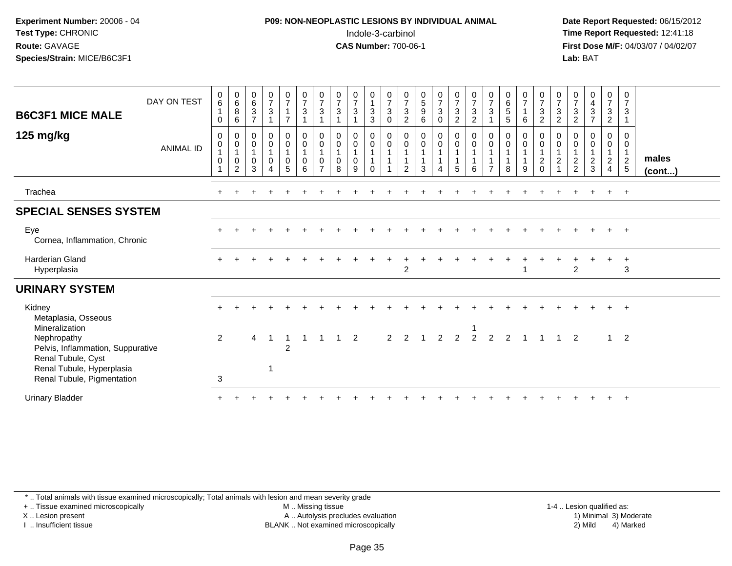**Experiment Number:** 20006 - 04
**Test Type:** CHRONIC
**Route:** GAVAGE
**Species/Strain:** MICE/B6C3F1

**P09: NON-NEOPLASTIC LESIONS BY INDIVIDUAL ANIMAL**
Indole-3-carbinol
**CAS Number:** 700-06-1

**Date Report Requested:** 06/15/2012
**Time Report Requested:** 12:41:18
**First Dose M/F:** 04/03/07 / 04/02/07
**Lab:** BAT

## B6C3F1 MICE MALE
## 125 mg/kg

| DAY ON TEST | 0610 | 0686 | 0637 | 0731 | 0717 | 0731 | 0731 | 0731 | 0731 | 0133 | 0730 | 0732 | 0596 | 0730 | 0732 | 0732 | 0731 | 0655 | 0716 | 0732 | 0732 | 0732 | 0437 | 0732 | 0731 | |
|---|---|---|---|---|---|---|---|---|---|---|---|---|---|---|---|---|---|---|---|---|---|---|---|---|---|---|
| ANIMAL ID | 0010 1 | 0010 2 | 0010 3 | 0010 4 | 0010 5 | 0010 6 | 0010 7 | 0010 8 | 0010 9 | 0011 0 | 0011 1 | 0011 2 | 0011 3 | 0011 4 | 0011 5 | 0011 6 | 0011 7 | 0011 8 | 0011 9 | 0012 0 | 0012 1 | 0012 2 | 0012 3 | 0012 4 | 0012 5 | males (cont...) |
| Trachea | + | + | + | + | + | + | + | + | + | + | + | + | + | + | + | + | + | + | + | + | + | + | + | + | + | |
| **SPECIAL SENSES SYSTEM** | | | | | | | | | | | | | | | | | | | | | | | | | | |
| Eye | + | + | + | + | + | + | + | + | + | + | + | + | + | + | + | + | + | + | + | + | + | + | + | + | + | |
| Cornea, Inflammation, Chronic | | | | | | | | | | | | | | | | | | | | | | | | | | |
| Harderian Gland | + | + | + | + | + | + | + | + | + | + | + | + | + | + | + | + | + | + | + | + | + | + | + | + | + | |
| Hyperplasia | | | | | | | | | | | | 2 | | | | | | | 1 | | | 2 | | | 3 | |
| **URINARY SYSTEM** | | | | | | | | | | | | | | | | | | | | | | | | | | |
| Kidney | + | + | + | + | + | + | + | + | + | + | + | + | + | + | + | + | + | + | + | + | + | + | + | + | + | |
| Metaplasia, Osseous | | | | | | | | | | | | | | | | | | | | | | | | | | |
| Mineralization | | | | | | | | | | | | | | | | 1 | | | | | | | | | | |
| Nephropathy | 2 | | 4 | 1 | 1 | 1 | 1 | 1 | 2 | | 2 | 2 | 1 | 2 | 2 | 2 | 2 | 2 | 1 | 1 | 1 | 2 | | 1 | 2 | |
| Pelvis, Inflammation, Suppurative | | | | | 2 | | | | | | | | | | | | | | | | | | | | | |
| Renal Tubule, Cyst | | | | | | | | | | | | | | | | | | | | | | | | | | |
| Renal Tubule, Hyperplasia | | | | 1 | | | | | | | | | | | | | | | | | | | | | | |
| Renal Tubule, Pigmentation | 3 | | | | | | | | | | | | | | | | | | | | | | | | | |
| Urinary Bladder | + | + | + | + | + | + | + | + | + | + | + | + | + | + | + | + | + | + | + | + | + | + | + | + | + | |

\* .. Total animals with tissue examined microscopically; Total animals with lesion and mean severity grade
+ .. Tissue examined microscopically
X .. Lesion present
I .. Insufficient tissue
M .. Missing tissue
A .. Autolysis precludes evaluation
BLANK .. Not examined microscopically
1-4 .. Lesion qualified as: 1) Minimal 2) Mild 3) Moderate 4) Marked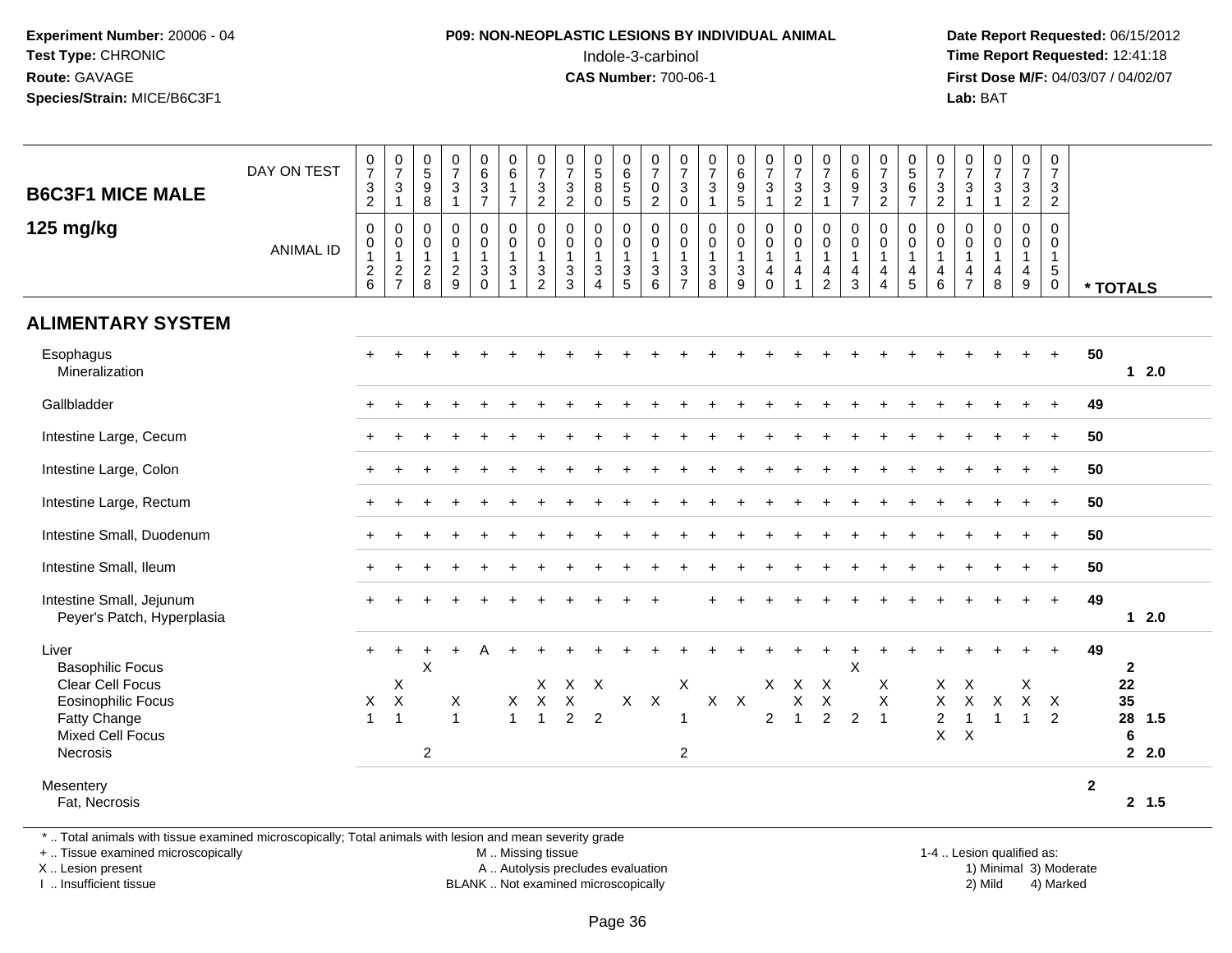**P09: NON-NEOPLASTIC LESIONS BY INDIVIDUAL ANIMAL**

Indole-3-carbinol

**CAS Number:** 700-06-1

**B6C3F1 MICE MALE**

**125 mg/kg**

| | | | | | | | | | | | | | | | | | | | | | | | | | | |
|---|---|---|---|---|---|---|---|---|---|---|---|---|---|---|---|---|---|---|---|---|---|---|---|---|---|---|
| DAY ON TEST | 0732 | 0731 | 0598 | 0731 | 0637 | 0617 | 0732 | 0732 | 0580 | 0655 | 0702 | 0730 | 0731 | 0695 | 0731 | 0732 | 0731 | 0697 | 0732 | 0567 | 0732 | 0731 | 0731 | 0732 | 0732 | |
| ANIMAL ID | 0126 | 0127 | 0128 | 0129 | 0130 | 0131 | 0132 | 0133 | 0134 | 0135 | 0136 | 0137 | 0138 | 0139 | 0140 | 0141 | 0142 | 0143 | 0144 | 0145 | 0146 | 0147 | 0148 | 0149 | 0150 | * TOTALS |
| **ALIMENTARY SYSTEM** | | | | | | | | | | | | | | | | | | | | | | | | | | |
| Esophagus | + | + | + | + | + | + | + | + | + | + | + | + | + | + | + | + | + | + | + | + | + | + | + | + | + | 50 |
| Mineralization | | | | | | | | | | | | | | | | | | | | | | | | | | 1 2.0 |
| Gallbladder | + | + | + | + | + | + | + | + | + | + | + | + | + | + | + | + | + | + | + | + | + | + | + | + | + | 49 |
| Intestine Large, Cecum | + | + | + | + | + | + | + | + | + | + | + | + | + | + | + | + | + | + | + | + | + | + | + | + | + | 50 |
| Intestine Large, Colon | + | + | + | + | + | + | + | + | + | + | + | + | + | + | + | + | + | + | + | + | + | + | + | + | + | 50 |
| Intestine Large, Rectum | + | + | + | + | + | + | + | + | + | + | + | + | + | + | + | + | + | + | + | + | + | + | + | + | + | 50 |
| Intestine Small, Duodenum | + | + | + | + | + | + | + | + | + | + | + | + | + | + | + | + | + | + | + | + | + | + | + | + | + | 50 |
| Intestine Small, Ileum | + | + | + | + | + | + | + | + | + | + | + | + | + | + | + | + | + | + | + | + | + | + | + | + | + | 50 |
| Intestine Small, Jejunum | + | + | + | + | + | + | + | + | + | + | + | | + | + | + | + | + | + | + | + | + | + | + | + | + | 49 |
| Peyer's Patch, Hyperplasia | | | | | | | | | | | | | | | | | | | | | | | | | | 1 2.0 |
| Liver | + | + | + | + | A | + | + | + | + | + | + | + | + | + | + | + | + | + | + | + | + | + | + | + | + | 49 |
| Basophilic Focus | | | X | | | | | | | | | | | | | | | X | | | | | | | | 2 |
| Clear Cell Focus | | X | | | | | X | X | X | | | X | | | X | X | X | | X | | X | X | | X | | 22 |
| Eosinophilic Focus | X | X | | X | | X | X | X | | X | X | | X | X | | X | X | | X | | X | X | X | X | X | 35 |
| Fatty Change | 1 | 1 | | 1 | | 1 | 1 | 2 | 2 | | | 1 | | | 2 | 1 | 2 | 2 | 1 | | 2 | 1 | 1 | 1 | 2 | 28 1.5 |
| Mixed Cell Focus | | | | | | | | | | | | | | | | | | | | | X | X | | | | 6 |
| Necrosis | | | 2 | | | | | | | | | 2 | | | | | | | | | | | | | | 2 2.0 |
| Mesentery | | | | | | | | | | | | | | | | | | | | | | | | | | 2 |
| Fat, Necrosis | | | | | | | | | | | | | | | | | | | | | | | | | | 2 1.5 |

* .. Total animals with tissue examined microscopically; Total animals with lesion and mean severity grade
+ .. Tissue examined microscopically
X .. Lesion present
I .. Insufficient tissue
M .. Missing tissue
A .. Autolysis precludes evaluation
BLANK .. Not examined microscopically
1-4 .. Lesion qualified as: 1) Minimal 2) Mild 3) Moderate 4) Marked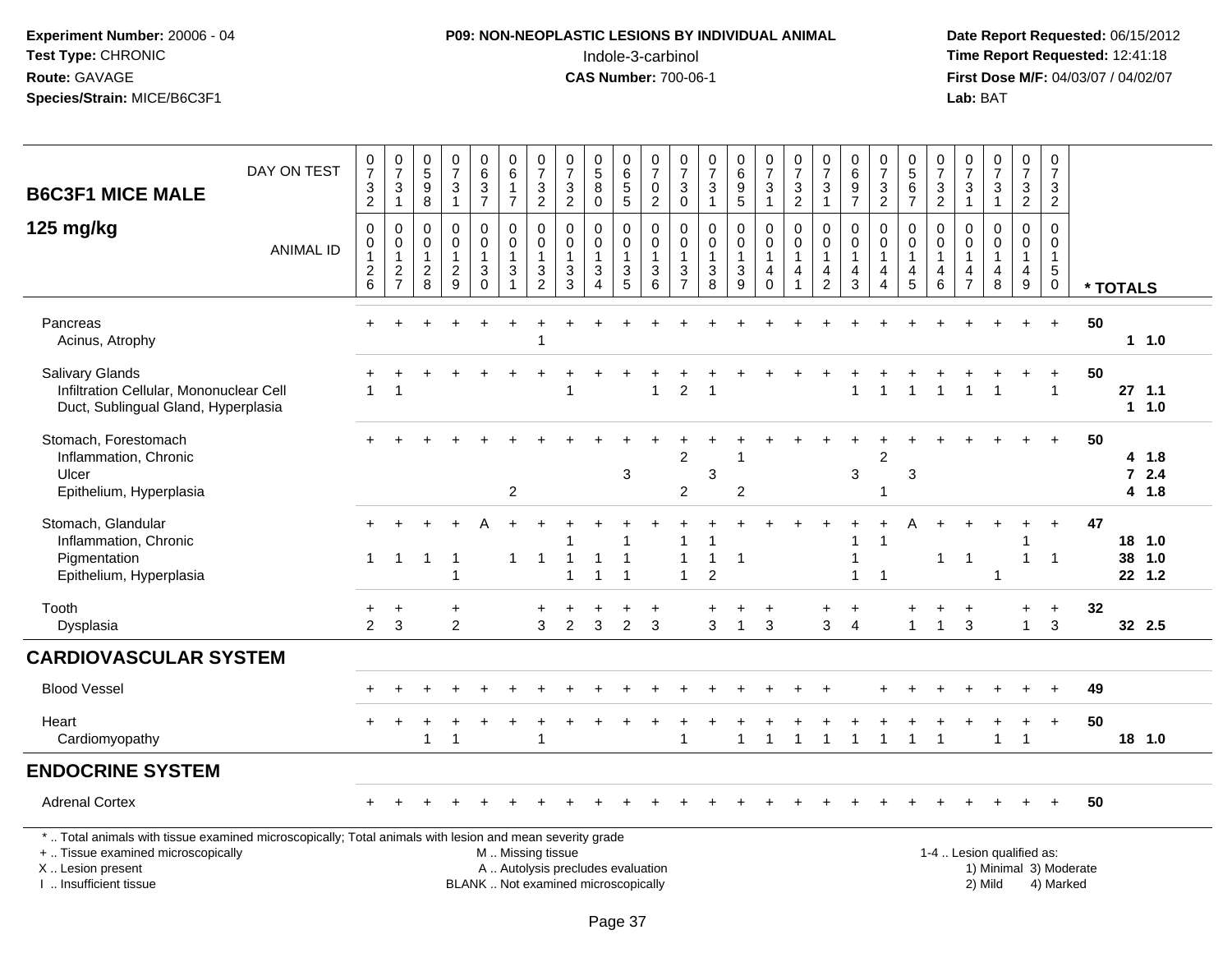**Experiment Number:** 20006 - 04
**Test Type:** CHRONIC
**Route:** GAVAGE
**Species/Strain:** MICE/B6C3F1

**P09: NON-NEOPLASTIC LESIONS BY INDIVIDUAL ANIMAL**
Indole-3-carbinol
**CAS Number:** 700-06-1

**Date Report Requested:** 06/15/2012
**Time Report Requested:** 12:41:18
**First Dose M/F:** 04/03/07 / 04/02/07
**Lab:** BAT

**B6C3F1 MICE MALE**

**125 mg/kg**

| DAY ON TEST | 0732 | 0731 | 0598 | 0731 | 0637 | 0617 | 0732 | 0732 | 0580 | 0655 | 0702 | 0730 | 0731 | 0695 | 0731 | 0732 | 0731 | 0697 | 0732 | 0567 | 0732 | 0731 | 0731 | 0732 | 0732 | |
|---|---|---|---|---|---|---|---|---|---|---|---|---|---|---|---|---|---|---|---|---|---|---|---|---|---|---|
| **ANIMAL ID** | 0126 | 0127 | 0128 | 0129 | 0130 | 0131 | 0132 | 0133 | 0134 | 0135 | 0136 | 0137 | 0138 | 0139 | 0140 | 0141 | 0142 | 0143 | 0144 | 0145 | 0146 | 0147 | 0148 | 0149 | 0150 | *** TOTALS** |
| Pancreas | + | + | + | + | + | + | + | + | + | + | + | + | + | + | + | + | + | + | + | + | + | + | + | + | + | 50 |
| Acinus, Atrophy | | | | | | | 1 | | | | | | | | | | | | | | | | | | | 1 1.0 |
| Salivary Glands | + | + | + | + | + | + | + | + | + | + | + | + | + | + | + | + | + | + | + | + | + | + | + | + | + | 50 |
| Infiltration Cellular, Mononuclear Cell | 1 | 1 | | | | | | 1 | | | 1 | 2 | 1 | | | | | 1 | 1 | 1 | 1 | 1 | 1 | | 1 | 27 1.1 |
| Duct, Sublingual Gland, Hyperplasia | | | | | | | | | | | | | | | | | | | | | | | | | | 1 1.0 |
| Stomach, Forestomach | + | + | + | + | + | + | + | + | + | + | + | + | + | + | + | + | + | + | + | + | + | + | + | + | + | 50 |
| Inflammation, Chronic | | | | | | | | | | | | 2 | | 1 | | | | | 2 | | | | | | | 4 1.8 |
| Ulcer | | | | | | | | | | 3 | | | 3 | | | | | 3 | | 3 | | | | | | 7 2.4 |
| Epithelium, Hyperplasia | | | | | | 2 | | | | | | 2 | | 2 | | | | | 1 | | | | | | | 4 1.8 |
| Stomach, Glandular | + | + | + | + | A | + | + | + | + | + | + | + | + | + | + | + | + | + | + | A | + | + | + | + | + | 47 |
| Inflammation, Chronic | | | | | | | | 1 | | 1 | | 1 | 1 | | | | | 1 | 1 | | | | | 1 | | 18 1.0 |
| Pigmentation | 1 | 1 | 1 | 1 | | 1 | 1 | 1 | 1 | 1 | | 1 | 1 | 1 | | | | 1 | | | 1 | 1 | | 1 | 1 | 38 1.0 |
| Epithelium, Hyperplasia | | | | 1 | | | | 1 | 1 | 1 | | 1 | 2 | | | | | 1 | 1 | | | | 1 | | | 22 1.2 |
| Tooth | + | + | | + | | | + | + | + | + | + | | + | + | + | | + | + | | + | + | + | | + | + | 32 |
| Dysplasia | 2 | 3 | | 2 | | | 3 | 2 | 3 | 2 | 3 | | 3 | 1 | 3 | | 3 | 4 | | 1 | 1 | 3 | | 1 | 3 | 32 2.5 |
| **CARDIOVASCULAR SYSTEM** | | | | | | | | | | | | | | | | | | | | | | | | | | |
| Blood Vessel | + | + | + | + | + | + | + | + | + | + | + | + | + | + | + | + | + | + | | + | + | + | + | + | + | 49 |
| Heart | + | + | + | + | + | + | + | + | + | + | + | + | + | + | + | + | + | + | + | + | + | + | + | + | + | 50 |
| Cardiomyopathy | | | 1 | 1 | | | 1 | | | | | 1 | | 1 | 1 | 1 | 1 | 1 | 1 | 1 | 1 | | 1 | 1 | | 18 1.0 |
| **ENDOCRINE SYSTEM** | | | | | | | | | | | | | | | | | | | | | | | | | | |
| Adrenal Cortex | + | + | + | + | + | + | + | + | + | + | + | + | + | + | + | + | + | + | + | + | + | + | + | + | + | 50 |

* .. Total animals with tissue examined microscopically; Total animals with lesion and mean severity grade
+ .. Tissue examined microscopically
X .. Lesion present
I .. Insufficient tissue

M .. Missing tissue
A .. Autolysis precludes evaluation
BLANK .. Not examined microscopically

1-4 .. Lesion qualified as:
1) Minimal 3) Moderate
2) Mild 4) Marked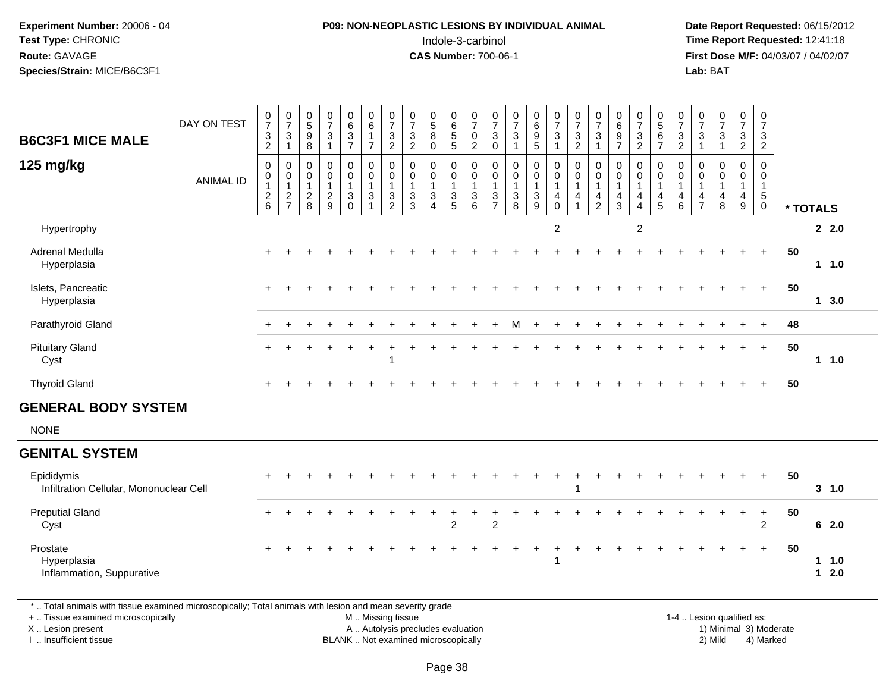**Experiment Number:** 20006 - 04
**Test Type:** CHRONIC
**Route:** GAVAGE
**Species/Strain:** MICE/B6C3F1

**P09: NON-NEOPLASTIC LESIONS BY INDIVIDUAL ANIMAL**
Indole-3-carbinol
**CAS Number:** 700-06-1

**Date Report Requested:** 06/15/2012
**Time Report Requested:** 12:41:18
**First Dose M/F:** 04/03/07 / 04/02/07
**Lab:** BAT

## B6C3F1 MICE MALE

## 125 mg/kg

| DAY ON TEST | 0732 | 0731 | 0598 | 0731 | 0637 | 0617 | 0732 | 0732 | 0580 | 0655 | 0702 | 0730 | 0731 | 0695 | 0731 | 0732 | 0731 | 0697 | 0732 | 0567 | 0732 | 0731 | 0731 | 0732 | 0732 | |
|---|---|---|---|---|---|---|---|---|---|---|---|---|---|---|---|---|---|---|---|---|---|---|---|---|---|---|
| **ANIMAL ID** | 0126 | 0127 | 0128 | 0129 | 0130 | 0131 | 0132 | 0133 | 0134 | 0135 | 0136 | 0137 | 0138 | 0139 | 0140 | 0141 | 0142 | 0143 | 0144 | 0145 | 0146 | 0147 | 0148 | 0149 | 0150 | *** TOTALS** |
| Hypertrophy | | | | | | | | | | | | | | | 2 | | | | 2 | | | | | | | 2 2.0 |
| Adrenal Medulla | + | + | + | + | + | + | + | + | + | + | + | + | + | + | + | + | + | + | + | + | + | + | + | + | + | 50 |
| Hyperplasia | | | | | | | | | | | | | | | | | | | | | | | | | | 1 1.0 |
| Islets, Pancreatic | + | + | + | + | + | + | + | + | + | + | + | + | + | + | + | + | + | + | + | + | + | + | + | + | + | 50 |
| Hyperplasia | | | | | | | | | | | | | | | | | | | | | | | | | | 1 3.0 |
| Parathyroid Gland | + | + | + | + | + | + | + | + | + | + | + | + | M | + | + | + | + | + | + | + | + | + | + | + | + | 48 |
| Pituitary Gland | + | + | + | + | + | + | + | + | + | + | + | + | + | + | + | + | + | + | + | + | + | + | + | + | + | 50 |
| Cyst | | | | | | | 1 | | | | | | | | | | | | | | | | | | | 1 1.0 |
| Thyroid Gland | + | + | + | + | + | + | + | + | + | + | + | + | + | + | + | + | + | + | + | + | + | + | + | + | + | 50 |

## GENERAL BODY SYSTEM

NONE

## GENITAL SYSTEM

| | 0126 | 0127 | 0128 | 0129 | 0130 | 0131 | 0132 | 0133 | 0134 | 0135 | 0136 | 0137 | 0138 | 0139 | 0140 | 0141 | 0142 | 0143 | 0144 | 0145 | 0146 | 0147 | 0148 | 0149 | 0150 | *** TOTALS** |
|---|---|---|---|---|---|---|---|---|---|---|---|---|---|---|---|---|---|---|---|---|---|---|---|---|---|---|
| Epididymis | + | + | + | + | + | + | + | + | + | + | + | + | + | + | + | + | + | + | + | + | + | + | + | + | + | 50 |
| Infiltration Cellular, Mononuclear Cell | | | | | | | | | | | | | | | | 1 | | | | | | | | | | 3 1.0 |
| Preputial Gland | + | + | + | + | + | + | + | + | + | + | + | + | + | + | + | + | + | + | + | + | + | + | + | + | + | 50 |
| Cyst | | | | | | | | | | 2 | | 2 | | | | | | | | | | | | | 2 | 6 2.0 |
| Prostate | + | + | + | + | + | + | + | + | + | + | + | + | + | + | + | + | + | + | + | + | + | + | + | + | + | 50 |
| Hyperplasia | | | | | | | | | | | | | | | 1 | | | | | | | | | | | 1 1.0 |
| Inflammation, Suppurative | | | | | | | | | | | | | | | | | | | | | | | | | | 1 2.0 |

\* .. Total animals with tissue examined microscopically; Total animals with lesion and mean severity grade
\+ .. Tissue examined microscopically
X .. Lesion present
I .. Insufficient tissue

M .. Missing tissue
A .. Autolysis precludes evaluation
BLANK .. Not examined microscopically

1-4 .. Lesion qualified as:
1) Minimal 3) Moderate
2) Mild 4) Marked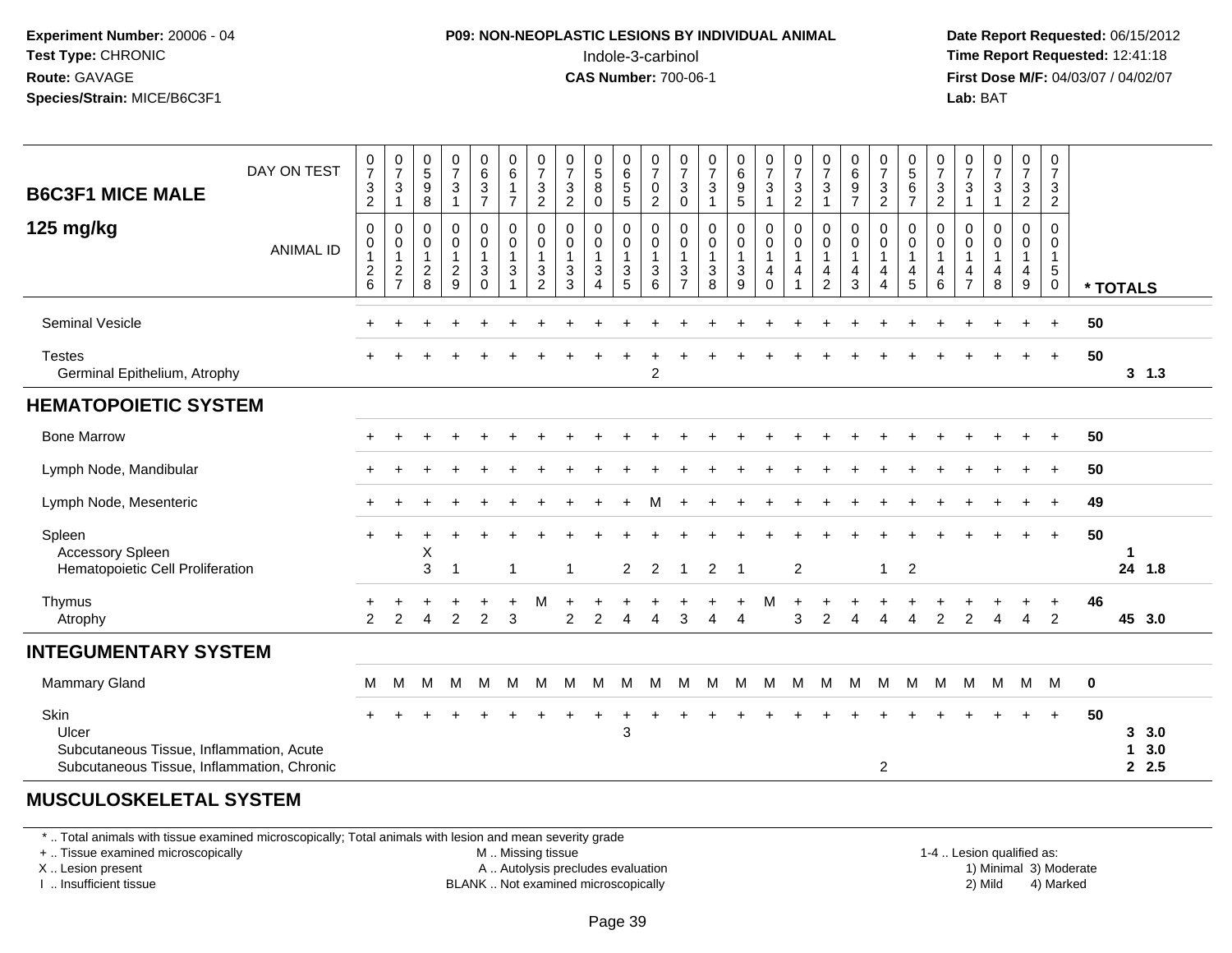Experiment Number: 20006 - 04
Test Type: CHRONIC
Route: GAVAGE
Species/Strain: MICE/B6C3F1

P09: NON-NEOPLASTIC LESIONS BY INDIVIDUAL ANIMAL
Indole-3-carbinol
CAS Number: 700-06-1

Date Report Requested: 06/15/2012
Time Report Requested: 12:41:18
First Dose M/F: 04/03/07 / 04/02/07
Lab: BAT

## B6C3F1 MICE MALE

## 125 mg/kg

| DAY ON TEST | 0732 | 0731 | 0598 | 0731 | 0637 | 0617 | 0732 | 0732 | 0580 | 0655 | 0702 | 0730 | 0731 | 0695 | 0731 | 0732 | 0731 | 0697 | 0732 | 0567 | 0732 | 0731 | 0731 | 0732 | 0732 | |
|---|---|---|---|---|---|---|---|---|---|---|---|---|---|---|---|---|---|---|---|---|---|---|---|---|---|---|
| ANIMAL ID | 0126 | 0127 | 0128 | 0129 | 0130 | 0131 | 0132 | 0133 | 0134 | 0135 | 0136 | 0137 | 0138 | 0139 | 0140 | 0141 | 0142 | 0143 | 0144 | 0145 | 0146 | 0147 | 0148 | 0149 | 0150 | * TOTALS |
| Seminal Vesicle | + | + | + | + | + | + | + | + | + | + | + | + | + | + | + | + | + | + | + | + | + | + | + | + | + | 50 |
| Testes | + | + | + | + | + | + | + | + | + | + | + | + | + | + | + | + | + | + | + | + | + | + | + | + | + | 50 |
| Germinal Epithelium, Atrophy | | | | | | | | | | | 2 | | | | | | | | | | | | | | | 3 1.3 |
| **HEMATOPOIETIC SYSTEM** | | | | | | | | | | | | | | | | | | | | | | | | | | |
| Bone Marrow | + | + | + | + | + | + | + | + | + | + | + | + | + | + | + | + | + | + | + | + | + | + | + | + | + | 50 |
| Lymph Node, Mandibular | + | + | + | + | + | + | + | + | + | + | + | + | + | + | + | + | + | + | + | + | + | + | + | + | + | 50 |
| Lymph Node, Mesenteric | + | + | + | + | + | + | + | + | + | + | M | + | + | + | + | + | + | + | + | + | + | + | + | + | + | 49 |
| Spleen | + | + | + | + | + | + | + | + | + | + | + | + | + | + | + | + | + | + | + | + | + | + | + | + | + | 50 |
| Accessory Spleen | | | X | | | | | | | | | | | | | | | | | | | | | | | 1 |
| Hematopoietic Cell Proliferation | | | 3 | 1 | | 1 | | 1 | | 2 | 2 | 1 | 2 | 1 | | 2 | | | 1 | 2 | | | | | | 24 1.8 |
| Thymus | + | + | + | + | + | + | M | + | + | + | + | + | + | + | M | + | + | + | + | + | + | + | + | + | + | 46 |
| Atrophy | 2 | 2 | 4 | 2 | 2 | 3 | | 2 | 2 | 4 | 4 | 3 | 4 | 4 | | 3 | 2 | 4 | 4 | 4 | 2 | 2 | 4 | 4 | 2 | 45 3.0 |
| **INTEGUMENTARY SYSTEM** | | | | | | | | | | | | | | | | | | | | | | | | | | |
| Mammary Gland | M | M | M | M | M | M | M | M | M | M | M | M | M | M | M | M | M | M | M | M | M | M | M | M | M | 0 |
| Skin | + | + | + | + | + | + | + | + | + | + | + | + | + | + | + | + | + | + | + | + | + | + | + | + | + | 50 |
| Ulcer | | | | | | | | | | 3 | | | | | | | | | | | | | | | | 3 3.0 |
| Subcutaneous Tissue, Inflammation, Acute | | | | | | | | | | | | | | | | | | | | | | | | | | 1 3.0 |
| Subcutaneous Tissue, Inflammation, Chronic | | | | | | | | | | | | | | | | | | | 2 | | | | | | | 2 2.5 |

## MUSCULOSKELETAL SYSTEM

* .. Total animals with tissue examined microscopically; Total animals with lesion and mean severity grade
+ .. Tissue examined microscopically
X .. Lesion present
I .. Insufficient tissue

M .. Missing tissue
A .. Autolysis precludes evaluation
BLANK .. Not examined microscopically

1-4 .. Lesion qualified as:
1) Minimal 3) Moderate
2) Mild 4) Marked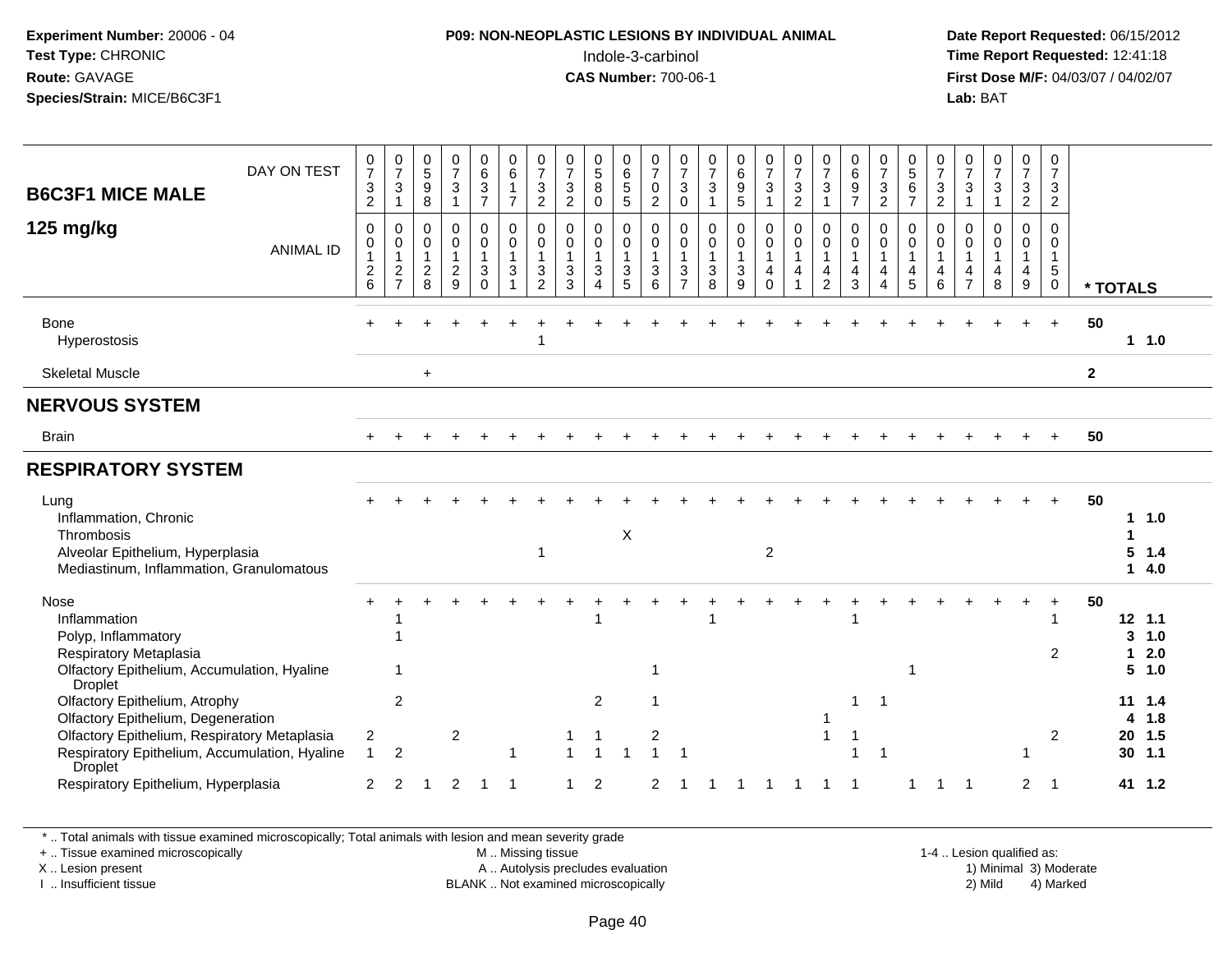**Experiment Number:** 20006 - 04
**Test Type:** CHRONIC
**Route:** GAVAGE
**Species/Strain:** MICE/B6C3F1

**P09: NON-NEOPLASTIC LESIONS BY INDIVIDUAL ANIMAL**
Indole-3-carbinol
**CAS Number:** 700-06-1

**Date Report Requested:** 06/15/2012
**Time Report Requested:** 12:41:18
**First Dose M/F:** 04/03/07 / 04/02/07
**Lab:** BAT

## B6C3F1 MICE MALE 125 mg/kg

| DAY ON TEST | 0732 | 0731 | 0598 | 0731 | 0637 | 0617 | 0732 | 0732 | 0580 | 0655 | 0702 | 0730 | 0731 | 0695 | 0731 | 0732 | 0731 | 0697 | 0732 | 0567 | 0732 | 0731 | 0731 | 0732 | 0732 | |
|---|---|---|---|---|---|---|---|---|---|---|---|---|---|---|---|---|---|---|---|---|---|---|---|---|---|---|
| **ANIMAL ID** | 0126 | 0127 | 0128 | 0129 | 0130 | 0131 | 0132 | 0133 | 0134 | 0135 | 0136 | 0137 | 0138 | 0139 | 0140 | 0141 | 0142 | 0143 | 0144 | 0145 | 0146 | 0147 | 0148 | 0149 | 0150 | *** TOTALS** |
| Bone | + | + | + | + | + | + | + | + | + | + | + | + | + | + | + | + | + | + | + | + | + | + | + | + | + | 50 |
| Hyperostosis | | | | | | | 1 | | | | | | | | | | | | | | | | | | | 1 1.0 |
| Skeletal Muscle | | | + | | | | | | | | | | | | | | | | | | | | | | | 2 |
| **NERVOUS SYSTEM** | | | | | | | | | | | | | | | | | | | | | | | | | | |
| Brain | + | + | + | + | + | + | + | + | + | + | + | + | + | + | + | + | + | + | + | + | + | + | + | + | + | 50 |
| **RESPIRATORY SYSTEM** | | | | | | | | | | | | | | | | | | | | | | | | | | |
| Lung | + | + | + | + | + | + | + | + | + | + | + | + | + | + | + | + | + | + | + | + | + | + | + | + | + | 50 |
| Inflammation, Chronic | | | | | | | | | | | | | | | | | | | | | | | | | | 1 1.0 |
| Thrombosis | | | | | | | | | | X | | | | | | | | | | | | | | | | 1 |
| Alveolar Epithelium, Hyperplasia | | | | | | | 1 | | | | | | | | 2 | | | | | | | | | | | 5 1.4 |
| Mediastinum, Inflammation, Granulomatous | | | | | | | | | | | | | | | | | | | | | | | | | | 1 4.0 |
| Nose | + | + | + | + | + | + | + | + | + | + | + | + | + | + | + | + | + | + | + | + | + | + | + | + | + | 50 |
| Inflammation | | 1 | | | | | | | 1 | | | | 1 | | | | | 1 | | | | | | | 1 | 12 1.1 |
| Polyp, Inflammatory | | 1 | | | | | | | | | | | | | | | | | | | | | | | | 3 1.0 |
| Respiratory Metaplasia | | | | | | | | | | | | | | | | | | | | | | | | | 2 | 1 2.0 |
| Olfactory Epithelium, Accumulation, Hyaline Droplet | | 1 | | | | | | | | | 1 | | | | | | | | | 1 | | | | | | 5 1.0 |
| Olfactory Epithelium, Atrophy | | 2 | | | | | | | 2 | | 1 | | | | | | | 1 | 1 | | | | | | | 11 1.4 |
| Olfactory Epithelium, Degeneration | | | | | | | | | | | | | | | | | 1 | | | | | | | | | 4 1.8 |
| Olfactory Epithelium, Respiratory Metaplasia | 2 | | | 2 | | | | 1 | 1 | | 2 | | | | | | 1 | 1 | | | | | | | 2 | 20 1.5 |
| Respiratory Epithelium, Accumulation, Hyaline Droplet | 1 | 2 | | | | 1 | | 1 | 1 | 1 | 1 | 1 | | | | | | 1 | 1 | | | | | 1 | | 30 1.1 |
| Respiratory Epithelium, Hyperplasia | 2 | 2 | 1 | 2 | 1 | 1 | | 1 | 2 | | 2 | 1 | 1 | 1 | 1 | 1 | 1 | 1 | | 1 | 1 | 1 | | 2 | 1 | 41 1.2 |

\* .. Total animals with tissue examined microscopically; Total animals with lesion and mean severity grade
\+ .. Tissue examined microscopically
X .. Lesion present
I .. Insufficient tissue
M .. Missing tissue
A .. Autolysis precludes evaluation
BLANK .. Not examined microscopically
1-4 .. Lesion qualified as: 1) Minimal 2) Mild 3) Moderate 4) Marked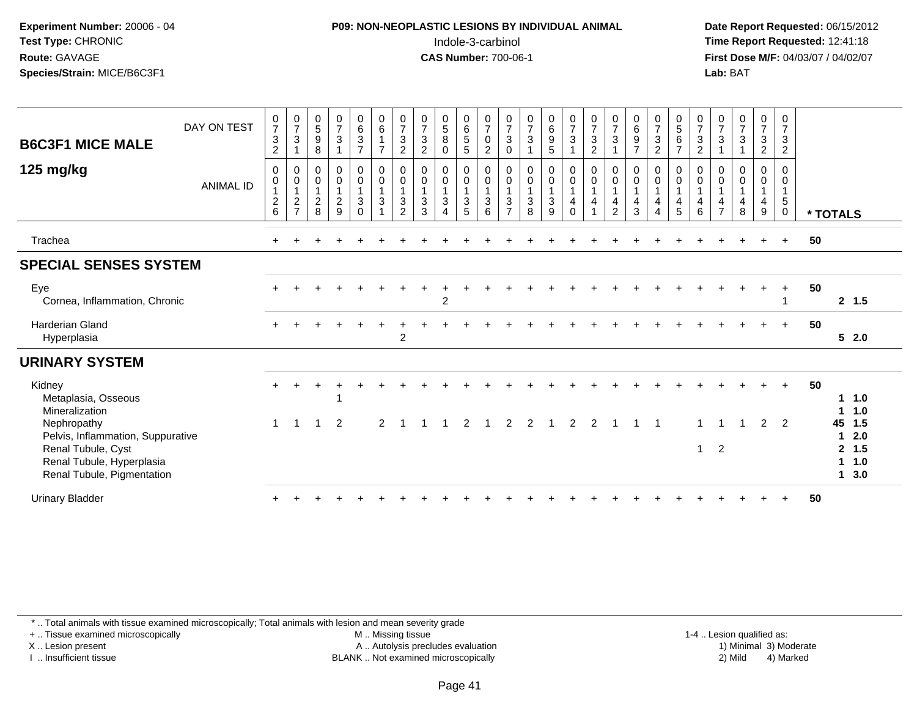**Experiment Number:** 20006 - 04
**Test Type:** CHRONIC
**Route:** GAVAGE
**Species/Strain:** MICE/B6C3F1

**P09: NON-NEOPLASTIC LESIONS BY INDIVIDUAL ANIMAL**
Indole-3-carbinol
**CAS Number:** 700-06-1

**Date Report Requested:** 06/15/2012
**Time Report Requested:** 12:41:18
**First Dose M/F:** 04/03/07 / 04/02/07
**Lab:** BAT

## B6C3F1 MICE MALE 125 mg/kg

| DAY ON TEST | 0732 | 0731 | 0598 | 0731 | 0637 | 0617 | 0732 | 0732 | 0580 | 0655 | 0702 | 0730 | 0731 | 0695 | 0731 | 0732 | 0731 | 0697 | 0732 | 0567 | 0732 | 0731 | 0731 | 0732 | 0732 | |
|---|---|---|---|---|---|---|---|---|---|---|---|---|---|---|---|---|---|---|---|---|---|---|---|---|---|---|
| ANIMAL ID | 00126 | 00127 | 00128 | 00129 | 00130 | 00131 | 00132 | 00133 | 00134 | 00135 | 00136 | 00137 | 00138 | 00139 | 00140 | 00141 | 00142 | 00143 | 00144 | 00145 | 00146 | 00147 | 00148 | 00149 | 00150 | * TOTALS |
| Trachea | + | + | + | + | + | + | + | + | + | + | + | + | + | + | + | + | + | + | + | + | + | + | + | + | + | 50 |
| **SPECIAL SENSES SYSTEM** | | | | | | | | | | | | | | | | | | | | | | | | | | |
| Eye | + | + | + | + | + | + | + | + | + | + | + | + | + | + | + | + | + | + | + | + | + | + | + | + | + | 50 |
| Cornea, Inflammation, Chronic | | | | | | | | | 2 | | | | | | | | | | | | | | | | 1 | 2 1.5 |
| Harderian Gland | + | + | + | + | + | + | + | + | + | + | + | + | + | + | + | + | + | + | + | + | + | + | + | + | + | 50 |
| Hyperplasia | | | | | | | 2 | | | | | | | | | | | | | | | | | | | 5 2.0 |
| **URINARY SYSTEM** | | | | | | | | | | | | | | | | | | | | | | | | | | |
| Kidney | + | + | + | + | + | + | + | + | + | + | + | + | + | + | + | + | + | + | + | + | + | + | + | + | + | 50 |
| Metaplasia, Osseous | | | | 1 | | | | | | | | | | | | | | | | | | | | | | 1 1.0 |
| Mineralization | | | | | | | | | | | | | | | | | | | | | | | | | | 1 1.0 |
| Nephropathy | 1 | 1 | 1 | 2 | | 2 | 1 | 1 | 1 | 2 | 1 | 2 | 2 | 1 | 2 | 2 | 1 | 1 | 1 | | 1 | 1 | 1 | 2 | 2 | 45 1.5 |
| Pelvis, Inflammation, Suppurative | | | | | | | | | | | | | | | | | | | | | | | | | | 1 2.0 |
| Renal Tubule, Cyst | | | | | | | | | | | | | | | | | | | | | 1 | 2 | | | | 2 1.5 |
| Renal Tubule, Hyperplasia | | | | | | | | | | | | | | | | | | | | | | | | | | 1 1.0 |
| Renal Tubule, Pigmentation | | | | | | | | | | | | | | | | | | | | | | | | | | 1 3.0 |
| Urinary Bladder | + | + | + | + | + | + | + | + | + | + | + | + | + | + | + | + | + | + | + | + | + | + | + | + | + | 50 |

\* .. Total animals with tissue examined microscopically; Total animals with lesion and mean severity grade
+ .. Tissue examined microscopically
X .. Lesion present
I .. Insufficient tissue
M .. Missing tissue
A .. Autolysis precludes evaluation
BLANK .. Not examined microscopically
1-4 .. Lesion qualified as: 1) Minimal 2) Mild 3) Moderate 4) Marked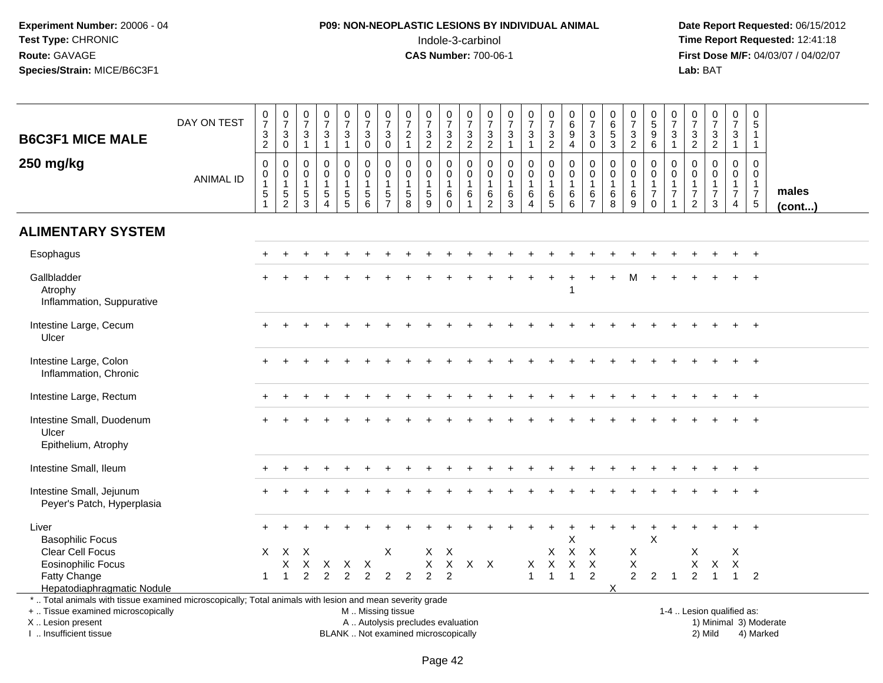Experiment Number: 20006 - 04
Test Type: CHRONIC
Route: GAVAGE
Species/Strain: MICE/B6C3F1

**P09: NON-NEOPLASTIC LESIONS BY INDIVIDUAL ANIMAL**
Indole-3-carbinol
**CAS Number:** 700-06-1

Date Report Requested: 06/15/2012
Time Report Requested: 12:41:18
First Dose M/F: 04/03/07 / 04/02/07
Lab: BAT

| B6C3F1 MICE MALE 250 mg/kg | | | | | | | | | | | | | | | | | | | | | | | | | | |
|---|---|---|---|---|---|---|---|---|---|---|---|---|---|---|---|---|---|---|---|---|---|---|---|---|---|---|
| DAY ON TEST | 0732 | 0730 | 0731 | 0731 | 0731 | 0730 | 0730 | 0721 | 0732 | 0732 | 0732 | 0732 | 0731 | 0731 | 0732 | 0694 | 0730 | 0653 | 0732 | 0596 | 0731 | 0732 | 0732 | 0731 | 0511 | |
| ANIMAL ID | 0151 | 0152 | 0153 | 0154 | 0155 | 0156 | 0157 | 0158 | 0159 | 0160 | 0161 | 0162 | 0163 | 0164 | 0165 | 0166 | 0167 | 0168 | 0169 | 0170 | 0171 | 0172 | 0173 | 0174 | 0175 | males (cont...) |
| **ALIMENTARY SYSTEM** | | | | | | | | | | | | | | | | | | | | | | | | | | |
| Esophagus | + | + | + | + | + | + | + | + | + | + | + | + | + | + | + | + | + | + | + | + | + | + | + | + | + | |
| Gallbladder | + | + | + | + | + | + | + | + | + | + | + | + | + | + | + | + | + | + | M | + | + | + | + | + | + | |
| Atrophy | | | | | | | | | | | | | | | | 1 | | | | | | | | | | |
| Inflammation, Suppurative | | | | | | | | | | | | | | | | | | | | | | | | | | |
| Intestine Large, Cecum | + | + | + | + | + | + | + | + | + | + | + | + | + | + | + | + | + | + | + | + | + | + | + | + | + | |
| Ulcer | | | | | | | | | | | | | | | | | | | | | | | | | | |
| Intestine Large, Colon | + | + | + | + | + | + | + | + | + | + | + | + | + | + | + | + | + | + | + | + | + | + | + | + | + | |
| Inflammation, Chronic | | | | | | | | | | | | | | | | | | | | | | | | | | |
| Intestine Large, Rectum | + | + | + | + | + | + | + | + | + | + | + | + | + | + | + | + | + | + | + | + | + | + | + | + | + | |
| Intestine Small, Duodenum | + | + | + | + | + | + | + | + | + | + | + | + | + | + | + | + | + | + | + | + | + | + | + | + | + | |
| Ulcer | | | | | | | | | | | | | | | | | | | | | | | | | | |
| Epithelium, Atrophy | | | | | | | | | | | | | | | | | | | | | | | | | | |
| Intestine Small, Ileum | + | + | + | + | + | + | + | + | + | + | + | + | + | + | + | + | + | + | + | + | + | + | + | + | + | |
| Intestine Small, Jejunum | + | + | + | + | + | + | + | + | + | + | + | + | + | + | + | + | + | + | + | + | + | + | + | + | + | |
| Peyer's Patch, Hyperplasia | | | | | | | | | | | | | | | | | | | | | | | | | | |
| Liver | + | + | + | + | + | + | + | + | + | + | + | + | + | + | + | + | + | + | + | + | + | + | + | + | + | |
| Basophilic Focus | | | | | | | | | | | | | | | | X | | | | X | | | | | | |
| Clear Cell Focus | X | X | X | | | | X | | X | X | | | | | X | X | X | | X | | | X | | X | | |
| Eosinophilic Focus | | X | X | X | X | X | | | X | X | X | X | | X | X | X | X | | X | | | X | X | X | | |
| Fatty Change | 1 | 1 | 2 | 2 | 2 | 2 | 2 | 2 | 2 | 2 | | | | 1 | 1 | 1 | 2 | | 2 | 2 | 1 | 2 | 1 | 1 | 2 | |
| Hepatodiaphragmatic Nodule | | | | | | | | | | | | | | | | | | X | | | | | | | | |

\* .. Total animals with tissue examined microscopically; Total animals with lesion and mean severity grade
+ .. Tissue examined microscopically
X .. Lesion present
I .. Insufficient tissue

M .. Missing tissue
A .. Autolysis precludes evaluation
BLANK .. Not examined microscopically

1-4 .. Lesion qualified as:
1) Minimal 3) Moderate
2) Mild 4) Marked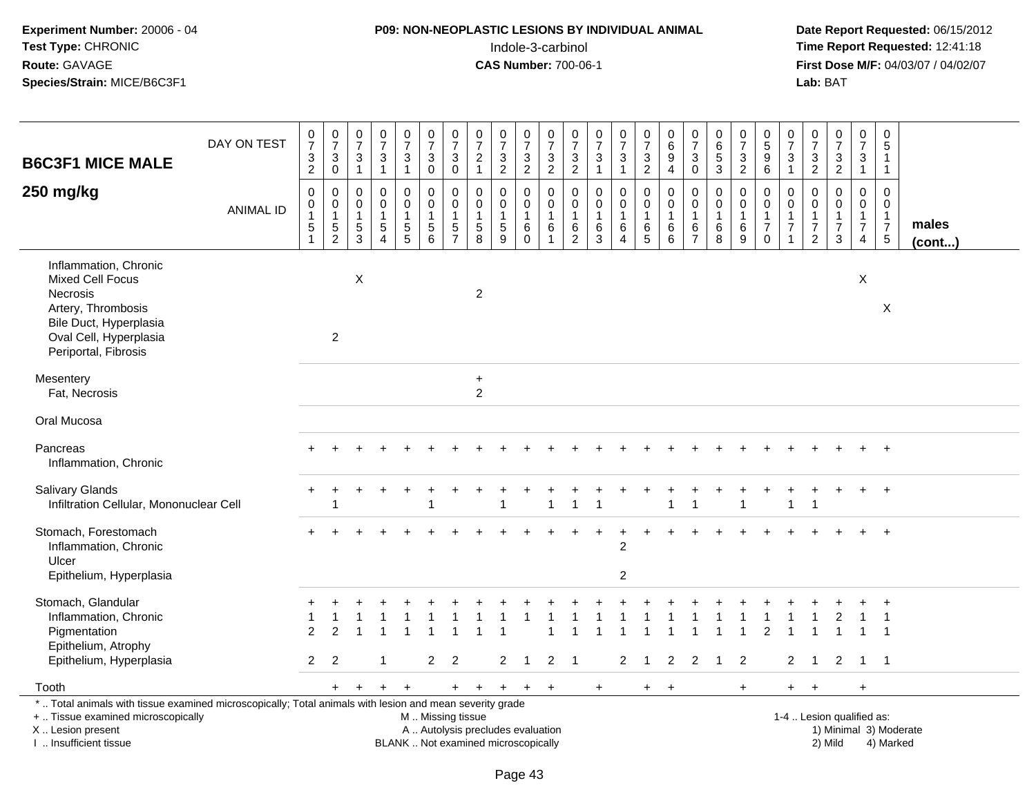**Experiment Number:** 20006 - 04
**Test Type:** CHRONIC
**Route:** GAVAGE
**Species/Strain:** MICE/B6C3F1

**P09: NON-NEOPLASTIC LESIONS BY INDIVIDUAL ANIMAL**
Indole-3-carbinol
**CAS Number:** 700-06-1

**Date Report Requested:** 06/15/2012
**Time Report Requested:** 12:41:18
**First Dose M/F:** 04/03/07 / 04/02/07
**Lab:** BAT

**B6C3F1 MICE MALE**
**250 mg/kg**

| DAY ON TEST | 0732 | 0730 | 0731 | 0731 | 0731 | 0730 | 0730 | 0721 | 0732 | 0732 | 0732 | 0732 | 0731 | 0731 | 0732 | 0694 | 0730 | 0653 | 0732 | 0596 | 0731 | 0732 | 0732 | 0731 | 0511 | |
|---|---|---|---|---|---|---|---|---|---|---|---|---|---|---|---|---|---|---|---|---|---|---|---|---|---|---|
| **ANIMAL ID** | 00151 | 00152 | 00153 | 00154 | 00155 | 00156 | 00157 | 00158 | 00159 | 00160 | 00161 | 00162 | 00163 | 00164 | 00165 | 00166 | 00167 | 00168 | 00169 | 00170 | 00171 | 00172 | 00173 | 00174 | 00175 | **males (cont...)** |
| Inflammation, Chronic | | | | | | | | | | | | | | | | | | | | | | | | | | |
| Mixed Cell Focus | | | X | | | | | | | | | | | | | | | | | | | | | X | | |
| Necrosis | | | | | | | | 2 | | | | | | | | | | | | | | | | | | |
| Artery, Thrombosis | | | | | | | | | | | | | | | | | | | | | | | | | X | |
| Bile Duct, Hyperplasia | | | | | | | | | | | | | | | | | | | | | | | | | | |
| Oval Cell, Hyperplasia | | 2 | | | | | | | | | | | | | | | | | | | | | | | | |
| Periportal, Fibrosis | | | | | | | | | | | | | | | | | | | | | | | | | | |
| Mesentery | | | | | | | | + | | | | | | | | | | | | | | | | | | |
| Fat, Necrosis | | | | | | | | 2 | | | | | | | | | | | | | | | | | | |
| Oral Mucosa | | | | | | | | | | | | | | | | | | | | | | | | | | |
| Pancreas | + | + | + | + | + | + | + | + | + | + | + | + | + | + | + | + | + | + | + | + | + | + | + | + | + | |
| Inflammation, Chronic | | | | | | | | | | | | | | | | | | | | | | | | | | |
| Salivary Glands | + | + | + | + | + | + | + | + | + | + | + | + | + | + | + | + | + | + | + | + | + | + | + | + | + | |
| Infiltration Cellular, Mononuclear Cell | | 1 | | | | 1 | | | 1 | | 1 | 1 | 1 | | | 1 | 1 | | 1 | | 1 | 1 | | | | |
| Stomach, Forestomach | + | + | + | + | + | + | + | + | + | + | + | + | + | + | + | + | + | + | + | + | + | + | + | + | + | |
| Inflammation, Chronic | | | | | | | | | | | | | | 2 | | | | | | | | | | | | |
| Ulcer | | | | | | | | | | | | | | | | | | | | | | | | | | |
| Epithelium, Hyperplasia | | | | | | | | | | | | | | 2 | | | | | | | | | | | | |
| Stomach, Glandular | + | + | + | + | + | + | + | + | + | + | + | + | + | + | + | + | + | + | + | + | + | + | + | + | + | |
| Inflammation, Chronic | 1 | 1 | 1 | 1 | 1 | 1 | 1 | 1 | 1 | 1 | 1 | 1 | 1 | 1 | 1 | 1 | 1 | 1 | 1 | 1 | 1 | 1 | 2 | 1 | 1 | |
| Pigmentation | 2 | 2 | 1 | 1 | 1 | 1 | 1 | 1 | 1 | | 1 | 1 | 1 | 1 | 1 | 1 | 1 | 1 | 1 | 2 | 1 | 1 | 1 | 1 | 1 | |
| Epithelium, Atrophy | | | | | | | | | | | | | | | | | | | | | | | | | | |
| Epithelium, Hyperplasia | 2 | 2 | | 1 | | 2 | 2 | | 2 | 1 | 2 | 1 | | 2 | 1 | 2 | 2 | 1 | 2 | | 2 | 1 | 2 | 1 | 1 | |
| Tooth | | + | + | + | + | | + | + | + | + | + | | + | | + | + | | | + | | + | + | | + | | |

\* .. Total animals with tissue examined microscopically; Total animals with lesion and mean severity grade
+ .. Tissue examined microscopically
X .. Lesion present
I .. Insufficient tissue

M .. Missing tissue
A .. Autolysis precludes evaluation
BLANK .. Not examined microscopically

1-4 .. Lesion qualified as:
1) Minimal 3) Moderate
2) Mild 4) Marked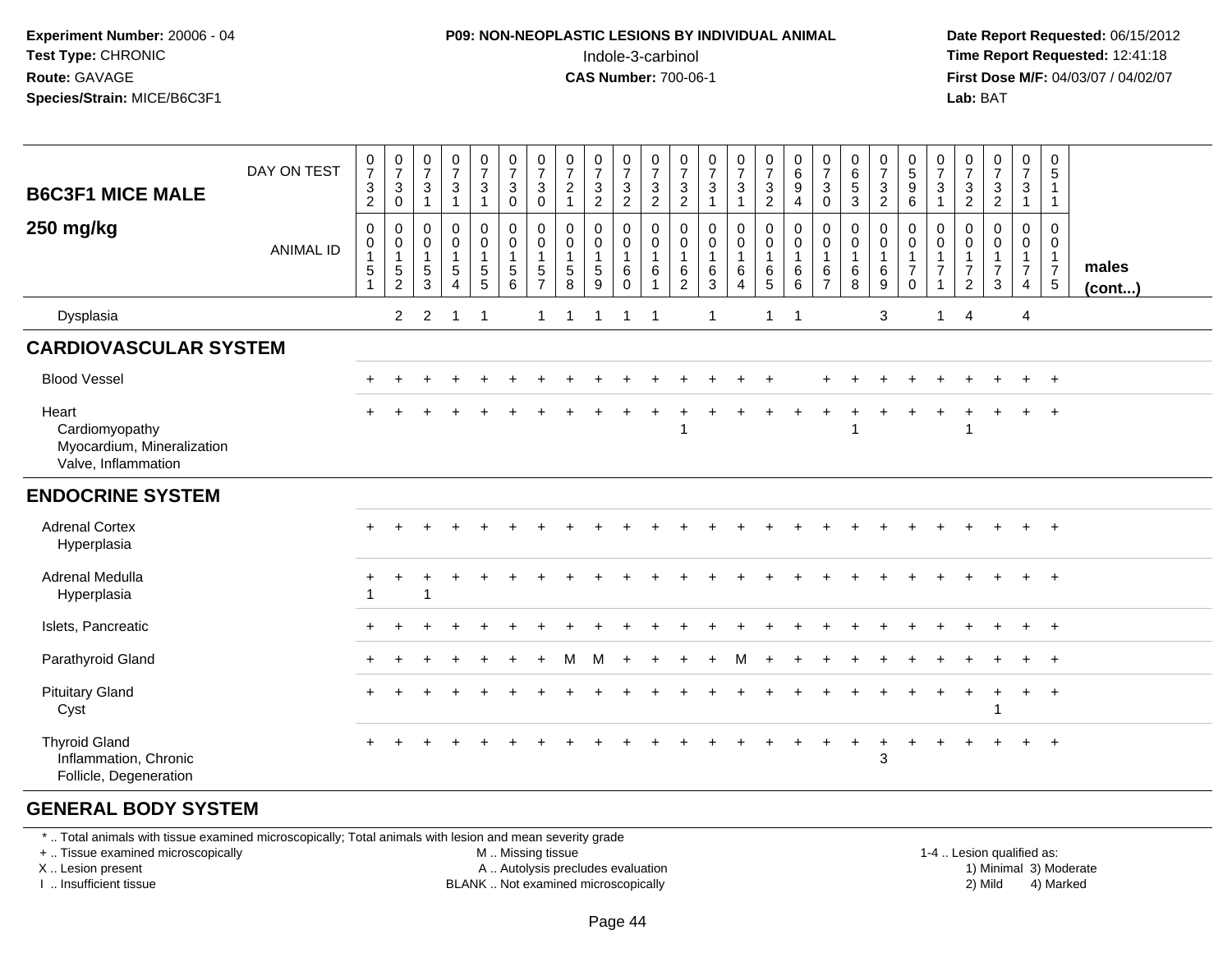**Experiment Number:** 20006 - 04
**Test Type:** CHRONIC
**Route:** GAVAGE
**Species/Strain:** MICE/B6C3F1

**P09: NON-NEOPLASTIC LESIONS BY INDIVIDUAL ANIMAL**
Indole-3-carbinol
**CAS Number:** 700-06-1

**Date Report Requested:** 06/15/2012
**Time Report Requested:** 12:41:18
**First Dose M/F:** 04/03/07 / 04/02/07
**Lab:** BAT

| B6C3F1 MICE MALE 250 mg/kg | | | | | | | | | | | | | | | | | | | | | | | | | | |
|---|---|---|---|---|---|---|---|---|---|---|---|---|---|---|---|---|---|---|---|---|---|---|---|---|---|---|
| DAY ON TEST | 0732 | 0730 | 0731 | 0731 | 0731 | 0730 | 0730 | 0721 | 0732 | 0732 | 0732 | 0732 | 0731 | 0731 | 0732 | 0694 | 0730 | 0653 | 0732 | 0596 | 0731 | 0732 | 0732 | 0731 | 0511 | |
| ANIMAL ID | 00151 | 00152 | 00153 | 00154 | 00155 | 00156 | 00157 | 00158 | 00159 | 00160 | 00161 | 00162 | 00163 | 00164 | 00165 | 00166 | 00167 | 00168 | 00169 | 00170 | 00171 | 00172 | 00173 | 00174 | 00175 | males (cont...) |
| Dysplasia | | 2 | 2 | 1 | 1 | | 1 | 1 | 1 | 1 | 1 | | 1 | | 1 | 1 | | | 3 | | 1 | 4 | | 4 | | |
| **CARDIOVASCULAR SYSTEM** | | | | | | | | | | | | | | | | | | | | | | | | | | |
| Blood Vessel | + | + | + | + | + | + | + | + | + | + | + | + | + | + | + | | + | + | + | + | + | + | + | + | + | |
| Heart | + | + | + | + | + | + | + | + | + | + | + | + | + | + | + | + | + | + | + | + | + | + | + | + | + | |
| Cardiomyopathy | | | | | | | | | | | | 1 | | | | | | 1 | | | | 1 | | | | |
| Myocardium, Mineralization | | | | | | | | | | | | | | | | | | | | | | | | | | |
| Valve, Inflammation | | | | | | | | | | | | | | | | | | | | | | | | | | |
| **ENDOCRINE SYSTEM** | | | | | | | | | | | | | | | | | | | | | | | | | | |
| Adrenal Cortex | + | + | + | + | + | + | + | + | + | + | + | + | + | + | + | + | + | + | + | + | + | + | + | + | + | |
| Hyperplasia | | | | | | | | | | | | | | | | | | | | | | | | | | |
| Adrenal Medulla | + | + | + | + | + | + | + | + | + | + | + | + | + | + | + | + | + | + | + | + | + | + | + | + | + | |
| Hyperplasia | 1 | | 1 | | | | | | | | | | | | | | | | | | | | | | | |
| Islets, Pancreatic | + | + | + | + | + | + | + | + | + | + | + | + | + | + | + | + | + | + | + | + | + | + | + | + | + | |
| Parathyroid Gland | + | + | + | + | + | + | + | M | M | + | + | + | + | M | + | + | + | + | + | + | + | + | + | + | + | |
| Pituitary Gland | + | + | + | + | + | + | + | + | + | + | + | + | + | + | + | + | + | + | + | + | + | + | + | + | + | |
| Cyst | | | | | | | | | | | | | | | | | | | | | | | 1 | | | |
| Thyroid Gland | + | + | + | + | + | + | + | + | + | + | + | + | + | + | + | + | + | + | + | + | + | + | + | + | + | |
| Inflammation, Chronic | | | | | | | | | | | | | | | | | | | 3 | | | | | | | |
| Follicle, Degeneration | | | | | | | | | | | | | | | | | | | | | | | | | | |
| **GENERAL BODY SYSTEM** | | | | | | | | | | | | | | | | | | | | | | | | | | |

\* .. Total animals with tissue examined microscopically; Total animals with lesion and mean severity grade
+ .. Tissue examined microscopically
X .. Lesion present
I .. Insufficient tissue
M .. Missing tissue
A .. Autolysis precludes evaluation
BLANK .. Not examined microscopically
1-4 .. Lesion qualified as: 1) Minimal 2) Mild 3) Moderate 4) Marked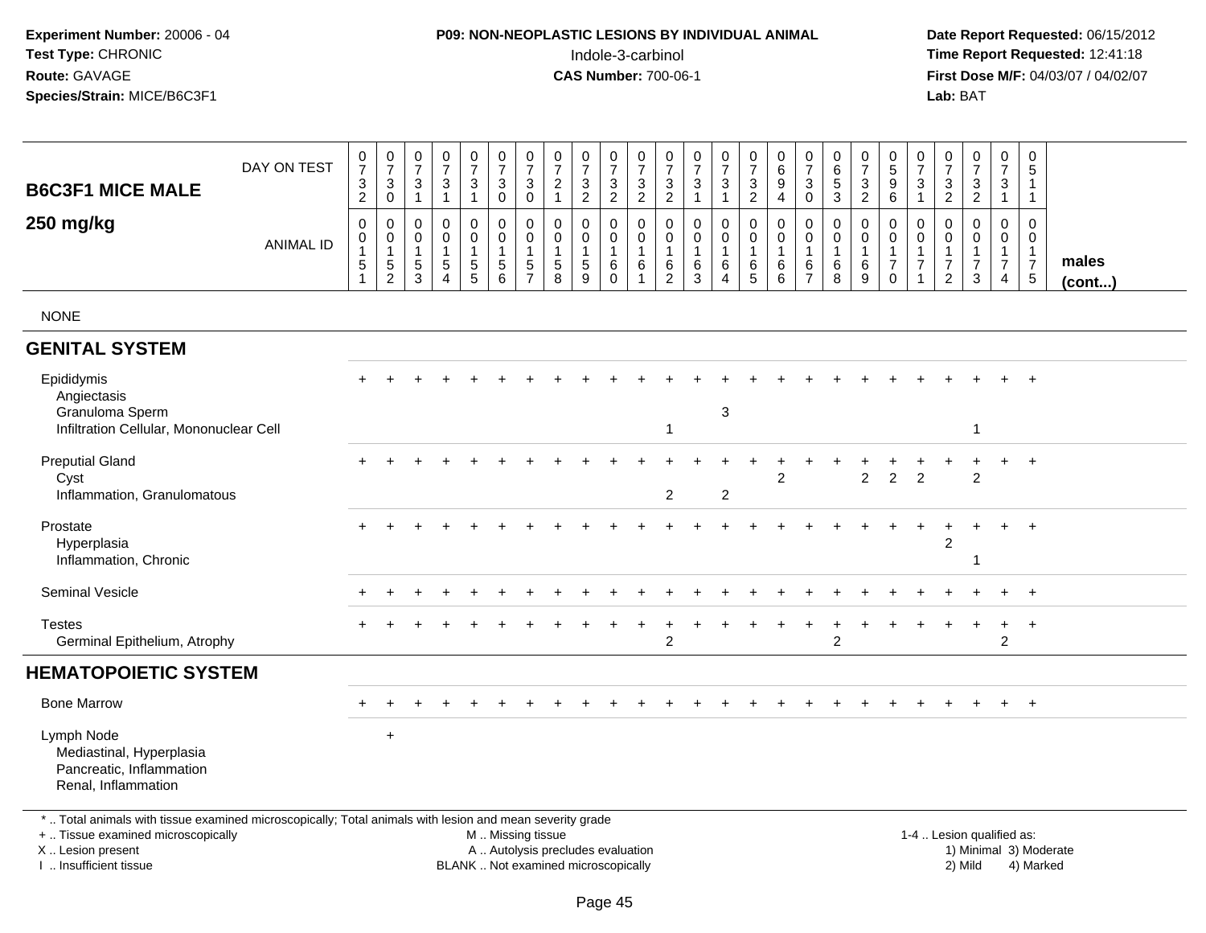**Experiment Number:** 20006 - 04
**Test Type:** CHRONIC
**Route:** GAVAGE
**Species/Strain:** MICE/B6C3F1

**P09: NON-NEOPLASTIC LESIONS BY INDIVIDUAL ANIMAL**
Indole-3-carbinol
**CAS Number:** 700-06-1

**Date Report Requested:** 06/15/2012
**Time Report Requested:** 12:41:18
**First Dose M/F:** 04/03/07 / 04/02/07
**Lab:** BAT

## B6C3F1 MICE MALE
## 250 mg/kg

| DAY ON TEST | 0732 | 0730 | 0731 | 0731 | 0731 | 0730 | 0730 | 0721 | 0732 | 0732 | 0732 | 0732 | 0731 | 0731 | 0732 | 0694 | 0730 | 0653 | 0732 | 0596 | 0731 | 0732 | 0732 | 0731 | 0511 | |
|---|---|---|---|---|---|---|---|---|---|---|---|---|---|---|---|---|---|---|---|---|---|---|---|---|---|---|
| **ANIMAL ID** | 0015 1 | 0015 2 | 0015 3 | 0015 4 | 0015 5 | 0015 6 | 0015 7 | 0015 8 | 0015 9 | 0016 0 | 0016 1 | 0016 2 | 0016 3 | 0016 4 | 0016 5 | 0016 6 | 0016 7 | 0016 8 | 0016 9 | 0017 0 | 0017 1 | 0017 2 | 0017 3 | 0017 4 | 0017 5 | **males (cont...)** |
| NONE | | | | | | | | | | | | | | | | | | | | | | | | | | |
| **GENITAL SYSTEM** | | | | | | | | | | | | | | | | | | | | | | | | | | |
| Epididymis | + | + | + | + | + | + | + | + | + | + | + | + | + | + | + | + | + | + | + | + | + | + | + | + | + | |
| Angiectasis | | | | | | | | | | | | | | | | | | | | | | | | | | |
| Granuloma Sperm | | | | | | | | | | | | | | 3 | | | | | | | | | | | | |
| Infiltration Cellular, Mononuclear Cell | | | | | | | | | | | | 1 | | | | | | | | | | | 1 | | | |
| Preputial Gland | + | + | + | + | + | + | + | + | + | + | + | + | + | + | + | + | + | + | + | + | + | + | + | + | + | |
| Cyst | | | | | | | | | | | | | | | | 2 | | | 2 | 2 | 2 | | 2 | | | |
| Inflammation, Granulomatous | | | | | | | | | | | | 2 | | 2 | | | | | | | | | | | | |
| Prostate | + | + | + | + | + | + | + | + | + | + | + | + | + | + | + | + | + | + | + | + | + | + | + | + | + | |
| Hyperplasia | | | | | | | | | | | | | | | | | | | | | | 2 | | | | |
| Inflammation, Chronic | | | | | | | | | | | | | | | | | | | | | | | 1 | | | |
| Seminal Vesicle | + | + | + | + | + | + | + | + | + | + | + | + | + | + | + | + | + | + | + | + | + | + | + | + | + | |
| Testes | + | + | + | + | + | + | + | + | + | + | + | + | + | + | + | + | + | + | + | + | + | + | + | + | + | |
| Germinal Epithelium, Atrophy | | | | | | | | | | | | 2 | | | | | | 2 | | | | | | 2 | | |
| **HEMATOPOIETIC SYSTEM** | | | | | | | | | | | | | | | | | | | | | | | | | | |
| Bone Marrow | + | + | + | + | + | + | + | + | + | + | + | + | + | + | + | + | + | + | + | + | + | + | + | + | + | |
| Lymph Node | | + | | | | | | | | | | | | | | | | | | | | | | | | |
| Mediastinal, Hyperplasia | | | | | | | | | | | | | | | | | | | | | | | | | | |
| Pancreatic, Inflammation | | | | | | | | | | | | | | | | | | | | | | | | | | |
| Renal, Inflammation | | | | | | | | | | | | | | | | | | | | | | | | | | |

\* .. Total animals with tissue examined microscopically; Total animals with lesion and mean severity grade
+ .. Tissue examined microscopically
X .. Lesion present
I .. Insufficient tissue

M .. Missing tissue
A .. Autolysis precludes evaluation
BLANK .. Not examined microscopically

1-4 .. Lesion qualified as:
1) Minimal 3) Moderate
2) Mild 4) Marked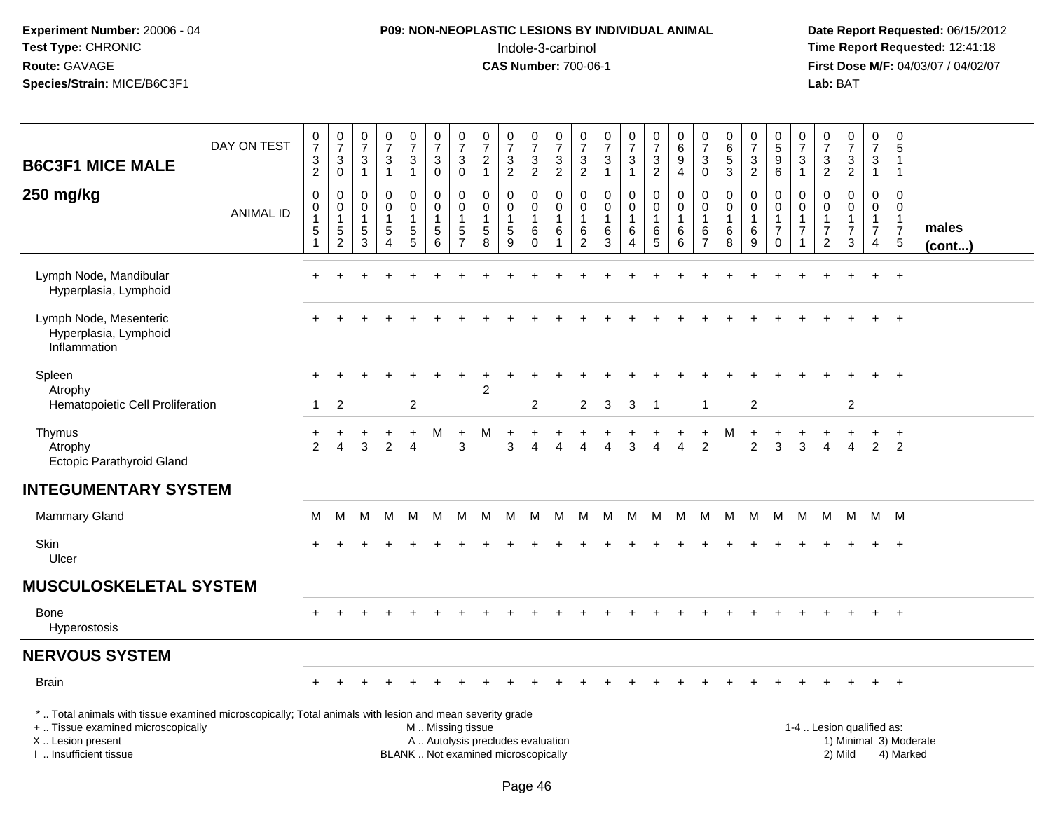**Experiment Number:** 20006 - 04
**Test Type:** CHRONIC
**Route:** GAVAGE
**Species/Strain:** MICE/B6C3F1

**P09: NON-NEOPLASTIC LESIONS BY INDIVIDUAL ANIMAL**
Indole-3-carbinol
**CAS Number:** 700-06-1

**Date Report Requested:** 06/15/2012
**Time Report Requested:** 12:41:18
**First Dose M/F:** 04/03/07 / 04/02/07
**Lab:** BAT

## B6C3F1 MICE MALE
## 250 mg/kg

| DAY ON TEST | 0732 | 0730 | 0731 | 0731 | 0731 | 0730 | 0730 | 0721 | 0732 | 0732 | 0732 | 0732 | 0731 | 0731 | 0732 | 0694 | 0730 | 0653 | 0732 | 0596 | 0731 | 0732 | 0732 | 0731 | 0511 | |
|---|---|---|---|---|---|---|---|---|---|---|---|---|---|---|---|---|---|---|---|---|---|---|---|---|---|---|
| **ANIMAL ID** | 0015 1 | 0015 2 | 0015 3 | 0015 4 | 0015 5 | 0015 6 | 0015 7 | 0015 8 | 0015 9 | 0016 0 | 0016 1 | 0016 2 | 0016 3 | 0016 4 | 0016 5 | 0016 6 | 0016 7 | 0016 8 | 0016 9 | 0017 0 | 0017 1 | 0017 2 | 0017 3 | 0017 4 | 0017 5 | **males (cont...)** |
| Lymph Node, Mandibular | + | + | + | + | + | + | + | + | + | + | + | + | + | + | + | + | + | + | + | + | + | + | + | + | + | |
| Hyperplasia, Lymphoid | | | | | | | | | | | | | | | | | | | | | | | | | | |
| Lymph Node, Mesenteric | + | + | + | + | + | + | + | + | + | + | + | + | + | + | + | + | + | + | + | + | + | + | + | + | + | |
| Hyperplasia, Lymphoid | | | | | | | | | | | | | | | | | | | | | | | | | | |
| Inflammation | | | | | | | | | | | | | | | | | | | | | | | | | | |
| Spleen | + | + | + | + | + | + | + | + | + | + | + | + | + | + | + | + | + | + | + | + | + | + | + | + | + | |
| Atrophy | | | | | | | | 2 | | | | | | | | | | | | | | | | | | |
| Hematopoietic Cell Proliferation | 1 | 2 | | | 2 | | | | | 2 | | 2 | 3 | 3 | 1 | | 1 | | 2 | | | | 2 | | | |
| Thymus | + | + | + | + | + | M | + | M | + | + | + | + | + | + | + | + | + | M | + | + | + | + | + | + | + | |
| Atrophy | 2 | 4 | 3 | 2 | 4 | | 3 | | 3 | 4 | 4 | 4 | 4 | 3 | 4 | 4 | 2 | | 2 | 3 | 3 | 4 | 4 | 2 | 2 | |
| Ectopic Parathyroid Gland | | | | | | | | | | | | | | | | | | | | | | | | | | |
| **INTEGUMENTARY SYSTEM** | | | | | | | | | | | | | | | | | | | | | | | | | | |
| Mammary Gland | M | M | M | M | M | M | M | M | M | M | M | M | M | M | M | M | M | M | M | M | M | M | M | M | M | |
| Skin | + | + | + | + | + | + | + | + | + | + | + | + | + | + | + | + | + | + | + | + | + | + | + | + | + | |
| Ulcer | | | | | | | | | | | | | | | | | | | | | | | | | | |
| **MUSCULOSKELETAL SYSTEM** | | | | | | | | | | | | | | | | | | | | | | | | | | |
| Bone | + | + | + | + | + | + | + | + | + | + | + | + | + | + | + | + | + | + | + | + | + | + | + | + | + | |
| Hyperostosis | | | | | | | | | | | | | | | | | | | | | | | | | | |
| **NERVOUS SYSTEM** | | | | | | | | | | | | | | | | | | | | | | | | | | |
| Brain | + | + | + | + | + | + | + | + | + | + | + | + | + | + | + | + | + | + | + | + | + | + | + | + | + | |

* .. Total animals with tissue examined microscopically; Total animals with lesion and mean severity grade
+ .. Tissue examined microscopically
X .. Lesion present
I .. Insufficient tissue

M .. Missing tissue
A .. Autolysis precludes evaluation
BLANK .. Not examined microscopically

1-4 .. Lesion qualified as:
1) Minimal 3) Moderate
2) Mild 4) Marked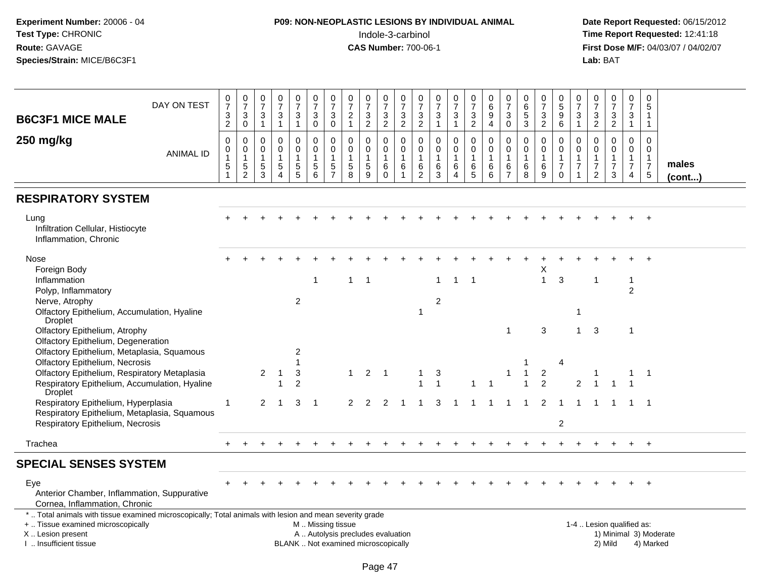**Experiment Number:** 20006 - 04
**Test Type:** CHRONIC
**Route:** GAVAGE
**Species/Strain:** MICE/B6C3F1

**P09: NON-NEOPLASTIC LESIONS BY INDIVIDUAL ANIMAL**
Indole-3-carbinol
**CAS Number:** 700-06-1

**Date Report Requested:** 06/15/2012
**Time Report Requested:** 12:41:18
**First Dose M/F:** 04/03/07 / 04/02/07
**Lab:** BAT

**B6C3F1 MICE MALE — 250 mg/kg** (males cont...)

| | 1 | 2 | 3 | 4 | 5 | 6 | 7 | 8 | 9 | 10 | 11 | 12 | 13 | 14 | 15 | 16 | 17 | 18 | 19 | 20 | 21 | 22 | 23 | 24 | 25 |
|---|---|---|---|---|---|---|---|---|---|---|---|---|---|---|---|---|---|---|---|---|---|---|---|---|---|
| DAY ON TEST | 0732 | 0730 | 0731 | 0731 | 0731 | 0730 | 0730 | 0721 | 0732 | 0732 | 0732 | 0732 | 0731 | 0731 | 0732 | 0694 | 0730 | 0653 | 0732 | 0596 | 0731 | 0732 | 0732 | 0731 | 0511 |
| ANIMAL ID | 0151 | 0152 | 0153 | 0154 | 0155 | 0156 | 0157 | 0158 | 0159 | 0160 | 0161 | 0162 | 0163 | 0164 | 0165 | 0166 | 0167 | 0168 | 0169 | 0170 | 0171 | 0172 | 0173 | 0174 | 0175 |
| **RESPIRATORY SYSTEM** | | | | | | | | | | | | | | | | | | | | | | | | | |
| Lung | + | + | + | + | + | + | + | + | + | + | + | + | + | + | + | + | + | + | + | + | + | + | + | + | + |
| Infiltration Cellular, Histiocyte | | | | | | | | | | | | | | | | | | | | | | | | | |
| Inflammation, Chronic | | | | | | | | | | | | | | | | | | | | | | | | | |
| Nose | + | + | + | + | + | + | + | + | + | + | + | + | + | + | + | + | + | + | + | + | + | + | + | + | + |
| Foreign Body | | | | | | | | | | | | | | | | | | | X | | | | | | |
| Inflammation | | | | | | 1 | | 1 | 1 | | | | 1 | 1 | 1 | | | | 1 | 3 | | 1 | | 1 | |
| Polyp, Inflammatory | | | | | | | | | | | | | | | | | | | | | | | | 2 | |
| Nerve, Atrophy | | | | | 2 | | | | | | | | 2 | | | | | | | | | | | | |
| Olfactory Epithelium, Accumulation, Hyaline Droplet | | | | | | | | | | | | 1 | | | | | | | | | 1 | | | | |
| Olfactory Epithelium, Atrophy | | | | | | | | | | | | | | | | | 1 | | 3 | | 1 | 3 | | 1 | |
| Olfactory Epithelium, Degeneration | | | | | | | | | | | | | | | | | | | | | | | | | |
| Olfactory Epithelium, Metaplasia, Squamous | | | | | 2 | | | | | | | | | | | | | | | | | | | | |
| Olfactory Epithelium, Necrosis | | | | | 1 | | | | | | | | | | | | | 1 | | 4 | | | | | |
| Olfactory Epithelium, Respiratory Metaplasia | | | 2 | 1 | 3 | | | 1 | 2 | 1 | | 1 | 3 | | | | 1 | 1 | 2 | | | 1 | | 1 | 1 |
| Respiratory Epithelium, Accumulation, Hyaline Droplet | | | | 1 | 2 | | | | | | | 1 | 1 | | 1 | 1 | | 1 | 2 | | 2 | 1 | 1 | 1 | |
| Respiratory Epithelium, Hyperplasia | 1 | | 2 | 1 | 3 | 1 | | 2 | 2 | 2 | 1 | 1 | 3 | 1 | 1 | 1 | 1 | 1 | 2 | 1 | 1 | 1 | 1 | 1 | 1 |
| Respiratory Epithelium, Metaplasia, Squamous | | | | | | | | | | | | | | | | | | | | | | | | | |
| Respiratory Epithelium, Necrosis | | | | | | | | | | | | | | | | | | | | 2 | | | | | |
| Trachea | + | + | + | + | + | + | + | + | + | + | + | + | + | + | + | + | + | + | + | + | + | + | + | + | + |
| **SPECIAL SENSES SYSTEM** | | | | | | | | | | | | | | | | | | | | | | | | | |
| Eye | + | + | + | + | + | + | + | + | + | + | + | + | + | + | + | + | + | + | + | + | + | + | + | + | + |
| Anterior Chamber, Inflammation, Suppurative | | | | | | | | | | | | | | | | | | | | | | | | | |
| Cornea, Inflammation, Chronic | | | | | | | | | | | | | | | | | | | | | | | | | |

* .. Total animals with tissue examined microscopically; Total animals with lesion and mean severity grade
+ .. Tissue examined microscopically
X .. Lesion present
I .. Insufficient tissue

M .. Missing tissue
A .. Autolysis precludes evaluation
BLANK .. Not examined microscopically

1-4 .. Lesion qualified as:
1) Minimal 3) Moderate
2) Mild 4) Marked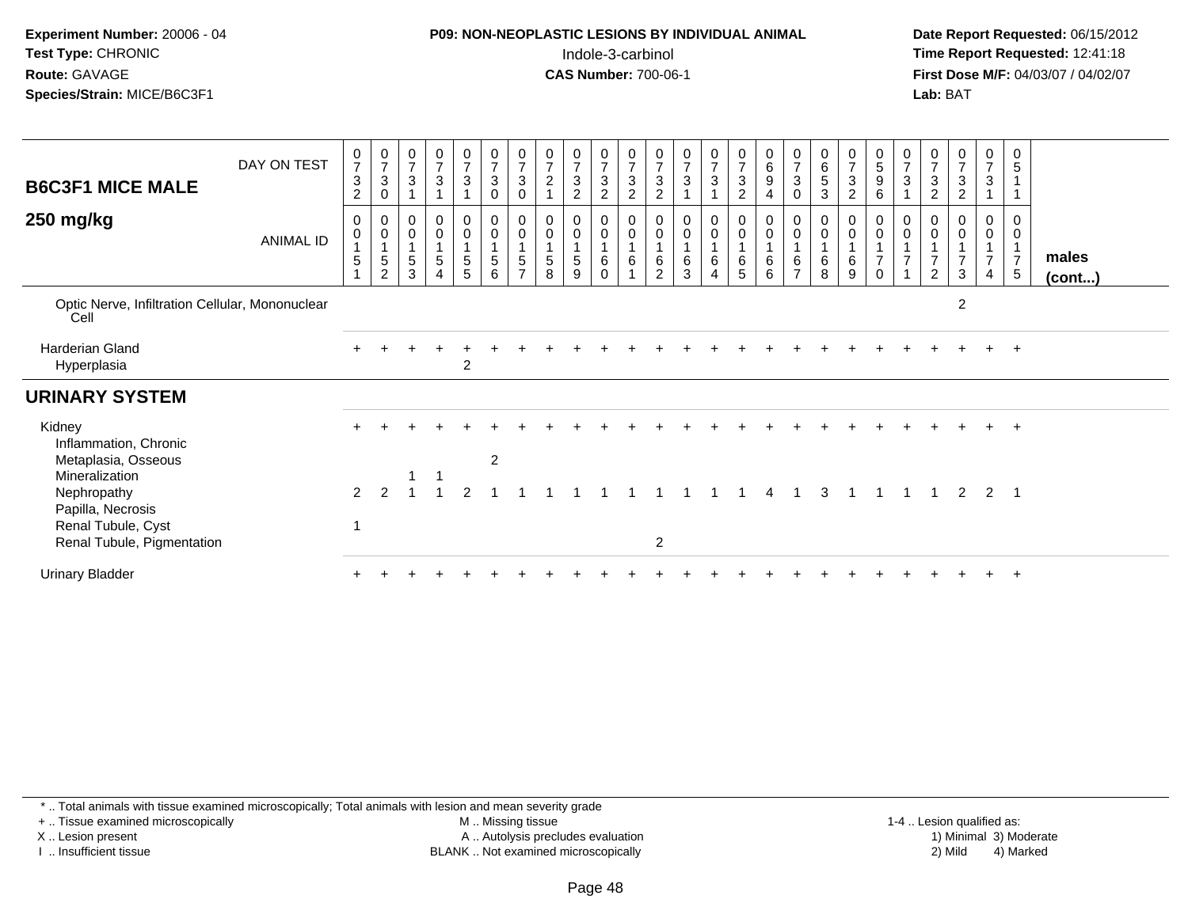**Experiment Number:** 20006 - 04
**Test Type:** CHRONIC
**Route:** GAVAGE
**Species/Strain:** MICE/B6C3F1

**P09: NON-NEOPLASTIC LESIONS BY INDIVIDUAL ANIMAL**
Indole-3-carbinol
**CAS Number:** 700-06-1

**Date Report Requested:** 06/15/2012
**Time Report Requested:** 12:41:18
**First Dose M/F:** 04/03/07 / 04/02/07
**Lab:** BAT

## B6C3F1 MICE MALE
## 250 mg/kg

| DAY ON TEST | 0732 | 0730 | 0731 | 0731 | 0731 | 0730 | 0730 | 0721 | 0732 | 0732 | 0732 | 0732 | 0731 | 0731 | 0732 | 0694 | 0730 | 0653 | 0732 | 0596 | 0731 | 0732 | 0732 | 0731 | 0511 | |
|---|---|---|---|---|---|---|---|---|---|---|---|---|---|---|---|---|---|---|---|---|---|---|---|---|---|---|
| **ANIMAL ID** | 0015 1 | 0015 2 | 0015 3 | 0015 4 | 0015 5 | 0015 6 | 0015 7 | 0015 8 | 0015 9 | 0016 0 | 0016 1 | 0016 2 | 0016 3 | 0016 4 | 0016 5 | 0016 6 | 0016 7 | 0016 8 | 0016 9 | 0017 0 | 0017 1 | 0017 2 | 0017 3 | 0017 4 | 0017 5 | **males (cont...)** |
| Optic Nerve, Infiltration Cellular, Mononuclear Cell | | | | | | | | | | | | | | | | | | | | | | | 2 | | | |
| Harderian Gland | + | + | + | + | + | + | + | + | + | + | + | + | + | + | + | + | + | + | + | + | + | + | + | + | + | |
| Hyperplasia | | | | | 2 | | | | | | | | | | | | | | | | | | | | | |
| **URINARY SYSTEM** | | | | | | | | | | | | | | | | | | | | | | | | | | |
| Kidney | + | + | + | + | + | + | + | + | + | + | + | + | + | + | + | + | + | + | + | + | + | + | + | + | + | |
| Inflammation, Chronic | | | | | | | | | | | | | | | | | | | | | | | | | | |
| Metaplasia, Osseous | | | | | | 2 | | | | | | | | | | | | | | | | | | | | |
| Mineralization | | | 1 | 1 | | | | | | | | | | | | | | | | | | | | | | |
| Nephropathy | 2 | 2 | 1 | 1 | 2 | 1 | 1 | 1 | 1 | 1 | 1 | 1 | 1 | 1 | 1 | 4 | 1 | 3 | 1 | 1 | 1 | 1 | 2 | 2 | 1 | |
| Papilla, Necrosis | | | | | | | | | | | | | | | | | | | | | | | | | | |
| Renal Tubule, Cyst | 1 | | | | | | | | | | | | | | | | | | | | | | | | | |
| Renal Tubule, Pigmentation | | | | | | | | | | | | 2 | | | | | | | | | | | | | | |
| Urinary Bladder | + | + | + | + | + | + | + | + | + | + | + | + | + | + | + | + | + | + | + | + | + | + | + | + | + | |

\* .. Total animals with tissue examined microscopically; Total animals with lesion and mean severity grade
+ .. Tissue examined microscopically
X .. Lesion present
I .. Insufficient tissue
M .. Missing tissue
A .. Autolysis precludes evaluation
BLANK .. Not examined microscopically
1-4 .. Lesion qualified as:
1) Minimal 3) Moderate
2) Mild 4) Marked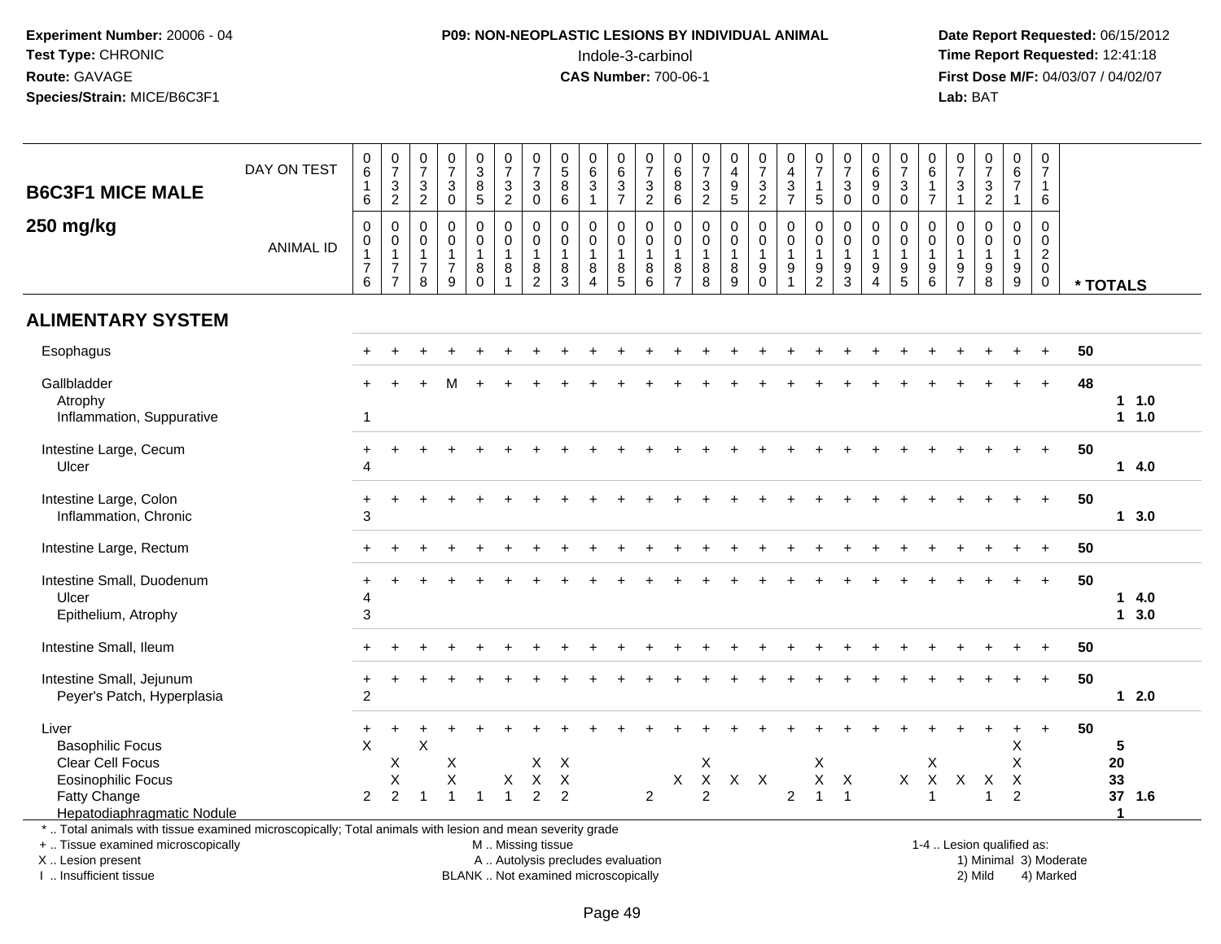**Experiment Number:** 20006 - 04
**Test Type:** CHRONIC
**Route:** GAVAGE
**Species/Strain:** MICE/B6C3F1

**P09: NON-NEOPLASTIC LESIONS BY INDIVIDUAL ANIMAL**
Indole-3-carbinol
**CAS Number:** 700-06-1

**Date Report Requested:** 06/15/2012
**Time Report Requested:** 12:41:18
**First Dose M/F:** 04/03/07 / 04/02/07
**Lab:** BAT

## B6C3F1 MICE MALE
## 250 mg/kg

| DAY ON TEST | 0616 | 0732 | 0732 | 0730 | 0385 | 0732 | 0730 | 0586 | 0631 | 0637 | 0732 | 0686 | 0732 | 0495 | 0732 | 0437 | 0715 | 0730 | 0690 | 0730 | 0617 | 0731 | 0732 | 0671 | 0716 | |
|---|---|---|---|---|---|---|---|---|---|---|---|---|---|---|---|---|---|---|---|---|---|---|---|---|---|---|
| **ANIMAL ID** | 00176 | 00177 | 00178 | 00179 | 00180 | 00181 | 00182 | 00183 | 00184 | 00185 | 00186 | 00187 | 00188 | 00189 | 00190 | 00191 | 00192 | 00193 | 00194 | 00195 | 00196 | 00197 | 00198 | 00199 | 00200 | *** TOTALS** |
| **ALIMENTARY SYSTEM** | | | | | | | | | | | | | | | | | | | | | | | | | | |
| Esophagus | + | + | + | + | + | + | + | + | + | + | + | + | + | + | + | + | + | + | + | + | + | + | + | + | + | 50 |
| Gallbladder | + | + | + | M | + | + | + | + | + | + | + | + | + | + | + | + | + | + | + | + | + | + | + | + | + | 48 |
| Atrophy | | | | | | | | | | | | | | | | | | | | | | | | | | 1 1.0 |
| Inflammation, Suppurative | 1 | | | | | | | | | | | | | | | | | | | | | | | | | 1 1.0 |
| Intestine Large, Cecum | + | + | + | + | + | + | + | + | + | + | + | + | + | + | + | + | + | + | + | + | + | + | + | + | + | 50 |
| Ulcer | 4 | | | | | | | | | | | | | | | | | | | | | | | | | 1 4.0 |
| Intestine Large, Colon | + | + | + | + | + | + | + | + | + | + | + | + | + | + | + | + | + | + | + | + | + | + | + | + | + | 50 |
| Inflammation, Chronic | 3 | | | | | | | | | | | | | | | | | | | | | | | | | 1 3.0 |
| Intestine Large, Rectum | + | + | + | + | + | + | + | + | + | + | + | + | + | + | + | + | + | + | + | + | + | + | + | + | + | 50 |
| Intestine Small, Duodenum | + | + | + | + | + | + | + | + | + | + | + | + | + | + | + | + | + | + | + | + | + | + | + | + | + | 50 |
| Ulcer | 4 | | | | | | | | | | | | | | | | | | | | | | | | | 1 4.0 |
| Epithelium, Atrophy | 3 | | | | | | | | | | | | | | | | | | | | | | | | | 1 3.0 |
| Intestine Small, Ileum | + | + | + | + | + | + | + | + | + | + | + | + | + | + | + | + | + | + | + | + | + | + | + | + | + | 50 |
| Intestine Small, Jejunum | + | + | + | + | + | + | + | + | + | + | + | + | + | + | + | + | + | + | + | + | + | + | + | + | + | 50 |
| Peyer's Patch, Hyperplasia | 2 | | | | | | | | | | | | | | | | | | | | | | | | | 1 2.0 |
| Liver | + | + | + | + | + | + | + | + | + | + | + | + | + | + | + | + | + | + | + | + | + | + | + | + | + | 50 |
| Basophilic Focus | X | | X | | | | | | | | | | | | | | | | | | | | | X | | 5 |
| Clear Cell Focus | | X | | X | | | X | X | | | | | X | | | | X | | | | X | | | X | | 20 |
| Eosinophilic Focus | | X | | X | | X | X | X | | | | X | X | X | X | | X | X | | X | X | X | X | X | | 33 |
| Fatty Change | 2 | 2 | 1 | 1 | 1 | 1 | 2 | 2 | | | 2 | | 2 | | | 2 | 1 | 1 | | | 1 | | 1 | 2 | | 37 1.6 |
| Hepatodiaphragmatic Nodule | | | | | | | | | | | | | | | | | | | | | | | | | | 1 |

\* .. Total animals with tissue examined microscopically; Total animals with lesion and mean severity grade
\+ .. Tissue examined microscopically
X .. Lesion present
I .. Insufficient tissue

M .. Missing tissue
A .. Autolysis precludes evaluation
BLANK .. Not examined microscopically

1-4 .. Lesion qualified as:
1) Minimal 3) Moderate
2) Mild 4) Marked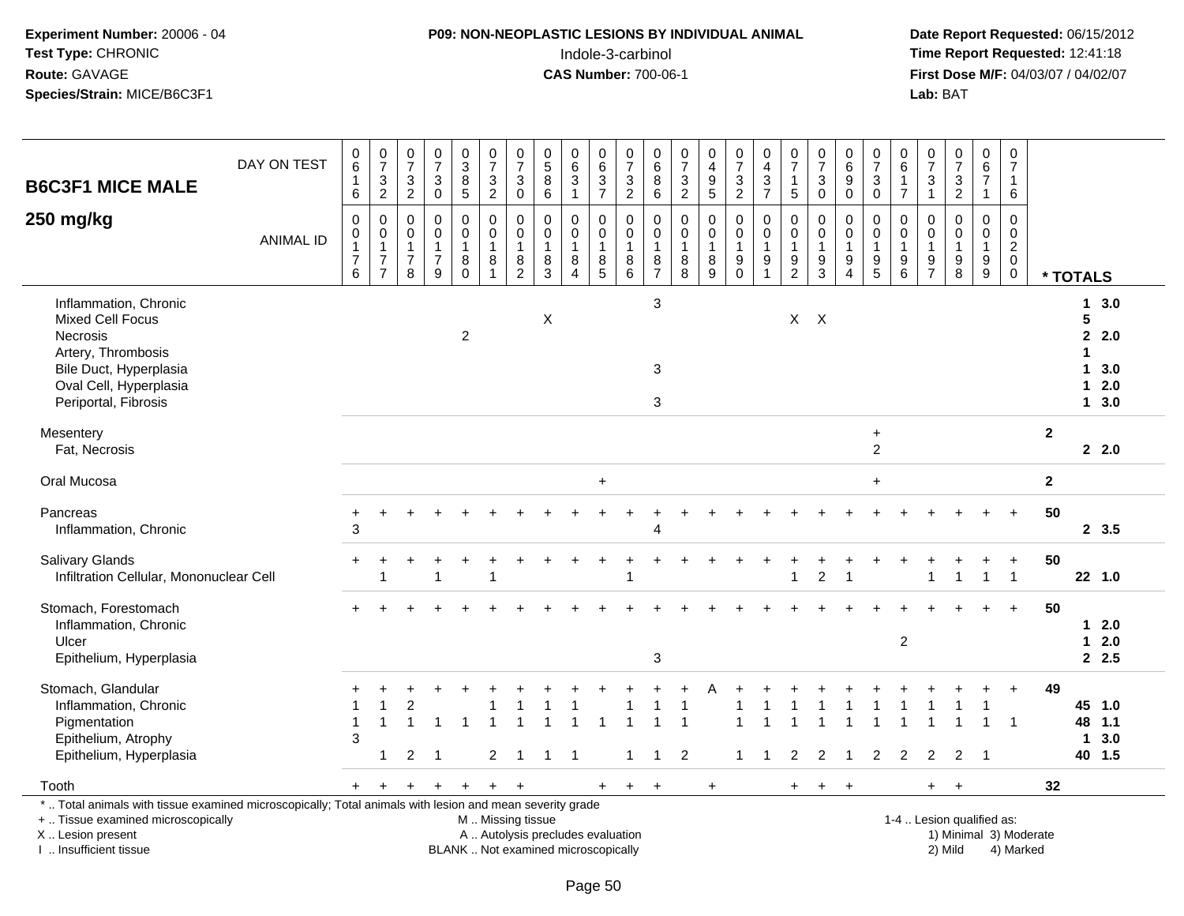**Experiment Number:** 20006 - 04
**Test Type:** CHRONIC
**Route:** GAVAGE
**Species/Strain:** MICE/B6C3F1

**P09: NON-NEOPLASTIC LESIONS BY INDIVIDUAL ANIMAL**
Indole-3-carbinol
**CAS Number:** 700-06-1

**Date Report Requested:** 06/15/2012
**Time Report Requested:** 12:41:18
**First Dose M/F:** 04/03/07 / 04/02/07
**Lab:** BAT

## B6C3F1 MICE MALE
## 250 mg/kg

| DAY ON TEST | 0616 | 0732 | 0732 | 0730 | 0385 | 0732 | 0730 | 0586 | 0631 | 0637 | 0732 | 0686 | 0732 | 0495 | 0732 | 0437 | 0715 | 0730 | 0690 | 0730 | 0617 | 0731 | 0732 | 0671 | 0716 | |
|---|---|---|---|---|---|---|---|---|---|---|---|---|---|---|---|---|---|---|---|---|---|---|---|---|---|---|
| **ANIMAL ID** | 0176 | 0177 | 0178 | 0179 | 0180 | 0181 | 0182 | 0183 | 0184 | 0185 | 0186 | 0187 | 0188 | 0189 | 0190 | 0191 | 0192 | 0193 | 0194 | 0195 | 0196 | 0197 | 0198 | 0199 | 0200 | *** TOTALS** |
| Inflammation, Chronic | | | | | | | | | | | | 3 | | | | | | | | | | | | | | 1 3.0 |
| Mixed Cell Focus | | | | | | | | X | | | | | | | | | X | X | | | | | | | | 5 |
| Necrosis | | | | | 2 | | | | | | | | | | | | | | | | | | | | | 2 2.0 |
| Artery, Thrombosis | | | | | | | | | | | | | | | | | | | | | | | | | | 1 |
| Bile Duct, Hyperplasia | | | | | | | | | | | | 3 | | | | | | | | | | | | | | 1 3.0 |
| Oval Cell, Hyperplasia | | | | | | | | | | | | | | | | | | | | | | | | | | 1 2.0 |
| Periportal, Fibrosis | | | | | | | | | | | | 3 | | | | | | | | | | | | | | 1 3.0 |
| Mesentery | | | | | | | | | | | | | | | | | | | | + | | | | | | 2 |
| Fat, Necrosis | | | | | | | | | | | | | | | | | | | | 2 | | | | | | 2 2.0 |
| Oral Mucosa | | | | | | | | | | + | | | | | | | | | | + | | | | | | 2 |
| Pancreas | + | + | + | + | + | + | + | + | + | + | + | + | + | + | + | + | + | + | + | + | + | + | + | + | + | 50 |
| Inflammation, Chronic | 3 | | | | | | | | | | | 4 | | | | | | | | | | | | | | 2 3.5 |
| Salivary Glands | + | + | + | + | + | + | + | + | + | + | + | + | + | + | + | + | + | + | + | + | + | + | + | + | + | 50 |
| Infiltration Cellular, Mononuclear Cell | | 1 | | 1 | | 1 | | | | | 1 | | | | | | 1 | 2 | 1 | | | 1 | 1 | 1 | 1 | 22 1.0 |
| Stomach, Forestomach | + | + | + | + | + | + | + | + | + | + | + | + | + | + | + | + | + | + | + | + | + | + | + | + | + | 50 |
| Inflammation, Chronic | | | | | | | | | | | | | | | | | | | | | | | | | | 1 2.0 |
| Ulcer | | | | | | | | | | | | | | | | | | | | | 2 | | | | | 1 2.0 |
| Epithelium, Hyperplasia | | | | | | | | | | | | 3 | | | | | | | | | | | | | | 2 2.5 |
| Stomach, Glandular | + | + | + | + | + | + | + | + | + | + | + | + | + | A | + | + | + | + | + | + | + | + | + | + | + | 49 |
| Inflammation, Chronic | 1 | 1 | 2 | | | 1 | 1 | 1 | 1 | | 1 | 1 | 1 | | 1 | 1 | 1 | 1 | 1 | 1 | 1 | 1 | 1 | 1 | | 45 1.0 |
| Pigmentation | 1 | 1 | 1 | 1 | 1 | 1 | 1 | 1 | 1 | 1 | 1 | 1 | 1 | | 1 | 1 | 1 | 1 | 1 | 1 | 1 | 1 | 1 | 1 | 1 | 48 1.1 |
| Epithelium, Atrophy | 3 | | | | | | | | | | | | | | | | | | | | | | | | | 1 3.0 |
| Epithelium, Hyperplasia | | 1 | 2 | 1 | | 2 | 1 | 1 | 1 | | 1 | 1 | 2 | | 1 | 1 | 2 | 2 | 1 | 2 | 2 | 2 | 2 | 1 | | 40 1.5 |
| Tooth | + | + | + | + | + | + | + | | | + | + | + | | + | | | + | + | + | | | + | + | | | 32 |

\* .. Total animals with tissue examined microscopically; Total animals with lesion and mean severity grade
\+ .. Tissue examined microscopically
X .. Lesion present
I .. Insufficient tissue

M .. Missing tissue
A .. Autolysis precludes evaluation
BLANK .. Not examined microscopically

1-4 .. Lesion qualified as:
1) Minimal 3) Moderate
2) Mild 4) Marked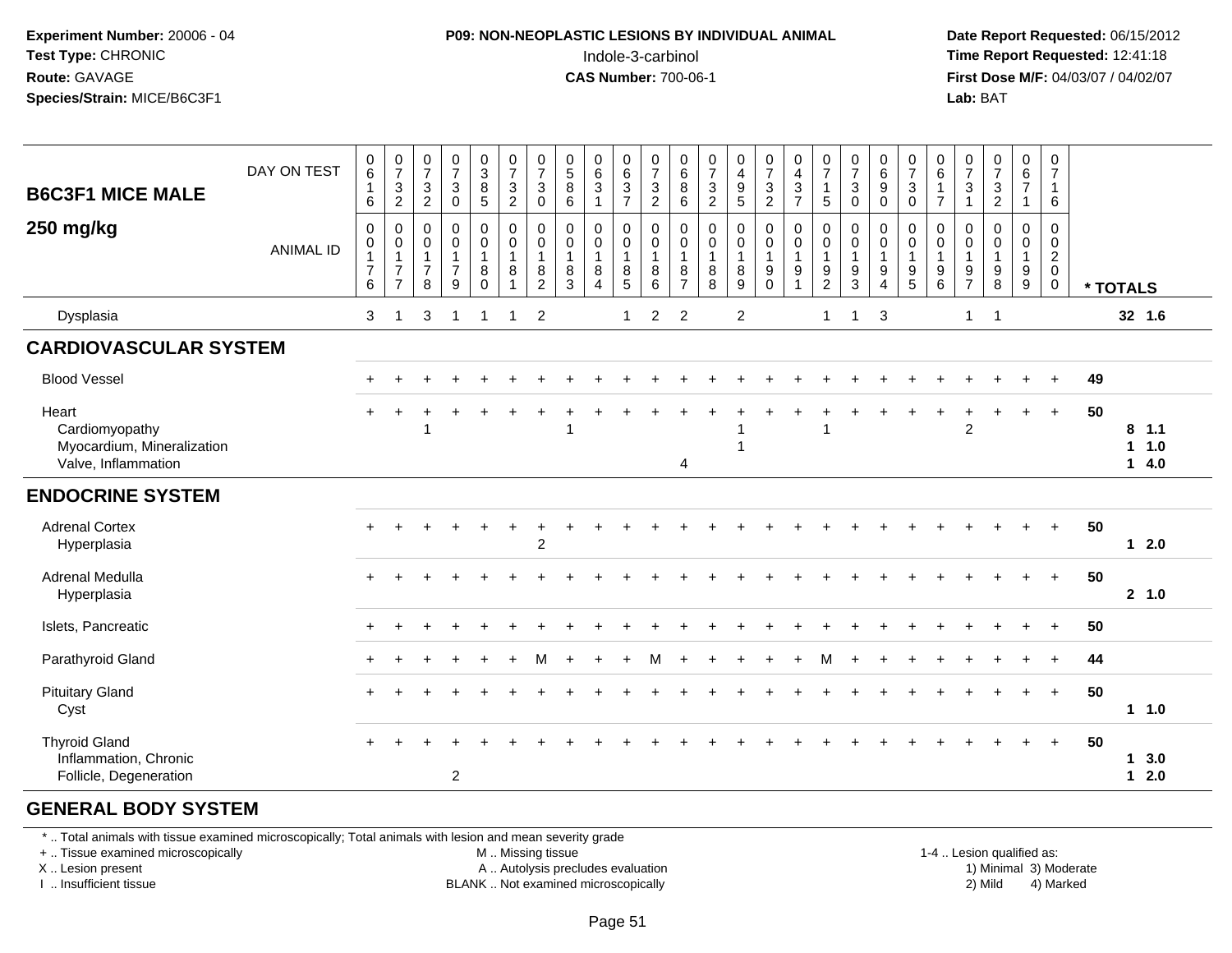**Experiment Number:** 20006 - 04
**Test Type:** CHRONIC
**Route:** GAVAGE
**Species/Strain:** MICE/B6C3F1

**P09: NON-NEOPLASTIC LESIONS BY INDIVIDUAL ANIMAL**
Indole-3-carbinol
**CAS Number:** 700-06-1

**Date Report Requested:** 06/15/2012
**Time Report Requested:** 12:41:18
**First Dose M/F:** 04/03/07 / 04/02/07
**Lab:** BAT

| B6C3F1 MICE MALE 250 mg/kg | | | | | | | | | | | | | | | | | | | | | | | | | | |
|---|---|---|---|---|---|---|---|---|---|---|---|---|---|---|---|---|---|---|---|---|---|---|---|---|---|---|
| DAY ON TEST | 0616 | 0732 | 0732 | 0730 | 0385 | 0732 | 0730 | 0586 | 0631 | 0637 | 0732 | 0686 | 0732 | 0495 | 0732 | 0437 | 0715 | 0730 | 0690 | 0730 | 0617 | 0731 | 0732 | 0671 | 0716 | |
| ANIMAL ID | 0176 | 0177 | 0178 | 0179 | 0180 | 0181 | 0182 | 0183 | 0184 | 0185 | 0186 | 0187 | 0188 | 0189 | 0190 | 0191 | 0192 | 0193 | 0194 | 0195 | 0196 | 0197 | 0198 | 0199 | 0200 | * TOTALS |
| Dysplasia | 3 | 1 | 3 | 1 | 1 | 1 | 2 | | | 1 | 2 | 2 | | 2 | | | 1 | 1 | 3 | | | 1 | 1 | | | 32 1.6 |
| **CARDIOVASCULAR SYSTEM** | | | | | | | | | | | | | | | | | | | | | | | | | | |
| Blood Vessel | + | + | + | + | + | + | + | + | + | + | + | + | + | + | + | + | + | + | + | + | + | + | + | + | + | 49 |
| Heart | + | + | + | + | + | + | + | + | + | + | + | + | + | + | + | + | + | + | + | + | + | + | + | + | + | 50 |
| Cardiomyopathy | | | 1 | | | | | 1 | | | | | | 1 | | | 1 | | | | | 2 | | | | 8 1.1 |
| Myocardium, Mineralization | | | | | | | | | | | | | | 1 | | | | | | | | | | | | 1 1.0 |
| Valve, Inflammation | | | | | | | | | | | | 4 | | | | | | | | | | | | | | 1 4.0 |
| **ENDOCRINE SYSTEM** | | | | | | | | | | | | | | | | | | | | | | | | | | |
| Adrenal Cortex | + | + | + | + | + | + | + | + | + | + | + | + | + | + | + | + | + | + | + | + | + | + | + | + | + | 50 |
| Hyperplasia | | | | | | | 2 | | | | | | | | | | | | | | | | | | | 1 2.0 |
| Adrenal Medulla | + | + | + | + | + | + | + | + | + | + | + | + | + | + | + | + | + | + | + | + | + | + | + | + | + | 50 |
| Hyperplasia | | | | | | | | | | | | | | | | | | | | | | | | | | 2 1.0 |
| Islets, Pancreatic | + | + | + | + | + | + | + | + | + | + | + | + | + | + | + | + | + | + | + | + | + | + | + | + | + | 50 |
| Parathyroid Gland | + | + | + | + | + | + | M | + | + | + | M | + | + | + | + | + | M | + | + | + | + | + | + | + | + | 44 |
| Pituitary Gland | + | + | + | + | + | + | + | + | + | + | + | + | + | + | + | + | + | + | + | + | + | + | + | + | + | 50 |
| Cyst | | | | | | | | | | | | | | | | | | | | | | | | | | 1 1.0 |
| Thyroid Gland | + | + | + | + | + | + | + | + | + | + | + | + | + | + | + | + | + | + | + | + | + | + | + | + | + | 50 |
| Inflammation, Chronic | | | | | | | | | | | | | | | | | | | | | | | | | | 1 3.0 |
| Follicle, Degeneration | | | | 2 | | | | | | | | | | | | | | | | | | | | | | 1 2.0 |
| **GENERAL BODY SYSTEM** | | | | | | | | | | | | | | | | | | | | | | | | | | |

\* .. Total animals with tissue examined microscopically; Total animals with lesion and mean severity grade
\+ .. Tissue examined microscopically
X .. Lesion present
I .. Insufficient tissue

M .. Missing tissue
A .. Autolysis precludes evaluation
BLANK .. Not examined microscopically

1-4 .. Lesion qualified as:
1) Minimal 3) Moderate
2) Mild 4) Marked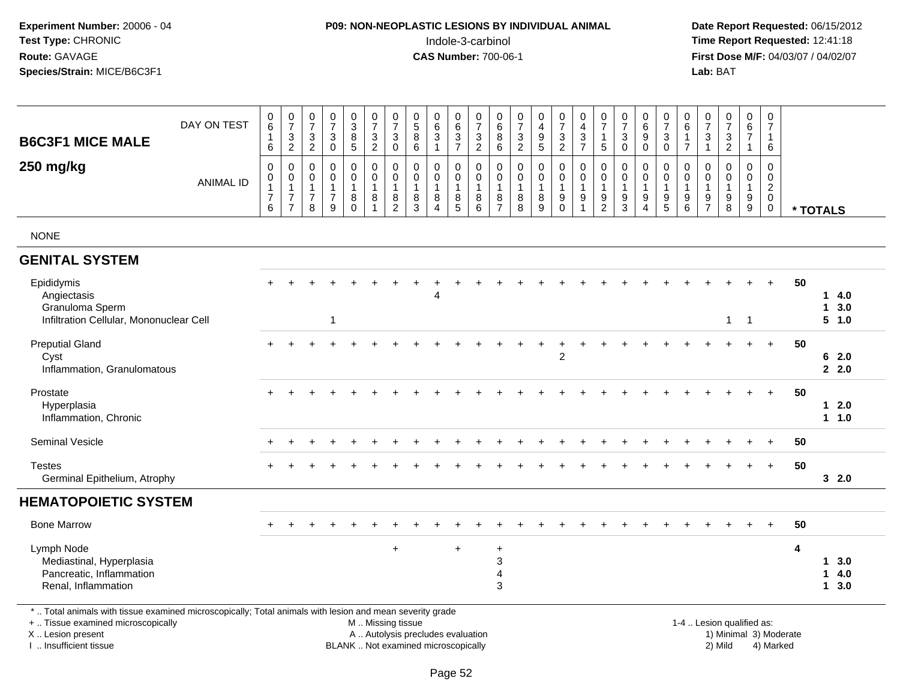**Experiment Number:** 20006 - 04
**Test Type:** CHRONIC
**Route:** GAVAGE
**Species/Strain:** MICE/B6C3F1

**P09: NON-NEOPLASTIC LESIONS BY INDIVIDUAL ANIMAL**
Indole-3-carbinol
**CAS Number:** 700-06-1

**Date Report Requested:** 06/15/2012
**Time Report Requested:** 12:41:18
**First Dose M/F:** 04/03/07 / 04/02/07
**Lab:** BAT

## B6C3F1 MICE MALE
## 250 mg/kg

| DAY ON TEST | 0616 | 0732 | 0732 | 0730 | 0385 | 0732 | 0730 | 0586 | 0631 | 0637 | 0732 | 0686 | 0732 | 0495 | 0732 | 0437 | 0715 | 0730 | 0690 | 0730 | 0617 | 0731 | 0732 | 0671 | 0716 | |
|---|---|---|---|---|---|---|---|---|---|---|---|---|---|---|---|---|---|---|---|---|---|---|---|---|---|---|
| ANIMAL ID | 00176 | 00177 | 00178 | 00179 | 00180 | 00181 | 00182 | 00183 | 00184 | 00185 | 00186 | 00187 | 00188 | 00189 | 00190 | 00191 | 00192 | 00193 | 00194 | 00195 | 00196 | 00197 | 00198 | 00199 | 00200 | * TOTALS |
| NONE | | | | | | | | | | | | | | | | | | | | | | | | | | |
| **GENITAL SYSTEM** | | | | | | | | | | | | | | | | | | | | | | | | | | |
| Epididymis | + | + | + | + | + | + | + | + | + | + | + | + | + | + | + | + | + | + | + | + | + | + | + | + | + | 50 |
| Angiectasis | | | | | | | | | 4 | | | | | | | | | | | | | | | | | 1 4.0 |
| Granuloma Sperm | | | | | | | | | | | | | | | | | | | | | | | | | | 1 3.0 |
| Infiltration Cellular, Mononuclear Cell | | | | 1 | | | | | | | | | | | | | | | | | | | 1 | 1 | | 5 1.0 |
| Preputial Gland | + | + | + | + | + | + | + | + | + | + | + | + | + | + | + | + | + | + | + | + | + | + | + | + | + | 50 |
| Cyst | | | | | | | | | | | | | | | 2 | | | | | | | | | | | 6 2.0 |
| Inflammation, Granulomatous | | | | | | | | | | | | | | | | | | | | | | | | | | 2 2.0 |
| Prostate | + | + | + | + | + | + | + | + | + | + | + | + | + | + | + | + | + | + | + | + | + | + | + | + | + | 50 |
| Hyperplasia | | | | | | | | | | | | | | | | | | | | | | | | | | 1 2.0 |
| Inflammation, Chronic | | | | | | | | | | | | | | | | | | | | | | | | | | 1 1.0 |
| Seminal Vesicle | + | + | + | + | + | + | + | + | + | + | + | + | + | + | + | + | + | + | + | + | + | + | + | + | + | 50 |
| Testes | + | + | + | + | + | + | + | + | + | + | + | + | + | + | + | + | + | + | + | + | + | + | + | + | + | 50 |
| Germinal Epithelium, Atrophy | | | | | | | | | | | | | | | | | | | | | | | | | | 3 2.0 |
| **HEMATOPOIETIC SYSTEM** | | | | | | | | | | | | | | | | | | | | | | | | | | |
| Bone Marrow | + | + | + | + | + | + | + | + | + | + | + | + | + | + | + | + | + | + | + | + | + | + | + | + | + | 50 |
| Lymph Node | | | | | | | + | | | + | | + | | | | | | | | | | | | | | 4 |
| Mediastinal, Hyperplasia | | | | | | | | | | | | 3 | | | | | | | | | | | | | | 1 3.0 |
| Pancreatic, Inflammation | | | | | | | | | | | | 4 | | | | | | | | | | | | | | 1 4.0 |
| Renal, Inflammation | | | | | | | | | | | | 3 | | | | | | | | | | | | | | 1 3.0 |

\* .. Total animals with tissue examined microscopically; Total animals with lesion and mean severity grade
\+ .. Tissue examined microscopically
X .. Lesion present
I .. Insufficient tissue

M .. Missing tissue
A .. Autolysis precludes evaluation
BLANK .. Not examined microscopically

1-4 .. Lesion qualified as:
1) Minimal 3) Moderate
2) Mild 4) Marked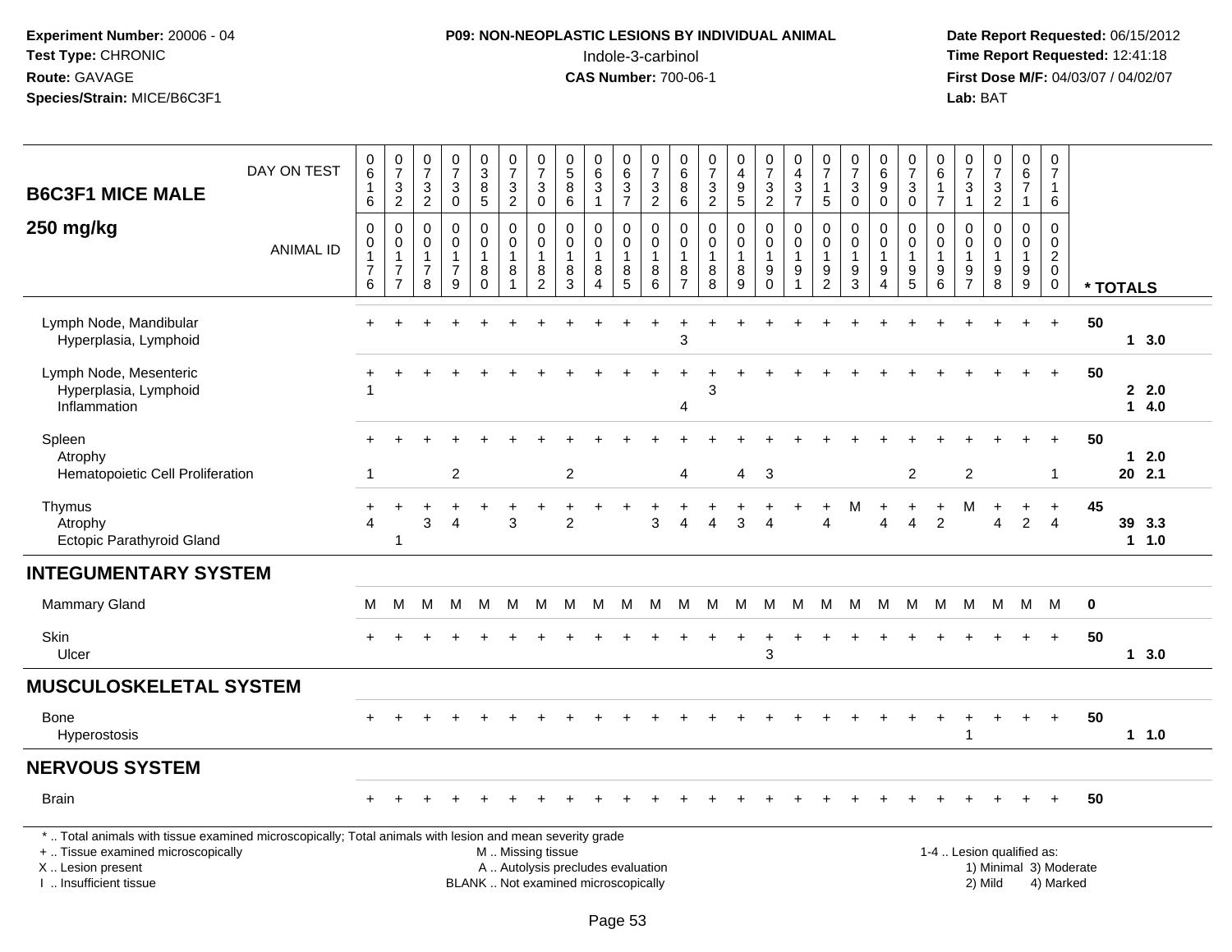| B6C3F1 MICE MALE 250 mg/kg | | | | | | | | | | | | | | | | | | | | | | | | | | |
|---|---|---|---|---|---|---|---|---|---|---|---|---|---|---|---|---|---|---|---|---|---|---|---|---|---|---|
| DAY ON TEST | 0616 | 0732 | 0732 | 0730 | 0385 | 0732 | 0730 | 0586 | 0631 | 0637 | 0732 | 0686 | 0732 | 0495 | 0732 | 0437 | 0715 | 0730 | 0690 | 0730 | 0617 | 0731 | 0732 | 0671 | 0716 | |
| ANIMAL ID | 00176 | 00177 | 00178 | 00179 | 00180 | 00181 | 00182 | 00183 | 00184 | 00185 | 00186 | 00187 | 00188 | 00189 | 00190 | 00191 | 00192 | 00193 | 00194 | 00195 | 00196 | 00197 | 00198 | 00199 | 00200 | * TOTALS |
| Lymph Node, Mandibular | + | + | + | + | + | + | + | + | + | + | + | + | + | + | + | + | + | + | + | + | + | + | + | + | + | 50 |
| Hyperplasia, Lymphoid | | | | | | | | | | | | 3 | | | | | | | | | | | | | | 1 3.0 |
| Lymph Node, Mesenteric | + | + | + | + | + | + | + | + | + | + | + | + | + | + | + | + | + | + | + | + | + | + | + | + | + | 50 |
| Hyperplasia, Lymphoid | 1 | | | | | | | | | | | | 3 | | | | | | | | | | | | | 2 2.0 |
| Inflammation | | | | | | | | | | | | 4 | | | | | | | | | | | | | | 1 4.0 |
| Spleen | + | + | + | + | + | + | + | + | + | + | + | + | + | + | + | + | + | + | + | + | + | + | + | + | + | 50 |
| Atrophy | | | | | | | | | | | | | | | | | | | | | | | | | | 1 2.0 |
| Hematopoietic Cell Proliferation | 1 | | | 2 | | | | 2 | | | | 4 | | 4 | 3 | | | | | 2 | | 2 | | | 1 | 20 2.1 |
| Thymus | + | + | + | + | + | + | + | + | + | + | + | + | + | + | + | + | + | M | + | + | + | M | + | + | + | 45 |
| Atrophy | 4 | | 3 | 4 | | 3 | | 2 | | | 3 | 4 | 4 | 3 | 4 | | 4 | | 4 | 4 | 2 | | 4 | 2 | 4 | 39 3.3 |
| Ectopic Parathyroid Gland | | 1 | | | | | | | | | | | | | | | | | | | | | | | | 1 1.0 |
| **INTEGUMENTARY SYSTEM** | | | | | | | | | | | | | | | | | | | | | | | | | | |
| Mammary Gland | M | M | M | M | M | M | M | M | M | M | M | M | M | M | M | M | M | M | M | M | M | M | M | M | M | 0 |
| Skin | + | + | + | + | + | + | + | + | + | + | + | + | + | + | + | + | + | + | + | + | + | + | + | + | + | 50 |
| Ulcer | | | | | | | | | | | | | | | 3 | | | | | | | | | | | 1 3.0 |
| **MUSCULOSKELETAL SYSTEM** | | | | | | | | | | | | | | | | | | | | | | | | | | |
| Bone | + | + | + | + | + | + | + | + | + | + | + | + | + | + | + | + | + | + | + | + | + | + | + | + | + | 50 |
| Hyperostosis | | | | | | | | | | | | | | | | | | | | | | 1 | | | | 1 1.0 |
| **NERVOUS SYSTEM** | | | | | | | | | | | | | | | | | | | | | | | | | | |
| Brain | + | + | + | + | + | + | + | + | + | + | + | + | + | + | + | + | + | + | + | + | + | + | + | + | + | 50 |

* .. Total animals with tissue examined microscopically; Total animals with lesion and mean severity grade
+ .. Tissue examined microscopically
X .. Lesion present
I .. Insufficient tissue
M .. Missing tissue
A .. Autolysis precludes evaluation
BLANK .. Not examined microscopically
1-4 .. Lesion qualified as: 1) Minimal 2) Mild 3) Moderate 4) Marked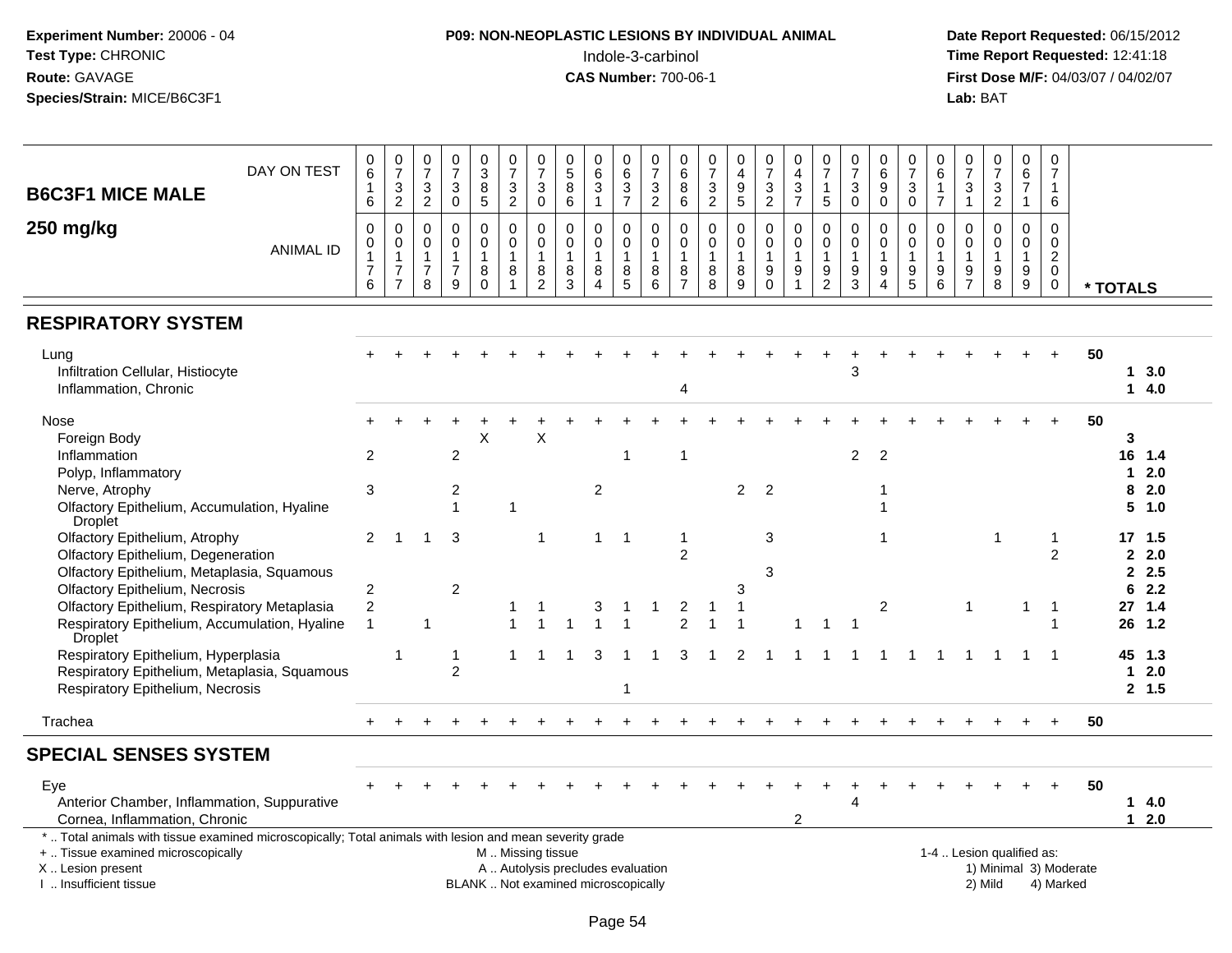**Experiment Number:** 20006 - 04
**Test Type:** CHRONIC
**Route:** GAVAGE
**Species/Strain:** MICE/B6C3F1

**P09: NON-NEOPLASTIC LESIONS BY INDIVIDUAL ANIMAL**
Indole-3-carbinol
**CAS Number:** 700-06-1

**Date Report Requested:** 06/15/2012
**Time Report Requested:** 12:41:18
**First Dose M/F:** 04/03/07 / 04/02/07
**Lab:** BAT

**B6C3F1 MICE MALE**
**250 mg/kg**

| DAY ON TEST | 0616 | 0732 | 0732 | 0730 | 0385 | 0732 | 0730 | 0586 | 0631 | 0637 | 0732 | 0686 | 0732 | 0495 | 0732 | 0437 | 0715 | 0730 | 0690 | 0730 | 0617 | 0731 | 0732 | 0671 | 0716 | |
|---|---|---|---|---|---|---|---|---|---|---|---|---|---|---|---|---|---|---|---|---|---|---|---|---|---|---|
| **ANIMAL ID** | 0176 | 0177 | 0178 | 0179 | 0180 | 0181 | 0182 | 0183 | 0184 | 0185 | 0186 | 0187 | 0188 | 0189 | 0190 | 0191 | 0192 | 0193 | 0194 | 0195 | 0196 | 0197 | 0198 | 0199 | 0200 | *** TOTALS** |
| **RESPIRATORY SYSTEM** | | | | | | | | | | | | | | | | | | | | | | | | | | |
| Lung | + | + | + | + | + | + | + | + | + | + | + | + | + | + | + | + | + | + | + | + | + | + | + | + | + | 50 |
| Infiltration Cellular, Histiocyte | | | | | | | | | | | | | | | | | | 3 | | | | | | | | 1 3.0 |
| Inflammation, Chronic | | | | | | | | | | | | 4 | | | | | | | | | | | | | | 1 4.0 |
| Nose | + | + | + | + | + | + | + | + | + | + | + | + | + | + | + | + | + | + | + | + | + | + | + | + | + | 50 |
| Foreign Body | | | | | X | | X | | | | | | | | | | | | | | | | | | | 3 |
| Inflammation | 2 | | | 2 | | | | | | 1 | | 1 | | | | | | 2 | 2 | | | | | | | 16 1.4 |
| Polyp, Inflammatory | | | | | | | | | | | | | | | | | | | | | | | | | | 1 2.0 |
| Nerve, Atrophy | 3 | | | 2 | | | | | 2 | | | | | 2 | 2 | | | | 1 | | | | | | | 8 2.0 |
| Olfactory Epithelium, Accumulation, Hyaline Droplet | | | | 1 | | 1 | | | | | | | | | | | | | 1 | | | | | | | 5 1.0 |
| Olfactory Epithelium, Atrophy | 2 | 1 | 1 | 3 | | | 1 | | 1 | 1 | | 1 | | | 3 | | | | 1 | | | | 1 | | 1 | 17 1.5 |
| Olfactory Epithelium, Degeneration | | | | | | | | | | | | 2 | | | | | | | | | | | | | 2 | 2 2.0 |
| Olfactory Epithelium, Metaplasia, Squamous | | | | | | | | | | | | | | | 3 | | | | | | | | | | | 2 2.5 |
| Olfactory Epithelium, Necrosis | 2 | | | 2 | | | | | | | | | | 3 | | | | | | | | | | | | 6 2.2 |
| Olfactory Epithelium, Respiratory Metaplasia | 2 | | | | | 1 | 1 | | 3 | 1 | 1 | 2 | 1 | 1 | | | | | 2 | | | 1 | | 1 | 1 | 27 1.4 |
| Respiratory Epithelium, Accumulation, Hyaline Droplet | 1 | | 1 | | | 1 | 1 | 1 | 1 | 1 | | 2 | 1 | 1 | | 1 | 1 | 1 | | | | | | | 1 | 26 1.2 |
| Respiratory Epithelium, Hyperplasia | | 1 | | 1 | | 1 | 1 | 1 | 3 | 1 | 1 | 3 | 1 | 2 | 1 | 1 | 1 | 1 | 1 | 1 | 1 | 1 | 1 | 1 | 1 | 45 1.3 |
| Respiratory Epithelium, Metaplasia, Squamous | | | | 2 | | | | | | | | | | | | | | | | | | | | | | 1 2.0 |
| Respiratory Epithelium, Necrosis | | | | | | | | | | 1 | | | | | | | | | | | | | | | | 2 1.5 |
| Trachea | + | + | + | + | + | + | + | + | + | + | + | + | + | + | + | + | + | + | + | + | + | + | + | + | + | 50 |
| **SPECIAL SENSES SYSTEM** | | | | | | | | | | | | | | | | | | | | | | | | | | |
| Eye | + | + | + | + | + | + | + | + | + | + | + | + | + | + | + | + | + | + | + | + | + | + | + | + | + | 50 |
| Anterior Chamber, Inflammation, Suppurative | | | | | | | | | | | | | | | | | | 4 | | | | | | | | 1 4.0 |
| Cornea, Inflammation, Chronic | | | | | | | | | | | | | | | | 2 | | | | | | | | | | 1 2.0 |

* .. Total animals with tissue examined microscopically; Total animals with lesion and mean severity grade
+ .. Tissue examined microscopically
X .. Lesion present
I .. Insufficient tissue

M .. Missing tissue
A .. Autolysis precludes evaluation
BLANK .. Not examined microscopically

1-4 .. Lesion qualified as:
1) Minimal 3) Moderate
2) Mild 4) Marked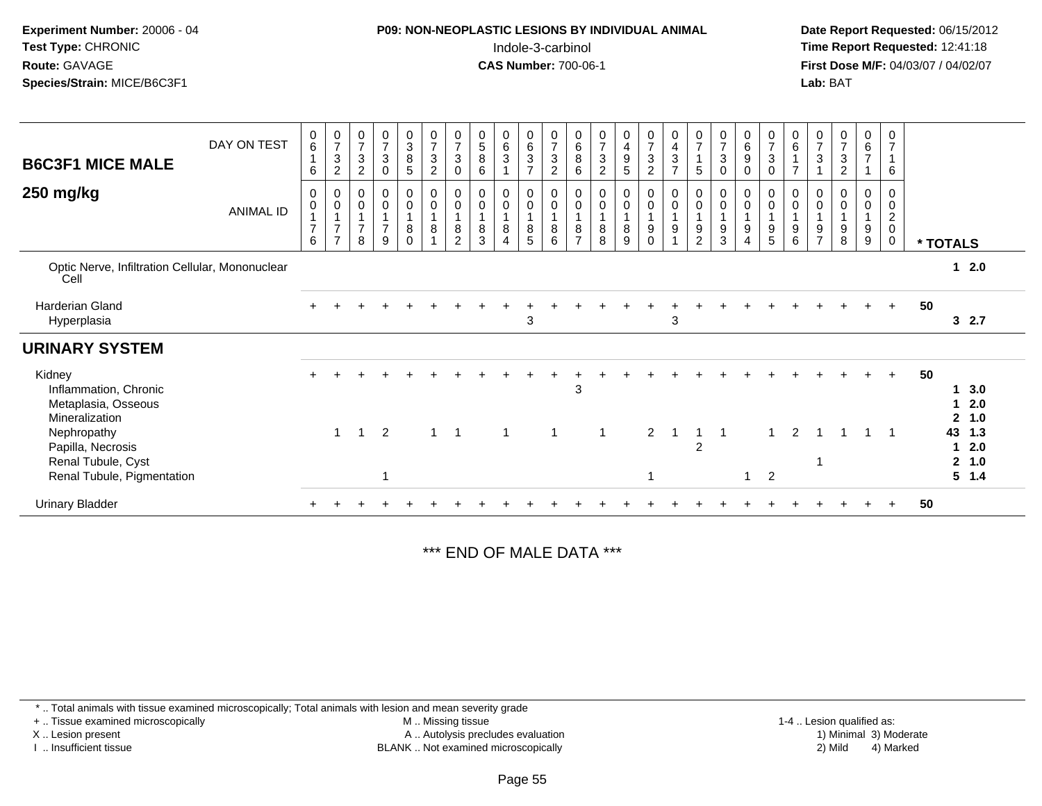**Experiment Number:** 20006 - 04
**Test Type:** CHRONIC
**Route:** GAVAGE
**Species/Strain:** MICE/B6C3F1

**P09: NON-NEOPLASTIC LESIONS BY INDIVIDUAL ANIMAL**
Indole-3-carbinol
**CAS Number:** 700-06-1

**Date Report Requested:** 06/15/2012
**Time Report Requested:** 12:41:18
**First Dose M/F:** 04/03/07 / 04/02/07
**Lab:** BAT

## B6C3F1 MICE MALE
## 250 mg/kg

| DAY ON TEST | 0616 | 0732 | 0732 | 0730 | 0385 | 0732 | 0730 | 0586 | 0631 | 0637 | 0732 | 0686 | 0732 | 0495 | 0732 | 0437 | 0715 | 0730 | 0690 | 0730 | 0617 | 0731 | 0732 | 0671 | 0716 | |
|---|---|---|---|---|---|---|---|---|---|---|---|---|---|---|---|---|---|---|---|---|---|---|---|---|---|---|
| **ANIMAL ID** | 0176 | 0177 | 0178 | 0179 | 0180 | 0181 | 0182 | 0183 | 0184 | 0185 | 0186 | 0187 | 0188 | 0189 | 0190 | 0191 | 0192 | 0193 | 0194 | 0195 | 0196 | 0197 | 0198 | 0199 | 0200 | *** TOTALS** |
| Optic Nerve, Infiltration Cellular, Mononuclear Cell | | | | | | | | | | | | | | | | | | | | | | | | | | **1 2.0** |
| Harderian Gland | + | + | + | + | + | + | + | + | + | + | + | + | + | + | + | + | + | + | + | + | + | + | + | + | + | **50** |
| Hyperplasia | | | | | | | | | | 3 | | | | | | 3 | | | | | | | | | | **3 2.7** |
| **URINARY SYSTEM** | | | | | | | | | | | | | | | | | | | | | | | | | | |
| Kidney | + | + | + | + | + | + | + | + | + | + | + | + | + | + | + | + | + | + | + | + | + | + | + | + | + | **50** |
| Inflammation, Chronic | | | | | | | | | | | | 3 | | | | | | | | | | | | | | **1 3.0** |
| Metaplasia, Osseous | | | | | | | | | | | | | | | | | | | | | | | | | | **1 2.0** |
| Mineralization | | | | | | | | | | | | | | | | | | | | | | | | | | **2 1.0** |
| Nephropathy | | 1 | 1 | 2 | | 1 | 1 | | 1 | | 1 | | 1 | | 2 | 1 | 1 | 1 | | 1 | 2 | 1 | 1 | 1 | 1 | **43 1.3** |
| Papilla, Necrosis | | | | | | | | | | | | | | | | | 2 | | | | | | | | | **1 2.0** |
| Renal Tubule, Cyst | | | | | | | | | | | | | | | | | | | | | | 1 | | | | **2 1.0** |
| Renal Tubule, Pigmentation | | | | 1 | | | | | | | | | | | 1 | | | | 1 | 2 | | | | | | **5 1.4** |
| Urinary Bladder | + | + | + | + | + | + | + | + | + | + | + | + | + | + | + | + | + | + | + | + | + | + | + | + | + | **50** |

*** END OF MALE DATA ***

\* .. Total animals with tissue examined microscopically; Total animals with lesion and mean severity grade
\+ .. Tissue examined microscopically
X .. Lesion present
I .. Insufficient tissue
M .. Missing tissue
A .. Autolysis precludes evaluation
BLANK .. Not examined microscopically
1-4 .. Lesion qualified as:
1) Minimal 3) Moderate
2) Mild 4) Marked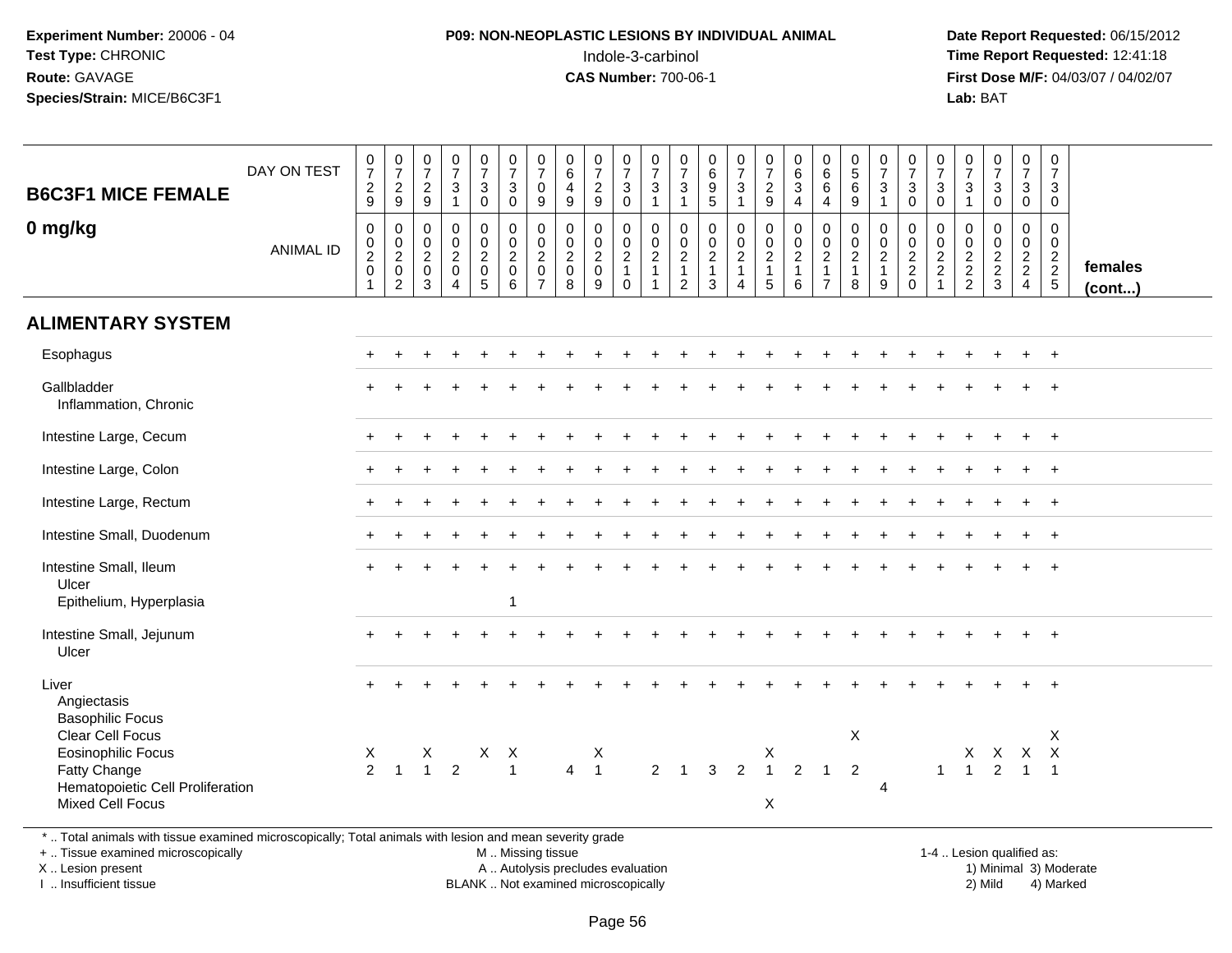**Experiment Number:** 20006 - 04
**Test Type:** CHRONIC
**Route:** GAVAGE
**Species/Strain:** MICE/B6C3F1

**P09: NON-NEOPLASTIC LESIONS BY INDIVIDUAL ANIMAL**
Indole-3-carbinol
**CAS Number:** 700-06-1

**Date Report Requested:** 06/15/2012
**Time Report Requested:** 12:41:18
**First Dose M/F:** 04/03/07 / 04/02/07
**Lab:** BAT

| B6C3F1 MICE FEMALE 0 mg/kg | | | | | | | | | | | | | | | | | | | | | | | | | | |
|---|---|---|---|---|---|---|---|---|---|---|---|---|---|---|---|---|---|---|---|---|---|---|---|---|---|---|
| DAY ON TEST | 0729 | 0729 | 0729 | 0731 | 0730 | 0730 | 0709 | 0649 | 0729 | 0730 | 0731 | 0731 | 0695 | 0731 | 0729 | 0634 | 0664 | 0569 | 0731 | 0730 | 0730 | 0731 | 0730 | 0730 | 0730 | |
| ANIMAL ID | 0020 1 | 0020 2 | 0020 3 | 0020 4 | 0020 5 | 0020 6 | 0020 7 | 0020 8 | 0020 9 | 0021 0 | 0021 1 | 0021 2 | 0021 3 | 0021 4 | 0021 5 | 0021 6 | 0021 7 | 0021 8 | 0021 9 | 0022 0 | 0022 1 | 0022 2 | 0022 3 | 0022 4 | 0022 5 | females (cont...) |
| **ALIMENTARY SYSTEM** | | | | | | | | | | | | | | | | | | | | | | | | | | |
| Esophagus | + | + | + | + | + | + | + | + | + | + | + | + | + | + | + | + | + | + | + | + | + | + | + | + | + | |
| Gallbladder | + | + | + | + | + | + | + | + | + | + | + | + | + | + | + | + | + | + | + | + | + | + | + | + | + | |
| Inflammation, Chronic | | | | | | | | | | | | | | | | | | | | | | | | | | |
| Intestine Large, Cecum | + | + | + | + | + | + | + | + | + | + | + | + | + | + | + | + | + | + | + | + | + | + | + | + | + | |
| Intestine Large, Colon | + | + | + | + | + | + | + | + | + | + | + | + | + | + | + | + | + | + | + | + | + | + | + | + | + | |
| Intestine Large, Rectum | + | + | + | + | + | + | + | + | + | + | + | + | + | + | + | + | + | + | + | + | + | + | + | + | + | |
| Intestine Small, Duodenum | + | + | + | + | + | + | + | + | + | + | + | + | + | + | + | + | + | + | + | + | + | + | + | + | + | |
| Intestine Small, Ileum | + | + | + | + | + | + | + | + | + | + | + | + | + | + | + | + | + | + | + | + | + | + | + | + | + | |
| Ulcer | | | | | | | | | | | | | | | | | | | | | | | | | | |
| Epithelium, Hyperplasia | | | | | | 1 | | | | | | | | | | | | | | | | | | | | |
| Intestine Small, Jejunum | + | + | + | + | + | + | + | + | + | + | + | + | + | + | + | + | + | + | + | + | + | + | + | + | + | |
| Ulcer | | | | | | | | | | | | | | | | | | | | | | | | | | |
| Liver | + | + | + | + | + | + | + | + | + | + | + | + | + | + | + | + | + | + | + | + | + | + | + | + | + | |
| Angiectasis | | | | | | | | | | | | | | | | | | | | | | | | | | |
| Basophilic Focus | | | | | | | | | | | | | | | | | | | | | | | | | | |
| Clear Cell Focus | | | | | | | | | | | | | | | | | | X | | | | | | | X | |
| Eosinophilic Focus | X | | X | | X | X | | | X | | | | | | X | | | | | | | X | X | X | X | |
| Fatty Change | 2 | 1 | 1 | 2 | | 1 | | 4 | 1 | | 2 | 1 | 3 | 2 | 1 | 2 | 1 | 2 | | | 1 | 1 | 2 | 1 | 1 | |
| Hematopoietic Cell Proliferation | | | | | | | | | | | | | | | | | | | 4 | | | | | | | |
| Mixed Cell Focus | | | | | | | | | | | | | | | X | | | | | | | | | | | |

* .. Total animals with tissue examined microscopically; Total animals with lesion and mean severity grade
+ .. Tissue examined microscopically
X .. Lesion present
I .. Insufficient tissue

M .. Missing tissue
A .. Autolysis precludes evaluation
BLANK .. Not examined microscopically

1-4 .. Lesion qualified as:
1) Minimal 3) Moderate
2) Mild 4) Marked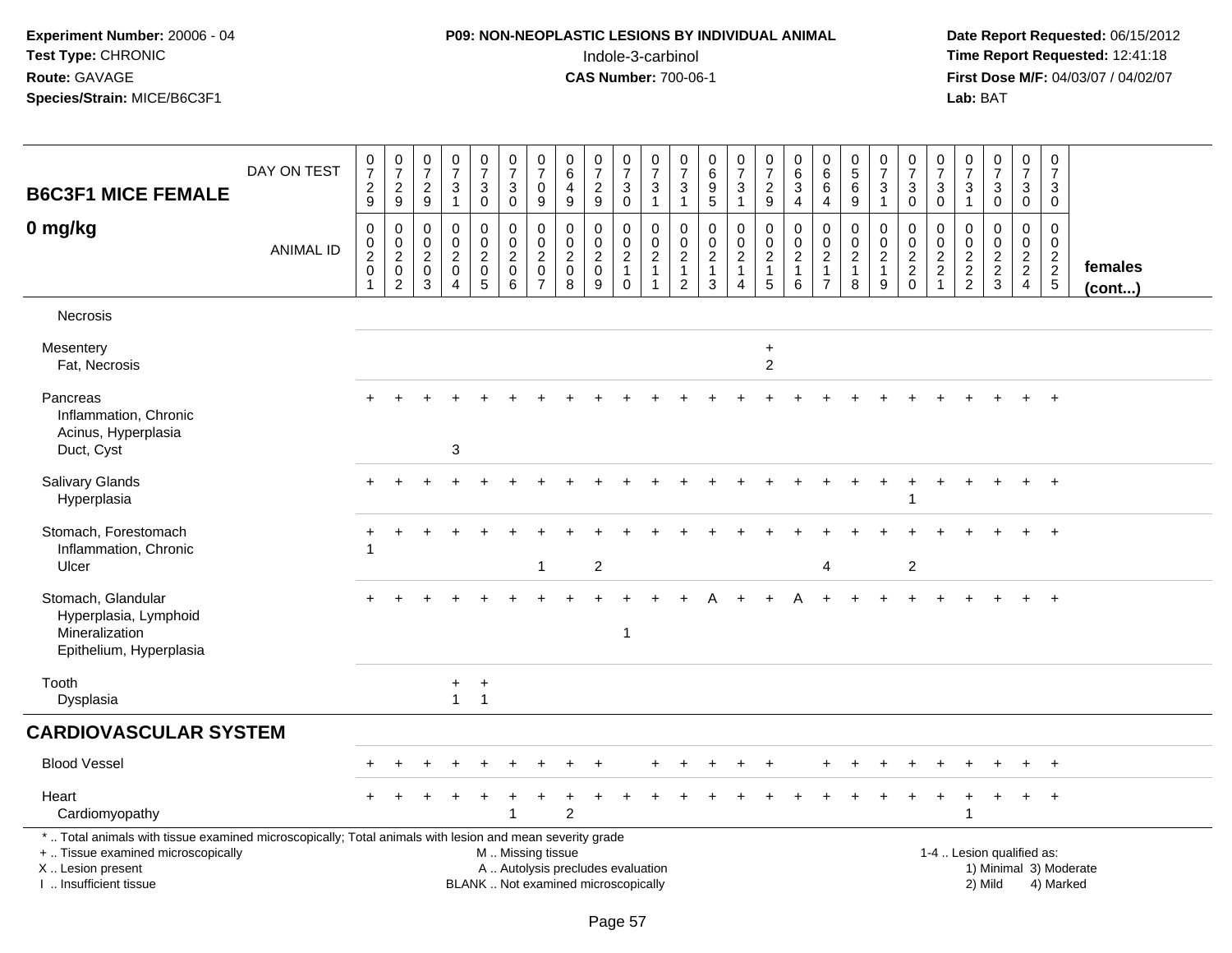**Experiment Number:** 20006 - 04
**Test Type:** CHRONIC
**Route:** GAVAGE
**Species/Strain:** MICE/B6C3F1

**P09: NON-NEOPLASTIC LESIONS BY INDIVIDUAL ANIMAL**
Indole-3-carbinol
**CAS Number:** 700-06-1

**Date Report Requested:** 06/15/2012
**Time Report Requested:** 12:41:18
**First Dose M/F:** 04/03/07 / 04/02/07
**Lab:** BAT

## B6C3F1 MICE FEMALE

## 0 mg/kg

| DAY ON TEST | 0729 | 0729 | 0729 | 0731 | 0730 | 0730 | 0709 | 0649 | 0729 | 0730 | 0731 | 0731 | 0695 | 0731 | 0729 | 0634 | 0664 | 0569 | 0731 | 0730 | 0730 | 0731 | 0730 | 0730 | 0730 | |
|---|---|---|---|---|---|---|---|---|---|---|---|---|---|---|---|---|---|---|---|---|---|---|---|---|---|---|
| ANIMAL ID | 00201 | 00202 | 00203 | 00204 | 00205 | 00206 | 00207 | 00208 | 00209 | 00210 | 00211 | 00212 | 00213 | 00214 | 00215 | 00216 | 00217 | 00218 | 00219 | 00220 | 00221 | 00222 | 00223 | 00224 | 00225 | **females (cont...)** |
| Necrosis | | | | | | | | | | | | | | | | | | | | | | | | | | |
| Mesentery | | | | | | | | | | | | | | | + | | | | | | | | | | | |
| Fat, Necrosis | | | | | | | | | | | | | | | 2 | | | | | | | | | | | |
| Pancreas | + | + | + | + | + | + | + | + | + | + | + | + | + | + | + | + | + | + | + | + | + | + | + | + | + | |
| Inflammation, Chronic | | | | | | | | | | | | | | | | | | | | | | | | | | |
| Acinus, Hyperplasia | | | | | | | | | | | | | | | | | | | | | | | | | | |
| Duct, Cyst | | | | 3 | | | | | | | | | | | | | | | | | | | | | | |
| Salivary Glands | + | + | + | + | + | + | + | + | + | + | + | + | + | + | + | + | + | + | + | + | + | + | + | + | + | |
| Hyperplasia | | | | | | | | | | | | | | | | | | | | 1 | | | | | | |
| Stomach, Forestomach | + | + | + | + | + | + | + | + | + | + | + | + | + | + | + | + | + | + | + | + | + | + | + | + | + | |
| Inflammation, Chronic | 1 | | | | | | | | | | | | | | | | | | | | | | | | | |
| Ulcer | | | | | | | 1 | | 2 | | | | | | | | 4 | | | 2 | | | | | | |
| Stomach, Glandular | + | + | + | + | + | + | + | + | + | + | + | + | A | + | + | A | + | + | + | + | + | + | + | + | + | |
| Hyperplasia, Lymphoid | | | | | | | | | | | | | | | | | | | | | | | | | | |
| Mineralization | | | | | | | | | | 1 | | | | | | | | | | | | | | | | |
| Epithelium, Hyperplasia | | | | | | | | | | | | | | | | | | | | | | | | | | |
| Tooth | | | | + | + | | | | | | | | | | | | | | | | | | | | | |
| Dysplasia | | | | 1 | 1 | | | | | | | | | | | | | | | | | | | | | |

## CARDIOVASCULAR SYSTEM

| | 00201 | 00202 | 00203 | 00204 | 00205 | 00206 | 00207 | 00208 | 00209 | 00210 | 00211 | 00212 | 00213 | 00214 | 00215 | 00216 | 00217 | 00218 | 00219 | 00220 | 00221 | 00222 | 00223 | 00224 | 00225 | |
|---|---|---|---|---|---|---|---|---|---|---|---|---|---|---|---|---|---|---|---|---|---|---|---|---|---|---|
| Blood Vessel | + | + | + | + | + | + | + | + | + | | + | + | + | + | + | | + | + | + | + | + | + | + | + | + | |
| Heart | + | + | + | + | + | + | + | + | + | + | + | + | + | + | + | + | + | + | + | + | + | + | + | + | + | |
| Cardiomyopathy | | | | | | 1 | | 2 | | | | | | | | | | | | | | 1 | | | | |

\* .. Total animals with tissue examined microscopically; Total animals with lesion and mean severity grade
\+ .. Tissue examined microscopically
X .. Lesion present
I .. Insufficient tissue

M .. Missing tissue
A .. Autolysis precludes evaluation
BLANK .. Not examined microscopically

1-4 .. Lesion qualified as:
1) Minimal 3) Moderate
2) Mild 4) Marked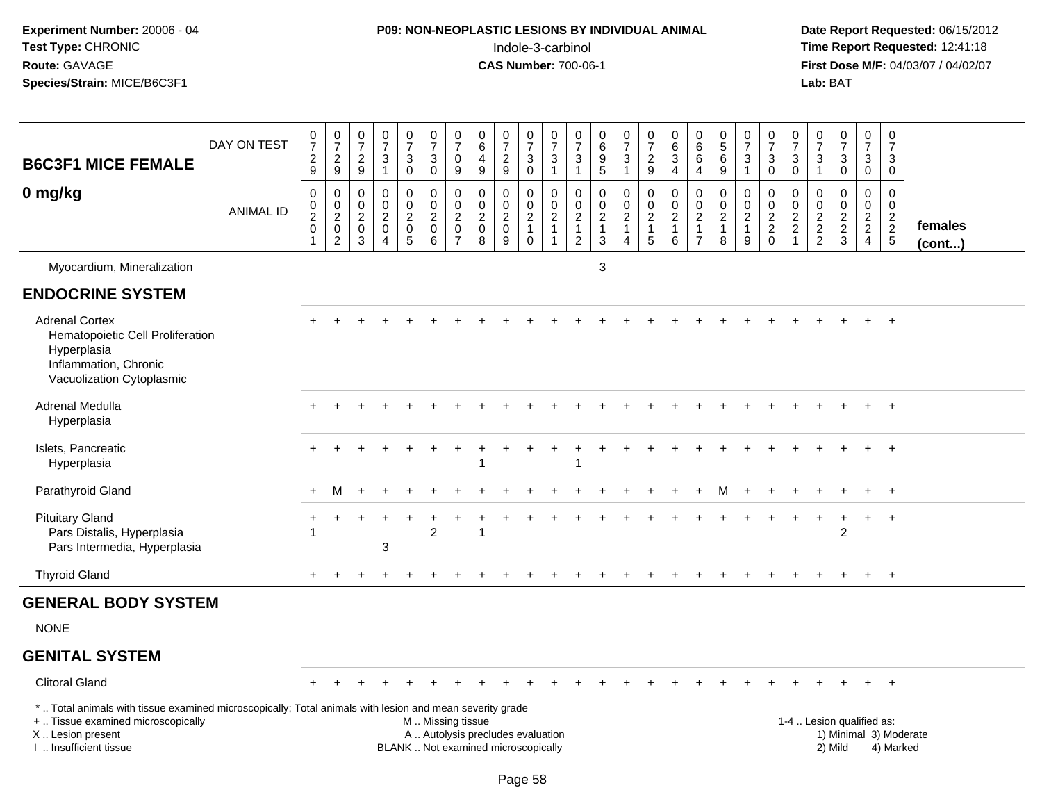**Experiment Number:** 20006 - 04
**Test Type:** CHRONIC
**Route:** GAVAGE
**Species/Strain:** MICE/B6C3F1

**P09: NON-NEOPLASTIC LESIONS BY INDIVIDUAL ANIMAL**
Indole-3-carbinol
**CAS Number:** 700-06-1

**Date Report Requested:** 06/15/2012
**Time Report Requested:** 12:41:18
**First Dose M/F:** 04/03/07 / 04/02/07
**Lab:** BAT

**B6C3F1 MICE FEMALE**
**0 mg/kg**

| | DAY ON TEST | 0729 | 0729 | 0729 | 0731 | 0730 | 0730 | 0709 | 0649 | 0729 | 0730 | 0731 | 0731 | 0695 | 0731 | 0729 | 0634 | 0664 | 0569 | 0731 | 0730 | 0730 | 0731 | 0730 | 0730 | 0730 | |
|---|---|---|---|---|---|---|---|---|---|---|---|---|---|---|---|---|---|---|---|---|---|---|---|---|---|---|---|
| | ANIMAL ID | 00201 | 00202 | 00203 | 00204 | 00205 | 00206 | 00207 | 00208 | 00209 | 00210 | 00211 | 00212 | 00213 | 00214 | 00215 | 00216 | 00217 | 00218 | 00219 | 00220 | 00221 | 00222 | 00223 | 00224 | 00225 | **females (cont...)** |
| Myocardium, Mineralization | | | | | | | | | | | | | | 3 | | | | | | | | | | | | | |
| **ENDOCRINE SYSTEM** | | | | | | | | | | | | | | | | | | | | | | | | | | | |
| Adrenal Cortex | | + | + | + | + | + | + | + | + | + | + | + | + | + | + | + | + | + | + | + | + | + | + | + | + | + | |
| Hematopoietic Cell Proliferation | | | | | | | | | | | | | | | | | | | | | | | | | | | |
| Hyperplasia | | | | | | | | | | | | | | | | | | | | | | | | | | | |
| Inflammation, Chronic | | | | | | | | | | | | | | | | | | | | | | | | | | | |
| Vacuolization Cytoplasmic | | | | | | | | | | | | | | | | | | | | | | | | | | | |
| Adrenal Medulla | | + | + | + | + | + | + | + | + | + | + | + | + | + | + | + | + | + | + | + | + | + | + | + | + | + | |
| Hyperplasia | | | | | | | | | | | | | | | | | | | | | | | | | | | |
| Islets, Pancreatic | | + | + | + | + | + | + | + | + | + | + | + | + | + | + | + | + | + | + | + | + | + | + | + | + | + | |
| Hyperplasia | | | | | | | | | 1 | | | | 1 | | | | | | | | | | | | | | |
| Parathyroid Gland | | + | M | + | + | + | + | + | + | + | + | + | + | + | + | + | + | + | M | + | + | + | + | + | + | + | |
| Pituitary Gland | | + | + | + | + | + | + | + | + | + | + | + | + | + | + | + | + | + | + | + | + | + | + | + | + | + | |
| Pars Distalis, Hyperplasia | | 1 | | | | | 2 | | 1 | | | | | | | | | | | | | | | 2 | | | |
| Pars Intermedia, Hyperplasia | | | | | 3 | | | | | | | | | | | | | | | | | | | | | | |
| Thyroid Gland | | + | + | + | + | + | + | + | + | + | + | + | + | + | + | + | + | + | + | + | + | + | + | + | + | + | |
| **GENERAL BODY SYSTEM** | | | | | | | | | | | | | | | | | | | | | | | | | | | |
| NONE | | | | | | | | | | | | | | | | | | | | | | | | | | | |
| **GENITAL SYSTEM** | | | | | | | | | | | | | | | | | | | | | | | | | | | |
| Clitoral Gland | | + | + | + | + | + | + | + | + | + | + | + | + | + | + | + | + | + | + | + | + | + | + | + | + | + | |

\* .. Total animals with tissue examined microscopically; Total animals with lesion and mean severity grade
+ .. Tissue examined microscopically
X .. Lesion present
I .. Insufficient tissue

M .. Missing tissue
A .. Autolysis precludes evaluation
BLANK .. Not examined microscopically

1-4 .. Lesion qualified as:
1) Minimal 3) Moderate
2) Mild 4) Marked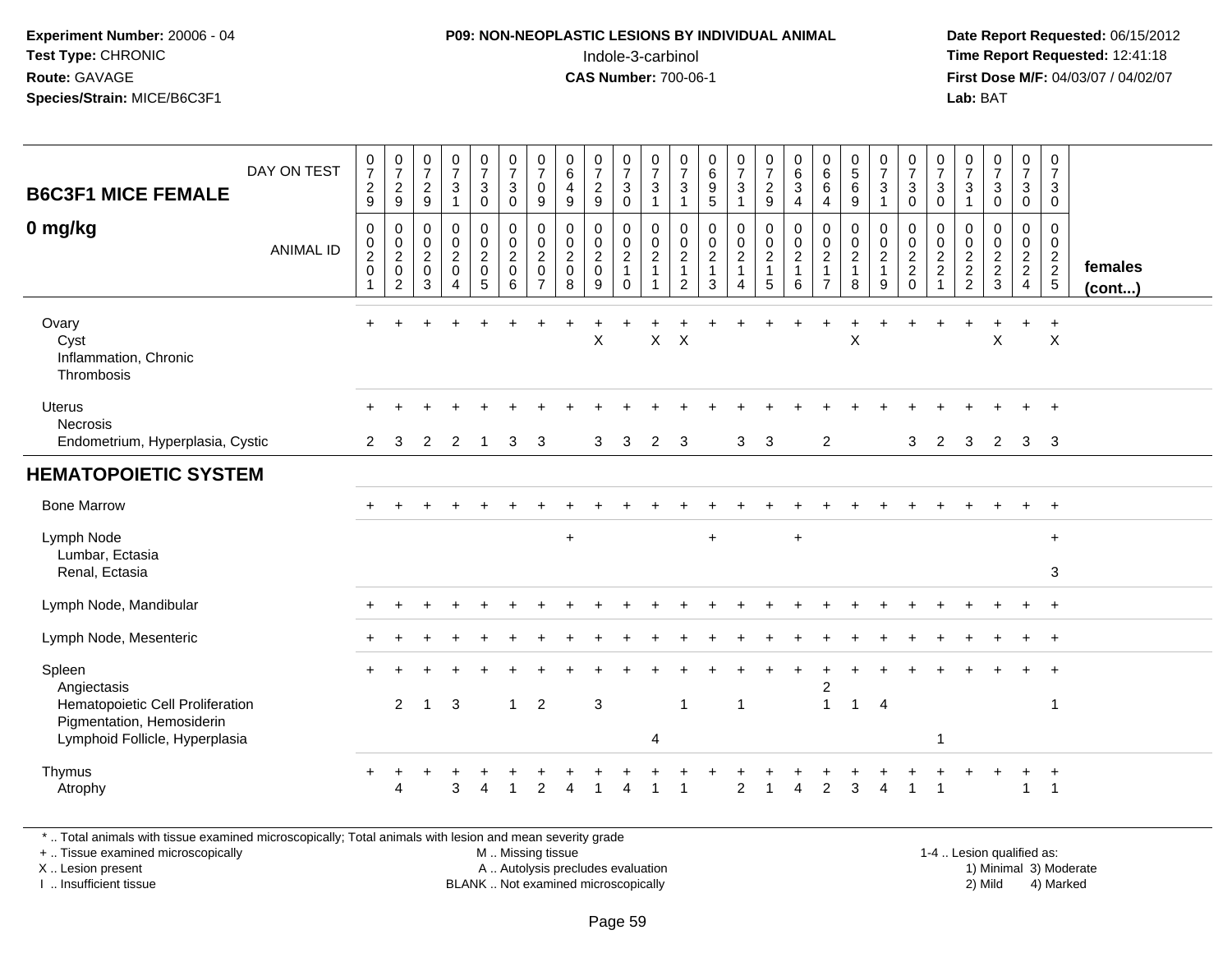**Experiment Number:** 20006 - 04
**Test Type:** CHRONIC
**Route:** GAVAGE
**Species/Strain:** MICE/B6C3F1

**P09: NON-NEOPLASTIC LESIONS BY INDIVIDUAL ANIMAL**
Indole-3-carbinol
**CAS Number:** 700-06-1

**Date Report Requested:** 06/15/2012
**Time Report Requested:** 12:41:18
**First Dose M/F:** 04/03/07 / 04/02/07
**Lab:** BAT

## B6C3F1 MICE FEMALE 0 mg/kg — females (cont...)

| DAY ON TEST | 0729 | 0729 | 0729 | 0731 | 0730 | 0730 | 0709 | 0649 | 0729 | 0730 | 0731 | 0731 | 0695 | 0731 | 0729 | 0634 | 0664 | 0569 | 0731 | 0730 | 0730 | 0731 | 0730 | 0730 | 0730 |
|---|---|---|---|---|---|---|---|---|---|---|---|---|---|---|---|---|---|---|---|---|---|---|---|---|---|
| **ANIMAL ID** | 0201 | 0202 | 0203 | 0204 | 0205 | 0206 | 0207 | 0208 | 0209 | 0210 | 0211 | 0212 | 0213 | 0214 | 0215 | 0216 | 0217 | 0218 | 0219 | 0220 | 0221 | 0222 | 0223 | 0224 | 0225 |
| Ovary | + | + | + | + | + | + | + | + | + | + | + | + | + | + | + | + | + | + | + | + | + | + | + | + | + |
| Cyst | | | | | | | | | X | | X | X | | | | | | X | | | | | X | | X |
| Inflammation, Chronic | | | | | | | | | | | | | | | | | | | | | | | | | |
| Thrombosis | | | | | | | | | | | | | | | | | | | | | | | | | |
| Uterus | + | + | + | + | + | + | + | + | + | + | + | + | + | + | + | + | + | + | + | + | + | + | + | + | + |
| Necrosis | | | | | | | | | | | | | | | | | | | | | | | | | |
| Endometrium, Hyperplasia, Cystic | 2 | 3 | 2 | 2 | 1 | 3 | 3 | | 3 | 3 | 2 | 3 | | 3 | 3 | | 2 | | | 3 | 2 | 3 | 2 | 3 | 3 |
| **HEMATOPOIETIC SYSTEM** | | | | | | | | | | | | | | | | | | | | | | | | | |
| Bone Marrow | + | + | + | + | + | + | + | + | + | + | + | + | + | + | + | + | + | + | + | + | + | + | + | + | + |
| Lymph Node | | | | | | | | + | | | | | + | | | + | | | | | | | | | + |
| Lumbar, Ectasia | | | | | | | | | | | | | | | | | | | | | | | | | |
| Renal, Ectasia | | | | | | | | | | | | | | | | | | | | | | | | | 3 |
| Lymph Node, Mandibular | + | + | + | + | + | + | + | + | + | + | + | + | + | + | + | + | + | + | + | + | + | + | + | + | + |
| Lymph Node, Mesenteric | + | + | + | + | + | + | + | + | + | + | + | + | + | + | + | + | + | + | + | + | + | + | + | + | + |
| Spleen | + | + | + | + | + | + | + | + | + | + | + | + | + | + | + | + | + | + | + | + | + | + | + | + | + |
| Angiectasis | | | | | | | | | | | | | | | | | 2 | | | | | | | | |
| Hematopoietic Cell Proliferation | | 2 | 1 | 3 | | 1 | 2 | | 3 | | | 1 | | 1 | | | 1 | 1 | 4 | | | | | | 1 |
| Pigmentation, Hemosiderin | | | | | | | | | | | | | | | | | | | | | | | | | |
| Lymphoid Follicle, Hyperplasia | | | | | | | | | | | 4 | | | | | | | | | | 1 | | | | |
| Thymus | + | + | + | + | + | + | + | + | + | + | + | + | + | + | + | + | + | + | + | + | + | + | + | + | + |
| Atrophy | | 4 | | 3 | 4 | 1 | 2 | 4 | 1 | 4 | 1 | 1 | | 2 | 1 | 4 | 2 | 3 | 4 | 1 | 1 | | | 1 | 1 |

\* .. Total animals with tissue examined microscopically; Total animals with lesion and mean severity grade
\+ .. Tissue examined microscopically
X .. Lesion present
I .. Insufficient tissue
M .. Missing tissue
A .. Autolysis precludes evaluation
BLANK .. Not examined microscopically
1-4 .. Lesion qualified as: 1) Minimal 2) Mild 3) Moderate 4) Marked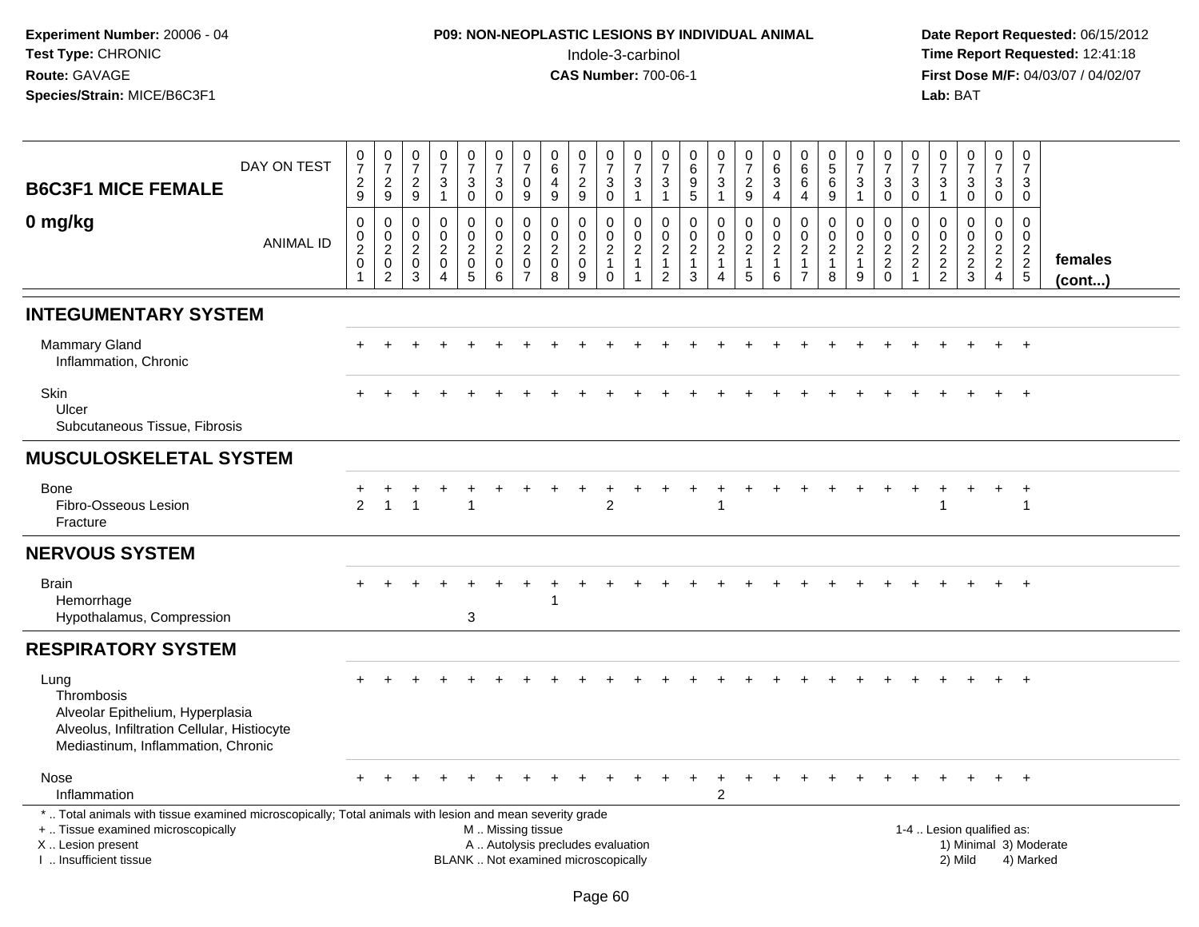**Experiment Number:** 20006 - 04
**Test Type:** CHRONIC
**Route:** GAVAGE
**Species/Strain:** MICE/B6C3F1

**P09: NON-NEOPLASTIC LESIONS BY INDIVIDUAL ANIMAL**
Indole-3-carbinol
**CAS Number:** 700-06-1

**Date Report Requested:** 06/15/2012
**Time Report Requested:** 12:41:18
**First Dose M/F:** 04/03/07 / 04/02/07
**Lab:** BAT

**B6C3F1 MICE FEMALE**
**0 mg/kg**

| DAY ON TEST | 0729 | 0729 | 0729 | 0731 | 0730 | 0730 | 0709 | 0649 | 0729 | 0730 | 0731 | 0731 | 0695 | 0731 | 0729 | 0634 | 0664 | 0569 | 0731 | 0730 | 0730 | 0731 | 0730 | 0730 | 0730 | |
|---|---|---|---|---|---|---|---|---|---|---|---|---|---|---|---|---|---|---|---|---|---|---|---|---|---|---|
| **ANIMAL ID** | 0020 1 | 0020 2 | 0020 3 | 0020 4 | 0020 5 | 0020 6 | 0020 7 | 0020 8 | 0020 9 | 0021 0 | 0021 1 | 0021 2 | 0021 3 | 0021 4 | 0021 5 | 0021 6 | 0021 7 | 0021 8 | 0021 9 | 0022 0 | 0022 1 | 0022 2 | 0022 3 | 0022 4 | 0022 5 | **females (cont...)** |
| **INTEGUMENTARY SYSTEM** | | | | | | | | | | | | | | | | | | | | | | | | | | |
| Mammary Gland | + | + | + | + | + | + | + | + | + | + | + | + | + | + | + | + | + | + | + | + | + | + | + | + | + | |
| Inflammation, Chronic | | | | | | | | | | | | | | | | | | | | | | | | | | |
| Skin | + | + | + | + | + | + | + | + | + | + | + | + | + | + | + | + | + | + | + | + | + | + | + | + | + | |
| Ulcer | | | | | | | | | | | | | | | | | | | | | | | | | | |
| Subcutaneous Tissue, Fibrosis | | | | | | | | | | | | | | | | | | | | | | | | | | |
| **MUSCULOSKELETAL SYSTEM** | | | | | | | | | | | | | | | | | | | | | | | | | | |
| Bone | + | + | + | + | + | + | + | + | + | + | + | + | + | + | + | + | + | + | + | + | + | + | + | + | + | |
| Fibro-Osseous Lesion | 2 | 1 | 1 | | 1 | | | | | 2 | | | | 1 | | | | | | | | 1 | | | 1 | |
| Fracture | | | | | | | | | | | | | | | | | | | | | | | | | | |
| **NERVOUS SYSTEM** | | | | | | | | | | | | | | | | | | | | | | | | | | |
| Brain | + | + | + | + | + | + | + | + | + | + | + | + | + | + | + | + | + | + | + | + | + | + | + | + | + | |
| Hemorrhage | | | | | | | | 1 | | | | | | | | | | | | | | | | | | |
| Hypothalamus, Compression | | | | | 3 | | | | | | | | | | | | | | | | | | | | | |
| **RESPIRATORY SYSTEM** | | | | | | | | | | | | | | | | | | | | | | | | | | |
| Lung | + | + | + | + | + | + | + | + | + | + | + | + | + | + | + | + | + | + | + | + | + | + | + | + | + | |
| Thrombosis | | | | | | | | | | | | | | | | | | | | | | | | | | |
| Alveolar Epithelium, Hyperplasia | | | | | | | | | | | | | | | | | | | | | | | | | | |
| Alveolus, Infiltration Cellular, Histiocyte | | | | | | | | | | | | | | | | | | | | | | | | | | |
| Mediastinum, Inflammation, Chronic | | | | | | | | | | | | | | | | | | | | | | | | | | |
| Nose | + | + | + | + | + | + | + | + | + | + | + | + | + | + | + | + | + | + | + | + | + | + | + | + | + | |
| Inflammation | | | | | | | | | | | | | | 2 | | | | | | | | | | | | |

\* .. Total animals with tissue examined microscopically; Total animals with lesion and mean severity grade
+ .. Tissue examined microscopically
X .. Lesion present
I .. Insufficient tissue

M .. Missing tissue
A .. Autolysis precludes evaluation
BLANK .. Not examined microscopically

1-4 .. Lesion qualified as:
1) Minimal 3) Moderate
2) Mild 4) Marked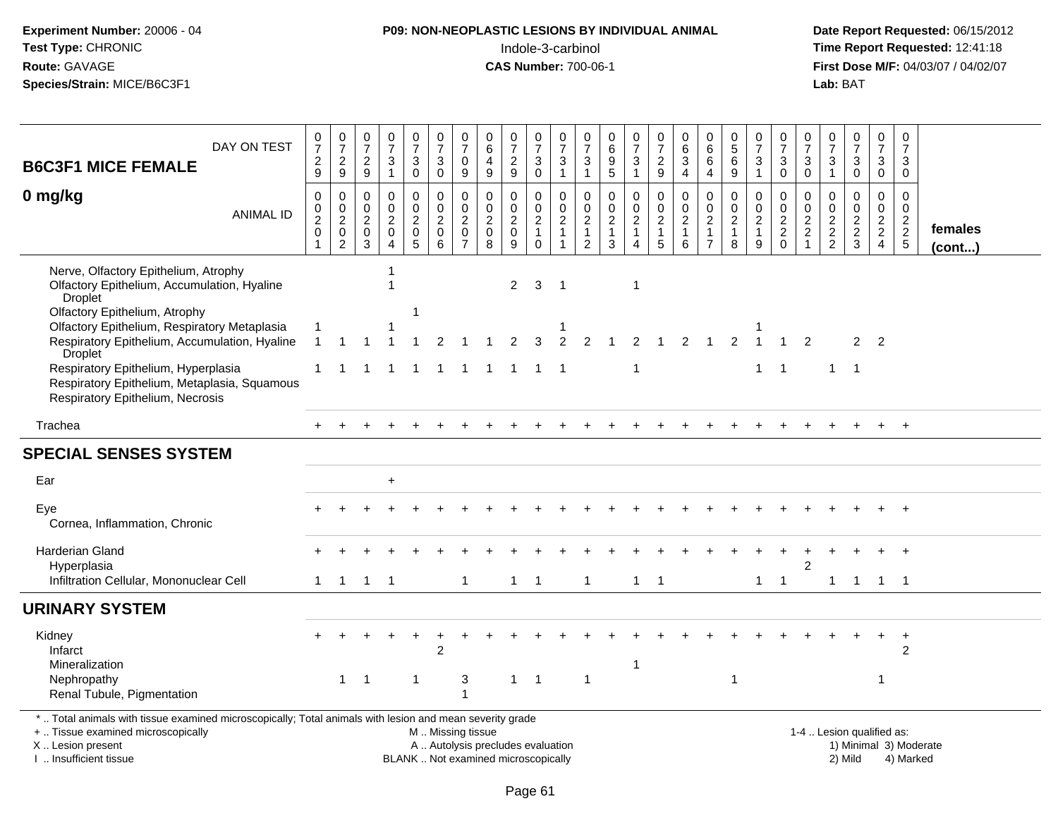**Experiment Number:** 20006 - 04
**Test Type:** CHRONIC
**Route:** GAVAGE
**Species/Strain:** MICE/B6C3F1

**P09: NON-NEOPLASTIC LESIONS BY INDIVIDUAL ANIMAL**
Indole-3-carbinol
**CAS Number:** 700-06-1

**Date Report Requested:** 06/15/2012
**Time Report Requested:** 12:41:18
**First Dose M/F:** 04/03/07 / 04/02/07
**Lab:** BAT

| B6C3F1 MICE FEMALE 0 mg/kg | | | | | | | | | | | | | | | | | | | | | | | | | | |
|---|---|---|---|---|---|---|---|---|---|---|---|---|---|---|---|---|---|---|---|---|---|---|---|---|---|---|
| DAY ON TEST | 0729 | 0729 | 0729 | 0731 | 0730 | 0730 | 0709 | 0649 | 0729 | 0730 | 0731 | 0731 | 0695 | 0731 | 0729 | 0634 | 0664 | 0569 | 0731 | 0730 | 0730 | 0731 | 0730 | 0730 | 0730 | |
| ANIMAL ID | 0201 | 0202 | 0203 | 0204 | 0205 | 0206 | 0207 | 0208 | 0209 | 0210 | 0211 | 0212 | 0213 | 0214 | 0215 | 0216 | 0217 | 0218 | 0219 | 0220 | 0221 | 0222 | 0223 | 0224 | 0225 | **females (cont...)** |
| Nerve, Olfactory Epithelium, Atrophy | | | | 1 | | | | | | | | | | | | | | | | | | | | | | |
| Olfactory Epithelium, Accumulation, Hyaline Droplet | | | | 1 | | | | | 2 | 3 | 1 | | | 1 | | | | | | | | | | | | |
| Olfactory Epithelium, Atrophy | | | | | 1 | | | | | | | | | | | | | | | | | | | | | |
| Olfactory Epithelium, Respiratory Metaplasia | 1 | | | 1 | | | | | | | 1 | | | | | | | | 1 | | | | | | | |
| Respiratory Epithelium, Accumulation, Hyaline Droplet | 1 | 1 | 1 | 1 | 1 | 2 | 1 | 1 | 2 | 3 | 2 | 2 | 1 | 2 | 1 | 2 | 1 | 2 | 1 | 1 | 2 | | 2 | 2 | | |
| Respiratory Epithelium, Hyperplasia | 1 | 1 | 1 | 1 | 1 | 1 | 1 | 1 | 1 | 1 | 1 | | | 1 | | | | | 1 | 1 | | 1 | 1 | | | |
| Respiratory Epithelium, Metaplasia, Squamous | | | | | | | | | | | | | | | | | | | | | | | | | | |
| Respiratory Epithelium, Necrosis | | | | | | | | | | | | | | | | | | | | | | | | | | |
| Trachea | + | + | + | + | + | + | + | + | + | + | + | + | + | + | + | + | + | + | + | + | + | + | + | + | + | |
| **SPECIAL SENSES SYSTEM** | | | | | | | | | | | | | | | | | | | | | | | | | | |
| Ear | | | | + | | | | | | | | | | | | | | | | | | | | | | |
| Eye | + | + | + | + | + | + | + | + | + | + | + | + | + | + | + | + | + | + | + | + | + | + | + | + | + | |
| Cornea, Inflammation, Chronic | | | | | | | | | | | | | | | | | | | | | | | | | | |
| Harderian Gland | + | + | + | + | + | + | + | + | + | + | + | + | + | + | + | + | + | + | + | + | + | + | + | + | + | |
| Hyperplasia | | | | | | | | | | | | | | | | | | | | | 2 | | | | | |
| Infiltration Cellular, Mononuclear Cell | 1 | 1 | 1 | 1 | | | 1 | | 1 | 1 | | 1 | | 1 | 1 | | | | 1 | 1 | | 1 | 1 | 1 | 1 | |
| **URINARY SYSTEM** | | | | | | | | | | | | | | | | | | | | | | | | | | |
| Kidney | + | + | + | + | + | + | + | + | + | + | + | + | + | + | + | + | + | + | + | + | + | + | + | + | + | |
| Infarct | | | | | | 2 | | | | | | | | | | | | | | | | | | | 2 | |
| Mineralization | | | | | | | | | | | | | | 1 | | | | | | | | | | | | |
| Nephropathy | | 1 | 1 | | 1 | | 3 | | 1 | 1 | | 1 | | | | | | 1 | | | | | | 1 | | |
| Renal Tubule, Pigmentation | | | | | | | 1 | | | | | | | | | | | | | | | | | | | |

* .. Total animals with tissue examined microscopically; Total animals with lesion and mean severity grade
+ .. Tissue examined microscopically
X .. Lesion present
I .. Insufficient tissue

M .. Missing tissue
A .. Autolysis precludes evaluation
BLANK .. Not examined microscopically

1-4 .. Lesion qualified as:
1) Minimal 3) Moderate
2) Mild 4) Marked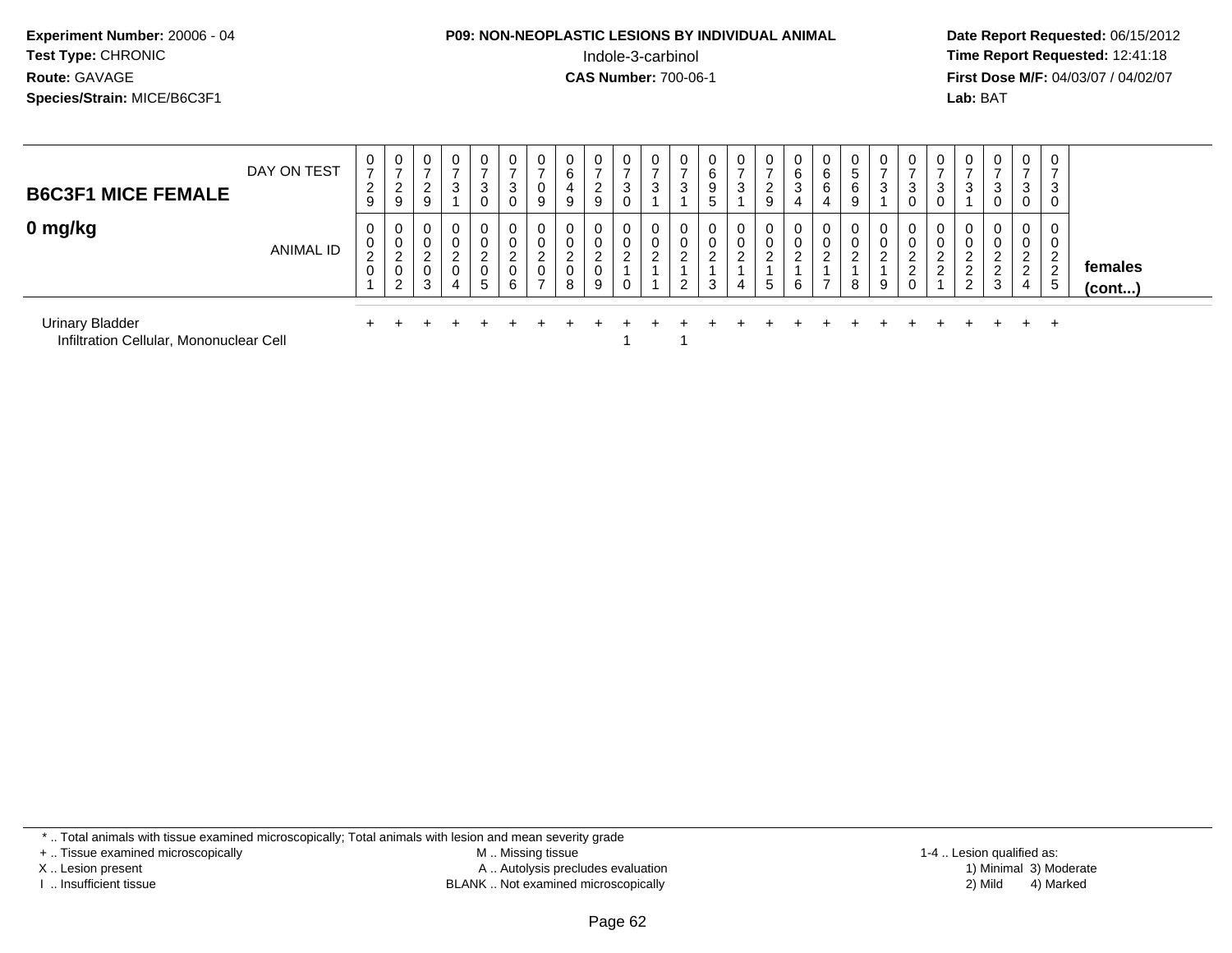**Experiment Number:** 20006 - 04
**Test Type:** CHRONIC
**Route:** GAVAGE
**Species/Strain:** MICE/B6C3F1

**P09: NON-NEOPLASTIC LESIONS BY INDIVIDUAL ANIMAL**
Indole-3-carbinol
**CAS Number:** 700-06-1

**Date Report Requested:** 06/15/2012
**Time Report Requested:** 12:41:18
**First Dose M/F:** 04/03/07 / 04/02/07
**Lab:** BAT

| B6C3F1 MICE FEMALE 0 mg/kg | | | | | | | | | | | | | | | | | | | | | | | | | | |
|---|---|---|---|---|---|---|---|---|---|---|---|---|---|---|---|---|---|---|---|---|---|---|---|---|---|---|
| DAY ON TEST | 0729 | 0729 | 0729 | 0731 | 0730 | 0730 | 0709 | 0649 | 0729 | 0730 | 0731 | 0731 | 0695 | 0731 | 0729 | 0634 | 0664 | 0569 | 0731 | 0730 | 0730 | 0731 | 0730 | 0730 | 0730 | |
| ANIMAL ID | 00201 | 00202 | 00203 | 00204 | 00205 | 00206 | 00207 | 00208 | 00209 | 00210 | 00211 | 00212 | 00213 | 00214 | 00215 | 00216 | 00217 | 00218 | 00219 | 00220 | 00221 | 00222 | 00223 | 00224 | 00225 | **females (cont...)** |
| Urinary Bladder | + | + | + | + | + | + | + | + | + | + | + | + | + | + | + | + | + | + | + | + | + | + | + | + | + | |
| Infiltration Cellular, Mononuclear Cell | | | | | | | | | | 1 | | 1 | | | | | | | | | | | | | | |

* .. Total animals with tissue examined microscopically; Total animals with lesion and mean severity grade
+ .. Tissue examined microscopically
X .. Lesion present
I .. Insufficient tissue

M .. Missing tissue
A .. Autolysis precludes evaluation
BLANK .. Not examined microscopically

1-4 .. Lesion qualified as:
1) Minimal 3) Moderate
2) Mild 4) Marked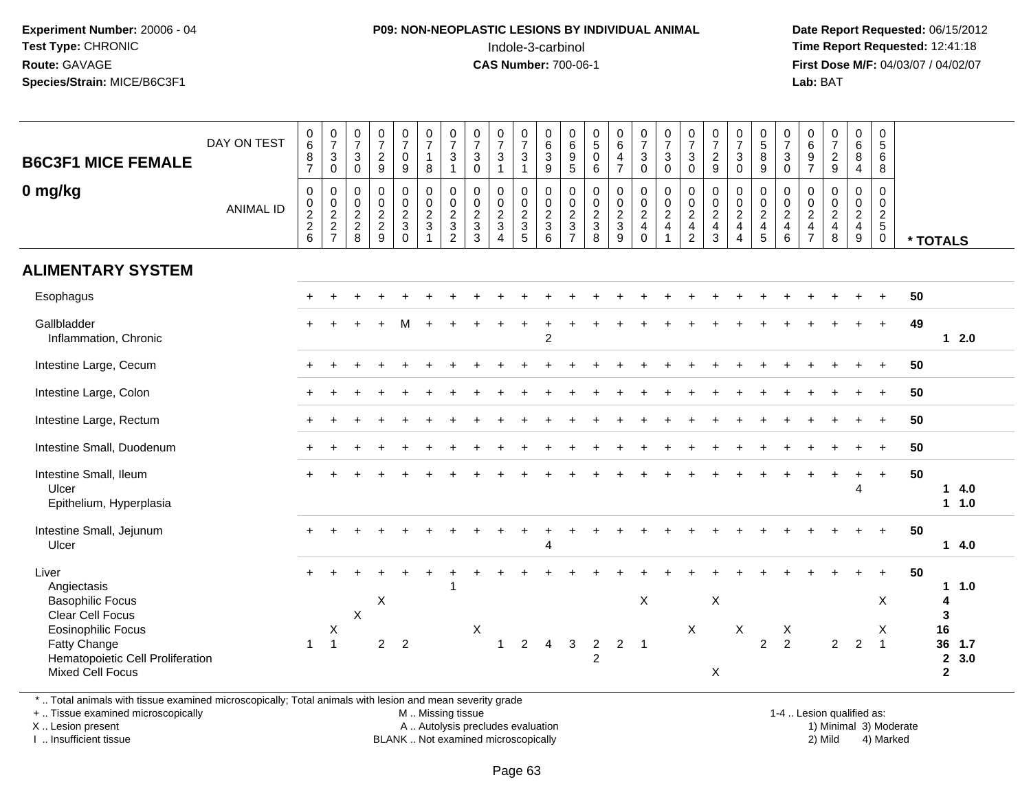**Experiment Number:** 20006 - 04
**Test Type:** CHRONIC
**Route:** GAVAGE
**Species/Strain:** MICE/B6C3F1

**P09: NON-NEOPLASTIC LESIONS BY INDIVIDUAL ANIMAL**
Indole-3-carbinol
**CAS Number:** 700-06-1

**Date Report Requested:** 06/15/2012
**Time Report Requested:** 12:41:18
**First Dose M/F:** 04/03/07 / 04/02/07
**Lab:** BAT

| B6C3F1 MICE FEMALE 0 mg/kg | | | | | | | | | | | | | | | | | | | | | | | | | | |
|---|---|---|---|---|---|---|---|---|---|---|---|---|---|---|---|---|---|---|---|---|---|---|---|---|---|---|
| DAY ON TEST | 0687 | 0730 | 0730 | 0729 | 0709 | 0718 | 0731 | 0730 | 0731 | 0731 | 0639 | 0695 | 0506 | 0647 | 0730 | 0730 | 0730 | 0729 | 0730 | 0589 | 0730 | 0697 | 0729 | 0684 | 0568 | |
| ANIMAL ID | 0226 | 0227 | 0228 | 0229 | 0230 | 0231 | 0232 | 0233 | 0234 | 0235 | 0236 | 0237 | 0238 | 0239 | 0240 | 0241 | 0242 | 0243 | 0244 | 0245 | 0246 | 0247 | 0248 | 0249 | 0250 | * TOTALS |
| **ALIMENTARY SYSTEM** | | | | | | | | | | | | | | | | | | | | | | | | | | |
| Esophagus | + | + | + | + | + | + | + | + | + | + | + | + | + | + | + | + | + | + | + | + | + | + | + | + | + | 50 |
| Gallbladder | + | + | + | + | M | + | + | + | + | + | + | + | + | + | + | + | + | + | + | + | + | + | + | + | + | 49 |
| Inflammation, Chronic | | | | | | | | | | | 2 | | | | | | | | | | | | | | | 1 2.0 |
| Intestine Large, Cecum | + | + | + | + | + | + | + | + | + | + | + | + | + | + | + | + | + | + | + | + | + | + | + | + | + | 50 |
| Intestine Large, Colon | + | + | + | + | + | + | + | + | + | + | + | + | + | + | + | + | + | + | + | + | + | + | + | + | + | 50 |
| Intestine Large, Rectum | + | + | + | + | + | + | + | + | + | + | + | + | + | + | + | + | + | + | + | + | + | + | + | + | + | 50 |
| Intestine Small, Duodenum | + | + | + | + | + | + | + | + | + | + | + | + | + | + | + | + | + | + | + | + | + | + | + | + | + | 50 |
| Intestine Small, Ileum | + | + | + | + | + | + | + | + | + | + | + | + | + | + | + | + | + | + | + | + | + | + | + | + | + | 50 |
| Ulcer | | | | | | | | | | | | | | | | | | | | | | | | 4 | | 1 4.0 |
| Epithelium, Hyperplasia | | | | | | | | | | | | | | | | | | | | | | | | | | 1 1.0 |
| Intestine Small, Jejunum | + | + | + | + | + | + | + | + | + | + | + | + | + | + | + | + | + | + | + | + | + | + | + | + | + | 50 |
| Ulcer | | | | | | | | | | | 4 | | | | | | | | | | | | | | | 1 4.0 |
| Liver | + | + | + | + | + | + | + | + | + | + | + | + | + | + | + | + | + | + | + | + | + | + | + | + | + | 50 |
| Angiectasis | | | | | | | 1 | | | | | | | | | | | | | | | | | | | 1 1.0 |
| Basophilic Focus | | | | X | | | | | | | | | | | X | | | X | | | | | | | X | 4 |
| Clear Cell Focus | | | X | | | | | | | | | | | | | | | | | | | | | | | 3 |
| Eosinophilic Focus | | X | | | | | | X | | | | | | | | | X | | X | | X | | | | X | 16 |
| Fatty Change | 1 | 1 | | 2 | 2 | | | | 1 | 2 | 4 | 3 | 2 | 2 | 1 | | | | | 2 | 2 | | 2 | 2 | 1 | 36 1.7 |
| Hematopoietic Cell Proliferation | | | | | | | | | | | | | 2 | | | | | | | | | | | | | 2 3.0 |
| Mixed Cell Focus | | | | | | | | | | | | | | | | | | X | | | | | | | | 2 |

* .. Total animals with tissue examined microscopically; Total animals with lesion and mean severity grade
+ .. Tissue examined microscopically
X .. Lesion present
I .. Insufficient tissue
M .. Missing tissue
A .. Autolysis precludes evaluation
BLANK .. Not examined microscopically
1-4 .. Lesion qualified as: 1) Minimal 2) Mild 3) Moderate 4) Marked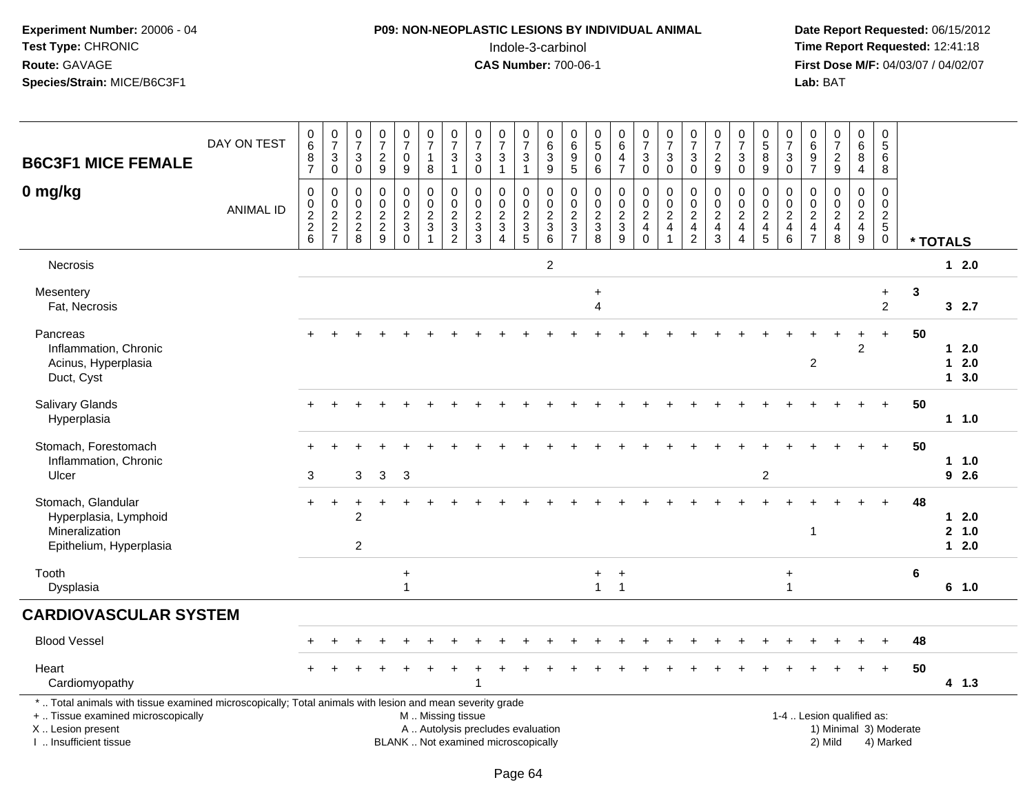**Experiment Number:** 20006 - 04
**Test Type:** CHRONIC
**Route:** GAVAGE
**Species/Strain:** MICE/B6C3F1

**P09: NON-NEOPLASTIC LESIONS BY INDIVIDUAL ANIMAL**
Indole-3-carbinol
**CAS Number:** 700-06-1

**Date Report Requested:** 06/15/2012
**Time Report Requested:** 12:41:18
**First Dose M/F:** 04/03/07 / 04/02/07
**Lab:** BAT

## B6C3F1 MICE FEMALE
### 0 mg/kg

| DAY ON TEST | 687 | 730 | 730 | 729 | 709 | 718 | 731 | 730 | 731 | 731 | 639 | 695 | 506 | 647 | 730 | 730 | 730 | 729 | 730 | 589 | 730 | 697 | 729 | 684 | 568 | |
|---|---|---|---|---|---|---|---|---|---|---|---|---|---|---|---|---|---|---|---|---|---|---|---|---|---|---|
| **ANIMAL ID** | 0226 | 0227 | 0228 | 0229 | 0230 | 0231 | 0232 | 0233 | 0234 | 0235 | 0236 | 0237 | 0238 | 0239 | 0240 | 0241 | 0242 | 0243 | 0244 | 0245 | 0246 | 0247 | 0248 | 0249 | 0250 | **\* TOTALS** |
| Necrosis | | | | | | | | | | | 2 | | | | | | | | | | | | | | | **1 2.0** |
| Mesentery | | | | | | | | | | | | | + | | | | | | | | | | | | + | **3** |
| Fat, Necrosis | | | | | | | | | | | | | 4 | | | | | | | | | | | | 2 | **3 2.7** |
| Pancreas | + | + | + | + | + | + | + | + | + | + | + | + | + | + | + | + | + | + | + | + | + | + | + | + | + | **50** |
| Inflammation, Chronic | | | | | | | | | | | | | | | | | | | | | | | | 2 | | **1 2.0** |
| Acinus, Hyperplasia | | | | | | | | | | | | | | | | | | | | | | 2 | | | | **1 2.0** |
| Duct, Cyst | | | | | | | | | | | | | | | | | | | | | | | | | | **1 3.0** |
| Salivary Glands | + | + | + | + | + | + | + | + | + | + | + | + | + | + | + | + | + | + | + | + | + | + | + | + | + | **50** |
| Hyperplasia | | | | | | | | | | | | | | | | | | | | | | | | | | **1 1.0** |
| Stomach, Forestomach | + | + | + | + | + | + | + | + | + | + | + | + | + | + | + | + | + | + | + | + | + | + | + | + | + | **50** |
| Inflammation, Chronic | | | | | | | | | | | | | | | | | | | | | | | | | | **1 1.0** |
| Ulcer | 3 | | 3 | 3 | 3 | | | | | | | | | | | | | | | 2 | | | | | | **9 2.6** |
| Stomach, Glandular | + | + | + | + | + | + | + | + | + | + | + | + | + | + | + | + | + | + | + | + | + | + | + | + | + | **48** |
| Hyperplasia, Lymphoid | | | 2 | | | | | | | | | | | | | | | | | | | | | | | **1 2.0** |
| Mineralization | | | | | | | | | | | | | | | | | | | | | | 1 | | | | **2 1.0** |
| Epithelium, Hyperplasia | | | 2 | | | | | | | | | | | | | | | | | | | | | | | **1 2.0** |
| Tooth | | | | | + | | | | | | | | + | + | | | | | | | + | | | | | **6** |
| Dysplasia | | | | | 1 | | | | | | | | 1 | 1 | | | | | | | 1 | | | | | **6 1.0** |

## CARDIOVASCULAR SYSTEM

| | 0226 | 0227 | 0228 | 0229 | 0230 | 0231 | 0232 | 0233 | 0234 | 0235 | 0236 | 0237 | 0238 | 0239 | 0240 | 0241 | 0242 | 0243 | 0244 | 0245 | 0246 | 0247 | 0248 | 0249 | 0250 | **\* TOTALS** |
|---|---|---|---|---|---|---|---|---|---|---|---|---|---|---|---|---|---|---|---|---|---|---|---|---|---|---|
| Blood Vessel | + | + | + | + | + | + | + | + | + | + | + | + | + | + | + | + | + | + | + | + | + | + | + | + | + | **48** |
| Heart | + | + | + | + | + | + | + | + | + | + | + | + | + | + | + | + | + | + | + | + | + | + | + | + | + | **50** |
| Cardiomyopathy | | | | | | | | 1 | | | | | | | | | | | | | | | | | | **4 1.3** |

\* .. Total animals with tissue examined microscopically; Total animals with lesion and mean severity grade
\+ .. Tissue examined microscopically
X .. Lesion present
I .. Insufficient tissue

M .. Missing tissue
A .. Autolysis precludes evaluation
BLANK .. Not examined microscopically

1-4 .. Lesion qualified as:
1) Minimal 3) Moderate
2) Mild 4) Marked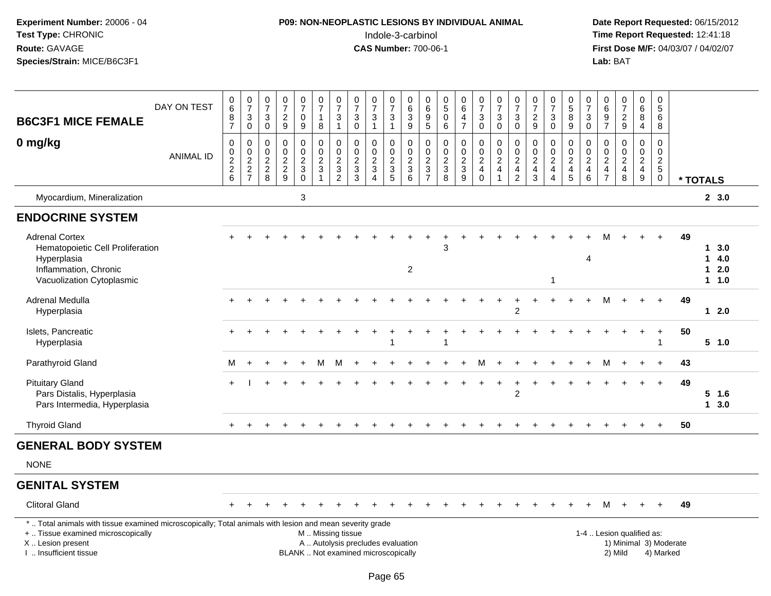**Experiment Number:** 20006 - 04
**Test Type:** CHRONIC
**Route:** GAVAGE
**Species/Strain:** MICE/B6C3F1

**P09: NON-NEOPLASTIC LESIONS BY INDIVIDUAL ANIMAL**
Indole-3-carbinol
**CAS Number:** 700-06-1

**Date Report Requested:** 06/15/2012
**Time Report Requested:** 12:41:18
**First Dose M/F:** 04/03/07 / 04/02/07
**Lab:** BAT

## B6C3F1 MICE FEMALE
## 0 mg/kg

| DAY ON TEST | 0687 | 0730 | 0730 | 0729 | 0709 | 0718 | 0731 | 0730 | 0731 | 0731 | 0639 | 0695 | 0506 | 0647 | 0730 | 0730 | 0730 | 0729 | 0730 | 0589 | 0730 | 0697 | 0729 | 0684 | 0568 | |
|---|---|---|---|---|---|---|---|---|---|---|---|---|---|---|---|---|---|---|---|---|---|---|---|---|---|---|
| **ANIMAL ID** | 0226 | 0227 | 0228 | 0229 | 0230 | 0231 | 0232 | 0233 | 0234 | 0235 | 0236 | 0237 | 0238 | 0239 | 0240 | 0241 | 0242 | 0243 | 0244 | 0245 | 0246 | 0247 | 0248 | 0249 | 0250 | *** TOTALS** |
| Myocardium, Mineralization | | | | | 3 | | | | | | | | | | | | | | | | | | | | | **2 3.0** |
| **ENDOCRINE SYSTEM** | | | | | | | | | | | | | | | | | | | | | | | | | | |
| Adrenal Cortex | + | + | + | + | + | + | + | + | + | + | + | + | + | + | + | + | + | + | + | + | + | M | + | + | + | 49 |
| Hematopoietic Cell Proliferation | | | | | | | | | | | | | 3 | | | | | | | | | | | | | **1 3.0** |
| Hyperplasia | | | | | | | | | | | | | | | | | | | | | 4 | | | | | **1 4.0** |
| Inflammation, Chronic | | | | | | | | | | | 2 | | | | | | | | | | | | | | | **1 2.0** |
| Vacuolization Cytoplasmic | | | | | | | | | | | | | | | | | | | 1 | | | | | | | **1 1.0** |
| Adrenal Medulla | + | + | + | + | + | + | + | + | + | + | + | + | + | + | + | + | + | + | + | + | + | M | + | + | + | 49 |
| Hyperplasia | | | | | | | | | | | | | | | | | 2 | | | | | | | | | **1 2.0** |
| Islets, Pancreatic | + | + | + | + | + | + | + | + | + | + | + | + | + | + | + | + | + | + | + | + | + | + | + | + | + | 50 |
| Hyperplasia | | | | | | | | | | 1 | | | 1 | | | | | | | | | | | | 1 | **5 1.0** |
| Parathyroid Gland | M | + | + | + | + | M | M | + | + | + | + | + | + | + | M | + | + | + | + | + | + | M | + | + | + | 43 |
| Pituitary Gland | + | I | + | + | + | + | + | + | + | + | + | + | + | + | + | + | + | + | + | + | + | + | + | + | + | 49 |
| Pars Distalis, Hyperplasia | | | | | | | | | | | | | | | | | 2 | | | | | | | | | **5 1.6** |
| Pars Intermedia, Hyperplasia | | | | | | | | | | | | | | | | | | | | | | | | | | **1 3.0** |
| Thyroid Gland | + | + | + | + | + | + | + | + | + | + | + | + | + | + | + | + | + | + | + | + | + | + | + | + | + | 50 |
| **GENERAL BODY SYSTEM** | | | | | | | | | | | | | | | | | | | | | | | | | | |
| NONE | | | | | | | | | | | | | | | | | | | | | | | | | | |
| **GENITAL SYSTEM** | | | | | | | | | | | | | | | | | | | | | | | | | | |
| Clitoral Gland | + | + | + | + | + | + | + | + | + | + | + | + | + | + | + | + | + | + | + | + | + | M | + | + | + | 49 |

\* .. Total animals with tissue examined microscopically; Total animals with lesion and mean severity grade
\+ .. Tissue examined microscopically
X .. Lesion present
I .. Insufficient tissue

M .. Missing tissue
A .. Autolysis precludes evaluation
BLANK .. Not examined microscopically

1-4 .. Lesion qualified as:
1) Minimal 3) Moderate
2) Mild 4) Marked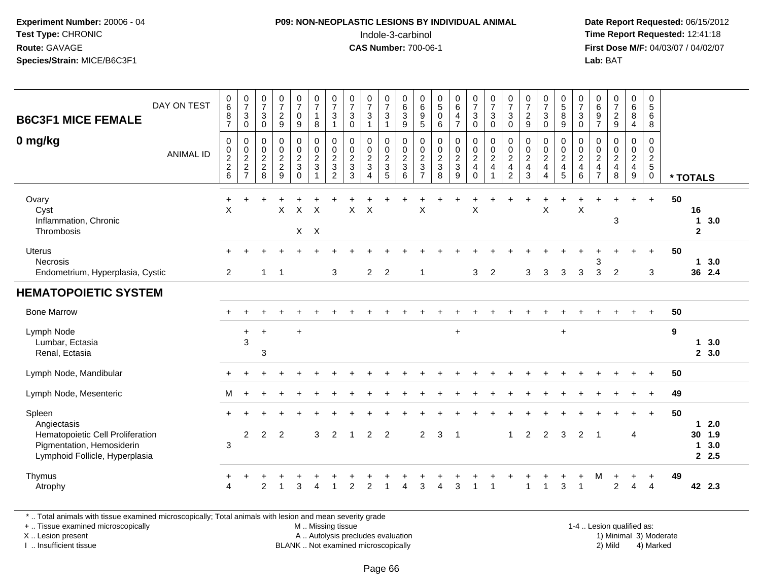**Experiment Number:** 20006 - 04
**Test Type:** CHRONIC
**Route:** GAVAGE
**Species/Strain:** MICE/B6C3F1

**P09: NON-NEOPLASTIC LESIONS BY INDIVIDUAL ANIMAL**
Indole-3-carbinol
**CAS Number:** 700-06-1

**Date Report Requested:** 06/15/2012
**Time Report Requested:** 12:41:18
**First Dose M/F:** 04/03/07 / 04/02/07
**Lab:** BAT

## B6C3F1 MICE FEMALE
## 0 mg/kg

| DAY ON TEST | 0687 | 0730 | 0730 | 0729 | 0709 | 0718 | 0731 | 0730 | 0731 | 0731 | 0639 | 0695 | 0506 | 0647 | 0730 | 0730 | 0730 | 0729 | 0730 | 0589 | 0730 | 0697 | 0729 | 0684 | 0568 | |
|---|---|---|---|---|---|---|---|---|---|---|---|---|---|---|---|---|---|---|---|---|---|---|---|---|---|---|
| **ANIMAL ID** | 00226 | 00227 | 00228 | 00229 | 00230 | 00231 | 00232 | 00233 | 00234 | 00235 | 00236 | 00237 | 00238 | 00239 | 00240 | 00241 | 00242 | 00243 | 00244 | 00245 | 00246 | 00247 | 00248 | 00249 | 00250 | *** TOTALS** |
| Ovary | + | + | + | + | + | + | + | + | + | + | + | + | + | + | + | + | + | + | + | + | + | + | + | + | + | 50 |
| Cyst | X | | | X | X | X | | X | X | | | X | | | X | | | | X | | X | | | | | 16 |
| Inflammation, Chronic | | | | | | | | | | | | | | | | | | | | | | | 3 | | | 1 3.0 |
| Thrombosis | | | | | X | X | | | | | | | | | | | | | | | | | | | | 2 |
| Uterus | + | + | + | + | + | + | + | + | + | + | + | + | + | + | + | + | + | + | + | + | + | + | + | + | + | 50 |
| Necrosis | | | | | | | | | | | | | | | | | | | | | | 3 | | | | 1 3.0 |
| Endometrium, Hyperplasia, Cystic | 2 | | 1 | 1 | | | 3 | | 2 | 2 | | 1 | | | 3 | 2 | | 3 | 3 | 3 | 3 | 3 | 2 | | 3 | 36 2.4 |
| **HEMATOPOIETIC SYSTEM** | | | | | | | | | | | | | | | | | | | | | | | | | | |
| Bone Marrow | + | + | + | + | + | + | + | + | + | + | + | + | + | + | + | + | + | + | + | + | + | + | + | + | + | 50 |
| Lymph Node | | + | + | | + | | | | | | | | | + | | | | | | + | | | | | | 9 |
| Lumbar, Ectasia | | 3 | | | | | | | | | | | | | | | | | | | | | | | | 1 3.0 |
| Renal, Ectasia | | | 3 | | | | | | | | | | | | | | | | | | | | | | | 2 3.0 |
| Lymph Node, Mandibular | + | + | + | + | + | + | + | + | + | + | + | + | + | + | + | + | + | + | + | + | + | + | + | + | + | 50 |
| Lymph Node, Mesenteric | M | + | + | + | + | + | + | + | + | + | + | + | + | + | + | + | + | + | + | + | + | + | + | + | + | 49 |
| Spleen | + | + | + | + | + | + | + | + | + | + | + | + | + | + | + | + | + | + | + | + | + | + | + | + | + | 50 |
| Angiectasis | | | | | | | | | | | | | | | | | | | | | | | | | | 1 2.0 |
| Hematopoietic Cell Proliferation | | 2 | 2 | 2 | | 3 | 2 | 1 | 2 | 2 | | 2 | 3 | 1 | | | 1 | 2 | 2 | 3 | 2 | 1 | | 4 | | 30 1.9 |
| Pigmentation, Hemosiderin | 3 | | | | | | | | | | | | | | | | | | | | | | | | | 1 3.0 |
| Lymphoid Follicle, Hyperplasia | | | | | | | | | | | | | | | | | | | | | | | | | | 2 2.5 |
| Thymus | + | + | + | + | + | + | + | + | + | + | + | + | + | + | + | + | + | + | + | + | + | M | + | + | + | 49 |
| Atrophy | 4 | | 2 | 1 | 3 | 4 | 1 | 2 | 2 | 1 | 4 | 3 | 4 | 3 | 1 | 1 | | 1 | 1 | 3 | 1 | | 2 | 4 | 4 | 42 2.3 |

* .. Total animals with tissue examined microscopically; Total animals with lesion and mean severity grade
+ .. Tissue examined microscopically
X .. Lesion present
I .. Insufficient tissue
M .. Missing tissue
A .. Autolysis precludes evaluation
BLANK .. Not examined microscopically
1-4 .. Lesion qualified as: 1) Minimal 2) Mild 3) Moderate 4) Marked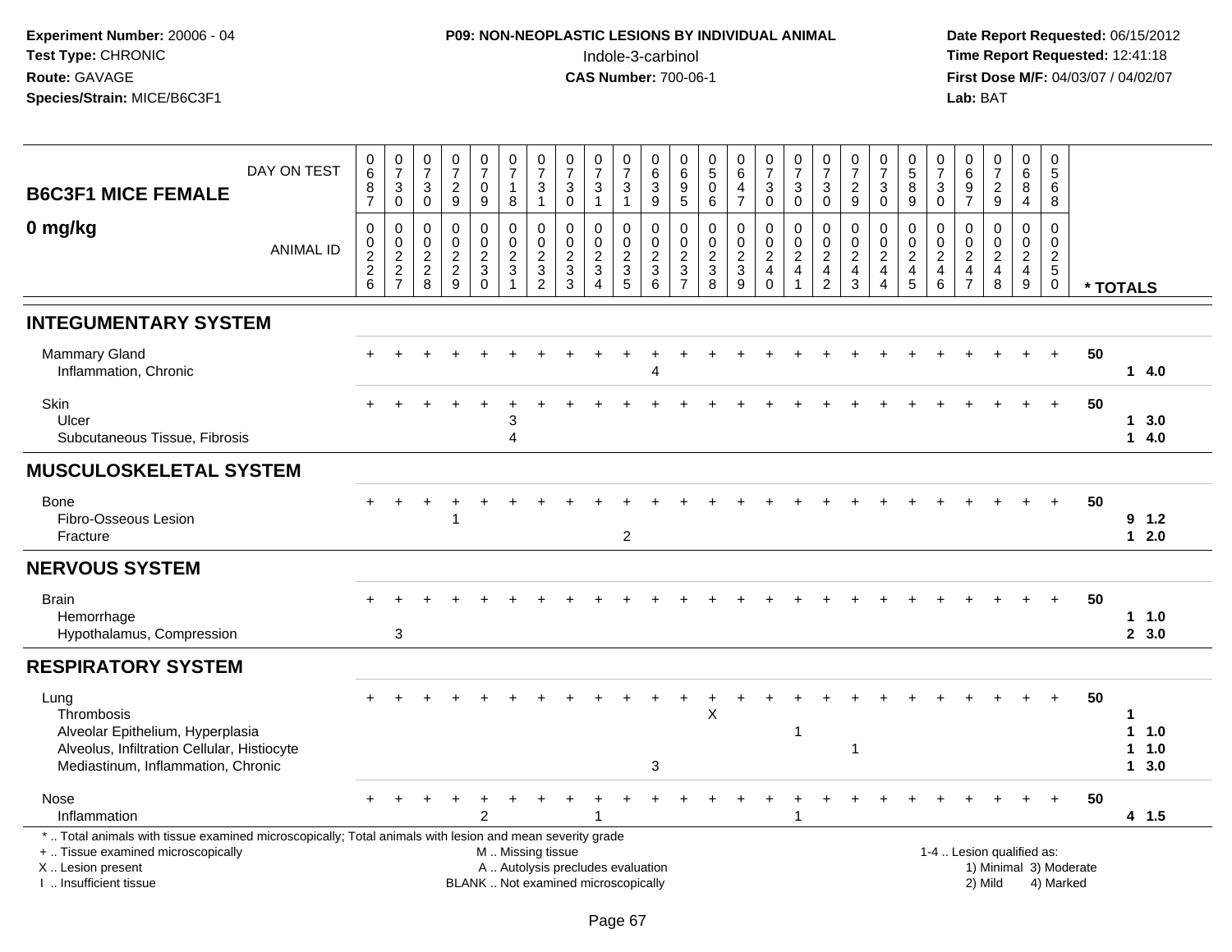**Experiment Number:** 20006 - 04
**Test Type:** CHRONIC
**Route:** GAVAGE
**Species/Strain:** MICE/B6C3F1

**P09: NON-NEOPLASTIC LESIONS BY INDIVIDUAL ANIMAL**
Indole-3-carbinol
**CAS Number:** 700-06-1

**Date Report Requested:** 06/15/2012
**Time Report Requested:** 12:41:18
**First Dose M/F:** 04/03/07 / 04/02/07
**Lab:** BAT

## B6C3F1 MICE FEMALE
## 0 mg/kg

| DAY ON TEST | 0687 | 0730 | 0730 | 0729 | 0709 | 0718 | 0731 | 0730 | 0731 | 0731 | 0639 | 0695 | 0506 | 0647 | 0730 | 0730 | 0730 | 0729 | 0730 | 0589 | 0730 | 0697 | 0729 | 0684 | 0568 | |
|---|---|---|---|---|---|---|---|---|---|---|---|---|---|---|---|---|---|---|---|---|---|---|---|---|---|---|
| **ANIMAL ID** | 0226 | 0227 | 0228 | 0229 | 0230 | 0231 | 0232 | 0233 | 0234 | 0235 | 0236 | 0237 | 0238 | 0239 | 0240 | 0241 | 0242 | 0243 | 0244 | 0245 | 0246 | 0247 | 0248 | 0249 | 0250 | *** TOTALS** |
| **INTEGUMENTARY SYSTEM** | | | | | | | | | | | | | | | | | | | | | | | | | | |
| Mammary Gland | + | + | + | + | + | + | + | + | + | + | + | + | + | + | + | + | + | + | + | + | + | + | + | + | + | 50 |
| Inflammation, Chronic | | | | | | | | | | | 4 | | | | | | | | | | | | | | | 1 4.0 |
| Skin | + | + | + | + | + | + | + | + | + | + | + | + | + | + | + | + | + | + | + | + | + | + | + | + | + | 50 |
| Ulcer | | | | | | 3 | | | | | | | | | | | | | | | | | | | | 1 3.0 |
| Subcutaneous Tissue, Fibrosis | | | | | | 4 | | | | | | | | | | | | | | | | | | | | 1 4.0 |
| **MUSCULOSKELETAL SYSTEM** | | | | | | | | | | | | | | | | | | | | | | | | | | |
| Bone | + | + | + | + | + | + | + | + | + | + | + | + | + | + | + | + | + | + | + | + | + | + | + | + | + | 50 |
| Fibro-Osseous Lesion | | | | 1 | | | | | | | | | | | | | | | | | | | | | | 9 1.2 |
| Fracture | | | | | | | | | | 2 | | | | | | | | | | | | | | | | 1 2.0 |
| **NERVOUS SYSTEM** | | | | | | | | | | | | | | | | | | | | | | | | | | |
| Brain | + | + | + | + | + | + | + | + | + | + | + | + | + | + | + | + | + | + | + | + | + | + | + | + | + | 50 |
| Hemorrhage | | | | | | | | | | | | | | | | | | | | | | | | | | 1 1.0 |
| Hypothalamus, Compression | | 3 | | | | | | | | | | | | | | | | | | | | | | | | 2 3.0 |
| **RESPIRATORY SYSTEM** | | | | | | | | | | | | | | | | | | | | | | | | | | |
| Lung | + | + | + | + | + | + | + | + | + | + | + | + | + | + | + | + | + | + | + | + | + | + | + | + | + | 50 |
| Thrombosis | | | | | | | | | | | | | X | | | | | | | | | | | | | 1 |
| Alveolar Epithelium, Hyperplasia | | | | | | | | | | | | | | | | 1 | | | | | | | | | | 1 1.0 |
| Alveolus, Infiltration Cellular, Histiocyte | | | | | | | | | | | | | | | | | | 1 | | | | | | | | 1 1.0 |
| Mediastinum, Inflammation, Chronic | | | | | | | | | | | 3 | | | | | | | | | | | | | | | 1 3.0 |
| Nose | + | + | + | + | + | + | + | + | + | + | + | + | + | + | + | + | + | + | + | + | + | + | + | + | + | 50 |
| Inflammation | | | | | 2 | | | | 1 | | | | | | | 1 | | | | | | | | | | 4 1.5 |

\* .. Total animals with tissue examined microscopically; Total animals with lesion and mean severity grade
\+ .. Tissue examined microscopically
X .. Lesion present
I .. Insufficient tissue

M .. Missing tissue
A .. Autolysis precludes evaluation
BLANK .. Not examined microscopically

1-4 .. Lesion qualified as:
1) Minimal 3) Moderate
2) Mild 4) Marked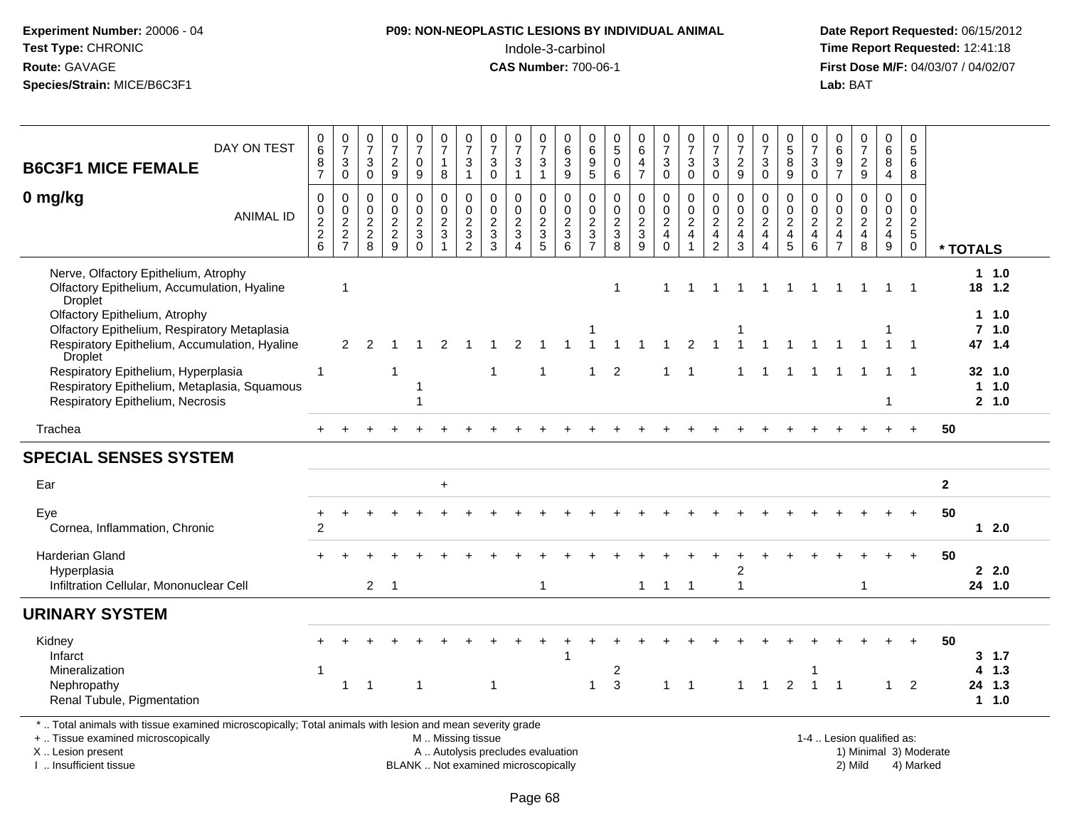**Experiment Number:** 20006 - 04
**Test Type:** CHRONIC
**Route:** GAVAGE
**Species/Strain:** MICE/B6C3F1

**P09: NON-NEOPLASTIC LESIONS BY INDIVIDUAL ANIMAL**
Indole-3-carbinol
**CAS Number:** 700-06-1

**Date Report Requested:** 06/15/2012
**Time Report Requested:** 12:41:18
**First Dose M/F:** 04/03/07 / 04/02/07
**Lab:** BAT

## B6C3F1 MICE FEMALE
## 0 mg/kg

| DAY ON TEST | 0687 | 0730 | 0730 | 0729 | 0709 | 0718 | 0731 | 0730 | 0731 | 0731 | 0639 | 0695 | 0506 | 0647 | 0730 | 0730 | 0730 | 0729 | 0730 | 0589 | 0730 | 0697 | 0729 | 0684 | 0568 | |
|---|---|---|---|---|---|---|---|---|---|---|---|---|---|---|---|---|---|---|---|---|---|---|---|---|---|---|
| **ANIMAL ID** | 0226 | 0227 | 0228 | 0229 | 0230 | 0231 | 0232 | 0233 | 0234 | 0235 | 0236 | 0237 | 0238 | 0239 | 0240 | 0241 | 0242 | 0243 | 0244 | 0245 | 0246 | 0247 | 0248 | 0249 | 0250 | *** TOTALS** |
| Nerve, Olfactory Epithelium, Atrophy | | | | | | | | | | | | | | | | | | | | | | | | | | 1 1.0 |
| Olfactory Epithelium, Accumulation, Hyaline Droplet | | 1 | | | | | | | | | | | 1 | | 1 | 1 | 1 | 1 | 1 | 1 | 1 | 1 | 1 | 1 | 1 | 18 1.2 |
| Olfactory Epithelium, Atrophy | | | | | | | | | | | | | | | | | | | | | | | | | | 1 1.0 |
| Olfactory Epithelium, Respiratory Metaplasia | | | | | | | | | | | | 1 | | | | | | 1 | | | | | | 1 | | 7 1.0 |
| Respiratory Epithelium, Accumulation, Hyaline Droplet | | 2 | 2 | 1 | 1 | 2 | 1 | 1 | 2 | 1 | 1 | 1 | 1 | 1 | 1 | 2 | 1 | 1 | 1 | 1 | 1 | 1 | 1 | 1 | 1 | 47 1.4 |
| Respiratory Epithelium, Hyperplasia | 1 | | | 1 | | | | 1 | | 1 | | 1 | 2 | | 1 | 1 | | 1 | 1 | 1 | 1 | 1 | 1 | 1 | 1 | 32 1.0 |
| Respiratory Epithelium, Metaplasia, Squamous | | | | | 1 | | | | | | | | | | | | | | | | | | | | | 1 1.0 |
| Respiratory Epithelium, Necrosis | | | | | 1 | | | | | | | | | | | | | | | | | | | 1 | | 2 1.0 |
| Trachea | + | + | + | + | + | + | + | + | + | + | + | + | + | + | + | + | + | + | + | + | + | + | + | + | + | 50 |
| **SPECIAL SENSES SYSTEM** | | | | | | | | | | | | | | | | | | | | | | | | | | |
| Ear | | | | | | + | | | | | | | | | | | | | | | | | | | | 2 |
| Eye | + | + | + | + | + | + | + | + | + | + | + | + | + | + | + | + | + | + | + | + | + | + | + | + | + | 50 |
| Cornea, Inflammation, Chronic | 2 | | | | | | | | | | | | | | | | | | | | | | | | | 1 2.0 |
| Harderian Gland | + | + | + | + | + | + | + | + | + | + | + | + | + | + | + | + | + | + | + | + | + | + | + | + | + | 50 |
| Hyperplasia | | | | | | | | | | | | | | | | | | 2 | | | | | | | | 2 2.0 |
| Infiltration Cellular, Mononuclear Cell | | | 2 | 1 | | | | | | 1 | | | | 1 | 1 | 1 | | 1 | | | | | 1 | | | 24 1.0 |
| **URINARY SYSTEM** | | | | | | | | | | | | | | | | | | | | | | | | | | |
| Kidney | + | + | + | + | + | + | + | + | + | + | + | + | + | + | + | + | + | + | + | + | + | + | + | + | + | 50 |
| Infarct | | | | | | | | | | | 1 | | | | | | | | | | | | | | | 3 1.7 |
| Mineralization | 1 | | | | | | | | | | | | 2 | | | | | | | | 1 | | | | | 4 1.3 |
| Nephropathy | | 1 | 1 | | 1 | | | 1 | | | | 1 | 3 | | 1 | 1 | | 1 | 1 | 2 | 1 | 1 | | 1 | 2 | 24 1.3 |
| Renal Tubule, Pigmentation | | | | | | | | | | | | | | | | | | | | | | | | | | 1 1.0 |

\* .. Total animals with tissue examined microscopically; Total animals with lesion and mean severity grade
\+ .. Tissue examined microscopically
X .. Lesion present
I .. Insufficient tissue

M .. Missing tissue
A .. Autolysis precludes evaluation
BLANK .. Not examined microscopically

1-4 .. Lesion qualified as:
1) Minimal 3) Moderate
2) Mild 4) Marked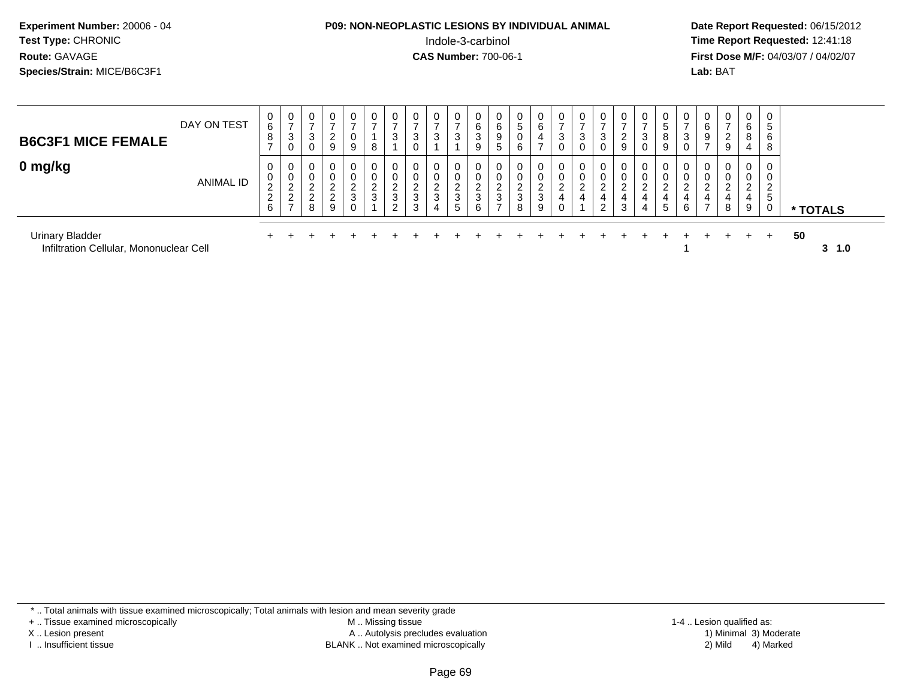**Experiment Number:** 20006 - 04
**Test Type:** CHRONIC
**Route:** GAVAGE
**Species/Strain:** MICE/B6C3F1

**P09: NON-NEOPLASTIC LESIONS BY INDIVIDUAL ANIMAL**
Indole-3-carbinol
**CAS Number:** 700-06-1

**Date Report Requested:** 06/15/2012
**Time Report Requested:** 12:41:18
**First Dose M/F:** 04/03/07 / 04/02/07
**Lab:** BAT

## B6C3F1 MICE FEMALE

## 0 mg/kg

| DAY ON TEST | 0687 | 0730 | 0730 | 0729 | 0709 | 0718 | 0731 | 0730 | 0731 | 0731 | 0639 | 0695 | 0506 | 0647 | 0730 | 0730 | 0730 | 0729 | 0730 | 0589 | 0730 | 0697 | 0729 | 0684 | 0568 | |
|---|---|---|---|---|---|---|---|---|---|---|---|---|---|---|---|---|---|---|---|---|---|---|---|---|---|---|
| **ANIMAL ID** | 00226 | 00227 | 00228 | 00229 | 00230 | 00231 | 00232 | 00233 | 00234 | 00235 | 00236 | 00237 | 00238 | 00239 | 00240 | 00241 | 00242 | 00243 | 00244 | 00245 | 00246 | 00247 | 00248 | 00249 | 00250 | *** TOTALS** |
| Urinary Bladder | + | + | + | + | + | + | + | + | + | + | + | + | + | + | + | + | + | + | + | + | + | + | + | + | + | 50 |
| Infiltration Cellular, Mononuclear Cell | | | | | | | | | | | | | | | | | | | | | 1 | | | | | 3 1.0 |

\* .. Total animals with tissue examined microscopically; Total animals with lesion and mean severity grade
\+ .. Tissue examined microscopically
X .. Lesion present
I .. Insufficient tissue

M .. Missing tissue
A .. Autolysis precludes evaluation
BLANK .. Not examined microscopically

1-4 .. Lesion qualified as:
1) Minimal 3) Moderate
2) Mild 4) Marked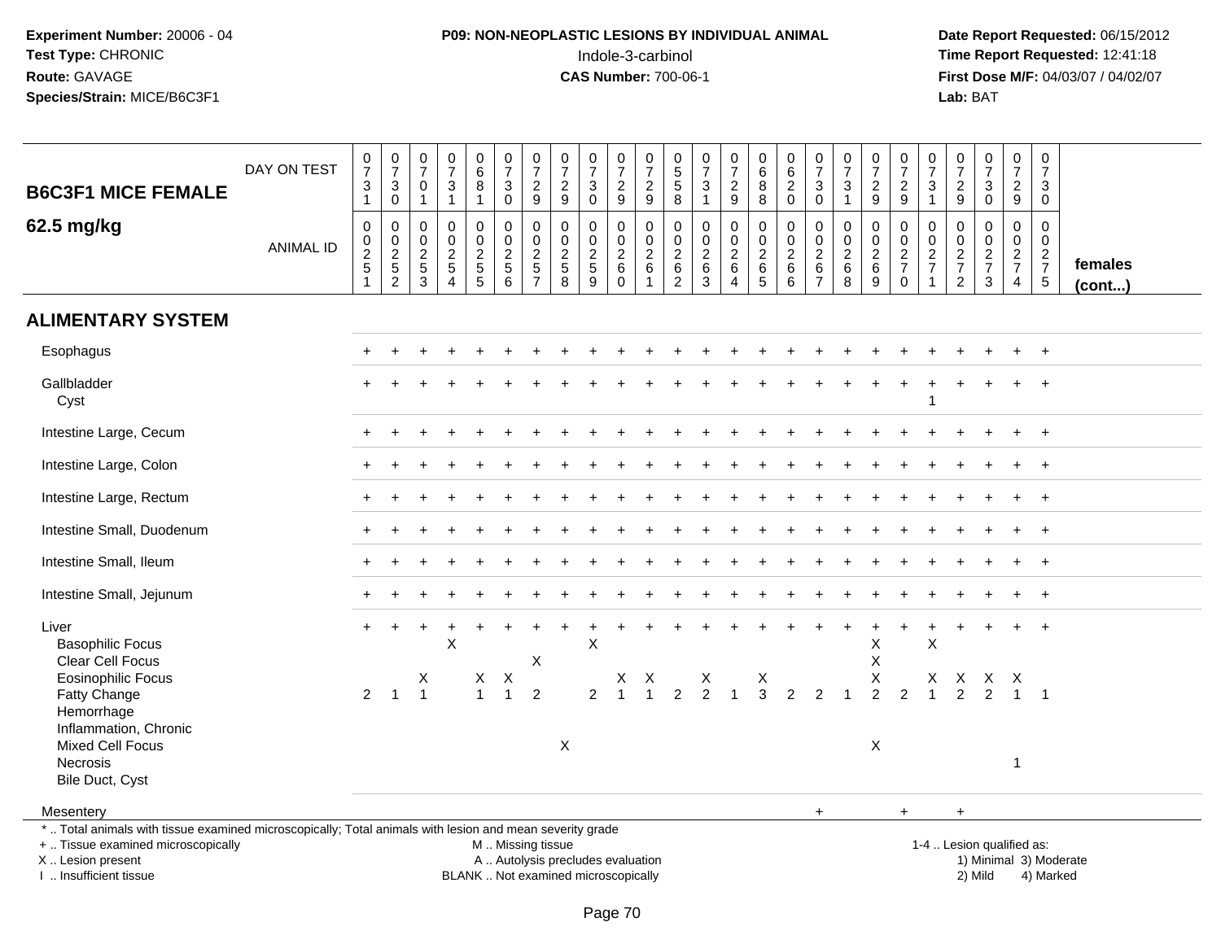**Experiment Number:** 20006 - 04
**Test Type:** CHRONIC
**Route:** GAVAGE
**Species/Strain:** MICE/B6C3F1

**P09: NON-NEOPLASTIC LESIONS BY INDIVIDUAL ANIMAL**
Indole-3-carbinol
**CAS Number:** 700-06-1

**Date Report Requested:** 06/15/2012
**Time Report Requested:** 12:41:18
**First Dose M/F:** 04/03/07 / 04/02/07
**Lab:** BAT

## B6C3F1 MICE FEMALE 62.5 mg/kg

| B6C3F1 MICE FEMALE 62.5 mg/kg | | | | | | | | | | | | | | | | | | | | | | | | | | females (cont...) |
|---|---|---|---|---|---|---|---|---|---|---|---|---|---|---|---|---|---|---|---|---|---|---|---|---|---|---|
| DAY ON TEST | 0731 | 0730 | 0701 | 0731 | 0681 | 0730 | 0729 | 0729 | 0730 | 0729 | 0729 | 0558 | 0731 | 0729 | 0688 | 0620 | 0730 | 0731 | 0729 | 0729 | 0731 | 0729 | 0730 | 0729 | 0730 | |
| ANIMAL ID | 0251 | 0252 | 0253 | 0254 | 0255 | 0256 | 0257 | 0258 | 0259 | 0260 | 0261 | 0262 | 0263 | 0264 | 0265 | 0266 | 0267 | 0268 | 0269 | 0270 | 0271 | 0272 | 0273 | 0274 | 0275 | |
| **ALIMENTARY SYSTEM** | | | | | | | | | | | | | | | | | | | | | | | | | | |
| Esophagus | + | + | + | + | + | + | + | + | + | + | + | + | + | + | + | + | + | + | + | + | + | + | + | + | + | |
| Gallbladder | + | + | + | + | + | + | + | + | + | + | + | + | + | + | + | + | + | + | + | + | + | + | + | + | + | |
| Cyst | | | | | | | | | | | | | | | | | | | | | 1 | | | | | |
| Intestine Large, Cecum | + | + | + | + | + | + | + | + | + | + | + | + | + | + | + | + | + | + | + | + | + | + | + | + | + | |
| Intestine Large, Colon | + | + | + | + | + | + | + | + | + | + | + | + | + | + | + | + | + | + | + | + | + | + | + | + | + | |
| Intestine Large, Rectum | + | + | + | + | + | + | + | + | + | + | + | + | + | + | + | + | + | + | + | + | + | + | + | + | + | |
| Intestine Small, Duodenum | + | + | + | + | + | + | + | + | + | + | + | + | + | + | + | + | + | + | + | + | + | + | + | + | + | |
| Intestine Small, Ileum | + | + | + | + | + | + | + | + | + | + | + | + | + | + | + | + | + | + | + | + | + | + | + | + | + | |
| Intestine Small, Jejunum | + | + | + | + | + | + | + | + | + | + | + | + | + | + | + | + | + | + | + | + | + | + | + | + | + | |
| Liver | + | + | + | + | + | + | + | + | + | + | + | + | + | + | + | + | + | + | + | + | + | + | + | + | + | |
| Basophilic Focus | | | | X | | | | | X | | | | | | | | | | X | | X | | | | | |
| Clear Cell Focus | | | | | | | X | | | | | | | | | | | | X | | | | | | | |
| Eosinophilic Focus | | | X | | X | X | | | | X | X | | X | | X | | | | X | | X | X | X | X | | |
| Fatty Change | 2 | 1 | 1 | | 1 | 1 | 2 | | 2 | 1 | 1 | 2 | 2 | 1 | 3 | 2 | 2 | 1 | 2 | 2 | 1 | 2 | 2 | 1 | 1 | |
| Hemorrhage | | | | | | | | | | | | | | | | | | | | | | | | | | |
| Inflammation, Chronic | | | | | | | | | | | | | | | | | | | | | | | | | | |
| Mixed Cell Focus | | | | | | | | X | | | | | | | | | | | X | | | | | | | |
| Necrosis | | | | | | | | | | | | | | | | | | | | | | | | 1 | | |
| Bile Duct, Cyst | | | | | | | | | | | | | | | | | | | | | | | | | | |
| Mesentery | | | | | | | | | | | | | | | | | + | | | + | | + | | | | |

\* .. Total animals with tissue examined microscopically; Total animals with lesion and mean severity grade
\+ .. Tissue examined microscopically
X .. Lesion present
I .. Insufficient tissue

M .. Missing tissue
A .. Autolysis precludes evaluation
BLANK .. Not examined microscopically

1-4 .. Lesion qualified as:
1) Minimal 2) Mild 3) Moderate 4) Marked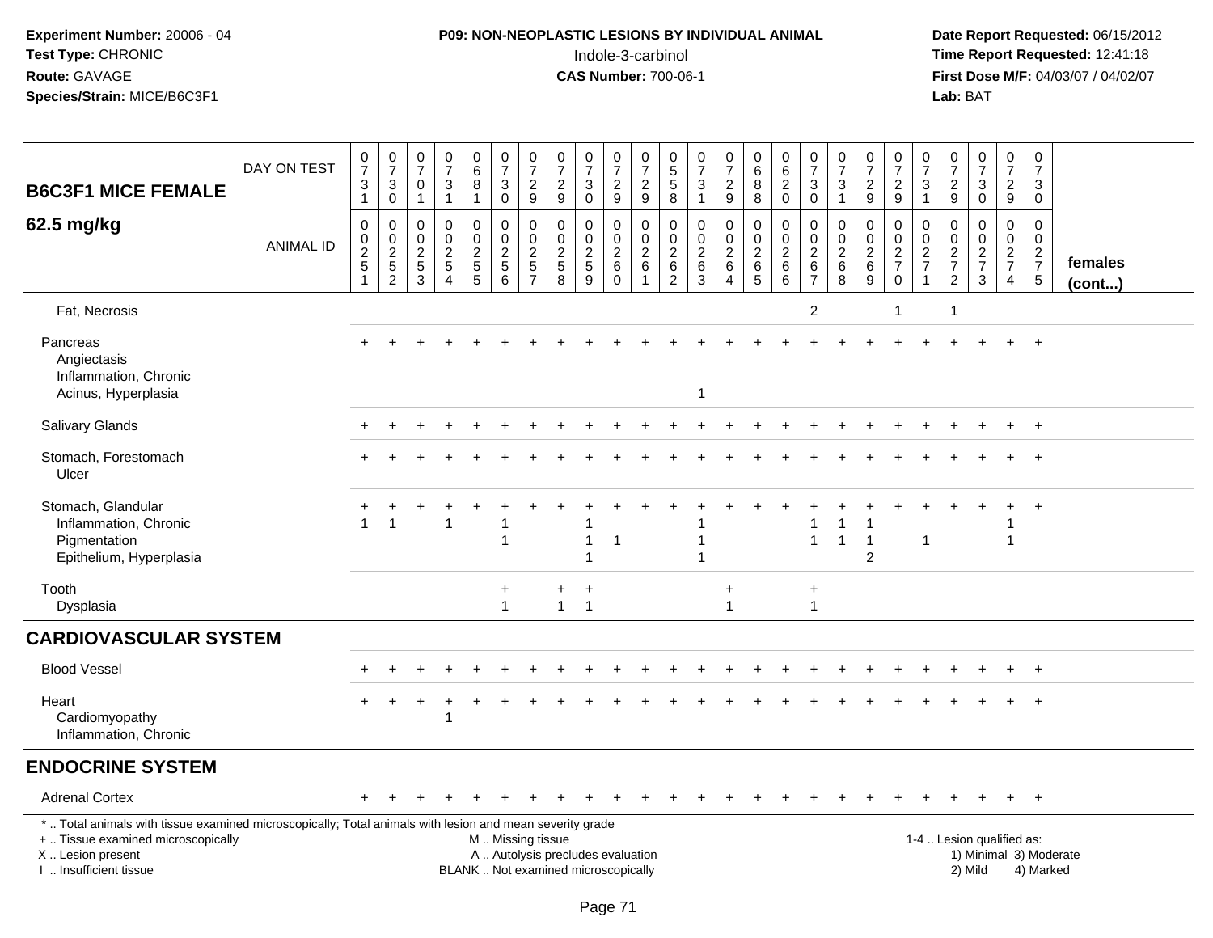**Experiment Number:** 20006 - 04
**Test Type:** CHRONIC
**Route:** GAVAGE
**Species/Strain:** MICE/B6C3F1

**P09: NON-NEOPLASTIC LESIONS BY INDIVIDUAL ANIMAL**
Indole-3-carbinol
**CAS Number:** 700-06-1

**Date Report Requested:** 06/15/2012
**Time Report Requested:** 12:41:18
**First Dose M/F:** 04/03/07 / 04/02/07
**Lab:** BAT

| B6C3F1 MICE FEMALE — DAY ON TEST | 0731 | 0730 | 0701 | 0731 | 0681 | 0730 | 0729 | 0729 | 0730 | 0729 | 0729 | 0558 | 0731 | 0729 | 0688 | 0620 | 0730 | 0731 | 0729 | 0729 | 0731 | 0729 | 0730 | 0729 | 0730 | |
|---|---|---|---|---|---|---|---|---|---|---|---|---|---|---|---|---|---|---|---|---|---|---|---|---|---|---|
| **62.5 mg/kg** — ANIMAL ID | 0251 | 0252 | 0253 | 0254 | 0255 | 0256 | 0257 | 0258 | 0259 | 0260 | 0261 | 0262 | 0263 | 0264 | 0265 | 0266 | 0267 | 0268 | 0269 | 0270 | 0271 | 0272 | 0273 | 0274 | 0275 | **females (cont...)** |
| Fat, Necrosis | | | | | | | | | | | | | | | | | 2 | | | 1 | | 1 | | | | |
| Pancreas | + | + | + | + | + | + | + | + | + | + | + | + | + | + | + | + | + | + | + | + | + | + | + | + | + | |
| Angiectasis | | | | | | | | | | | | | | | | | | | | | | | | | | |
| Inflammation, Chronic | | | | | | | | | | | | | | | | | | | | | | | | | | |
| Acinus, Hyperplasia | | | | | | | | | | | | | 1 | | | | | | | | | | | | | |
| Salivary Glands | + | + | + | + | + | + | + | + | + | + | + | + | + | + | + | + | + | + | + | + | + | + | + | + | + | |
| Stomach, Forestomach | + | + | + | + | + | + | + | + | + | + | + | + | + | + | + | + | + | + | + | + | + | + | + | + | + | |
| Ulcer | | | | | | | | | | | | | | | | | | | | | | | | | | |
| Stomach, Glandular | + | + | + | + | + | + | + | + | + | + | + | + | + | + | + | + | + | + | + | + | + | + | + | + | + | |
| Inflammation, Chronic | 1 | 1 | | 1 | | 1 | | | 1 | | | | 1 | | | | 1 | 1 | 1 | | | | | 1 | | |
| Pigmentation | | | | | | 1 | | | 1 | 1 | | | 1 | | | | 1 | 1 | 1 | | 1 | | | 1 | | |
| Epithelium, Hyperplasia | | | | | | | | | 1 | | | | 1 | | | | | | 2 | | | | | | | |
| Tooth | | | | | | + | | + | + | | | | | + | | | + | | | | | | | | | |
| Dysplasia | | | | | | 1 | | 1 | 1 | | | | | 1 | | | 1 | | | | | | | | | |
| **CARDIOVASCULAR SYSTEM** | | | | | | | | | | | | | | | | | | | | | | | | | | |
| Blood Vessel | + | + | + | + | + | + | + | + | + | + | + | + | + | + | + | + | + | + | + | + | + | + | + | + | + | |
| Heart | + | + | + | + | + | + | + | + | + | + | + | + | + | + | + | + | + | + | + | + | + | + | + | + | + | |
| Cardiomyopathy | | | | 1 | | | | | | | | | | | | | | | | | | | | | | |
| Inflammation, Chronic | | | | | | | | | | | | | | | | | | | | | | | | | | |
| **ENDOCRINE SYSTEM** | | | | | | | | | | | | | | | | | | | | | | | | | | |
| Adrenal Cortex | + | + | + | + | + | + | + | + | + | + | + | + | + | + | + | + | + | + | + | + | + | + | + | + | + | |

* .. Total animals with tissue examined microscopically; Total animals with lesion and mean severity grade
+ .. Tissue examined microscopically
X .. Lesion present
I .. Insufficient tissue

M .. Missing tissue
A .. Autolysis precludes evaluation
BLANK .. Not examined microscopically

1-4 .. Lesion qualified as:
1) Minimal 3) Moderate
2) Mild 4) Marked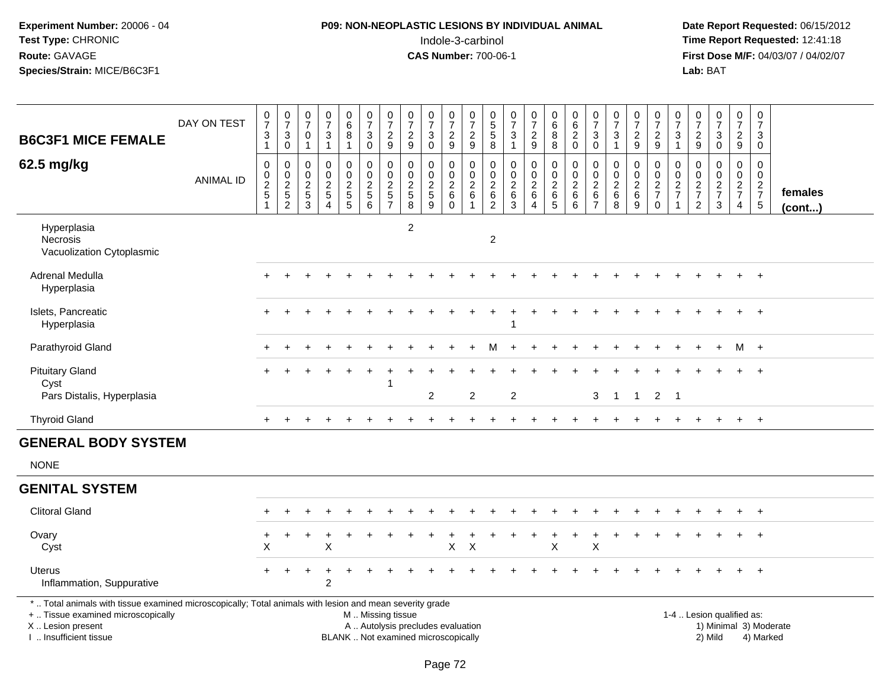**Experiment Number:** 20006 - 04
**Test Type:** CHRONIC
**Route:** GAVAGE
**Species/Strain:** MICE/B6C3F1

**P09: NON-NEOPLASTIC LESIONS BY INDIVIDUAL ANIMAL**
Indole-3-carbinol
**CAS Number:** 700-06-1

**Date Report Requested:** 06/15/2012
**Time Report Requested:** 12:41:18
**First Dose M/F:** 04/03/07 / 04/02/07
**Lab:** BAT

## B6C3F1 MICE FEMALE
## 62.5 mg/kg

| DAY ON TEST | 0731 | 0730 | 0701 | 0731 | 0681 | 0730 | 0729 | 0729 | 0730 | 0729 | 0729 | 0558 | 0731 | 0729 | 0688 | 0620 | 0730 | 0731 | 0729 | 0729 | 0731 | 0729 | 0730 | 0729 | 0730 | |
|---|---|---|---|---|---|---|---|---|---|---|---|---|---|---|---|---|---|---|---|---|---|---|---|---|---|---|
| ANIMAL ID | 00251 | 00252 | 00253 | 00254 | 00255 | 00256 | 00257 | 00258 | 00259 | 00260 | 00261 | 00262 | 00263 | 00264 | 00265 | 00266 | 00267 | 00268 | 00269 | 00270 | 00271 | 00272 | 00273 | 00274 | 00275 | females (cont...) |
| Hyperplasia | | | | | | | | 2 | | | | | | | | | | | | | | | | | | |
| Necrosis | | | | | | | | | | | | 2 | | | | | | | | | | | | | | |
| Vacuolization Cytoplasmic | | | | | | | | | | | | | | | | | | | | | | | | | | |
| Adrenal Medulla | + | + | + | + | + | + | + | + | + | + | + | + | + | + | + | + | + | + | + | + | + | + | + | + | + | |
| Hyperplasia | | | | | | | | | | | | | | | | | | | | | | | | | | |
| Islets, Pancreatic | + | + | + | + | + | + | + | + | + | + | + | + | + | + | + | + | + | + | + | + | + | + | + | + | + | |
| Hyperplasia | | | | | | | | | | | | | 1 | | | | | | | | | | | | | |
| Parathyroid Gland | + | + | + | + | + | + | + | + | + | + | + | M | + | + | + | + | + | + | + | + | + | + | + | M | + | |
| Pituitary Gland | + | + | + | + | + | + | + | + | + | + | + | + | + | + | + | + | + | + | + | + | + | + | + | + | + | |
| Cyst | | | | | | | 1 | | | | | | | | | | | | | | | | | | | |
| Pars Distalis, Hyperplasia | | | | | | | | | 2 | | 2 | | 2 | | | | 3 | 1 | 1 | 2 | 1 | | | | | |
| Thyroid Gland | + | + | + | + | + | + | + | + | + | + | + | + | + | + | + | + | + | + | + | + | + | + | + | + | + | |
| **GENERAL BODY SYSTEM** | | | | | | | | | | | | | | | | | | | | | | | | | | |
| NONE | | | | | | | | | | | | | | | | | | | | | | | | | | |
| **GENITAL SYSTEM** | | | | | | | | | | | | | | | | | | | | | | | | | | |
| Clitoral Gland | + | + | + | + | + | + | + | + | + | + | + | + | + | + | + | + | + | + | + | + | + | + | + | + | + | |
| Ovary | + | + | + | + | + | + | + | + | + | + | + | + | + | + | + | + | + | + | + | + | + | + | + | + | + | |
| Cyst | X | | | X | | | | | | X | X | | | | X | | X | | | | | | | | | |
| Uterus | + | + | + | + | + | + | + | + | + | + | + | + | + | + | + | + | + | + | + | + | + | + | + | + | + | |
| Inflammation, Suppurative | | | | 2 | | | | | | | | | | | | | | | | | | | | | | |

\* .. Total animals with tissue examined microscopically; Total animals with lesion and mean severity grade
+ .. Tissue examined microscopically
X .. Lesion present
I .. Insufficient tissue

M .. Missing tissue
A .. Autolysis precludes evaluation
BLANK .. Not examined microscopically

1-4 .. Lesion qualified as:
1) Minimal 3) Moderate
2) Mild 4) Marked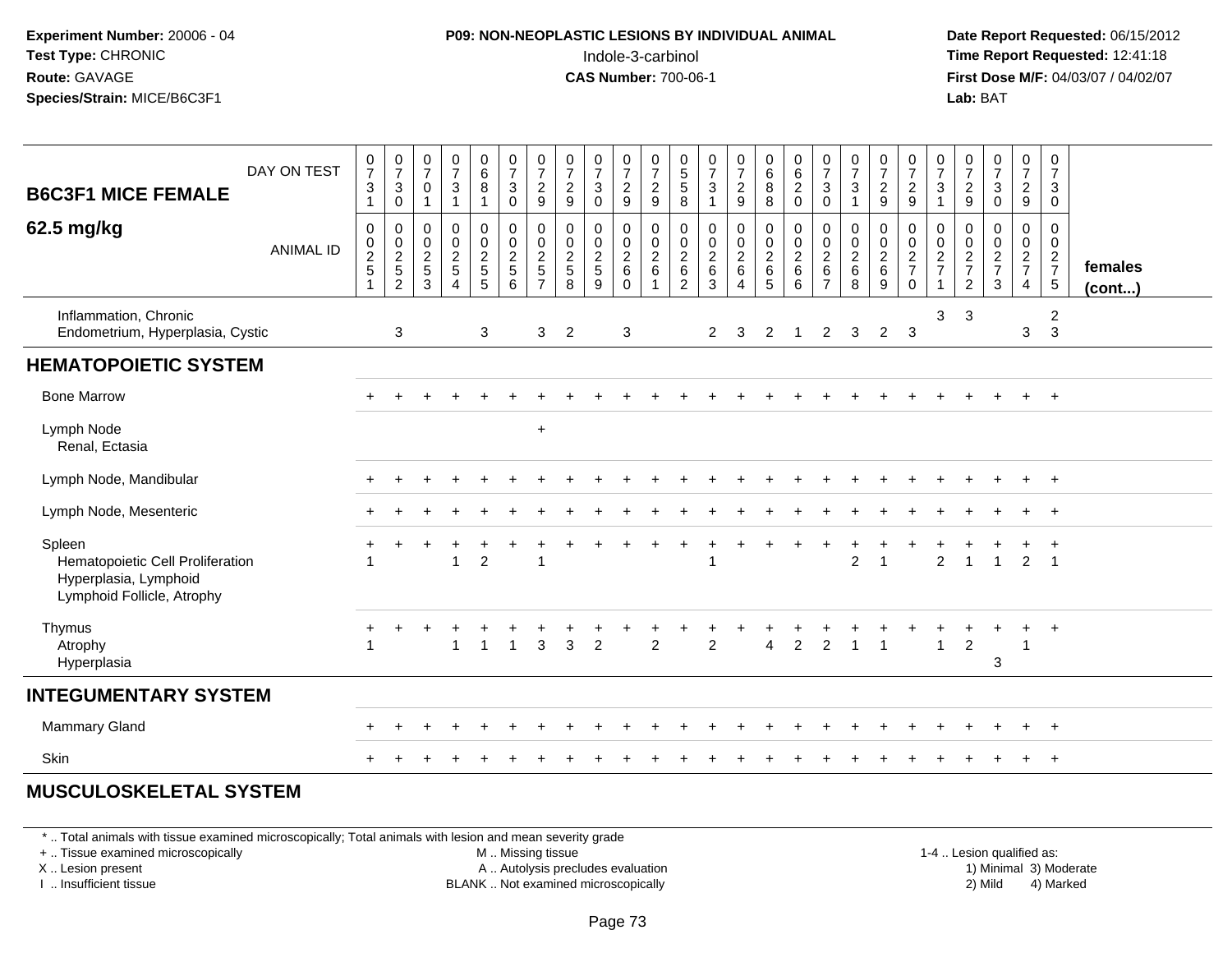**Experiment Number:** 20006 - 04
**Test Type:** CHRONIC
**Route:** GAVAGE
**Species/Strain:** MICE/B6C3F1

**P09: NON-NEOPLASTIC LESIONS BY INDIVIDUAL ANIMAL**
Indole-3-carbinol
**CAS Number:** 700-06-1

**Date Report Requested:** 06/15/2012
**Time Report Requested:** 12:41:18
**First Dose M/F:** 04/03/07 / 04/02/07
**Lab:** BAT

| B6C3F1 MICE FEMALE 62.5 mg/kg | | | | | | | | | | | | | | | | | | | | | | | | | | |
|---|---|---|---|---|---|---|---|---|---|---|---|---|---|---|---|---|---|---|---|---|---|---|---|---|---|---|
| DAY ON TEST | 0731 | 0730 | 0701 | 0731 | 0681 | 0730 | 0729 | 0729 | 0730 | 0729 | 0729 | 0558 | 0731 | 0729 | 0688 | 0620 | 0730 | 0731 | 0729 | 0729 | 0731 | 0729 | 0730 | 0729 | 0730 | |
| ANIMAL ID | 0251 | 0252 | 0253 | 0254 | 0255 | 0256 | 0257 | 0258 | 0259 | 0260 | 0261 | 0262 | 0263 | 0264 | 0265 | 0266 | 0267 | 0268 | 0269 | 0270 | 0271 | 0272 | 0273 | 0274 | 0275 | females (cont...) |
| Inflammation, Chronic | | | | | | | | | | | | | | | | | | | | | 3 | 3 | | | 2 | |
| Endometrium, Hyperplasia, Cystic | | 3 | | | 3 | | 3 | 2 | | 3 | | | 2 | 3 | 2 | 1 | 2 | 3 | 2 | 3 | | | | 3 | 3 | |
| **HEMATOPOIETIC SYSTEM** | | | | | | | | | | | | | | | | | | | | | | | | | | |
| Bone Marrow | + | + | + | + | + | + | + | + | + | + | + | + | + | + | + | + | + | + | + | + | + | + | + | + | + | |
| Lymph Node | | | | | | | + | | | | | | | | | | | | | | | | | | | |
| Renal, Ectasia | | | | | | | | | | | | | | | | | | | | | | | | | | |
| Lymph Node, Mandibular | + | + | + | + | + | + | + | + | + | + | + | + | + | + | + | + | + | + | + | + | + | + | + | + | + | |
| Lymph Node, Mesenteric | + | + | + | + | + | + | + | + | + | + | + | + | + | + | + | + | + | + | + | + | + | + | + | + | + | |
| Spleen | + | + | + | + | + | + | + | + | + | + | + | + | + | + | + | + | + | + | + | + | + | + | + | + | + | |
| Hematopoietic Cell Proliferation | 1 | | | 1 | 2 | | 1 | | | | | | 1 | | | | | 2 | 1 | | 2 | 1 | 1 | 2 | 1 | |
| Hyperplasia, Lymphoid | | | | | | | | | | | | | | | | | | | | | | | | | | |
| Lymphoid Follicle, Atrophy | | | | | | | | | | | | | | | | | | | | | | | | | | |
| Thymus | + | + | + | + | + | + | + | + | + | + | + | + | + | + | + | + | + | + | + | + | + | + | + | + | + | |
| Atrophy | 1 | | | 1 | 1 | 1 | 3 | 3 | 2 | | 2 | | 2 | | 4 | 2 | 2 | 1 | 1 | | 1 | 2 | | 1 | | |
| Hyperplasia | | | | | | | | | | | | | | | | | | | | | | | 3 | | | |
| **INTEGUMENTARY SYSTEM** | | | | | | | | | | | | | | | | | | | | | | | | | | |
| Mammary Gland | + | + | + | + | + | + | + | + | + | + | + | + | + | + | + | + | + | + | + | + | + | + | + | + | + | |
| Skin | + | + | + | + | + | + | + | + | + | + | + | + | + | + | + | + | + | + | + | + | + | + | + | + | + | |
| **MUSCULOSKELETAL SYSTEM** | | | | | | | | | | | | | | | | | | | | | | | | | | |

* .. Total animals with tissue examined microscopically; Total animals with lesion and mean severity grade
+ .. Tissue examined microscopically
X .. Lesion present
I .. Insufficient tissue

M .. Missing tissue
A .. Autolysis precludes evaluation
BLANK .. Not examined microscopically

1-4 .. Lesion qualified as:
1) Minimal 3) Moderate
2) Mild 4) Marked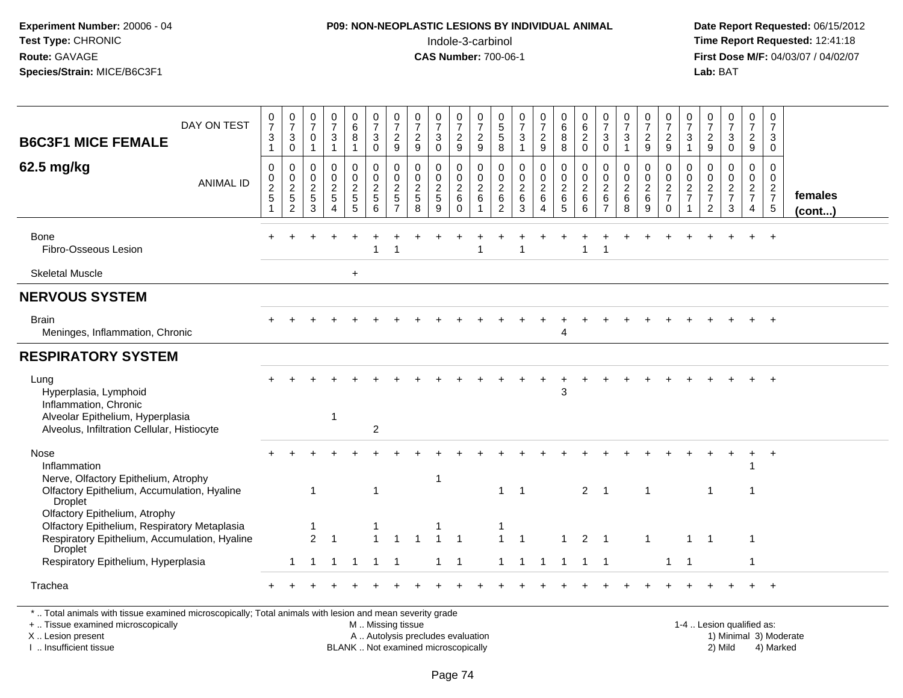**Experiment Number:** 20006 - 04
**Test Type:** CHRONIC
**Route:** GAVAGE
**Species/Strain:** MICE/B6C3F1

**P09: NON-NEOPLASTIC LESIONS BY INDIVIDUAL ANIMAL**
Indole-3-carbinol
**CAS Number:** 700-06-1

**Date Report Requested:** 06/15/2012
**Time Report Requested:** 12:41:18
**First Dose M/F:** 04/03/07 / 04/02/07
**Lab:** BAT

| B6C3F1 MICE FEMALE 62.5 mg/kg | | | | | | | | | | | | | | | | | | | | | | | | | | |
|---|---|---|---|---|---|---|---|---|---|---|---|---|---|---|---|---|---|---|---|---|---|---|---|---|---|---|
| DAY ON TEST | 0731 | 0730 | 0701 | 0731 | 0681 | 0730 | 0729 | 0729 | 0730 | 0729 | 0729 | 0558 | 0731 | 0729 | 0688 | 0620 | 0730 | 0731 | 0729 | 0729 | 0731 | 0729 | 0730 | 0729 | 0730 | |
| ANIMAL ID | 0251 | 0252 | 0253 | 0254 | 0255 | 0256 | 0257 | 0258 | 0259 | 0260 | 0261 | 0262 | 0263 | 0264 | 0265 | 0266 | 0267 | 0268 | 0269 | 0270 | 0271 | 0272 | 0273 | 0274 | 0275 | females (cont...) |
| Bone | + | + | + | + | + | + | + | + | + | + | + | + | + | + | + | + | + | + | + | + | + | + | + | + | + | |
| Fibro-Osseous Lesion | | | | | | 1 | 1 | | | | 1 | | 1 | | | 1 | 1 | | | | | | | | | |
| Skeletal Muscle | | | | | + | | | | | | | | | | | | | | | | | | | | | |
| **NERVOUS SYSTEM** | | | | | | | | | | | | | | | | | | | | | | | | | | |
| Brain | + | + | + | + | + | + | + | + | + | + | + | + | + | + | + | + | + | + | + | + | + | + | + | + | + | |
| Meninges, Inflammation, Chronic | | | | | | | | | | | | | | | 4 | | | | | | | | | | | |
| **RESPIRATORY SYSTEM** | | | | | | | | | | | | | | | | | | | | | | | | | | |
| Lung | + | + | + | + | + | + | + | + | + | + | + | + | + | + | + | + | + | + | + | + | + | + | + | + | + | |
| Hyperplasia, Lymphoid | | | | | | | | | | | | | | | 3 | | | | | | | | | | | |
| Inflammation, Chronic | | | | | | | | | | | | | | | | | | | | | | | | | | |
| Alveolar Epithelium, Hyperplasia | | | | 1 | | | | | | | | | | | | | | | | | | | | | | |
| Alveolus, Infiltration Cellular, Histiocyte | | | | | | 2 | | | | | | | | | | | | | | | | | | | | |
| Nose | + | + | + | + | + | + | + | + | + | + | + | + | + | + | + | + | + | + | + | + | + | + | + | + | + | |
| Inflammation | | | | | | | | | | | | | | | | | | | | | | | | 1 | | |
| Nerve, Olfactory Epithelium, Atrophy | | | | | | | | | 1 | | | | | | | | | | | | | | | | | |
| Olfactory Epithelium, Accumulation, Hyaline Droplet | | | 1 | | | 1 | | | | | | 1 | 1 | | | 2 | 1 | | 1 | | | 1 | | 1 | | |
| Olfactory Epithelium, Atrophy | | | | | | | | | | | | | | | | | | | | | | | | | | |
| Olfactory Epithelium, Respiratory Metaplasia | | | 1 | | | 1 | | | 1 | | | 1 | | | | | | | | | | | | | | |
| Respiratory Epithelium, Accumulation, Hyaline Droplet | | | 2 | 1 | | 1 | 1 | 1 | 1 | 1 | | 1 | 1 | | 1 | 2 | 1 | | 1 | | 1 | 1 | | 1 | | |
| Respiratory Epithelium, Hyperplasia | | 1 | 1 | 1 | 1 | 1 | 1 | | 1 | 1 | | 1 | 1 | 1 | 1 | 1 | 1 | | | 1 | 1 | | | 1 | | |
| Trachea | + | + | + | + | + | + | + | + | + | + | + | + | + | + | + | + | + | + | + | + | + | + | + | + | + | |

\* .. Total animals with tissue examined microscopically; Total animals with lesion and mean severity grade
+ .. Tissue examined microscopically
X .. Lesion present
I .. Insufficient tissue

M .. Missing tissue
A .. Autolysis precludes evaluation
BLANK .. Not examined microscopically

1-4 .. Lesion qualified as:
1) Minimal 3) Moderate
2) Mild 4) Marked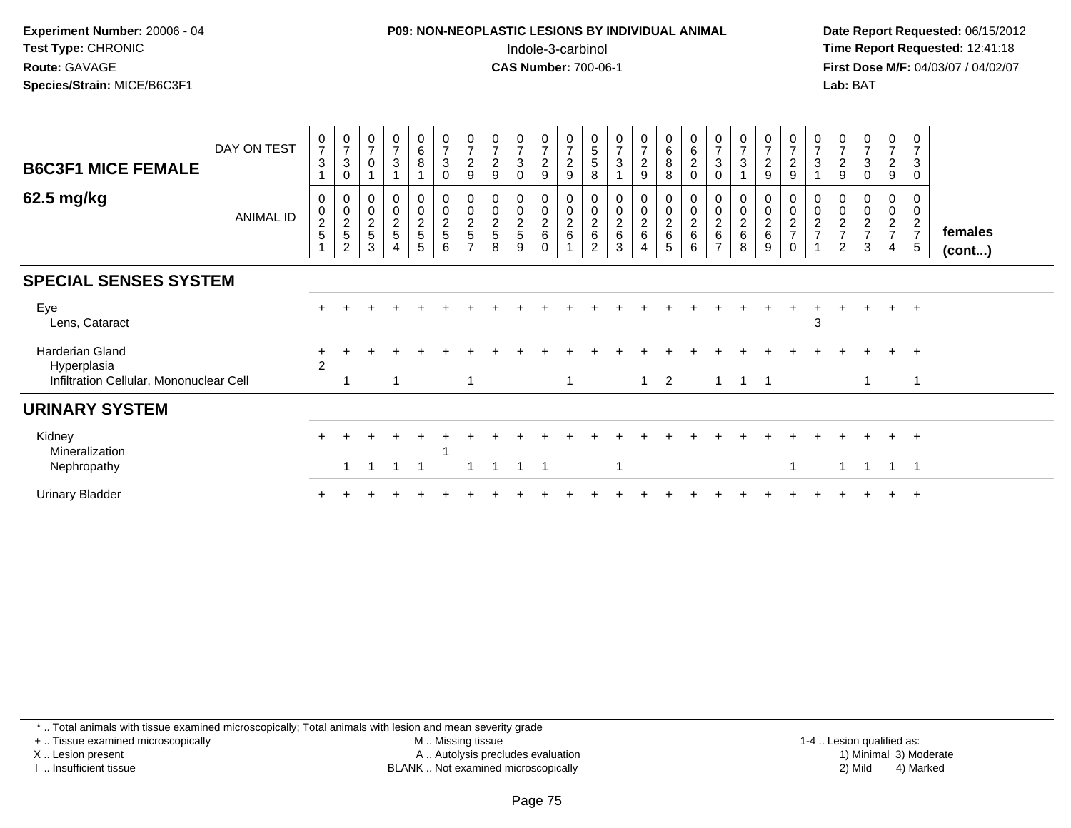**Experiment Number:** 20006 - 04
**Test Type:** CHRONIC
**Route:** GAVAGE
**Species/Strain:** MICE/B6C3F1

**P09: NON-NEOPLASTIC LESIONS BY INDIVIDUAL ANIMAL**
Indole-3-carbinol
**CAS Number:** 700-06-1

**Date Report Requested:** 06/15/2012
**Time Report Requested:** 12:41:18
**First Dose M/F:** 04/03/07 / 04/02/07
**Lab:** BAT

**B6C3F1 MICE FEMALE**
**62.5 mg/kg**

| DAY ON TEST | 0731 | 0730 | 0701 | 0731 | 0681 | 0730 | 0729 | 0729 | 0730 | 0729 | 0729 | 0558 | 0731 | 0729 | 0688 | 0620 | 0730 | 0731 | 0729 | 0729 | 0731 | 0729 | 0730 | 0729 | 0730 | |
|---|---|---|---|---|---|---|---|---|---|---|---|---|---|---|---|---|---|---|---|---|---|---|---|---|---|---|
| ANIMAL ID | 0025 1 | 0025 2 | 0025 3 | 0025 4 | 0025 5 | 0025 6 | 0025 7 | 0025 8 | 0025 9 | 0026 0 | 0026 1 | 0026 2 | 0026 3 | 0026 4 | 0026 5 | 0026 6 | 0026 7 | 0026 8 | 0026 9 | 0027 0 | 0027 1 | 0027 2 | 0027 3 | 0027 4 | 0027 5 | **females (cont...)** |
| **SPECIAL SENSES SYSTEM** | | | | | | | | | | | | | | | | | | | | | | | | | | |
| Eye | + | + | + | + | + | + | + | + | + | + | + | + | + | + | + | + | + | + | + | + | + | + | + | + | + | |
| Lens, Cataract | | | | | | | | | | | | | | | | | | | | | 3 | | | | | |
| Harderian Gland | + | + | + | + | + | + | + | + | + | + | + | + | + | + | + | + | + | + | + | + | + | + | + | + | + | |
| Hyperplasia | 2 | | | | | | | | | | | | | | | | | | | | | | | | | |
| Infiltration Cellular, Mononuclear Cell | | 1 | | 1 | | | 1 | | | | 1 | | | 1 | 2 | | 1 | 1 | 1 | | | | 1 | | 1 | |
| **URINARY SYSTEM** | | | | | | | | | | | | | | | | | | | | | | | | | | |
| Kidney | + | + | + | + | + | + | + | + | + | + | + | + | + | + | + | + | + | + | + | + | + | + | + | + | + | |
| Mineralization | | | | | | 1 | | | | | | | | | | | | | | | | | | | | |
| Nephropathy | | 1 | 1 | 1 | 1 | | 1 | 1 | 1 | 1 | | | 1 | | | | | | | 1 | | 1 | 1 | 1 | 1 | |
| Urinary Bladder | + | + | + | + | + | + | + | + | + | + | + | + | + | + | + | + | + | + | + | + | + | + | + | + | + | |

\* .. Total animals with tissue examined microscopically; Total animals with lesion and mean severity grade
+ .. Tissue examined microscopically
X .. Lesion present
I .. Insufficient tissue
M .. Missing tissue
A .. Autolysis precludes evaluation
BLANK .. Not examined microscopically
1-4 .. Lesion qualified as:
1) Minimal 3) Moderate
2) Mild 4) Marked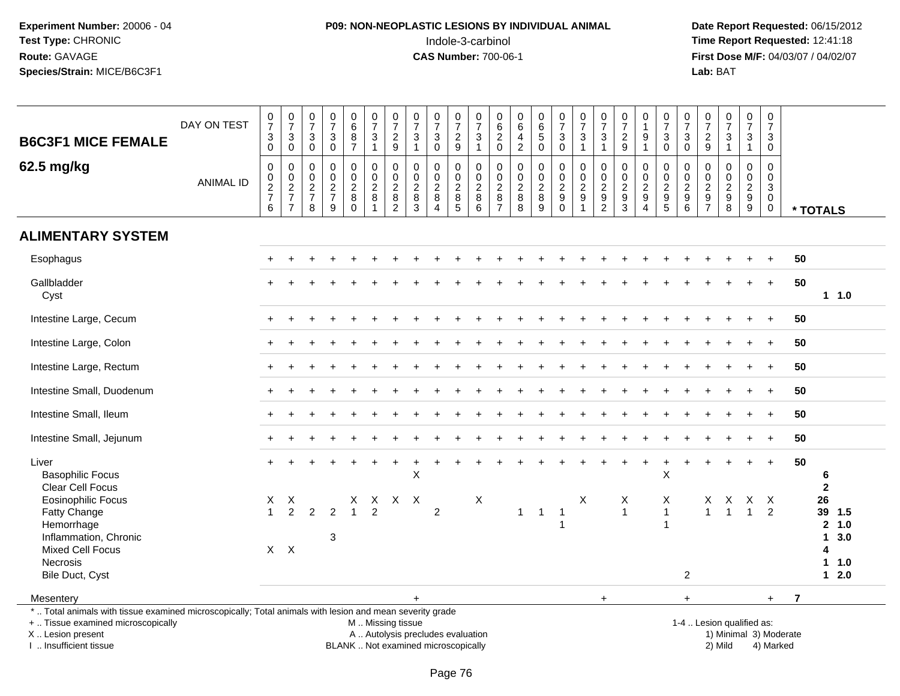**Experiment Number:** 20006 - 04
**Test Type:** CHRONIC
**Route:** GAVAGE
**Species/Strain:** MICE/B6C3F1

**P09: NON-NEOPLASTIC LESIONS BY INDIVIDUAL ANIMAL**
Indole-3-carbinol
**CAS Number:** 700-06-1

**Date Report Requested:** 06/15/2012
**Time Report Requested:** 12:41:18
**First Dose M/F:** 04/03/07 / 04/02/07
**Lab:** BAT

## B6C3F1 MICE FEMALE
## 62.5 mg/kg

| DAY ON TEST | 0730 | 0730 | 0730 | 0730 | 0687 | 0731 | 0729 | 0731 | 0730 | 0729 | 0731 | 0620 | 0642 | 0650 | 0730 | 0731 | 0731 | 0729 | 0191 | 0730 | 0730 | 0729 | 0731 | 0731 | 0730 | |
|---|---|---|---|---|---|---|---|---|---|---|---|---|---|---|---|---|---|---|---|---|---|---|---|---|---|---|
| **ANIMAL ID** | 0276 | 0277 | 0278 | 0279 | 0280 | 0281 | 0282 | 0283 | 0284 | 0285 | 0286 | 0287 | 0288 | 0289 | 0290 | 0291 | 0292 | 0293 | 0294 | 0295 | 0296 | 0297 | 0298 | 0299 | 0300 | *** TOTALS** |
| **ALIMENTARY SYSTEM** | | | | | | | | | | | | | | | | | | | | | | | | | | |
| Esophagus | + | + | + | + | + | + | + | + | + | + | + | + | + | + | + | + | + | + | + | + | + | + | + | + | + | 50 |
| Gallbladder | + | + | + | + | + | + | + | + | + | + | + | + | + | + | + | + | + | + | + | + | + | + | + | + | + | 50 |
| Cyst | | | | | | | | | | | | | | | | | | | | | | | | | | 1 1.0 |
| Intestine Large, Cecum | + | + | + | + | + | + | + | + | + | + | + | + | + | + | + | + | + | + | + | + | + | + | + | + | + | 50 |
| Intestine Large, Colon | + | + | + | + | + | + | + | + | + | + | + | + | + | + | + | + | + | + | + | + | + | + | + | + | + | 50 |
| Intestine Large, Rectum | + | + | + | + | + | + | + | + | + | + | + | + | + | + | + | + | + | + | + | + | + | + | + | + | + | 50 |
| Intestine Small, Duodenum | + | + | + | + | + | + | + | + | + | + | + | + | + | + | + | + | + | + | + | + | + | + | + | + | + | 50 |
| Intestine Small, Ileum | + | + | + | + | + | + | + | + | + | + | + | + | + | + | + | + | + | + | + | + | + | + | + | + | + | 50 |
| Intestine Small, Jejunum | + | + | + | + | + | + | + | + | + | + | + | + | + | + | + | + | + | + | + | + | + | + | + | + | + | 50 |
| Liver | + | + | + | + | + | + | + | + | + | + | + | + | + | + | + | + | + | + | + | + | + | + | + | + | + | 50 |
| Basophilic Focus | | | | | | | | X | | | | | | | | | | | | X | | | | | | 6 |
| Clear Cell Focus | | | | | | | | | | | | | | | | | | | | | | | | | | 2 |
| Eosinophilic Focus | X | X | | | X | X | X | X | | | X | | | | | X | | X | | X | | X | X | X | X | 26 |
| Fatty Change | 1 | 2 | 2 | 2 | 1 | 2 | | | 2 | | | | 1 | 1 | 1 | | | 1 | | 1 | | 1 | 1 | 1 | 2 | 39 1.5 |
| Hemorrhage | | | | | | | | | | | | | | | 1 | | | | | 1 | | | | | | 2 1.0 |
| Inflammation, Chronic | | | | 3 | | | | | | | | | | | | | | | | | | | | | | 1 3.0 |
| Mixed Cell Focus | X | X | | | | | | | | | | | | | | | | | | | | | | | | 4 |
| Necrosis | | | | | | | | | | | | | | | | | | | | | | | | | | 1 1.0 |
| Bile Duct, Cyst | | | | | | | | | | | | | | | | | | | | | 2 | | | | | 1 2.0 |
| Mesentery | | | | | | | | + | | | | | | | | | + | | | | + | | | | + | 7 |

\* .. Total animals with tissue examined microscopically; Total animals with lesion and mean severity grade
\+ .. Tissue examined microscopically
X .. Lesion present
I .. Insufficient tissue

M .. Missing tissue
A .. Autolysis precludes evaluation
BLANK .. Not examined microscopically

1-4 .. Lesion qualified as:
1) Minimal 3) Moderate
2) Mild 4) Marked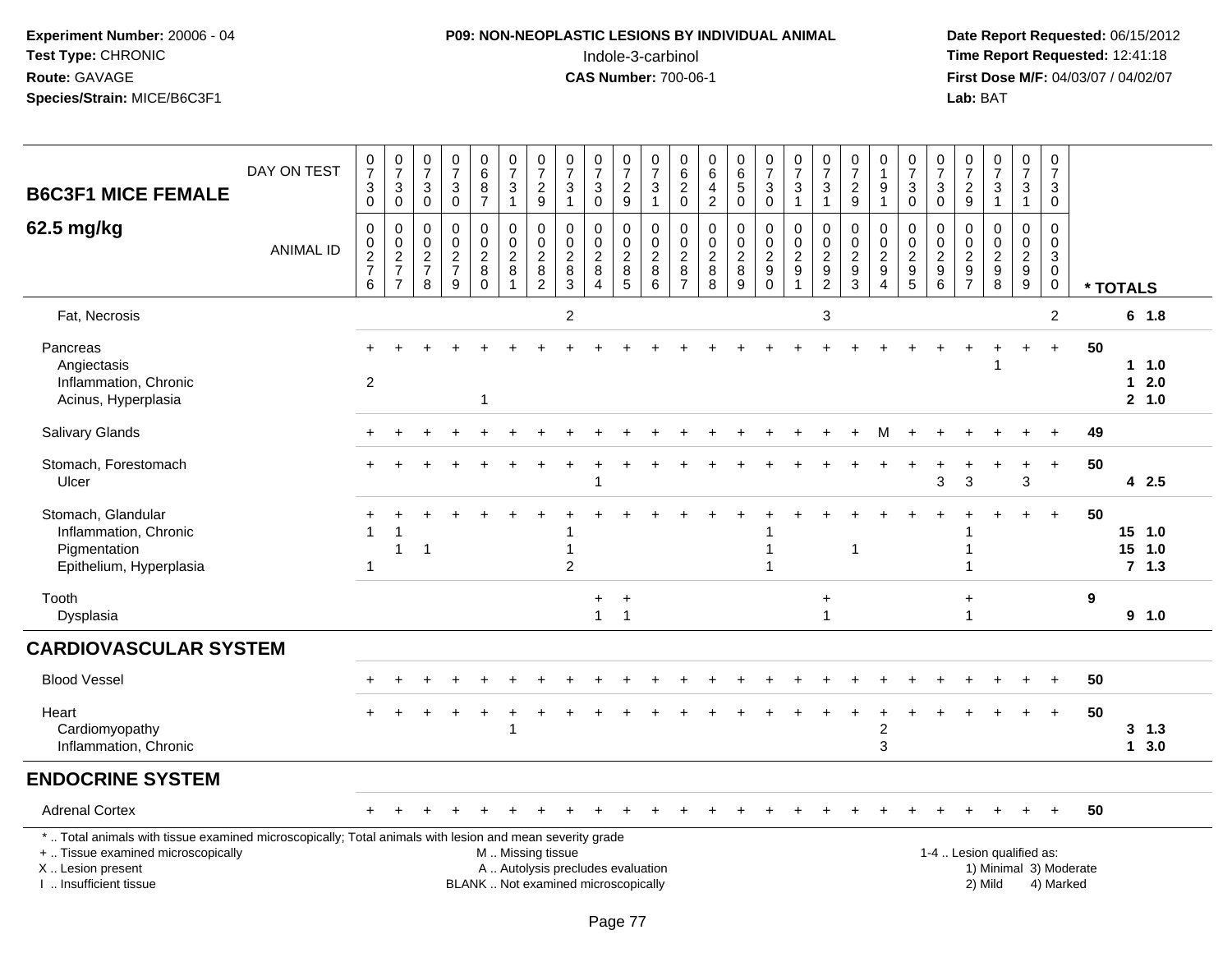**Experiment Number:** 20006 - 04
**Test Type:** CHRONIC
**Route:** GAVAGE
**Species/Strain:** MICE/B6C3F1

**P09: NON-NEOPLASTIC LESIONS BY INDIVIDUAL ANIMAL**
Indole-3-carbinol
**CAS Number:** 700-06-1

**Date Report Requested:** 06/15/2012
**Time Report Requested:** 12:41:18
**First Dose M/F:** 04/03/07 / 04/02/07
**Lab:** BAT

## B6C3F1 MICE FEMALE 62.5 mg/kg

| DAY ON TEST | 0730 | 0730 | 0730 | 0730 | 0687 | 0731 | 0729 | 0731 | 0730 | 0729 | 0731 | 0620 | 0642 | 0650 | 0730 | 0731 | 0731 | 0729 | 0191 | 0730 | 0730 | 0729 | 0731 | 0731 | 0730 | |
|---|---|---|---|---|---|---|---|---|---|---|---|---|---|---|---|---|---|---|---|---|---|---|---|---|---|---|
| **ANIMAL ID** | 00276 | 00277 | 00278 | 00279 | 00280 | 00281 | 00282 | 00283 | 00284 | 00285 | 00286 | 00287 | 00288 | 00289 | 00290 | 00291 | 00292 | 00293 | 00294 | 00295 | 00296 | 00297 | 00298 | 00299 | 00300 | **\* TOTALS** |
| Fat, Necrosis | | | | | | | | 2 | | | | | | | | | 3 | | | | | | | | 2 | 6 1.8 |
| Pancreas | + | + | + | + | + | + | + | + | + | + | + | + | + | + | + | + | + | + | + | + | + | + | + | + | + | 50 |
| Angiectasis | | | | | | | | | | | | | | | | | | | | | | | 1 | | | 1 1.0 |
| Inflammation, Chronic | 2 | | | | | | | | | | | | | | | | | | | | | | | | | 1 2.0 |
| Acinus, Hyperplasia | | | | | 1 | | | | | | | | | | | | | | | | | | | | | 2 1.0 |
| Salivary Glands | + | + | + | + | + | + | + | + | + | + | + | + | + | + | + | + | + | + | M | + | + | + | + | + | + | 49 |
| Stomach, Forestomach | + | + | + | + | + | + | + | + | + | + | + | + | + | + | + | + | + | + | + | + | + | + | + | + | + | 50 |
| Ulcer | | | | | | | | | 1 | | | | | | | | | | | | 3 | 3 | | 3 | | 4 2.5 |
| Stomach, Glandular | + | + | + | + | + | + | + | + | + | + | + | + | + | + | + | + | + | + | + | + | + | + | + | + | + | 50 |
| Inflammation, Chronic | 1 | 1 | | | | | | 1 | | | | | | | 1 | | | | | | | 1 | | | | 15 1.0 |
| Pigmentation | | 1 | 1 | | | | | 1 | | | | | | | 1 | | | 1 | | | | 1 | | | | 15 1.0 |
| Epithelium, Hyperplasia | 1 | | | | | | | 2 | | | | | | | 1 | | | | | | | 1 | | | | 7 1.3 |
| Tooth | | | | | | | | | + | + | | | | | | | + | | | | | + | | | | 9 |
| Dysplasia | | | | | | | | | 1 | 1 | | | | | | | 1 | | | | | 1 | | | | 9 1.0 |

## CARDIOVASCULAR SYSTEM

| | | | | | | | | | | | | | | | | | | | | | | | | | | |
|---|---|---|---|---|---|---|---|---|---|---|---|---|---|---|---|---|---|---|---|---|---|---|---|---|---|---|
| Blood Vessel | + | + | + | + | + | + | + | + | + | + | + | + | + | + | + | + | + | + | + | + | + | + | + | + | + | 50 |
| Heart | + | + | + | + | + | + | + | + | + | + | + | + | + | + | + | + | + | + | + | + | + | + | + | + | + | 50 |
| Cardiomyopathy | | | | | | 1 | | | | | | | | | | | | | 2 | | | | | | | 3 1.3 |
| Inflammation, Chronic | | | | | | | | | | | | | | | | | | | 3 | | | | | | | 1 3.0 |

## ENDOCRINE SYSTEM

| | | | | | | | | | | | | | | | | | | | | | | | | | | |
|---|---|---|---|---|---|---|---|---|---|---|---|---|---|---|---|---|---|---|---|---|---|---|---|---|---|---|
| Adrenal Cortex | + | + | + | + | + | + | + | + | + | + | + | + | + | + | + | + | + | + | + | + | + | + | + | + | + | 50 |

\* .. Total animals with tissue examined microscopically; Total animals with lesion and mean severity grade
+ .. Tissue examined microscopically
X .. Lesion present
I .. Insufficient tissue

M .. Missing tissue
A .. Autolysis precludes evaluation
BLANK .. Not examined microscopically

1-4 .. Lesion qualified as:
1) Minimal 3) Moderate
2) Mild 4) Marked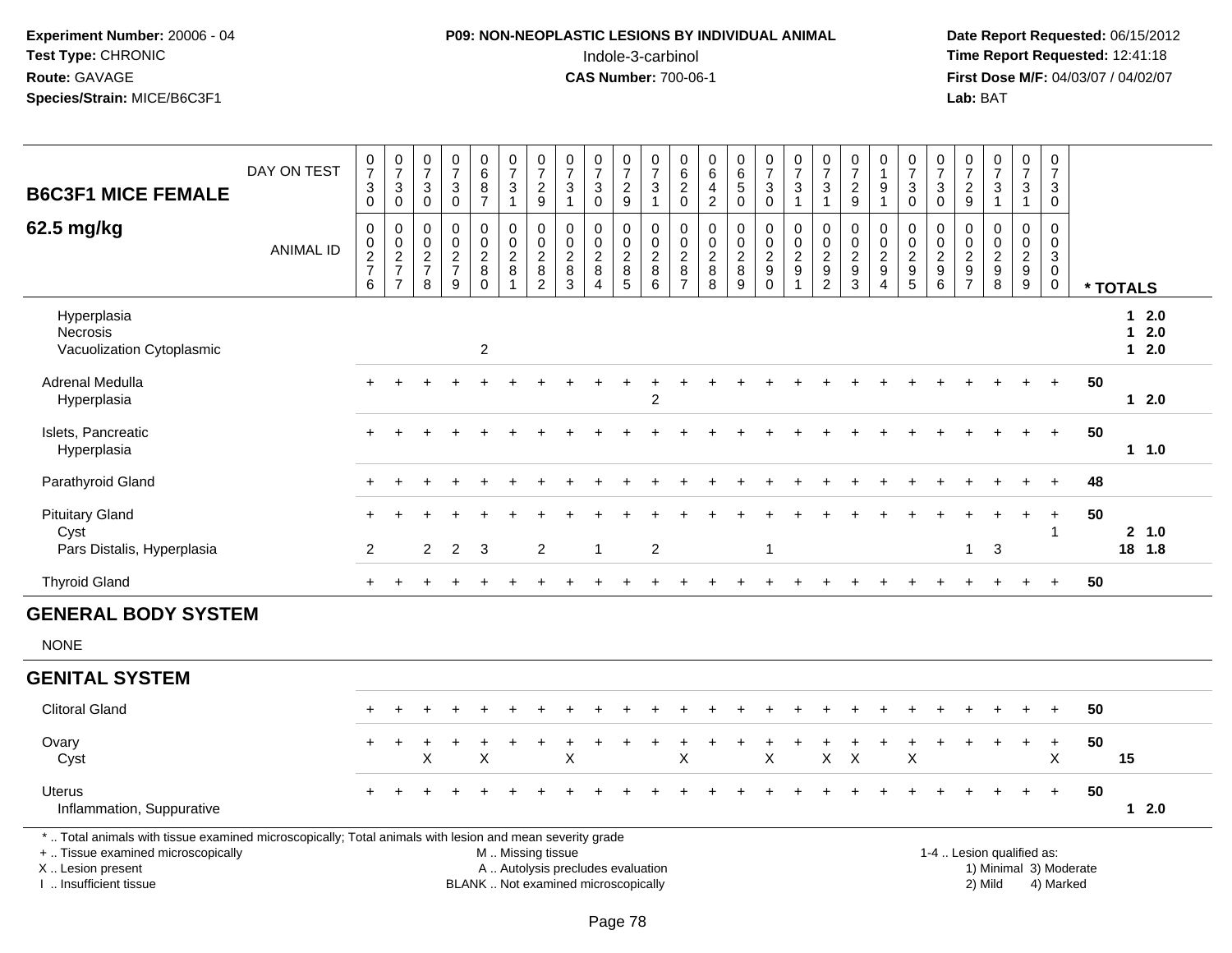**Experiment Number:** 20006 - 04
**Test Type:** CHRONIC
**Route:** GAVAGE
**Species/Strain:** MICE/B6C3F1

**P09: NON-NEOPLASTIC LESIONS BY INDIVIDUAL ANIMAL**
Indole-3-carbinol
**CAS Number:** 700-06-1

**Date Report Requested:** 06/15/2012
**Time Report Requested:** 12:41:18
**First Dose M/F:** 04/03/07 / 04/02/07
**Lab:** BAT

| B6C3F1 MICE FEMALE 62.5 mg/kg | | | | | | | | | | | | | | | | | | | | | | | | | | | |
|---|---|---|---|---|---|---|---|---|---|---|---|---|---|---|---|---|---|---|---|---|---|---|---|---|---|---|---|
| DAY ON TEST | 0730 | 0730 | 0730 | 0730 | 0687 | 0731 | 0729 | 0731 | 0730 | 0729 | 0731 | 0620 | 0642 | 0650 | 0730 | 0731 | 0731 | 0729 | 0191 | 0730 | 0730 | 0729 | 0731 | 0731 | 0730 | |
| ANIMAL ID | 0276 | 0277 | 0278 | 0279 | 0280 | 0281 | 0282 | 0283 | 0284 | 0285 | 0286 | 0287 | 0288 | 0289 | 0290 | 0291 | 0292 | 0293 | 0294 | 0295 | 0296 | 0297 | 0298 | 0299 | 0300 | * TOTALS |
| Hyperplasia | | | | | | | | | | | | | | | | | | | | | | | | | | 1 2.0 |
| Necrosis | | | | | | | | | | | | | | | | | | | | | | | | | | 1 2.0 |
| Vacuolization Cytoplasmic | | | | | 2 | | | | | | | | | | | | | | | | | | | | | 1 2.0 |
| Adrenal Medulla | + | + | + | + | + | + | + | + | + | + | + | + | + | + | + | + | + | + | + | + | + | + | + | + | + | 50 |
| Hyperplasia | | | | | | | | | | | 2 | | | | | | | | | | | | | | | 1 2.0 |
| Islets, Pancreatic | + | + | + | + | + | + | + | + | + | + | + | + | + | + | + | + | + | + | + | + | + | + | + | + | + | 50 |
| Hyperplasia | | | | | | | | | | | | | | | | | | | | | | | | | | 1 1.0 |
| Parathyroid Gland | + | + | + | + | + | + | + | + | + | + | + | + | + | + | + | + | + | + | + | + | + | + | + | + | + | 48 |
| Pituitary Gland | + | + | + | + | + | + | + | + | + | + | + | + | + | + | + | + | + | + | + | + | + | + | + | + | + | 50 |
| Cyst | | | | | | | | | | | | | | | | | | | | | | | | | 1 | 2 1.0 |
| Pars Distalis, Hyperplasia | 2 | | 2 | 2 | 3 | | 2 | | 1 | | 2 | | | | 1 | | | | | | | 1 | 3 | | | 18 1.8 |
| Thyroid Gland | + | + | + | + | + | + | + | + | + | + | + | + | + | + | + | + | + | + | + | + | + | + | + | + | + | 50 |
| **GENERAL BODY SYSTEM** | | | | | | | | | | | | | | | | | | | | | | | | | | |
| NONE | | | | | | | | | | | | | | | | | | | | | | | | | | |
| **GENITAL SYSTEM** | | | | | | | | | | | | | | | | | | | | | | | | | | |
| Clitoral Gland | + | + | + | + | + | + | + | + | + | + | + | + | + | + | + | + | + | + | + | + | + | + | + | + | + | 50 |
| Ovary | + | + | + | + | + | + | + | + | + | + | + | + | + | + | + | + | + | + | + | + | + | + | + | + | + | 50 |
| Cyst | | | X | | X | | | X | | | | X | | | X | | X | X | | X | | | | | X | 15 |
| Uterus | + | + | + | + | + | + | + | + | + | + | + | + | + | + | + | + | + | + | + | + | + | + | + | + | + | 50 |
| Inflammation, Suppurative | | | | | | | | | | | | | | | | | | | | | | | | | | 1 2.0 |

* .. Total animals with tissue examined microscopically; Total animals with lesion and mean severity grade
+ .. Tissue examined microscopically
X .. Lesion present
I .. Insufficient tissue
M .. Missing tissue
A .. Autolysis precludes evaluation
BLANK .. Not examined microscopically
1-4 .. Lesion qualified as: 1) Minimal 2) Mild 3) Moderate 4) Marked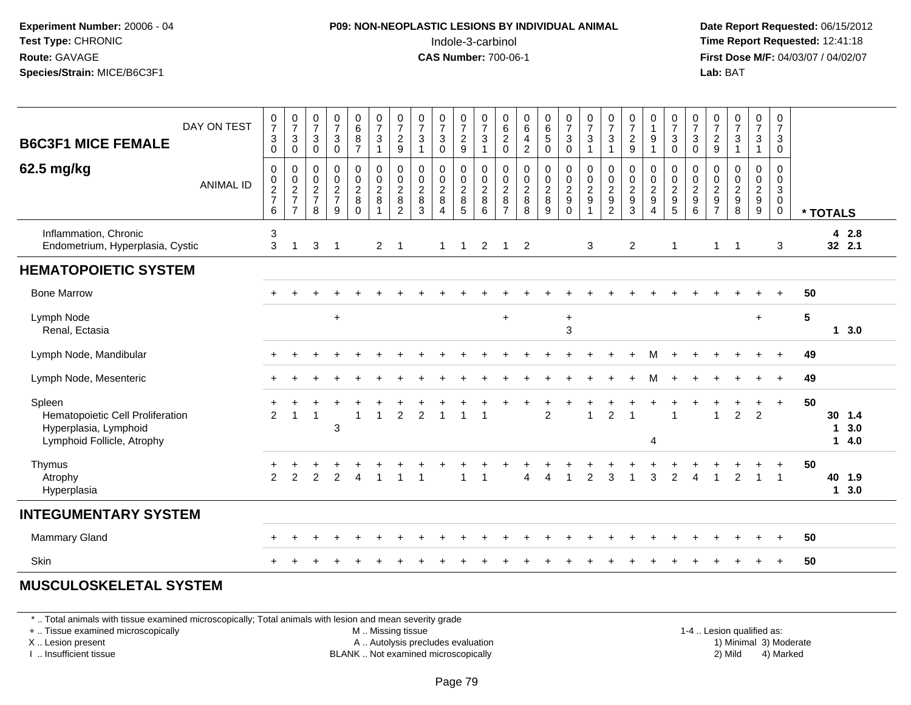**Experiment Number:** 20006 - 04
**Test Type:** CHRONIC
**Route:** GAVAGE
**Species/Strain:** MICE/B6C3F1

**P09: NON-NEOPLASTIC LESIONS BY INDIVIDUAL ANIMAL**
Indole-3-carbinol
**CAS Number:** 700-06-1

**Date Report Requested:** 06/15/2012
**Time Report Requested:** 12:41:18
**First Dose M/F:** 04/03/07 / 04/02/07
**Lab:** BAT

| B6C3F1 MICE FEMALE 62.5 mg/kg | DAY ON TEST | 0730 | 0730 | 0730 | 0730 | 0687 | 0731 | 0729 | 0731 | 0730 | 0729 | 0731 | 0620 | 0642 | 0650 | 0730 | 0731 | 0731 | 0729 | 0191 | 0730 | 0730 | 0729 | 0731 | 0731 | 0730 | |
|---|---|---|---|---|---|---|---|---|---|---|---|---|---|---|---|---|---|---|---|---|---|---|---|---|---|---|---|
| | ANIMAL ID | 0276 | 0277 | 0278 | 0279 | 0280 | 0281 | 0282 | 0283 | 0284 | 0285 | 0286 | 0287 | 0288 | 0289 | 0290 | 0291 | 0292 | 0293 | 0294 | 0295 | 0296 | 0297 | 0298 | 0299 | 0300 | * TOTALS |
| Inflammation, Chronic | | 3 | | | | | | | | | | | | | | | | | | | | | | | | | 4 2.8 |
| Endometrium, Hyperplasia, Cystic | | 3 | 1 | 3 | 1 | | 2 | 1 | | 1 | 1 | 2 | 1 | 2 | | | 3 | | 2 | | 1 | | 1 | 1 | | 3 | 32 2.1 |
| **HEMATOPOIETIC SYSTEM** | | | | | | | | | | | | | | | | | | | | | | | | | | | |
| Bone Marrow | | + | + | + | + | + | + | + | + | + | + | + | + | + | + | + | + | + | + | + | + | + | + | + | + | + | 50 |
| Lymph Node | | | | | + | | | | | | | | + | | | + | | | | | | | | | + | | 5 |
| Renal, Ectasia | | | | | | | | | | | | | | | | 3 | | | | | | | | | | | 1 3.0 |
| Lymph Node, Mandibular | | + | + | + | + | + | + | + | + | + | + | + | + | + | + | + | + | + | + | M | + | + | + | + | + | + | 49 |
| Lymph Node, Mesenteric | | + | + | + | + | + | + | + | + | + | + | + | + | + | + | + | + | + | + | M | + | + | + | + | + | + | 49 |
| Spleen | | + | + | + | + | + | + | + | + | + | + | + | + | + | + | + | + | + | + | + | + | + | + | + | + | + | 50 |
| Hematopoietic Cell Proliferation | | 2 | 1 | 1 | | 1 | 1 | 2 | 2 | 1 | 1 | 1 | | | 2 | | 1 | 2 | 1 | | 1 | | 1 | 2 | 2 | | 30 1.4 |
| Hyperplasia, Lymphoid | | | | | 3 | | | | | | | | | | | | | | | | | | | | | | 1 3.0 |
| Lymphoid Follicle, Atrophy | | | | | | | | | | | | | | | | | | | | 4 | | | | | | | 1 4.0 |
| Thymus | | + | + | + | + | + | + | + | + | + | + | + | + | + | + | + | + | + | + | + | + | + | + | + | + | + | 50 |
| Atrophy | | 2 | 2 | 2 | 2 | 4 | 1 | 1 | 1 | | 1 | 1 | | 4 | 4 | 1 | 2 | 3 | 1 | 3 | 2 | 4 | 1 | 2 | 1 | 1 | 40 1.9 |
| Hyperplasia | | | | | | | | | | | | | | | | | | | | | | | | | | | 1 3.0 |
| **INTEGUMENTARY SYSTEM** | | | | | | | | | | | | | | | | | | | | | | | | | | | |
| Mammary Gland | | + | + | + | + | + | + | + | + | + | + | + | + | + | + | + | + | + | + | + | + | + | + | + | + | + | 50 |
| Skin | | + | + | + | + | + | + | + | + | + | + | + | + | + | + | + | + | + | + | + | + | + | + | + | + | + | 50 |
| **MUSCULOSKELETAL SYSTEM** | | | | | | | | | | | | | | | | | | | | | | | | | | | |

\* .. Total animals with tissue examined microscopically; Total animals with lesion and mean severity grade
\+ .. Tissue examined microscopically
X .. Lesion present
I .. Insufficient tissue
M .. Missing tissue
A .. Autolysis precludes evaluation
BLANK .. Not examined microscopically
1-4 .. Lesion qualified as: 1) Minimal 2) Mild 3) Moderate 4) Marked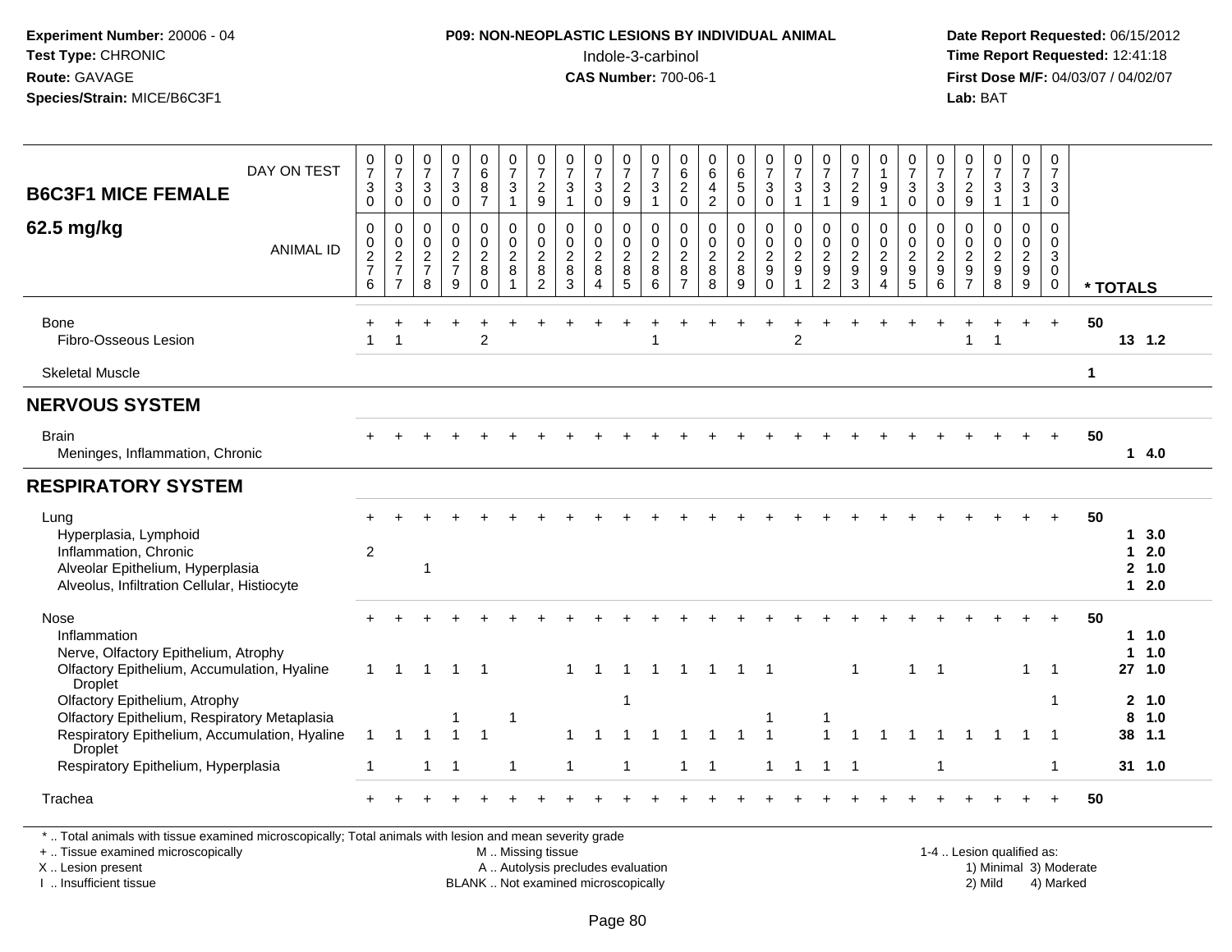**Experiment Number:** 20006 - 04
**Test Type:** CHRONIC
**Route:** GAVAGE
**Species/Strain:** MICE/B6C3F1

**P09: NON-NEOPLASTIC LESIONS BY INDIVIDUAL ANIMAL**
Indole-3-carbinol
**CAS Number:** 700-06-1

**Date Report Requested:** 06/15/2012
**Time Report Requested:** 12:41:18
**First Dose M/F:** 04/03/07 / 04/02/07
**Lab:** BAT

## B6C3F1 MICE FEMALE
## 62.5 mg/kg

| DAY ON TEST | 0730 | 0730 | 0730 | 0730 | 0687 | 0731 | 0729 | 0731 | 0730 | 0729 | 0731 | 0620 | 0642 | 0650 | 0730 | 0731 | 0731 | 0729 | 0191 | 0730 | 0730 | 0729 | 0731 | 0731 | 0730 | |
|---|---|---|---|---|---|---|---|---|---|---|---|---|---|---|---|---|---|---|---|---|---|---|---|---|---|---|
| **ANIMAL ID** | 00276 | 00277 | 00278 | 00279 | 00280 | 00281 | 00282 | 00283 | 00284 | 00285 | 00286 | 00287 | 00288 | 00289 | 00290 | 00291 | 00292 | 00293 | 00294 | 00295 | 00296 | 00297 | 00298 | 00299 | 00300 | *** TOTALS** |
| Bone | + | + | + | + | + | + | + | + | + | + | + | + | + | + | + | + | + | + | + | + | + | + | + | + | + | 50 |
| Fibro-Osseous Lesion | 1 | 1 | | | 2 | | | | | | 1 | | | | | 2 | | | | | | 1 | 1 | | | 13 1.2 |
| Skeletal Muscle | | | | | | | | | | | | | | | | | | | | | | | | | | 1 |
| **NERVOUS SYSTEM** | | | | | | | | | | | | | | | | | | | | | | | | | | |
| Brain | + | + | + | + | + | + | + | + | + | + | + | + | + | + | + | + | + | + | + | + | + | + | + | + | + | 50 |
| Meninges, Inflammation, Chronic | | | | | | | | | | | | | | | | | | | | | | | | | | 1 4.0 |
| **RESPIRATORY SYSTEM** | | | | | | | | | | | | | | | | | | | | | | | | | | |
| Lung | + | + | + | + | + | + | + | + | + | + | + | + | + | + | + | + | + | + | + | + | + | + | + | + | + | 50 |
| Hyperplasia, Lymphoid | | | | | | | | | | | | | | | | | | | | | | | | | | 1 3.0 |
| Inflammation, Chronic | 2 | | | | | | | | | | | | | | | | | | | | | | | | | 1 2.0 |
| Alveolar Epithelium, Hyperplasia | | | 1 | | | | | | | | | | | | | | | | | | | | | | | 2 1.0 |
| Alveolus, Infiltration Cellular, Histiocyte | | | | | | | | | | | | | | | | | | | | | | | | | | 1 2.0 |
| Nose | + | + | + | + | + | + | + | + | + | + | + | + | + | + | + | + | + | + | + | + | + | + | + | + | + | 50 |
| Inflammation | | | | | | | | | | | | | | | | | | | | | | | | | | 1 1.0 |
| Nerve, Olfactory Epithelium, Atrophy | | | | | | | | | | | | | | | | | | | | | | | | | | 1 1.0 |
| Olfactory Epithelium, Accumulation, Hyaline Droplet | 1 | 1 | 1 | 1 | 1 | | | 1 | 1 | 1 | 1 | 1 | 1 | 1 | 1 | | | 1 | | 1 | 1 | | | 1 | 1 | 27 1.0 |
| Olfactory Epithelium, Atrophy | | | | | | | | | | 1 | | | | | | | | | | | | | | | 1 | 2 1.0 |
| Olfactory Epithelium, Respiratory Metaplasia | | | | 1 | | 1 | | | | | | | | | 1 | | 1 | | | | | | | | | 8 1.0 |
| Respiratory Epithelium, Accumulation, Hyaline Droplet | 1 | 1 | 1 | 1 | 1 | | | 1 | 1 | 1 | 1 | 1 | 1 | 1 | 1 | | 1 | 1 | 1 | 1 | 1 | 1 | 1 | 1 | 1 | 38 1.1 |
| Respiratory Epithelium, Hyperplasia | 1 | | 1 | 1 | | 1 | | 1 | | 1 | | 1 | 1 | | 1 | 1 | 1 | 1 | | | 1 | | | | 1 | 31 1.0 |
| Trachea | + | + | + | + | + | + | + | + | + | + | + | + | + | + | + | + | + | + | + | + | + | + | + | + | + | 50 |

\* .. Total animals with tissue examined microscopically; Total animals with lesion and mean severity grade
+ .. Tissue examined microscopically
X .. Lesion present
I .. Insufficient tissue

M .. Missing tissue
A .. Autolysis precludes evaluation
BLANK .. Not examined microscopically

1-4 .. Lesion qualified as:
1) Minimal 3) Moderate
2) Mild 4) Marked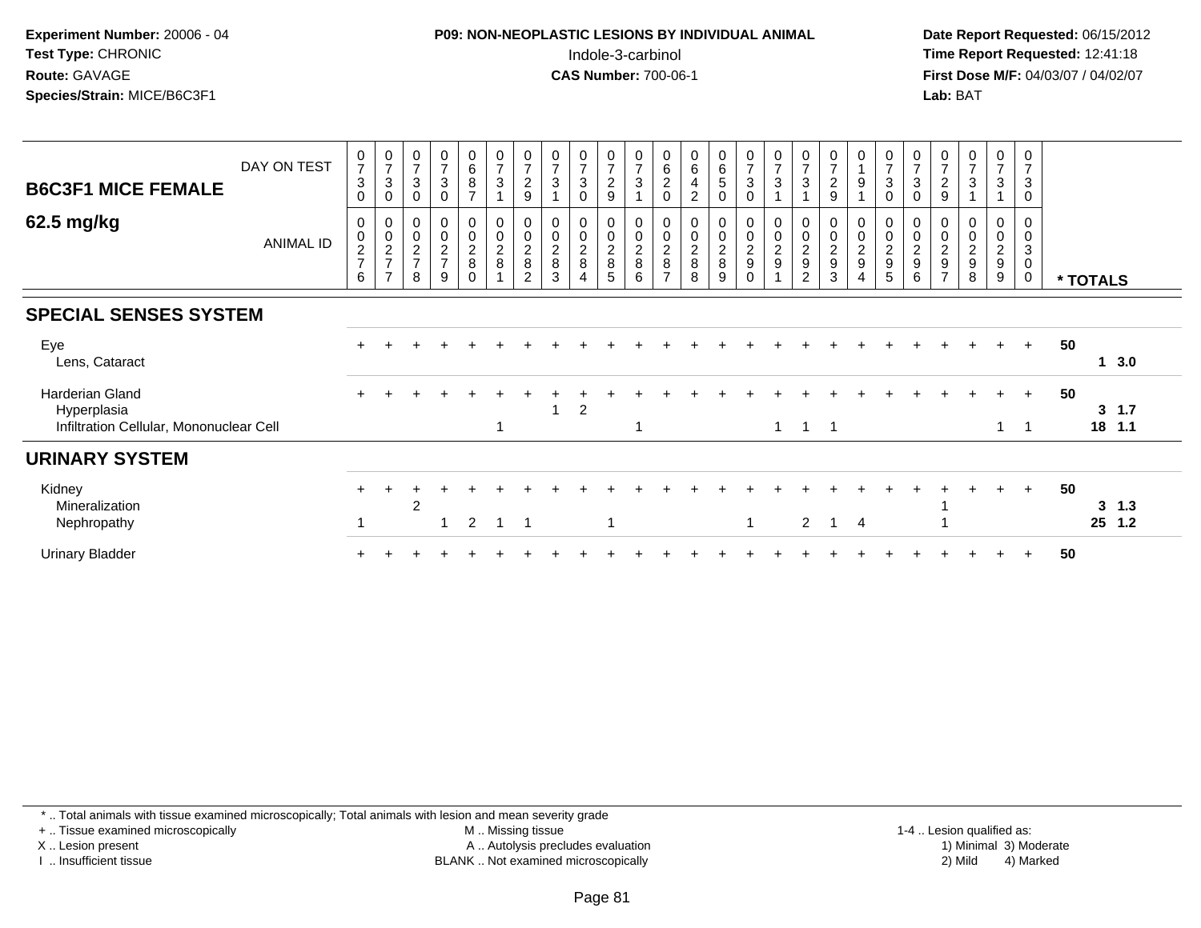**Experiment Number:** 20006 - 04
**Test Type:** CHRONIC
**Route:** GAVAGE
**Species/Strain:** MICE/B6C3F1

**P09: NON-NEOPLASTIC LESIONS BY INDIVIDUAL ANIMAL**
Indole-3-carbinol
**CAS Number:** 700-06-1

**Date Report Requested:** 06/15/2012
**Time Report Requested:** 12:41:18
**First Dose M/F:** 04/03/07 / 04/02/07
**Lab:** BAT

## B6C3F1 MICE FEMALE
## 62.5 mg/kg

| DAY ON TEST | 0730 | 0730 | 0730 | 0730 | 0687 | 0731 | 0729 | 0731 | 0730 | 0729 | 0731 | 0620 | 0642 | 0650 | 0730 | 0731 | 0731 | 0729 | 0191 | 0730 | 0730 | 0729 | 0731 | 0731 | 0730 | |
|---|---|---|---|---|---|---|---|---|---|---|---|---|---|---|---|---|---|---|---|---|---|---|---|---|---|---|
| **ANIMAL ID** | 0276 | 0277 | 0278 | 0279 | 0280 | 0281 | 0282 | 0283 | 0284 | 0285 | 0286 | 0287 | 0288 | 0289 | 0290 | 0291 | 0292 | 0293 | 0294 | 0295 | 0296 | 0297 | 0298 | 0299 | 0300 | *** TOTALS** |
| **SPECIAL SENSES SYSTEM** | | | | | | | | | | | | | | | | | | | | | | | | | | |
| Eye | + | + | + | + | + | + | + | + | + | + | + | + | + | + | + | + | + | + | + | + | + | + | + | + | + | 50 |
| Lens, Cataract | | | | | | | | | | | | | | | | | | | | | | | | | | 1 3.0 |
| Harderian Gland | + | + | + | + | + | + | + | + | + | + | + | + | + | + | + | + | + | + | + | + | + | + | + | + | + | 50 |
| Hyperplasia | | | | | | | | 1 | 2 | | | | | | | | | | | | | | | | | 3 1.7 |
| Infiltration Cellular, Mononuclear Cell | | | | | | 1 | | | | | 1 | | | | | 1 | 1 | 1 | | | | | | 1 | 1 | 18 1.1 |
| **URINARY SYSTEM** | | | | | | | | | | | | | | | | | | | | | | | | | | |
| Kidney | + | + | + | + | + | + | + | + | + | + | + | + | + | + | + | + | + | + | + | + | + | + | + | + | + | 50 |
| Mineralization | | | 2 | | | | | | | | | | | | | | | | | | | 1 | | | | 3 1.3 |
| Nephropathy | 1 | | | 1 | 2 | 1 | 1 | | | 1 | | | | | 1 | | 2 | 1 | 4 | | | 1 | | | | 25 1.2 |
| Urinary Bladder | + | + | + | + | + | + | + | + | + | + | + | + | + | + | + | + | + | + | + | + | + | + | + | + | + | 50 |

\* .. Total animals with tissue examined microscopically; Total animals with lesion and mean severity grade
\+ .. Tissue examined microscopically
X .. Lesion present
I .. Insufficient tissue

M .. Missing tissue
A .. Autolysis precludes evaluation
BLANK .. Not examined microscopically

1-4 .. Lesion qualified as:
1) Minimal 3) Moderate
2) Mild 4) Marked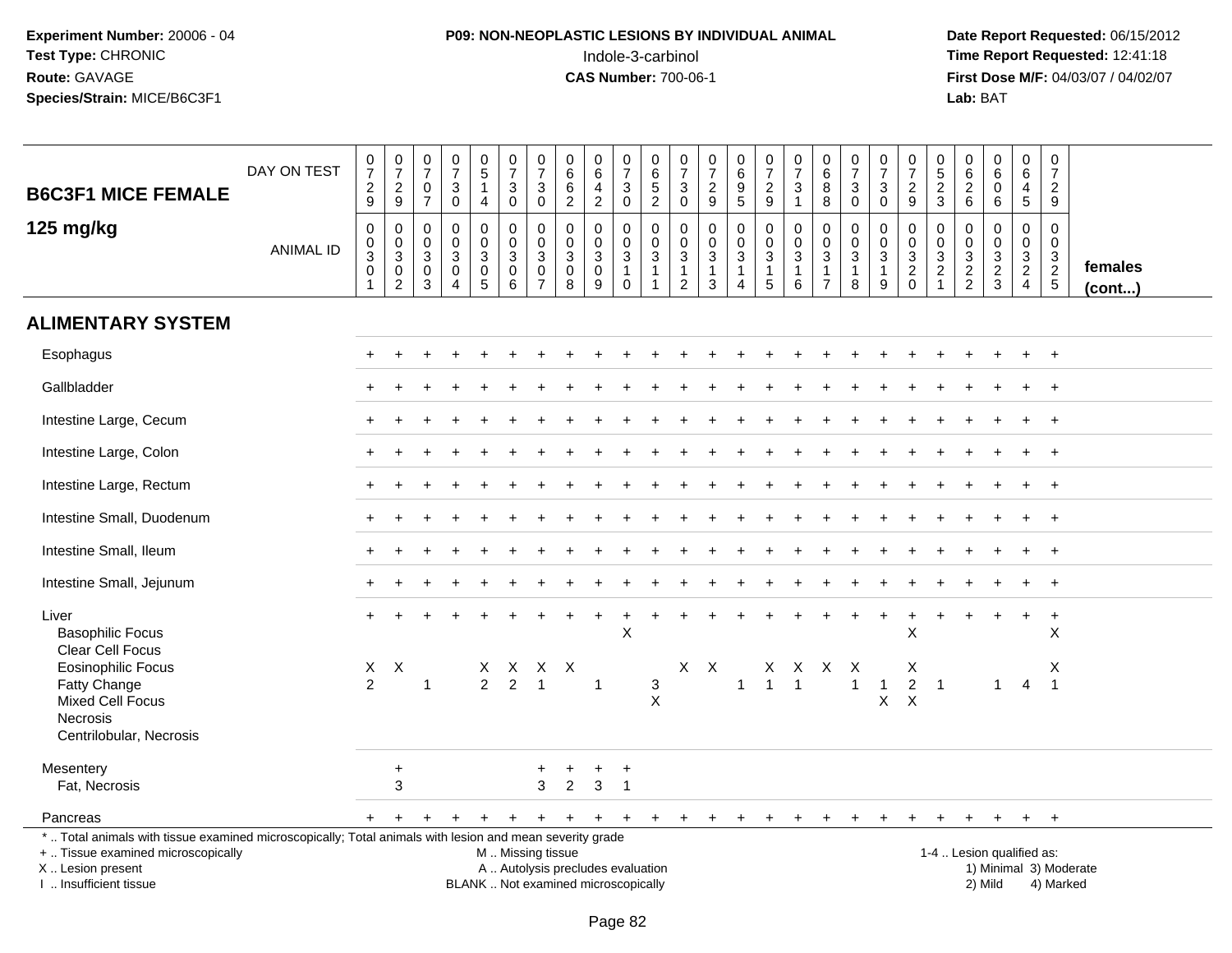**Experiment Number:** 20006 - 04
**Test Type:** CHRONIC
**Route:** GAVAGE
**Species/Strain:** MICE/B6C3F1

**P09: NON-NEOPLASTIC LESIONS BY INDIVIDUAL ANIMAL**
Indole-3-carbinol
**CAS Number:** 700-06-1

**Date Report Requested:** 06/15/2012
**Time Report Requested:** 12:41:18
**First Dose M/F:** 04/03/07 / 04/02/07
**Lab:** BAT

| B6C3F1 MICE FEMALE 125 mg/kg | | | | | | | | | | | | | | | | | | | | | | | | | | |
|---|---|---|---|---|---|---|---|---|---|---|---|---|---|---|---|---|---|---|---|---|---|---|---|---|---|---|
| DAY ON TEST | 0729 | 0729 | 0707 | 0730 | 0514 | 0730 | 0730 | 0662 | 0642 | 0730 | 0652 | 0730 | 0729 | 0695 | 0729 | 0731 | 0688 | 0730 | 0730 | 0729 | 0523 | 0626 | 0606 | 0645 | 0729 | |
| ANIMAL ID | 0030 1 | 0030 2 | 0030 3 | 0030 4 | 0030 5 | 0030 6 | 0030 7 | 0030 8 | 0030 9 | 0031 0 | 0031 1 | 0031 2 | 0031 3 | 0031 4 | 0031 5 | 0031 6 | 0031 7 | 0031 8 | 0031 9 | 0032 0 | 0032 1 | 0032 2 | 0032 3 | 0032 4 | 0032 5 | females (cont...) |
| **ALIMENTARY SYSTEM** | | | | | | | | | | | | | | | | | | | | | | | | | | |
| Esophagus | + | + | + | + | + | + | + | + | + | + | + | + | + | + | + | + | + | + | + | + | + | + | + | + | + | |
| Gallbladder | + | + | + | + | + | + | + | + | + | + | + | + | + | + | + | + | + | + | + | + | + | + | + | + | + | |
| Intestine Large, Cecum | + | + | + | + | + | + | + | + | + | + | + | + | + | + | + | + | + | + | + | + | + | + | + | + | + | |
| Intestine Large, Colon | + | + | + | + | + | + | + | + | + | + | + | + | + | + | + | + | + | + | + | + | + | + | + | + | + | |
| Intestine Large, Rectum | + | + | + | + | + | + | + | + | + | + | + | + | + | + | + | + | + | + | + | + | + | + | + | + | + | |
| Intestine Small, Duodenum | + | + | + | + | + | + | + | + | + | + | + | + | + | + | + | + | + | + | + | + | + | + | + | + | + | |
| Intestine Small, Ileum | + | + | + | + | + | + | + | + | + | + | + | + | + | + | + | + | + | + | + | + | + | + | + | + | + | |
| Intestine Small, Jejunum | + | + | + | + | + | + | + | + | + | + | + | + | + | + | + | + | + | + | + | + | + | + | + | + | + | |
| Liver | + | + | + | + | + | + | + | + | + | + | + | + | + | + | + | + | + | + | + | + | + | + | + | + | + | |
| Basophilic Focus | | | | | | | | | | X | | | | | | | | | | X | | | | | X | |
| Clear Cell Focus | | | | | | | | | | | | | | | | | | | | | | | | | | |
| Eosinophilic Focus | X | X | | | X | X | X | X | | | | X | X | | X | X | X | X | | X | | | | | X | |
| Fatty Change | 2 | | 1 | | 2 | 2 | 1 | | 1 | | 3 | | | 1 | 1 | 1 | | 1 | 1 | 2 | 1 | | 1 | 4 | 1 | |
| Mixed Cell Focus | | | | | | | | | | | X | | | | | | | | X | X | | | | | | |
| Necrosis | | | | | | | | | | | | | | | | | | | | | | | | | | |
| Centrilobular, Necrosis | | | | | | | | | | | | | | | | | | | | | | | | | | |
| Mesentery | | + | | | | | + | + | + | + | | | | | | | | | | | | | | | | |
| Fat, Necrosis | | 3 | | | | | 3 | 2 | 3 | 1 | | | | | | | | | | | | | | | | |
| Pancreas | + | + | + | + | + | + | + | + | + | + | + | + | + | + | + | + | + | + | + | + | + | + | + | + | + | |

\* .. Total animals with tissue examined microscopically; Total animals with lesion and mean severity grade
\+ .. Tissue examined microscopically
X .. Lesion present
I .. Insufficient tissue

M .. Missing tissue
A .. Autolysis precludes evaluation
BLANK .. Not examined microscopically

1-4 .. Lesion qualified as:
1) Minimal 3) Moderate
2) Mild 4) Marked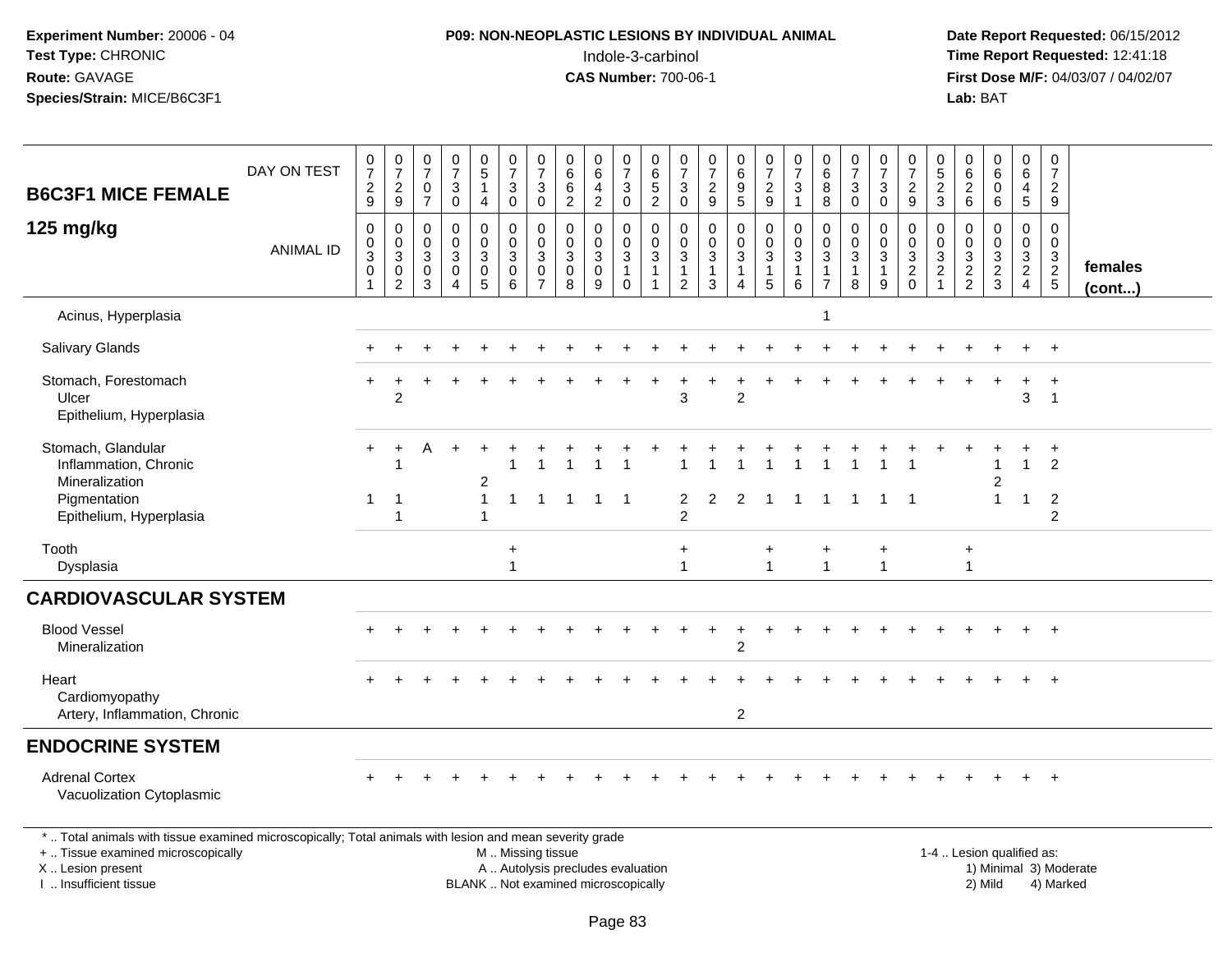**Experiment Number:** 20006 - 04
**Test Type:** CHRONIC
**Route:** GAVAGE
**Species/Strain:** MICE/B6C3F1

**P09: NON-NEOPLASTIC LESIONS BY INDIVIDUAL ANIMAL**
Indole-3-carbinol
**CAS Number:** 700-06-1

**Date Report Requested:** 06/15/2012
**Time Report Requested:** 12:41:18
**First Dose M/F:** 04/03/07 / 04/02/07
**Lab:** BAT

| B6C3F1 MICE FEMALE 125 mg/kg | | | | | | | | | | | | | | | | | | | | | | | | | | |
|---|---|---|---|---|---|---|---|---|---|---|---|---|---|---|---|---|---|---|---|---|---|---|---|---|---|---|
| DAY ON TEST | 0729 | 0729 | 0707 | 0730 | 0514 | 0730 | 0730 | 0662 | 0642 | 0730 | 0652 | 0730 | 0729 | 0695 | 0729 | 0731 | 0688 | 0730 | 0730 | 0729 | 0523 | 0626 | 0606 | 0645 | 0729 | |
| ANIMAL ID | 0030301 | 0030302 | 0030303 | 0030304 | 0030305 | 0030306 | 0030307 | 0030308 | 0030309 | 0030310 | 0030311 | 0030312 | 0030313 | 0030314 | 0030315 | 0030316 | 0030317 | 0030318 | 0030319 | 0030320 | 0030321 | 0030322 | 0030323 | 0030324 | 0030325 | females (cont...) |
| Acinus, Hyperplasia | | | | | | | | | | | | | | | | | 1 | | | | | | | | | |
| Salivary Glands | + | + | + | + | + | + | + | + | + | + | + | + | + | + | + | + | + | + | + | + | + | + | + | + | + | |
| Stomach, Forestomach | + | + | + | + | + | + | + | + | + | + | + | + | + | + | + | + | + | + | + | + | + | + | + | + | + | |
| Ulcer | | 2 | | | | | | | | | | 3 | | 2 | | | | | | | | | | 3 | 1 | |
| Epithelium, Hyperplasia | | | | | | | | | | | | | | | | | | | | | | | | | | |
| Stomach, Glandular | + | + | A | + | + | + | + | + | + | + | + | + | + | + | + | + | + | + | + | + | + | + | + | + | + | |
| Inflammation, Chronic | | 1 | | | | 1 | 1 | 1 | 1 | 1 | | 1 | 1 | 1 | 1 | 1 | 1 | 1 | 1 | 1 | | | 1 | 1 | 2 | |
| Mineralization | | | | | 2 | | | | | | | | | | | | | | | | | | 2 | | | |
| Pigmentation | 1 | 1 | | | 1 | 1 | 1 | 1 | 1 | 1 | | 2 | 2 | 2 | 1 | 1 | 1 | 1 | 1 | 1 | | | 1 | 1 | 2 | |
| Epithelium, Hyperplasia | | 1 | | | 1 | | | | | | | 2 | | | | | | | | | | | | | 2 | |
| Tooth | | | | | | + | | | | | | + | | | + | | + | | + | | | + | | | | |
| Dysplasia | | | | | | 1 | | | | | | 1 | | | 1 | | 1 | | 1 | | | 1 | | | | |
| **CARDIOVASCULAR SYSTEM** | | | | | | | | | | | | | | | | | | | | | | | | | | |
| Blood Vessel | + | + | + | + | + | + | + | + | + | + | + | + | + | + | + | + | + | + | + | + | + | + | + | + | + | |
| Mineralization | | | | | | | | | | | | | | 2 | | | | | | | | | | | | |
| Heart | + | + | + | + | + | + | + | + | + | + | + | + | + | + | + | + | + | + | + | + | + | + | + | + | + | |
| Cardiomyopathy | | | | | | | | | | | | | | | | | | | | | | | | | | |
| Artery, Inflammation, Chronic | | | | | | | | | | | | | | 2 | | | | | | | | | | | | |
| **ENDOCRINE SYSTEM** | | | | | | | | | | | | | | | | | | | | | | | | | | |
| Adrenal Cortex | + | + | + | + | + | + | + | + | + | + | + | + | + | + | + | + | + | + | + | + | + | + | + | + | + | |
| Vacuolization Cytoplasmic | | | | | | | | | | | | | | | | | | | | | | | | | | |

* .. Total animals with tissue examined microscopically; Total animals with lesion and mean severity grade
+ .. Tissue examined microscopically
X .. Lesion present
I .. Insufficient tissue

M .. Missing tissue
A .. Autolysis precludes evaluation
BLANK .. Not examined microscopically

1-4 .. Lesion qualified as:
1) Minimal 3) Moderate
2) Mild 4) Marked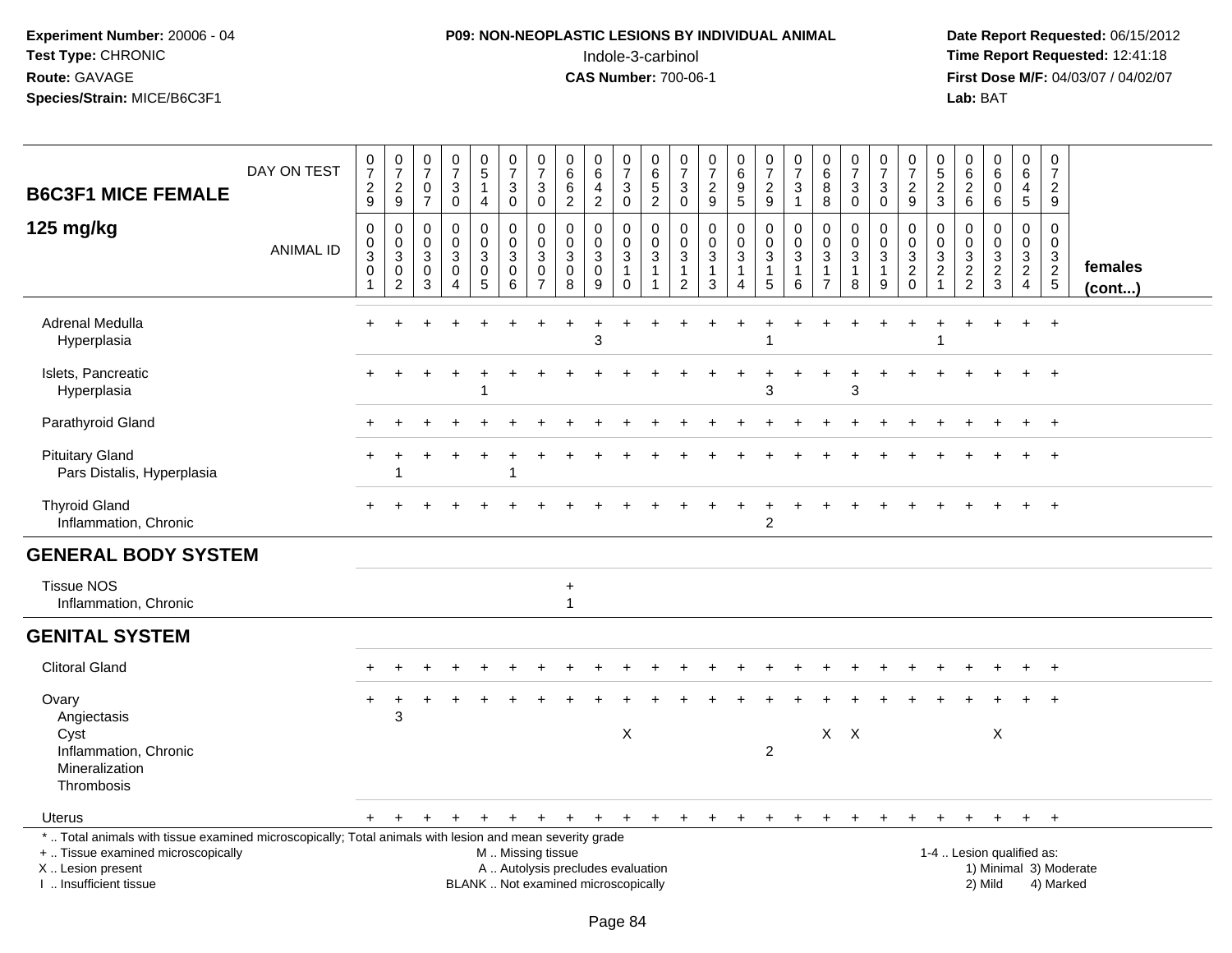**Experiment Number:** 20006 - 04
**Test Type:** CHRONIC
**Route:** GAVAGE
**Species/Strain:** MICE/B6C3F1

**P09: NON-NEOPLASTIC LESIONS BY INDIVIDUAL ANIMAL**
Indole-3-carbinol
**CAS Number:** 700-06-1

**Date Report Requested:** 06/15/2012
**Time Report Requested:** 12:41:18
**First Dose M/F:** 04/03/07 / 04/02/07
**Lab:** BAT

## B6C3F1 MICE FEMALE
## 125 mg/kg

| DAY ON TEST | 0729 | 0729 | 0707 | 0730 | 0514 | 0730 | 0730 | 0662 | 0642 | 0730 | 0652 | 0730 | 0729 | 0695 | 0729 | 0731 | 0688 | 0730 | 0730 | 0729 | 0523 | 0626 | 0606 | 0645 | 0729 | |
|---|---|---|---|---|---|---|---|---|---|---|---|---|---|---|---|---|---|---|---|---|---|---|---|---|---|---|
| **ANIMAL ID** | 00301 | 00302 | 00303 | 00304 | 00305 | 00306 | 00307 | 00308 | 00309 | 00310 | 00311 | 00312 | 00313 | 00314 | 00315 | 00316 | 00317 | 00318 | 00319 | 00320 | 00321 | 00322 | 00323 | 00324 | 00325 | **females (cont...)** |
| Adrenal Medulla | + | + | + | + | + | + | + | + | + | + | + | + | + | + | + | + | + | + | + | + | + | + | + | + | + | |
| Hyperplasia | | | | | | | | | 3 | | | | | | 1 | | | | | | 1 | | | | | |
| Islets, Pancreatic | + | + | + | + | + | + | + | + | + | + | + | + | + | + | + | + | + | + | + | + | + | + | + | + | + | |
| Hyperplasia | | | | | 1 | | | | | | | | | | 3 | | | 3 | | | | | | | | |
| Parathyroid Gland | + | + | + | + | + | + | + | + | + | + | + | + | + | + | + | + | + | + | + | + | + | + | + | + | + | |
| Pituitary Gland | + | + | + | + | + | + | + | + | + | + | + | + | + | + | + | + | + | + | + | + | + | + | + | + | + | |
| Pars Distalis, Hyperplasia | | 1 | | | | 1 | | | | | | | | | | | | | | | | | | | | |
| Thyroid Gland | + | + | + | + | + | + | + | + | + | + | + | + | + | + | + | + | + | + | + | + | + | + | + | + | + | |
| Inflammation, Chronic | | | | | | | | | | | | | | | 2 | | | | | | | | | | | |
| **GENERAL BODY SYSTEM** | | | | | | | | | | | | | | | | | | | | | | | | | | |
| Tissue NOS | | | | | | | | + | | | | | | | | | | | | | | | | | | |
| Inflammation, Chronic | | | | | | | | 1 | | | | | | | | | | | | | | | | | | |
| **GENITAL SYSTEM** | | | | | | | | | | | | | | | | | | | | | | | | | | |
| Clitoral Gland | + | + | + | + | + | + | + | + | + | + | + | + | + | + | + | + | + | + | + | + | + | + | + | + | + | |
| Ovary | + | + | + | + | + | + | + | + | + | + | + | + | + | + | + | + | + | + | + | + | + | + | + | + | + | |
| Angiectasis | | 3 | | | | | | | | | | | | | | | | | | | | | | | | |
| Cyst | | | | | | | | | | X | | | | | | | X | X | | | | | X | | | |
| Inflammation, Chronic | | | | | | | | | | | | | | | 2 | | | | | | | | | | | |
| Mineralization | | | | | | | | | | | | | | | | | | | | | | | | | | |
| Thrombosis | | | | | | | | | | | | | | | | | | | | | | | | | | |
| Uterus | + | + | + | + | + | + | + | + | + | + | + | + | + | + | + | + | + | + | + | + | + | + | + | + | + | |

\* .. Total animals with tissue examined microscopically; Total animals with lesion and mean severity grade
\+ .. Tissue examined microscopically
X .. Lesion present
I .. Insufficient tissue

M .. Missing tissue
A .. Autolysis precludes evaluation
BLANK .. Not examined microscopically

1-4 .. Lesion qualified as:
1) Minimal 3) Moderate
2) Mild 4) Marked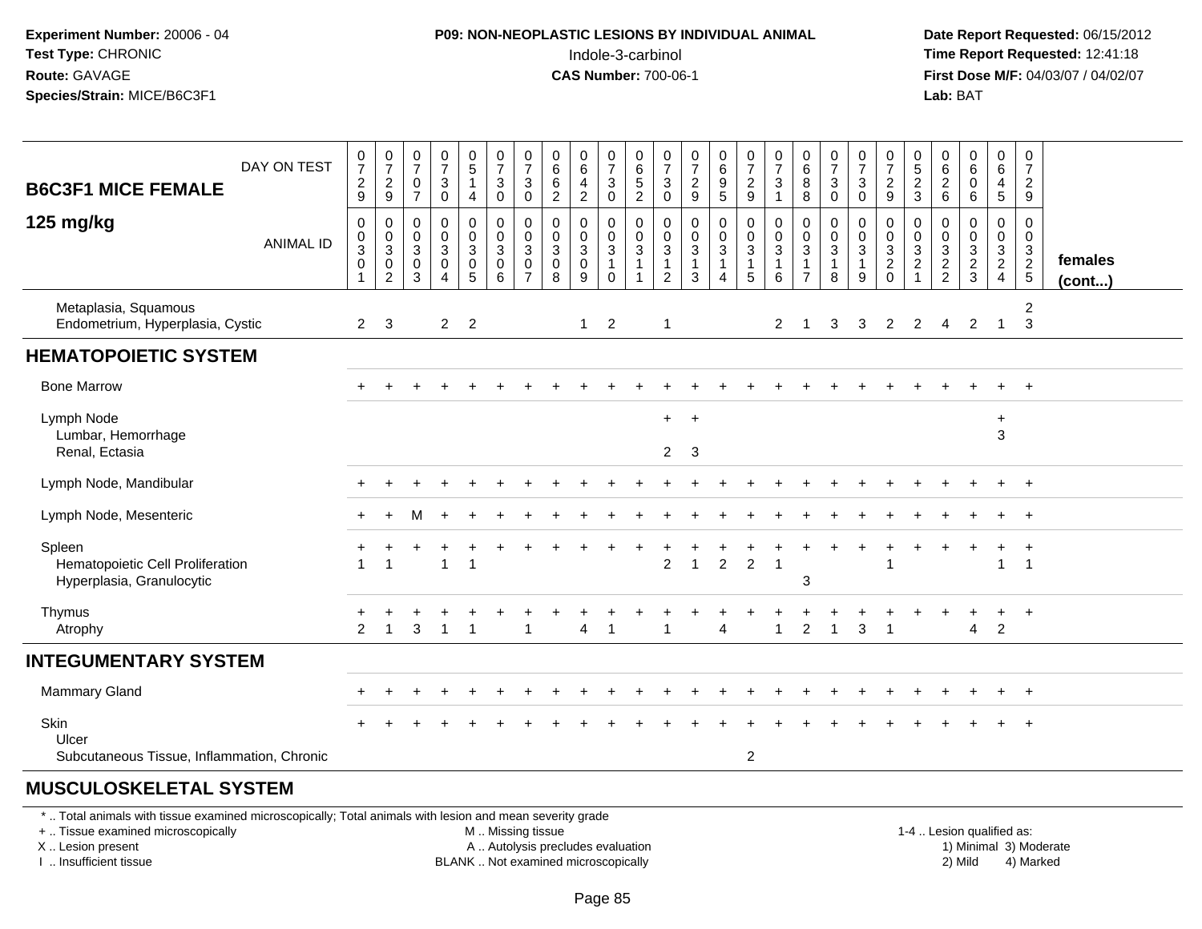**Experiment Number:** 20006 - 04
**Test Type:** CHRONIC
**Route:** GAVAGE
**Species/Strain:** MICE/B6C3F1

**P09: NON-NEOPLASTIC LESIONS BY INDIVIDUAL ANIMAL**
Indole-3-carbinol
**CAS Number:** 700-06-1

**Date Report Requested:** 06/15/2012
**Time Report Requested:** 12:41:18
**First Dose M/F:** 04/03/07 / 04/02/07
**Lab:** BAT

| B6C3F1 MICE FEMALE 125 mg/kg | | | | | | | | | | | | | | | | | | | | | | | | | | |
|---|---|---|---|---|---|---|---|---|---|---|---|---|---|---|---|---|---|---|---|---|---|---|---|---|---|---|
| DAY ON TEST | 0729 | 0729 | 0707 | 0730 | 0514 | 0730 | 0730 | 0662 | 0642 | 0730 | 0652 | 0730 | 0729 | 0695 | 0729 | 0731 | 0688 | 0730 | 0730 | 0729 | 0523 | 0626 | 0606 | 0645 | 0729 | |
| ANIMAL ID | 0030 1 | 0030 2 | 0030 3 | 0030 4 | 0030 5 | 0030 6 | 0030 7 | 0030 8 | 0030 9 | 0031 0 | 0031 1 | 0031 2 | 0031 3 | 0031 4 | 0031 5 | 0031 6 | 0031 7 | 0031 8 | 0031 9 | 0032 0 | 0032 1 | 0032 2 | 0032 3 | 0032 4 | 0032 5 | females (cont...) |
| Metaplasia, Squamous | | | | | | | | | | | | | | | | | | | | | | | | | 2 | |
| Endometrium, Hyperplasia, Cystic | 2 | 3 | | 2 | 2 | | | | 1 | 2 | | 1 | | | | 2 | 1 | 3 | 3 | 2 | 2 | 4 | 2 | 1 | 3 | |
| **HEMATOPOIETIC SYSTEM** | | | | | | | | | | | | | | | | | | | | | | | | | | |
| Bone Marrow | + | + | + | + | + | + | + | + | + | + | + | + | + | + | + | + | + | + | + | + | + | + | + | + | + | |
| Lymph Node | | | | | | | | | | | | + | + | | | | | | | | | | | + | | |
| Lumbar, Hemorrhage | | | | | | | | | | | | | | | | | | | | | | | | 3 | | |
| Renal, Ectasia | | | | | | | | | | | | 2 | 3 | | | | | | | | | | | | | |
| Lymph Node, Mandibular | + | + | + | + | + | + | + | + | + | + | + | + | + | + | + | + | + | + | + | + | + | + | + | + | + | |
| Lymph Node, Mesenteric | + | + | M | + | + | + | + | + | + | + | + | + | + | + | + | + | + | + | + | + | + | + | + | + | + | |
| Spleen | + | + | + | + | + | + | + | + | + | + | + | + | + | + | + | + | + | + | + | + | + | + | + | + | + | |
| Hematopoietic Cell Proliferation | 1 | 1 | | 1 | 1 | | | | | | | 2 | 1 | 2 | 2 | 1 | | | | 1 | | | | 1 | 1 | |
| Hyperplasia, Granulocytic | | | | | | | | | | | | | | | | | 3 | | | | | | | | | |
| Thymus | + | + | + | + | + | + | + | + | + | + | + | + | + | + | + | + | + | + | + | + | + | + | + | + | + | |
| Atrophy | 2 | 1 | 3 | 1 | 1 | | 1 | | 4 | 1 | | 1 | | 4 | | 1 | 2 | 1 | 3 | 1 | | | 4 | 2 | | |
| **INTEGUMENTARY SYSTEM** | | | | | | | | | | | | | | | | | | | | | | | | | | |
| Mammary Gland | + | + | + | + | + | + | + | + | + | + | + | + | + | + | + | + | + | + | + | + | + | + | + | + | + | |
| Skin | + | + | + | + | + | + | + | + | + | + | + | + | + | + | + | + | + | + | + | + | + | + | + | + | + | |
| Ulcer | | | | | | | | | | | | | | | | | | | | | | | | | | |
| Subcutaneous Tissue, Inflammation, Chronic | | | | | | | | | | | | | | | 2 | | | | | | | | | | | |
| **MUSCULOSKELETAL SYSTEM** | | | | | | | | | | | | | | | | | | | | | | | | | | |

\* .. Total animals with tissue examined microscopically; Total animals with lesion and mean severity grade
+ .. Tissue examined microscopically
X .. Lesion present
I .. Insufficient tissue

M .. Missing tissue
A .. Autolysis precludes evaluation
BLANK .. Not examined microscopically

1-4 .. Lesion qualified as:
1) Minimal 3) Moderate
2) Mild 4) Marked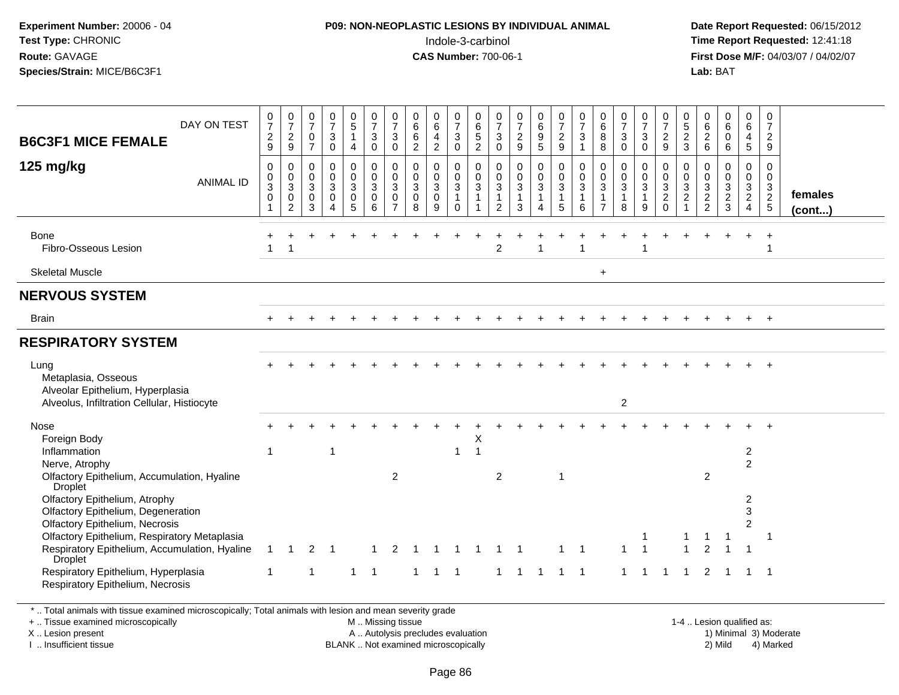**Experiment Number:** 20006 - 04
**Test Type:** CHRONIC
**Route:** GAVAGE
**Species/Strain:** MICE/B6C3F1

**P09: NON-NEOPLASTIC LESIONS BY INDIVIDUAL ANIMAL**
Indole-3-carbinol
**CAS Number:** 700-06-1

**Date Report Requested:** 06/15/2012
**Time Report Requested:** 12:41:18
**First Dose M/F:** 04/03/07 / 04/02/07
**Lab:** BAT

| B6C3F1 MICE FEMALE 125 mg/kg | 1 | 2 | 3 | 4 | 5 | 6 | 7 | 8 | 9 | 10 | 11 | 12 | 13 | 14 | 15 | 16 | 17 | 18 | 19 | 20 | 21 | 22 | 23 | 24 | 25 | females (cont...) |
|---|---|---|---|---|---|---|---|---|---|---|---|---|---|---|---|---|---|---|---|---|---|---|---|---|---|---|
| DAY ON TEST | 0729 | 0729 | 0707 | 0730 | 0514 | 0730 | 0730 | 0662 | 0642 | 0730 | 0652 | 0730 | 0729 | 0695 | 0729 | 0731 | 0688 | 0730 | 0730 | 0729 | 0523 | 0626 | 0606 | 0645 | 0729 | |
| ANIMAL ID | 0030301 | 0030302 | 0030303 | 0030304 | 0030305 | 0030306 | 0030307 | 0030308 | 0030309 | 0030310 | 0030311 | 0030312 | 0030313 | 0030314 | 0030315 | 0030316 | 0030317 | 0030318 | 0030319 | 0030320 | 0030321 | 0030322 | 0030323 | 0030324 | 0030325 | |
| Bone | + | + | + | + | + | + | + | + | + | + | + | + | + | + | + | + | + | + | + | + | + | + | + | + | + | |
| Fibro-Osseous Lesion | 1 | 1 | | | | | | | | | | 2 | | 1 | | 1 | | | 1 | | | | | | 1 | |
| Skeletal Muscle | | | | | | | | | | | | | | | | | + | | | | | | | | | |
| **NERVOUS SYSTEM** | | | | | | | | | | | | | | | | | | | | | | | | | | |
| Brain | + | + | + | + | + | + | + | + | + | + | + | + | + | + | + | + | + | + | + | + | + | + | + | + | + | |
| **RESPIRATORY SYSTEM** | | | | | | | | | | | | | | | | | | | | | | | | | | |
| Lung | + | + | + | + | + | + | + | + | + | + | + | + | + | + | + | + | + | + | + | + | + | + | + | + | + | |
| Metaplasia, Osseous | | | | | | | | | | | | | | | | | | | | | | | | | | |
| Alveolar Epithelium, Hyperplasia | | | | | | | | | | | | | | | | | | | | | | | | | | |
| Alveolus, Infiltration Cellular, Histiocyte | | | | | | | | | | | | | | | | | | 2 | | | | | | | | |
| Nose | + | + | + | + | + | + | + | + | + | + | + | + | + | + | + | + | + | + | + | + | + | + | + | + | + | |
| Foreign Body | | | | | | | | | | | X | | | | | | | | | | | | | | | |
| Inflammation | 1 | | | 1 | | | | | | 1 | 1 | | | | | | | | | | | | | 2 | | |
| Nerve, Atrophy | | | | | | | | | | | | | | | | | | | | | | | | 2 | | |
| Olfactory Epithelium, Accumulation, Hyaline Droplet | | | | | | | 2 | | | | | 2 | | | 1 | | | | | | | 2 | | | | |
| Olfactory Epithelium, Atrophy | | | | | | | | | | | | | | | | | | | | | | | | 2 | | |
| Olfactory Epithelium, Degeneration | | | | | | | | | | | | | | | | | | | | | | | | 3 | | |
| Olfactory Epithelium, Necrosis | | | | | | | | | | | | | | | | | | | | | | | | 2 | | |
| Olfactory Epithelium, Respiratory Metaplasia | | | | | | | | | | | | | | | | | | | 1 | | 1 | 1 | 1 | | 1 | |
| Respiratory Epithelium, Accumulation, Hyaline Droplet | 1 | 1 | 2 | 1 | | 1 | 2 | 1 | 1 | 1 | 1 | 1 | 1 | | 1 | 1 | | 1 | 1 | | 1 | 2 | 1 | 1 | | |
| Respiratory Epithelium, Hyperplasia | 1 | | 1 | | 1 | 1 | | 1 | 1 | 1 | | 1 | 1 | 1 | 1 | 1 | | 1 | 1 | 1 | 1 | 2 | 1 | 1 | 1 | |
| Respiratory Epithelium, Necrosis | | | | | | | | | | | | | | | | | | | | | | | | | | |

\* .. Total animals with tissue examined microscopically; Total animals with lesion and mean severity grade
+ .. Tissue examined microscopically
X .. Lesion present
I .. Insufficient tissue

M .. Missing tissue
A .. Autolysis precludes evaluation
BLANK .. Not examined microscopically

1-4 .. Lesion qualified as:
1) Minimal 3) Moderate
2) Mild 4) Marked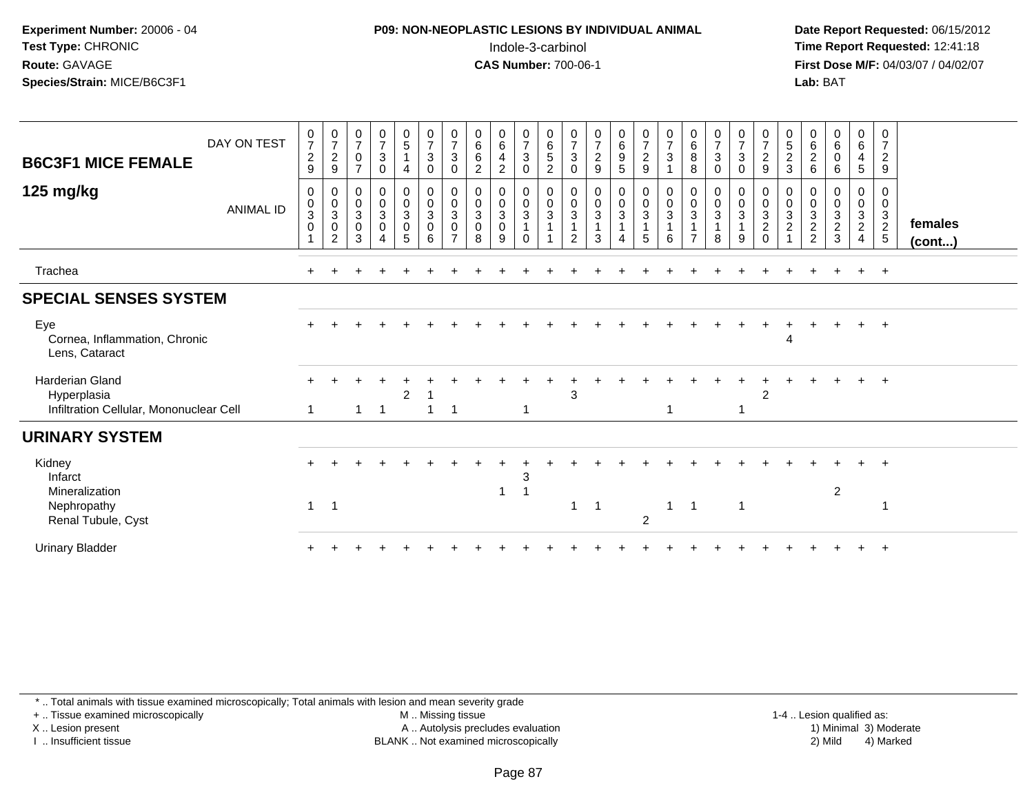**Experiment Number:** 20006 - 04
**Test Type:** CHRONIC
**Route:** GAVAGE
**Species/Strain:** MICE/B6C3F1

**P09: NON-NEOPLASTIC LESIONS BY INDIVIDUAL ANIMAL**
Indole-3-carbinol
**CAS Number:** 700-06-1

**Date Report Requested:** 06/15/2012
**Time Report Requested:** 12:41:18
**First Dose M/F:** 04/03/07 / 04/02/07
**Lab:** BAT

## B6C3F1 MICE FEMALE 125 mg/kg

| DAY ON TEST | 0729 | 0729 | 0707 | 0730 | 0514 | 0730 | 0730 | 0662 | 0642 | 0730 | 0652 | 0730 | 0729 | 0695 | 0729 | 0731 | 0688 | 0730 | 0730 | 0729 | 0523 | 0626 | 0606 | 0645 | 0729 | |
|---|---|---|---|---|---|---|---|---|---|---|---|---|---|---|---|---|---|---|---|---|---|---|---|---|---|---|
| **ANIMAL ID** | 0301 | 0302 | 0303 | 0304 | 0305 | 0306 | 0307 | 0308 | 0309 | 0310 | 0311 | 0312 | 0313 | 0314 | 0315 | 0316 | 0317 | 0318 | 0319 | 0320 | 0321 | 0322 | 0323 | 0324 | 0325 | **females (cont...)** |
| Trachea | + | + | + | + | + | + | + | + | + | + | + | + | + | + | + | + | + | + | + | + | + | + | + | + | + | |
| **SPECIAL SENSES SYSTEM** | | | | | | | | | | | | | | | | | | | | | | | | | | |
| Eye | + | + | + | + | + | + | + | + | + | + | + | + | + | + | + | + | + | + | + | + | + | + | + | + | + | |
| Cornea, Inflammation, Chronic | | | | | | | | | | | | | | | | | | | | | 4 | | | | | |
| Lens, Cataract | | | | | | | | | | | | | | | | | | | | | | | | | | |
| Harderian Gland | + | + | + | + | + | + | + | + | + | + | + | + | + | + | + | + | + | + | + | + | + | + | + | + | + | |
| Hyperplasia | | | | | 2 | 1 | | | | | | 3 | | | | | | | | 2 | | | | | | |
| Infiltration Cellular, Mononuclear Cell | 1 | | 1 | 1 | | 1 | 1 | | | 1 | | | | | | 1 | | | 1 | | | | | | | |
| **URINARY SYSTEM** | | | | | | | | | | | | | | | | | | | | | | | | | | |
| Kidney | + | + | + | + | + | + | + | + | + | + | + | + | + | + | + | + | + | + | + | + | + | + | + | + | + | |
| Infarct | | | | | | | | | | 3 | | | | | | | | | | | | | | | | |
| Mineralization | | | | | | | | | 1 | 1 | | | | | | | | | | | | | 2 | | | |
| Nephropathy | 1 | 1 | | | | | | | | | | 1 | 1 | | | 1 | 1 | | 1 | | | | | | 1 | |
| Renal Tubule, Cyst | | | | | | | | | | | | | | | 2 | | | | | | | | | | | |
| Urinary Bladder | + | + | + | + | + | + | + | + | + | + | + | + | + | + | + | + | + | + | + | + | + | + | + | + | + | |

\* .. Total animals with tissue examined microscopically; Total animals with lesion and mean severity grade
+ .. Tissue examined microscopically
X .. Lesion present
I .. Insufficient tissue
M .. Missing tissue
A .. Autolysis precludes evaluation
BLANK .. Not examined microscopically
1-4 .. Lesion qualified as: 1) Minimal 2) Mild 3) Moderate 4) Marked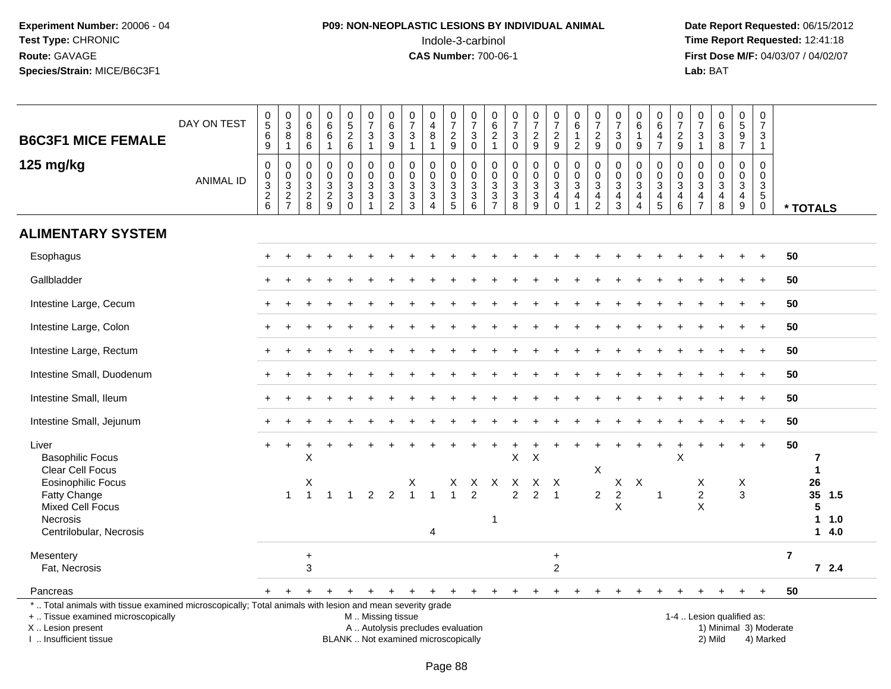**Experiment Number:** 20006 - 04
**Test Type:** CHRONIC
**Route:** GAVAGE
**Species/Strain:** MICE/B6C3F1

**P09: NON-NEOPLASTIC LESIONS BY INDIVIDUAL ANIMAL**
Indole-3-carbinol
**CAS Number:** 700-06-1

**Date Report Requested:** 06/15/2012
**Time Report Requested:** 12:41:18
**First Dose M/F:** 04/03/07 / 04/02/07
**Lab:** BAT

## B6C3F1 MICE FEMALE
## 125 mg/kg

| DAY ON TEST | 0569 | 0381 | 0686 | 0661 | 0526 | 0731 | 0639 | 0731 | 0481 | 0729 | 0730 | 0621 | 0730 | 0729 | 0729 | 0612 | 0729 | 0730 | 0619 | 0647 | 0729 | 0731 | 0638 | 0597 | 0731 | |
|---|---|---|---|---|---|---|---|---|---|---|---|---|---|---|---|---|---|---|---|---|---|---|---|---|---|---|
| **ANIMAL ID** | 00326 | 00327 | 00328 | 00329 | 00330 | 00331 | 00332 | 00333 | 00334 | 00335 | 00336 | 00337 | 00338 | 00339 | 00340 | 00341 | 00342 | 00343 | 00344 | 00345 | 00346 | 00347 | 00348 | 00349 | 00350 | *** TOTALS** |
| **ALIMENTARY SYSTEM** | | | | | | | | | | | | | | | | | | | | | | | | | | |
| Esophagus | + | + | + | + | + | + | + | + | + | + | + | + | + | + | + | + | + | + | + | + | + | + | + | + | + | 50 |
| Gallbladder | + | + | + | + | + | + | + | + | + | + | + | + | + | + | + | + | + | + | + | + | + | + | + | + | + | 50 |
| Intestine Large, Cecum | + | + | + | + | + | + | + | + | + | + | + | + | + | + | + | + | + | + | + | + | + | + | + | + | + | 50 |
| Intestine Large, Colon | + | + | + | + | + | + | + | + | + | + | + | + | + | + | + | + | + | + | + | + | + | + | + | + | + | 50 |
| Intestine Large, Rectum | + | + | + | + | + | + | + | + | + | + | + | + | + | + | + | + | + | + | + | + | + | + | + | + | + | 50 |
| Intestine Small, Duodenum | + | + | + | + | + | + | + | + | + | + | + | + | + | + | + | + | + | + | + | + | + | + | + | + | + | 50 |
| Intestine Small, Ileum | + | + | + | + | + | + | + | + | + | + | + | + | + | + | + | + | + | + | + | + | + | + | + | + | + | 50 |
| Intestine Small, Jejunum | + | + | + | + | + | + | + | + | + | + | + | + | + | + | + | + | + | + | + | + | + | + | + | + | + | 50 |
| Liver | + | + | + | + | + | + | + | + | + | + | + | + | + | + | + | + | + | + | + | + | + | + | + | + | + | 50 |
| Basophilic Focus | | | X | | | | | | | | | | X | X | | | | | | | X | | | | | 7 |
| Clear Cell Focus | | | | | | | | | | | | | | | | | X | | | | | | | | | 1 |
| Eosinophilic Focus | | | X | | | | | X | | X | X | X | X | X | X | | | X | X | | | X | | X | | 26 |
| Fatty Change | | 1 | 1 | 1 | 1 | 2 | 2 | 1 | 1 | 1 | 2 | | 2 | 2 | 1 | | 2 | 2 | | 1 | | 2 | | 3 | | 35 1.5 |
| Mixed Cell Focus | | | | | | | | | | | | | | | | | | X | | | | X | | | | 5 |
| Necrosis | | | | | | | | | | | | 1 | | | | | | | | | | | | | | 1 1.0 |
| Centrilobular, Necrosis | | | | | | | | | 4 | | | | | | | | | | | | | | | | | 1 4.0 |
| Mesentery | | | + | | | | | | | | | | | | + | | | | | | | | | | | 7 |
| Fat, Necrosis | | | 3 | | | | | | | | | | | | 2 | | | | | | | | | | | 7 2.4 |
| Pancreas | + | + | + | + | + | + | + | + | + | + | + | + | + | + | + | + | + | + | + | + | + | + | + | + | + | 50 |

\* .. Total animals with tissue examined microscopically; Total animals with lesion and mean severity grade
+ .. Tissue examined microscopically
X .. Lesion present
I .. Insufficient tissue

M .. Missing tissue
A .. Autolysis precludes evaluation
BLANK .. Not examined microscopically

1-4 .. Lesion qualified as:
1) Minimal 3) Moderate
2) Mild 4) Marked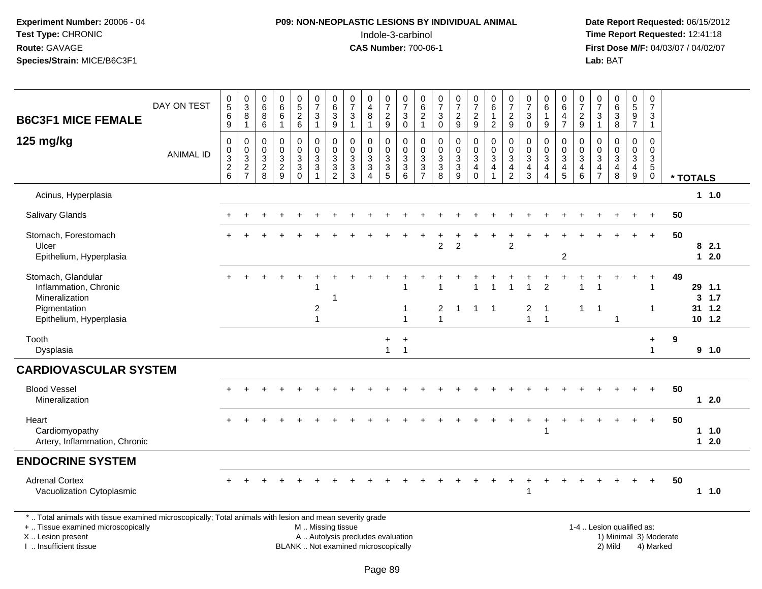**Experiment Number:** 20006 - 04
**Test Type:** CHRONIC
**Route:** GAVAGE
**Species/Strain:** MICE/B6C3F1

**P09: NON-NEOPLASTIC LESIONS BY INDIVIDUAL ANIMAL**
Indole-3-carbinol
**CAS Number:** 700-06-1

**Date Report Requested:** 06/15/2012
**Time Report Requested:** 12:41:18
**First Dose M/F:** 04/03/07 / 04/02/07
**Lab:** BAT

## B6C3F1 MICE FEMALE
## 125 mg/kg

| DAY ON TEST | 0569 | 0381 | 0686 | 0661 | 0526 | 0731 | 0639 | 0731 | 0481 | 0729 | 0730 | 0621 | 0730 | 0729 | 0729 | 0612 | 0729 | 0730 | 0619 | 0647 | 0729 | 0731 | 0638 | 0597 | 0731 | | |
|---|---|---|---|---|---|---|---|---|---|---|---|---|---|---|---|---|---|---|---|---|---|---|---|---|---|---|---|
| **ANIMAL ID** | 0326 | 0327 | 0328 | 0329 | 0330 | 0331 | 0332 | 0333 | 0334 | 0335 | 0336 | 0337 | 0338 | 0339 | 0340 | 0341 | 0342 | 0343 | 0344 | 0345 | 0346 | 0347 | 0348 | 0349 | 0350 | | **\* TOTALS** |
| Acinus, Hyperplasia | | | | | | | | | | | | | | | | | | | | | | | | | | | 1 1.0 |
| Salivary Glands | + | + | + | + | + | + | + | + | + | + | + | + | + | + | + | + | + | + | + | + | + | + | + | + | + | 50 | |
| Stomach, Forestomach | + | + | + | + | + | + | + | + | + | + | + | + | + | + | + | + | + | + | + | + | + | + | + | + | + | 50 | |
| Ulcer | | | | | | | | | | | | | 2 | 2 | | | 2 | | | | | | | | | | 8 2.1 |
| Epithelium, Hyperplasia | | | | | | | | | | | | | | | | | | | | 2 | | | | | | | 1 2.0 |
| Stomach, Glandular | + | + | + | + | + | + | + | + | + | + | + | + | + | + | + | + | + | + | + | + | + | + | + | + | + | 49 | |
| Inflammation, Chronic | | | | | | 1 | | | | | 1 | | 1 | | 1 | 1 | 1 | 1 | 2 | | 1 | 1 | | | 1 | | 29 1.1 |
| Mineralization | | | | | | | 1 | | | | | | | | | | | | | | | | | | | | 3 1.7 |
| Pigmentation | | | | | | 2 | | | | | 1 | | 2 | 1 | 1 | 1 | | 2 | 1 | | 1 | 1 | | | 1 | | 31 1.2 |
| Epithelium, Hyperplasia | | | | | | 1 | | | | | 1 | | 1 | | | | | 1 | 1 | | | | 1 | | | | 10 1.2 |
| Tooth | | | | | | | | | | + | + | | | | | | | | | | | | | | + | 9 | |
| Dysplasia | | | | | | | | | | 1 | 1 | | | | | | | | | | | | | | 1 | | 9 1.0 |
| **CARDIOVASCULAR SYSTEM** | | | | | | | | | | | | | | | | | | | | | | | | | | | |
| Blood Vessel | + | + | + | + | + | + | + | + | + | + | + | + | + | + | + | + | + | + | + | + | + | + | + | + | + | 50 | |
| Mineralization | | | | | | | | | | | | | | | | | | | | | | | | | | | 1 2.0 |
| Heart | + | + | + | + | + | + | + | + | + | + | + | + | + | + | + | + | + | + | + | + | + | + | + | + | + | 50 | |
| Cardiomyopathy | | | | | | | | | | | | | | | | | | | 1 | | | | | | | | 1 1.0 |
| Artery, Inflammation, Chronic | | | | | | | | | | | | | | | | | | | | | | | | | | | 1 2.0 |
| **ENDOCRINE SYSTEM** | | | | | | | | | | | | | | | | | | | | | | | | | | | |
| Adrenal Cortex | + | + | + | + | + | + | + | + | + | + | + | + | + | + | + | + | + | + | + | + | + | + | + | + | + | 50 | |
| Vacuolization Cytoplasmic | | | | | | | | | | | | | | | | | | 1 | | | | | | | | | 1 1.0 |

\* .. Total animals with tissue examined microscopically; Total animals with lesion and mean severity grade
\+ .. Tissue examined microscopically
X .. Lesion present
I .. Insufficient tissue

M .. Missing tissue
A .. Autolysis precludes evaluation
BLANK .. Not examined microscopically

1-4 .. Lesion qualified as:
1) Minimal 3) Moderate
2) Mild 4) Marked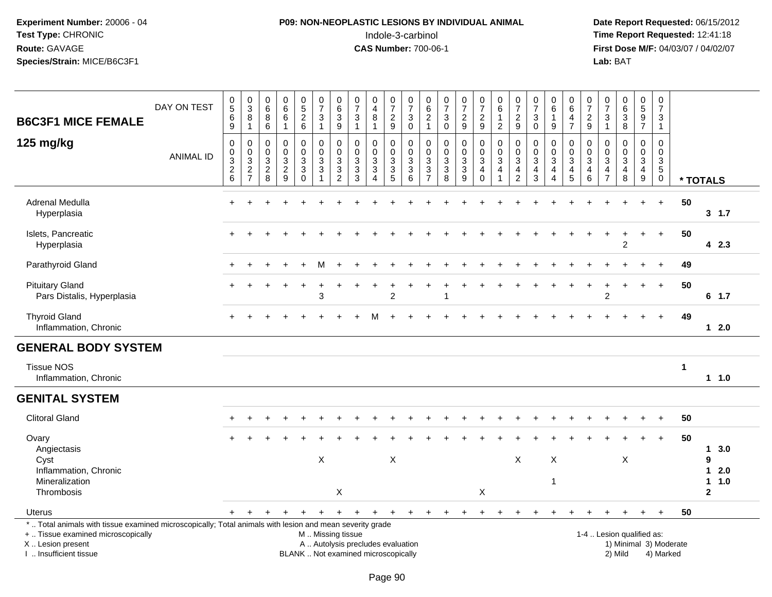**Experiment Number:** 20006 - 04
**Test Type:** CHRONIC
**Route:** GAVAGE
**Species/Strain:** MICE/B6C3F1

**P09: NON-NEOPLASTIC LESIONS BY INDIVIDUAL ANIMAL**
Indole-3-carbinol
**CAS Number:** 700-06-1

**Date Report Requested:** 06/15/2012
**Time Report Requested:** 12:41:18
**First Dose M/F:** 04/03/07 / 04/02/07
**Lab:** BAT

## B6C3F1 MICE FEMALE
## 125 mg/kg

| DAY ON TEST | 0569 | 0381 | 0686 | 0661 | 0526 | 0731 | 0639 | 0731 | 0481 | 0729 | 0730 | 0621 | 0730 | 0729 | 0729 | 0612 | 0729 | 0730 | 0619 | 0647 | 0729 | 0731 | 0638 | 0597 | 0731 | |
|---|---|---|---|---|---|---|---|---|---|---|---|---|---|---|---|---|---|---|---|---|---|---|---|---|---|---|
| **ANIMAL ID** | 0326 | 0327 | 0328 | 0329 | 0330 | 0331 | 0332 | 0333 | 0334 | 0335 | 0336 | 0337 | 0338 | 0339 | 0340 | 0341 | 0342 | 0343 | 0344 | 0345 | 0346 | 0347 | 0348 | 0349 | 0350 | *** TOTALS** |
| Adrenal Medulla | + | + | + | + | + | + | + | + | + | + | + | + | + | + | + | + | + | + | + | + | + | + | + | + | + | 50 |
| Hyperplasia | | | | | | | | | | | | | | | | | | | | | | | | | | 3 1.7 |
| Islets, Pancreatic | + | + | + | + | + | + | + | + | + | + | + | + | + | + | + | + | + | + | + | + | + | + | + | + | + | 50 |
| Hyperplasia | | | | | | | | | | | | | | | | | | | | | | | 2 | | | 4 2.3 |
| Parathyroid Gland | + | + | + | + | + | M | + | + | + | + | + | + | + | + | + | + | + | + | + | + | + | + | + | + | + | 49 |
| Pituitary Gland | + | + | + | + | + | + | + | + | + | + | + | + | + | + | + | + | + | + | + | + | + | + | + | + | + | 50 |
| Pars Distalis, Hyperplasia | | | | | | 3 | | | | 2 | | | 1 | | | | | | | | | 2 | | | | 6 1.7 |
| Thyroid Gland | + | + | + | + | + | + | + | + | M | + | + | + | + | + | + | + | + | + | + | + | + | + | + | + | + | 49 |
| Inflammation, Chronic | | | | | | | | | | | | | | | | | | | | | | | | | | 1 2.0 |
| **GENERAL BODY SYSTEM** | | | | | | | | | | | | | | | | | | | | | | | | | | |
| Tissue NOS | | | | | | | | | | | | | | | | | | | | | | | | | | 1 |
| Inflammation, Chronic | | | | | | | | | | | | | | | | | | | | | | | | | | 1 1.0 |
| **GENITAL SYSTEM** | | | | | | | | | | | | | | | | | | | | | | | | | | |
| Clitoral Gland | + | + | + | + | + | + | + | + | + | + | + | + | + | + | + | + | + | + | + | + | + | + | + | + | + | 50 |
| Ovary | + | + | + | + | + | + | + | + | + | + | + | + | + | + | + | + | + | + | + | + | + | + | + | + | + | 50 |
| Angiectasis | | | | | | | | | | | | | | | | | | | | | | | | | | 1 3.0 |
| Cyst | | | | | | X | | | | X | | | | | | | X | | X | | | | X | | | 9 |
| Inflammation, Chronic | | | | | | | | | | | | | | | | | | | | | | | | | | 1 2.0 |
| Mineralization | | | | | | | | | | | | | | | | | | | 1 | | | | | | | 1 1.0 |
| Thrombosis | | | | | | | X | | | | | | | | X | | | | | | | | | | | 2 |
| Uterus | + | + | + | + | + | + | + | + | + | + | + | + | + | + | + | + | + | + | + | + | + | + | + | + | + | 50 |

\* .. Total animals with tissue examined microscopically; Total animals with lesion and mean severity grade
\+ .. Tissue examined microscopically
X .. Lesion present
I .. Insufficient tissue

M .. Missing tissue
A .. Autolysis precludes evaluation
BLANK .. Not examined microscopically

1-4 .. Lesion qualified as:
1) Minimal 3) Moderate
2) Mild 4) Marked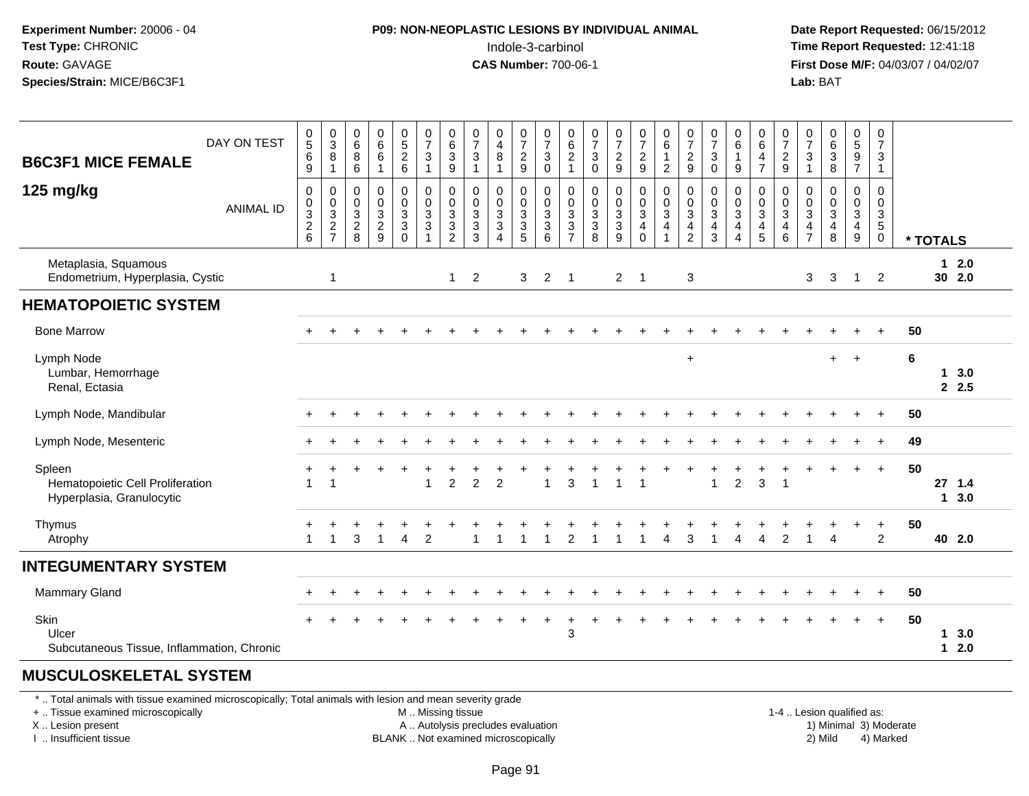**Experiment Number:** 20006 - 04
**Test Type:** CHRONIC
**Route:** GAVAGE
**Species/Strain:** MICE/B6C3F1

**P09: NON-NEOPLASTIC LESIONS BY INDIVIDUAL ANIMAL**
Indole-3-carbinol
**CAS Number:** 700-06-1

**Date Report Requested:** 06/15/2012
**Time Report Requested:** 12:41:18
**First Dose M/F:** 04/03/07 / 04/02/07
**Lab:** BAT

**B6C3F1 MICE FEMALE**

**125 mg/kg**

| DAY ON TEST | 0569 | 0381 | 0686 | 0661 | 0526 | 0731 | 0639 | 0731 | 0481 | 0729 | 0730 | 0621 | 0730 | 0729 | 0729 | 0612 | 0729 | 0730 | 0619 | 0647 | 0729 | 0731 | 0638 | 0597 | 0731 | |
|---|---|---|---|---|---|---|---|---|---|---|---|---|---|---|---|---|---|---|---|---|---|---|---|---|---|---|
| **ANIMAL ID** | 00326 | 00327 | 00328 | 00329 | 00330 | 00331 | 00332 | 00333 | 00334 | 00335 | 00336 | 00337 | 00338 | 00339 | 00340 | 00341 | 00342 | 00343 | 00344 | 00345 | 00346 | 00347 | 00348 | 00349 | 00350 | **\* TOTALS** |
| Metaplasia, Squamous | | | | | | | | | | | | | | | | | | | | | | | | | | **1 2.0** |
| Endometrium, Hyperplasia, Cystic | | 1 | | | | | 1 | 2 | | 3 | 2 | 1 | | 2 | 1 | | 3 | | | | | 3 | 3 | 1 | 2 | **30 2.0** |
| **HEMATOPOIETIC SYSTEM** | | | | | | | | | | | | | | | | | | | | | | | | | | |
| Bone Marrow | + | + | + | + | + | + | + | + | + | + | + | + | + | + | + | + | + | + | + | + | + | + | + | + | + | **50** |
| Lymph Node | | | | | | | | | | | | | | | | | + | | | | | | + | + | | **6** |
| Lumbar, Hemorrhage | | | | | | | | | | | | | | | | | | | | | | | | | | **1 3.0** |
| Renal, Ectasia | | | | | | | | | | | | | | | | | | | | | | | | | | **2 2.5** |
| Lymph Node, Mandibular | + | + | + | + | + | + | + | + | + | + | + | + | + | + | + | + | + | + | + | + | + | + | + | + | + | **50** |
| Lymph Node, Mesenteric | + | + | + | + | + | + | + | + | + | + | + | + | + | + | + | + | + | + | + | + | + | + | + | + | + | **49** |
| Spleen | + | + | + | + | + | + | + | + | + | + | + | + | + | + | + | + | + | + | + | + | + | + | + | + | + | **50** |
| Hematopoietic Cell Proliferation | 1 | 1 | | | | 1 | 2 | 2 | 2 | | 1 | 3 | 1 | 1 | 1 | | | 1 | 2 | 3 | 1 | | | | | **27 1.4** |
| Hyperplasia, Granulocytic | | | | | | | | | | | | | | | | | | | | | | | | | | **1 3.0** |
| Thymus | + | + | + | + | + | + | + | + | + | + | + | + | + | + | + | + | + | + | + | + | + | + | + | + | + | **50** |
| Atrophy | 1 | 1 | 3 | 1 | 4 | 2 | | 1 | 1 | 1 | 1 | 2 | 1 | 1 | 1 | 4 | 3 | 1 | 4 | 4 | 2 | 1 | 4 | | 2 | **40 2.0** |
| **INTEGUMENTARY SYSTEM** | | | | | | | | | | | | | | | | | | | | | | | | | | |
| Mammary Gland | + | + | + | + | + | + | + | + | + | + | + | + | + | + | + | + | + | + | + | + | + | + | + | + | + | **50** |
| Skin | + | + | + | + | + | + | + | + | + | + | + | + | + | + | + | + | + | + | + | + | + | + | + | + | + | **50** |
| Ulcer | | | | | | | | | | | | 3 | | | | | | | | | | | | | | **1 3.0** |
| Subcutaneous Tissue, Inflammation, Chronic | | | | | | | | | | | | | | | | | | | | | | | | | | **1 2.0** |
| **MUSCULOSKELETAL SYSTEM** | | | | | | | | | | | | | | | | | | | | | | | | | | |

\* .. Total animals with tissue examined microscopically; Total animals with lesion and mean severity grade
\+ .. Tissue examined microscopically
X .. Lesion present
I .. Insufficient tissue

M .. Missing tissue
A .. Autolysis precludes evaluation
BLANK .. Not examined microscopically

1-4 .. Lesion qualified as:
1) Minimal 3) Moderate
2) Mild 4) Marked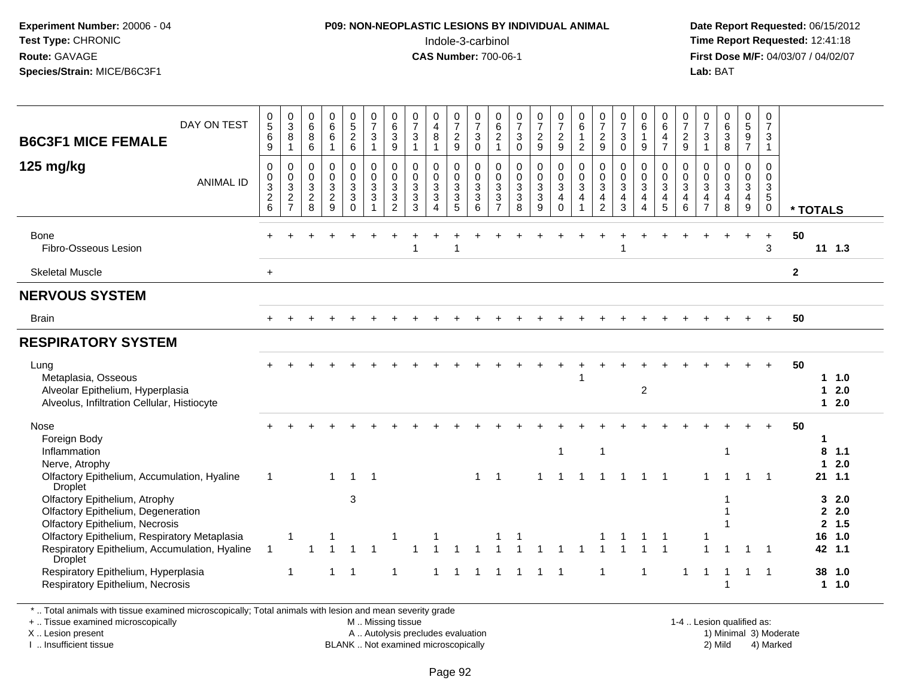**Experiment Number:** 20006 - 04
**Test Type:** CHRONIC
**Route:** GAVAGE
**Species/Strain:** MICE/B6C3F1

**P09: NON-NEOPLASTIC LESIONS BY INDIVIDUAL ANIMAL**
Indole-3-carbinol
**CAS Number:** 700-06-1

**Date Report Requested:** 06/15/2012
**Time Report Requested:** 12:41:18
**First Dose M/F:** 04/03/07 / 04/02/07
**Lab:** BAT

## B6C3F1 MICE FEMALE 125 mg/kg

| DAY ON TEST | 0569 | 0381 | 0686 | 0661 | 0526 | 0731 | 0639 | 0731 | 0481 | 0729 | 0730 | 0621 | 0730 | 0729 | 0729 | 0612 | 0729 | 0730 | 0619 | 0647 | 0729 | 0731 | 0638 | 0597 | 0731 | |
|---|---|---|---|---|---|---|---|---|---|---|---|---|---|---|---|---|---|---|---|---|---|---|---|---|---|---|
| **ANIMAL ID** | 0326 | 0327 | 0328 | 0329 | 0330 | 0331 | 0332 | 0333 | 0334 | 0335 | 0336 | 0337 | 0338 | 0339 | 0340 | 0341 | 0342 | 0343 | 0344 | 0345 | 0346 | 0347 | 0348 | 0349 | 0350 | *** TOTALS** |
| Bone | + | + | + | + | + | + | + | + | + | + | + | + | + | + | + | + | + | + | + | + | + | + | + | + | + | 50 |
| Fibro-Osseous Lesion | | | | | | | | 1 | | 1 | | | | | | | | 1 | | | | | | | 3 | 11 1.3 |
| Skeletal Muscle | + | | | | | | | | | | | | | | | | | | | | | | | | | 2 |
| **NERVOUS SYSTEM** | | | | | | | | | | | | | | | | | | | | | | | | | | |
| Brain | + | + | + | + | + | + | + | + | + | + | + | + | + | + | + | + | + | + | + | + | + | + | + | + | + | 50 |
| **RESPIRATORY SYSTEM** | | | | | | | | | | | | | | | | | | | | | | | | | | |
| Lung | + | + | + | + | + | + | + | + | + | + | + | + | + | + | + | + | + | + | + | + | + | + | + | + | + | 50 |
| Metaplasia, Osseous | | | | | | | | | | | | | | | | 1 | | | | | | | | | | 1 1.0 |
| Alveolar Epithelium, Hyperplasia | | | | | | | | | | | | | | | | | | | 2 | | | | | | | 1 2.0 |
| Alveolus, Infiltration Cellular, Histiocyte | | | | | | | | | | | | | | | | | | | | | | | | | | 1 2.0 |
| Nose | + | + | + | + | + | + | + | + | + | + | + | + | + | + | + | + | + | + | + | + | + | + | + | + | + | 50 |
| Foreign Body | | | | | | | | | | | | | | | | | | | | | | | | | | 1 |
| Inflammation | | | | | | | | | | | | | | | 1 | | 1 | | | | | | 1 | | | 8 1.1 |
| Nerve, Atrophy | | | | | | | | | | | | | | | | | | | | | | | | | | 1 2.0 |
| Olfactory Epithelium, Accumulation, Hyaline Droplet | 1 | | | 1 | 1 | 1 | | | | | 1 | 1 | | 1 | 1 | 1 | 1 | 1 | 1 | 1 | | 1 | 1 | 1 | 1 | 21 1.1 |
| Olfactory Epithelium, Atrophy | | | | | 3 | | | | | | | | | | | | | | | | | | 1 | | | 3 2.0 |
| Olfactory Epithelium, Degeneration | | | | | | | | | | | | | | | | | | | | | | | 1 | | | 2 2.0 |
| Olfactory Epithelium, Necrosis | | | | | | | | | | | | | | | | | | | | | | | 1 | | | 2 1.5 |
| Olfactory Epithelium, Respiratory Metaplasia | | 1 | | 1 | | | 1 | | 1 | | | 1 | 1 | | | | 1 | 1 | 1 | 1 | | 1 | | | | 16 1.0 |
| Respiratory Epithelium, Accumulation, Hyaline Droplet | 1 | | 1 | 1 | 1 | 1 | | 1 | 1 | 1 | 1 | 1 | 1 | 1 | 1 | 1 | 1 | 1 | 1 | 1 | | 1 | 1 | 1 | 1 | 42 1.1 |
| Respiratory Epithelium, Hyperplasia | | 1 | | 1 | 1 | | 1 | | 1 | 1 | 1 | 1 | 1 | 1 | 1 | | 1 | | 1 | | 1 | 1 | 1 | 1 | 1 | 38 1.0 |
| Respiratory Epithelium, Necrosis | | | | | | | | | | | | | | | | | | | | | | | 1 | | | 1 1.0 |

\* .. Total animals with tissue examined microscopically; Total animals with lesion and mean severity grade
+ .. Tissue examined microscopically
X .. Lesion present
I .. Insufficient tissue

M .. Missing tissue
A .. Autolysis precludes evaluation
BLANK .. Not examined microscopically

1-4 .. Lesion qualified as:
1) Minimal 3) Moderate
2) Mild 4) Marked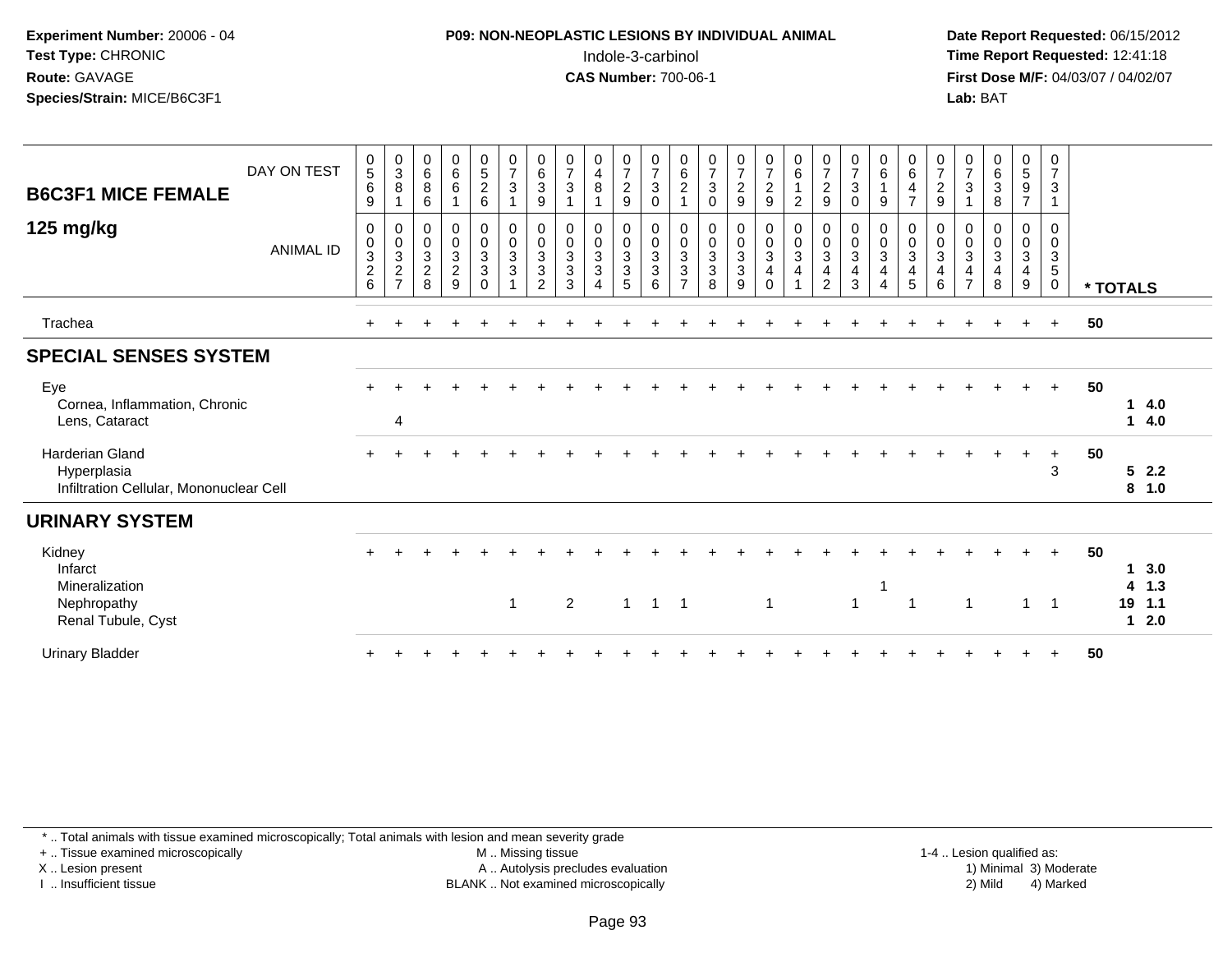**Experiment Number:** 20006 - 04
**Test Type:** CHRONIC
**Route:** GAVAGE
**Species/Strain:** MICE/B6C3F1

**P09: NON-NEOPLASTIC LESIONS BY INDIVIDUAL ANIMAL**
Indole-3-carbinol
**CAS Number:** 700-06-1

**Date Report Requested:** 06/15/2012
**Time Report Requested:** 12:41:18
**First Dose M/F:** 04/03/07 / 04/02/07
**Lab:** BAT

## B6C3F1 MICE FEMALE 125 mg/kg

| DAY ON TEST | 0569 | 0381 | 0686 | 0661 | 0526 | 0731 | 0639 | 0731 | 0481 | 0729 | 0730 | 0621 | 0730 | 0729 | 0729 | 0612 | 0729 | 0730 | 0619 | 0647 | 0729 | 0731 | 0638 | 0597 | 0731 | |
|---|---|---|---|---|---|---|---|---|---|---|---|---|---|---|---|---|---|---|---|---|---|---|---|---|---|---|
| **ANIMAL ID** | 00326 | 00327 | 00328 | 00329 | 00330 | 00331 | 00332 | 00333 | 00334 | 00335 | 00336 | 00337 | 00338 | 00339 | 00340 | 00341 | 00342 | 00343 | 00344 | 00345 | 00346 | 00347 | 00348 | 00349 | 00350 | *** TOTALS** |
| Trachea | + | + | + | + | + | + | + | + | + | + | + | + | + | + | + | + | + | + | + | + | + | + | + | + | + | 50 |
| **SPECIAL SENSES SYSTEM** | | | | | | | | | | | | | | | | | | | | | | | | | | |
| Eye | + | + | + | + | + | + | + | + | + | + | + | + | + | + | + | + | + | + | + | + | + | + | + | + | + | 50 |
| Cornea, Inflammation, Chronic | | | | | | | | | | | | | | | | | | | | | | | | | | 1 4.0 |
| Lens, Cataract | | 4 | | | | | | | | | | | | | | | | | | | | | | | | 1 4.0 |
| Harderian Gland | + | + | + | + | + | + | + | + | + | + | + | + | + | + | + | + | + | + | + | + | + | + | + | + | + | 50 |
| Hyperplasia | | | | | | | | | | | | | | | | | | | | | | | | | 3 | 5 2.2 |
| Infiltration Cellular, Mononuclear Cell | | | | | | | | | | | | | | | | | | | | | | | | | | 8 1.0 |
| **URINARY SYSTEM** | | | | | | | | | | | | | | | | | | | | | | | | | | |
| Kidney | + | + | + | + | + | + | + | + | + | + | + | + | + | + | + | + | + | + | + | + | + | + | + | + | + | 50 |
| Infarct | | | | | | | | | | | | | | | | | | | | | | | | | | 1 3.0 |
| Mineralization | | | | | | | | | | | | | | | | | | | 1 | | | | | | | 4 1.3 |
| Nephropathy | | | | | | 1 | | 2 | | 1 | 1 | 1 | | | 1 | | | 1 | | 1 | | 1 | | 1 | 1 | 19 1.1 |
| Renal Tubule, Cyst | | | | | | | | | | | | | | | | | | | | | | | | | | 1 2.0 |
| Urinary Bladder | + | + | + | + | + | + | + | + | + | + | + | + | + | + | + | + | + | + | + | + | + | + | + | + | + | 50 |

\* .. Total animals with tissue examined microscopically; Total animals with lesion and mean severity grade
\+ .. Tissue examined microscopically
X .. Lesion present
I .. Insufficient tissue
M .. Missing tissue
A .. Autolysis precludes evaluation
BLANK .. Not examined microscopically
1-4 .. Lesion qualified as: 1) Minimal 2) Mild 3) Moderate 4) Marked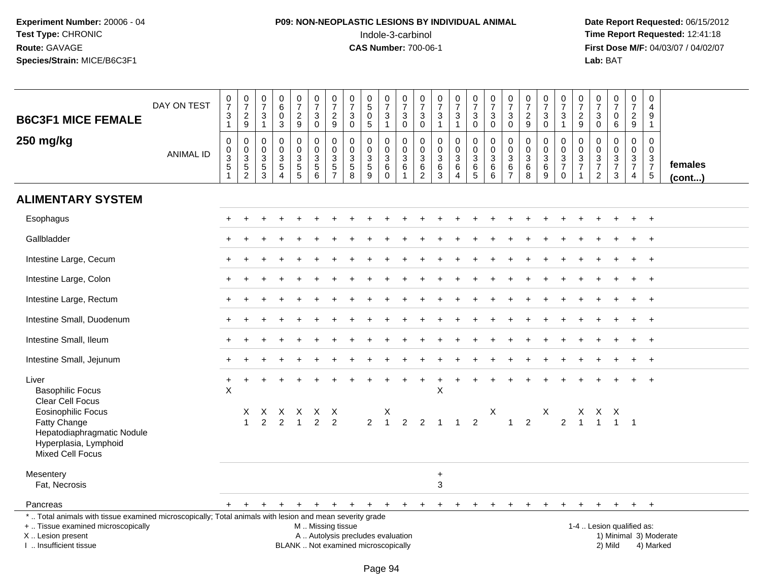**Experiment Number:** 20006 - 04
**Test Type:** CHRONIC
**Route:** GAVAGE
**Species/Strain:** MICE/B6C3F1

**P09: NON-NEOPLASTIC LESIONS BY INDIVIDUAL ANIMAL**
Indole-3-carbinol
**CAS Number:** 700-06-1

**Date Report Requested:** 06/15/2012
**Time Report Requested:** 12:41:18
**First Dose M/F:** 04/03/07 / 04/02/07
**Lab:** BAT

## B6C3F1 MICE FEMALE 250 mg/kg

| DAY ON TEST | 0731 | 0729 | 0731 | 0603 | 0729 | 0730 | 0729 | 0730 | 0505 | 0731 | 0730 | 0730 | 0731 | 0731 | 0730 | 0730 | 0730 | 0729 | 0730 | 0731 | 0729 | 0730 | 0706 | 0729 | 0491 | |
|---|---|---|---|---|---|---|---|---|---|---|---|---|---|---|---|---|---|---|---|---|---|---|---|---|---|---|
| ANIMAL ID | 00351 | 00352 | 00353 | 00354 | 00355 | 00356 | 00357 | 00358 | 00359 | 00360 | 00361 | 00362 | 00363 | 00364 | 00365 | 00366 | 00367 | 00368 | 00369 | 00370 | 00371 | 00372 | 00373 | 00374 | 00375 | females (cont...) |
| **ALIMENTARY SYSTEM** | | | | | | | | | | | | | | | | | | | | | | | | | | |
| Esophagus | + | + | + | + | + | + | + | + | + | + | + | + | + | + | + | + | + | + | + | + | + | + | + | + | + | |
| Gallbladder | + | + | + | + | + | + | + | + | + | + | + | + | + | + | + | + | + | + | + | + | + | + | + | + | + | |
| Intestine Large, Cecum | + | + | + | + | + | + | + | + | + | + | + | + | + | + | + | + | + | + | + | + | + | + | + | + | + | |
| Intestine Large, Colon | + | + | + | + | + | + | + | + | + | + | + | + | + | + | + | + | + | + | + | + | + | + | + | + | + | |
| Intestine Large, Rectum | + | + | + | + | + | + | + | + | + | + | + | + | + | + | + | + | + | + | + | + | + | + | + | + | + | |
| Intestine Small, Duodenum | + | + | + | + | + | + | + | + | + | + | + | + | + | + | + | + | + | + | + | + | + | + | + | + | + | |
| Intestine Small, Ileum | + | + | + | + | + | + | + | + | + | + | + | + | + | + | + | + | + | + | + | + | + | + | + | + | + | |
| Intestine Small, Jejunum | + | + | + | + | + | + | + | + | + | + | + | + | + | + | + | + | + | + | + | + | + | + | + | + | + | |
| Liver | + | + | + | + | + | + | + | + | + | + | + | + | + | + | + | + | + | + | + | + | + | + | + | + | + | |
| Basophilic Focus | X | | | | | | | | | | | | X | | | | | | | | | | | | | |
| Clear Cell Focus | | | | | | | | | | | | | | | | | | | | | | | | | | |
| Eosinophilic Focus | | X | X | X | X | X | X | | | X | | | | | | X | | | X | | X | X | X | | | |
| Fatty Change | | 1 | 2 | 2 | 1 | 2 | 2 | | 2 | 1 | 2 | 2 | 1 | 1 | 2 | | 1 | 2 | | 2 | 1 | 1 | 1 | 1 | | |
| Hepatodiaphragmatic Nodule | | | | | | | | | | | | | | | | | | | | | | | | | | |
| Hyperplasia, Lymphoid | | | | | | | | | | | | | | | | | | | | | | | | | | |
| Mixed Cell Focus | | | | | | | | | | | | | | | | | | | | | | | | | | |
| Mesentery | | | | | | | | | | | | | + | | | | | | | | | | | | | |
| Fat, Necrosis | | | | | | | | | | | | | 3 | | | | | | | | | | | | | |
| Pancreas | + | + | + | + | + | + | + | + | + | + | + | + | + | + | + | + | + | + | + | + | + | + | + | + | + | |

* .. Total animals with tissue examined microscopically; Total animals with lesion and mean severity grade
+ .. Tissue examined microscopically
X .. Lesion present
I .. Insufficient tissue

M .. Missing tissue
A .. Autolysis precludes evaluation
BLANK .. Not examined microscopically

1-4 .. Lesion qualified as:
1) Minimal 3) Moderate
2) Mild 4) Marked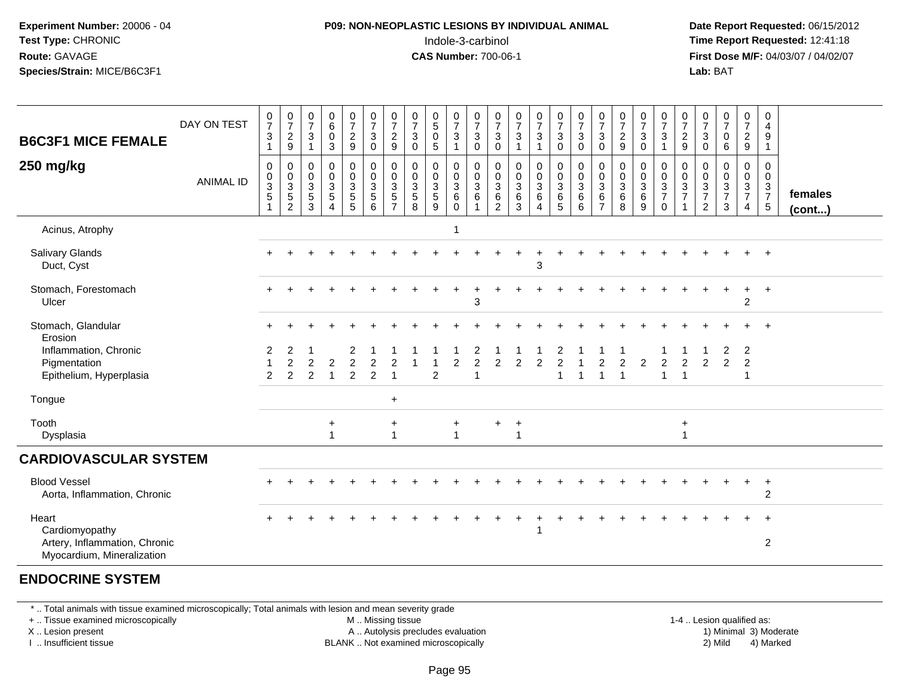**Experiment Number:** 20006 - 04
**Test Type:** CHRONIC
**Route:** GAVAGE
**Species/Strain:** MICE/B6C3F1

**P09: NON-NEOPLASTIC LESIONS BY INDIVIDUAL ANIMAL**
Indole-3-carbinol
**CAS Number:** 700-06-1

**Date Report Requested:** 06/15/2012
**Time Report Requested:** 12:41:18
**First Dose M/F:** 04/03/07 / 04/02/07
**Lab:** BAT

| B6C3F1 MICE FEMALE 250 mg/kg | | | | | | | | | | | | | | | | | | | | | | | | | | |
|---|---|---|---|---|---|---|---|---|---|---|---|---|---|---|---|---|---|---|---|---|---|---|---|---|---|---|
| DAY ON TEST | 0731 | 0729 | 0731 | 0603 | 0729 | 0730 | 0729 | 0730 | 0505 | 0731 | 0730 | 0730 | 0731 | 0731 | 0730 | 0730 | 0730 | 0729 | 0730 | 0731 | 0729 | 0730 | 0706 | 0729 | 0491 | |
| ANIMAL ID | 0351 | 0352 | 0353 | 0354 | 0355 | 0356 | 0357 | 0358 | 0359 | 0360 | 0361 | 0362 | 0363 | 0364 | 0365 | 0366 | 0367 | 0368 | 0369 | 0370 | 0371 | 0372 | 0373 | 0374 | 0375 | females (cont...) |
| Acinus, Atrophy | | | | | | | | | | 1 | | | | | | | | | | | | | | | | |
| Salivary Glands | + | + | + | + | + | + | + | + | + | + | + | + | + | + | + | + | + | + | + | + | + | + | + | + | + | |
| Duct, Cyst | | | | | | | | | | | | | | 3 | | | | | | | | | | | | |
| Stomach, Forestomach | + | + | + | + | + | + | + | + | + | + | + | + | + | + | + | + | + | + | + | + | + | + | + | + | + | |
| Ulcer | | | | | | | | | | | 3 | | | | | | | | | | | | | 2 | | |
| Stomach, Glandular | + | + | + | + | + | + | + | + | + | + | + | + | + | + | + | + | + | + | + | + | + | + | + | + | + | |
| Erosion | | | | | | | | | | | | | | | | | | | | | | | | | | |
| Inflammation, Chronic | 2 | 2 | 1 | | 2 | 1 | 1 | 1 | 1 | 1 | 2 | 1 | 1 | 1 | 2 | 1 | 1 | 1 | | 1 | 1 | 1 | 2 | 2 | | |
| Pigmentation | 1 | 2 | 2 | 2 | 2 | 2 | 2 | 1 | 1 | 2 | 2 | 2 | 2 | 2 | 2 | 1 | 2 | 2 | 2 | 2 | 2 | 2 | 2 | 2 | | |
| Epithelium, Hyperplasia | 2 | 2 | 2 | 1 | 2 | 2 | 1 | | 2 | | 1 | | | | 1 | 1 | 1 | 1 | | 1 | 1 | | | 1 | | |
| Tongue | | | | | | | + | | | | | | | | | | | | | | | | | | | |
| Tooth | | | | + | | | + | | | + | | + | + | | | | | | | | + | | | | | |
| Dysplasia | | | | 1 | | | 1 | | | 1 | | | 1 | | | | | | | | 1 | | | | | |
| **CARDIOVASCULAR SYSTEM** | | | | | | | | | | | | | | | | | | | | | | | | | | |
| Blood Vessel | + | + | + | + | + | + | + | + | + | + | + | + | + | + | + | + | + | + | + | + | + | + | + | + | + | |
| Aorta, Inflammation, Chronic | | | | | | | | | | | | | | | | | | | | | | | | | 2 | |
| Heart | + | + | + | + | + | + | + | + | + | + | + | + | + | + | + | + | + | + | + | + | + | + | + | + | + | |
| Cardiomyopathy | | | | | | | | | | | | | | 1 | | | | | | | | | | | | |
| Artery, Inflammation, Chronic | | | | | | | | | | | | | | | | | | | | | | | | | 2 | |
| Myocardium, Mineralization | | | | | | | | | | | | | | | | | | | | | | | | | | |
| **ENDOCRINE SYSTEM** | | | | | | | | | | | | | | | | | | | | | | | | | | |

* .. Total animals with tissue examined microscopically; Total animals with lesion and mean severity grade
+ .. Tissue examined microscopically
X .. Lesion present
I .. Insufficient tissue
M .. Missing tissue
A .. Autolysis precludes evaluation
BLANK .. Not examined microscopically
1-4 .. Lesion qualified as: 1) Minimal 2) Mild 3) Moderate 4) Marked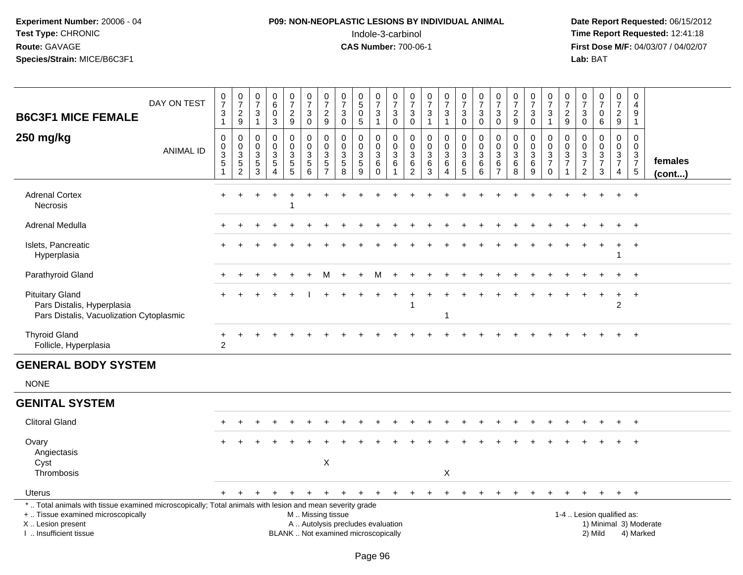**Experiment Number:** 20006 - 04
**Test Type:** CHRONIC
**Route:** GAVAGE
**Species/Strain:** MICE/B6C3F1

**P09: NON-NEOPLASTIC LESIONS BY INDIVIDUAL ANIMAL**
Indole-3-carbinol
**CAS Number:** 700-06-1

**Date Report Requested:** 06/15/2012
**Time Report Requested:** 12:41:18
**First Dose M/F:** 04/03/07 / 04/02/07
**Lab:** BAT

## B6C3F1 MICE FEMALE
## 250 mg/kg

| DAY ON TEST | 0731 | 0729 | 0731 | 0603 | 0729 | 0730 | 0729 | 0730 | 0505 | 0731 | 0730 | 0730 | 0731 | 0731 | 0730 | 0730 | 0730 | 0729 | 0730 | 0731 | 0729 | 0730 | 0706 | 0729 | 0491 | |
|---|---|---|---|---|---|---|---|---|---|---|---|---|---|---|---|---|---|---|---|---|---|---|---|---|---|---|
| **ANIMAL ID** | 0003 51 | 0003 52 | 0003 53 | 0003 54 | 0003 55 | 0003 56 | 0003 57 | 0003 58 | 0003 59 | 0003 60 | 0003 61 | 0003 62 | 0003 63 | 0003 64 | 0003 65 | 0003 66 | 0003 67 | 0003 68 | 0003 69 | 0003 70 | 0003 71 | 0003 72 | 0003 73 | 0003 74 | 0003 75 | **females (cont...)** |
| Adrenal Cortex | + | + | + | + | + | + | + | + | + | + | + | + | + | + | + | + | + | + | + | + | + | + | + | + | + | |
| Necrosis | | | | | 1 | | | | | | | | | | | | | | | | | | | | | |
| Adrenal Medulla | + | + | + | + | + | + | + | + | + | + | + | + | + | + | + | + | + | + | + | + | + | + | + | + | + | |
| Islets, Pancreatic | + | + | + | + | + | + | + | + | + | + | + | + | + | + | + | + | + | + | + | + | + | + | + | + | + | |
| Hyperplasia | | | | | | | | | | | | | | | | | | | | | | | | 1 | | |
| Parathyroid Gland | + | + | + | + | + | + | M | + | + | M | + | + | + | + | + | + | + | + | + | + | + | + | + | + | + | |
| Pituitary Gland | + | + | + | + | + | I | + | + | + | + | + | + | + | + | + | + | + | + | + | + | + | + | + | + | + | |
| Pars Distalis, Hyperplasia | | | | | | | | | | | | 1 | | | | | | | | | | | | 2 | | |
| Pars Distalis, Vacuolization Cytoplasmic | | | | | | | | | | | | | | 1 | | | | | | | | | | | | |
| Thyroid Gland | + | + | + | + | + | + | + | + | + | + | + | + | + | + | + | + | + | + | + | + | + | + | + | + | + | |
| Follicle, Hyperplasia | 2 | | | | | | | | | | | | | | | | | | | | | | | | | |

## GENERAL BODY SYSTEM

NONE

## GENITAL SYSTEM

| | 51 | 52 | 53 | 54 | 55 | 56 | 57 | 58 | 59 | 60 | 61 | 62 | 63 | 64 | 65 | 66 | 67 | 68 | 69 | 70 | 71 | 72 | 73 | 74 | 75 |
|---|---|---|---|---|---|---|---|---|---|---|---|---|---|---|---|---|---|---|---|---|---|---|---|---|---|
| Clitoral Gland | + | + | + | + | + | + | + | + | + | + | + | + | + | + | + | + | + | + | + | + | + | + | + | + | + |
| Ovary | + | + | + | + | + | + | + | + | + | + | + | + | + | + | + | + | + | + | + | + | + | + | + | + | + |
| Angiectasis | | | | | | | | | | | | | | | | | | | | | | | | | |
| Cyst | | | | | | | X | | | | | | | | | | | | | | | | | | |
| Thrombosis | | | | | | | | | | | | | | X | | | | | | | | | | | |
| Uterus | + | + | + | + | + | + | + | + | + | + | + | + | + | + | + | + | + | + | + | + | + | + | + | + | + |

* .. Total animals with tissue examined microscopically; Total animals with lesion and mean severity grade
+ .. Tissue examined microscopically
X .. Lesion present
I .. Insufficient tissue
M .. Missing tissue
A .. Autolysis precludes evaluation
BLANK .. Not examined microscopically
1-4 .. Lesion qualified as: 1) Minimal 2) Mild 3) Moderate 4) Marked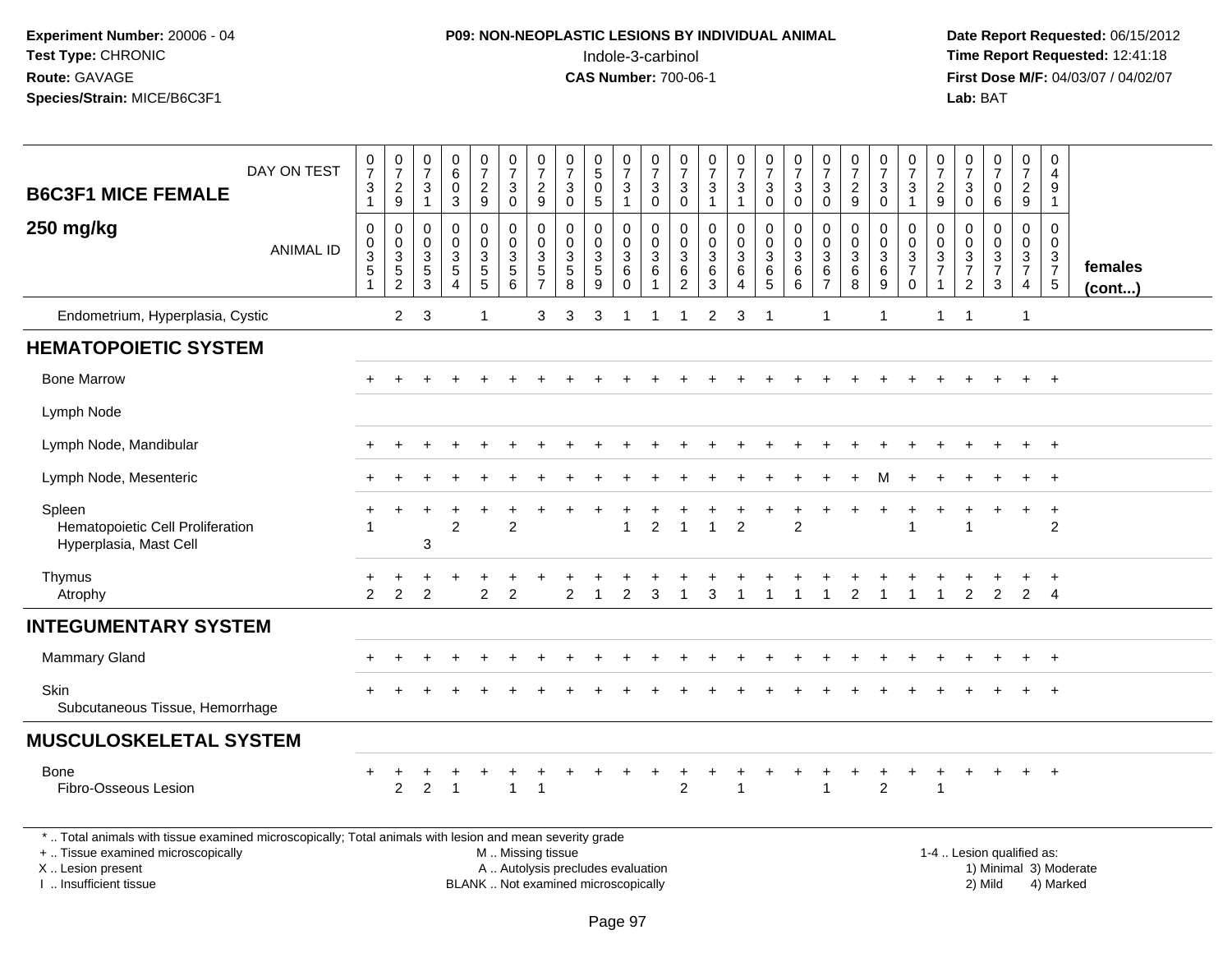**Experiment Number:** 20006 - 04
**Test Type:** CHRONIC
**Route:** GAVAGE
**Species/Strain:** MICE/B6C3F1

**P09: NON-NEOPLASTIC LESIONS BY INDIVIDUAL ANIMAL**
Indole-3-carbinol
**CAS Number:** 700-06-1

**Date Report Requested:** 06/15/2012
**Time Report Requested:** 12:41:18
**First Dose M/F:** 04/03/07 / 04/02/07
**Lab:** BAT

## B6C3F1 MICE FEMALE
## 250 mg/kg

| DAY ON TEST | 0731 | 0729 | 0731 | 0603 | 0729 | 0730 | 0729 | 0730 | 0505 | 0731 | 0730 | 0730 | 0731 | 0731 | 0730 | 0730 | 0730 | 0729 | 0730 | 0731 | 0729 | 0730 | 0706 | 0729 | 0491 | |
|---|---|---|---|---|---|---|---|---|---|---|---|---|---|---|---|---|---|---|---|---|---|---|---|---|---|---|
| **ANIMAL ID** | 0035 1 | 0035 2 | 0035 3 | 0035 4 | 0035 5 | 0035 6 | 0035 7 | 0035 8 | 0035 9 | 0036 0 | 0036 1 | 0036 2 | 0036 3 | 0036 4 | 0036 5 | 0036 6 | 0036 7 | 0036 8 | 0036 9 | 0037 0 | 0037 1 | 0037 2 | 0037 3 | 0037 4 | 0037 5 | **females (cont...)** |
| Endometrium, Hyperplasia, Cystic | | 2 | 3 | | 1 | | 3 | 3 | 3 | 1 | 1 | 1 | 2 | 3 | 1 | | 1 | | 1 | | 1 | 1 | | 1 | | |
| **HEMATOPOIETIC SYSTEM** | | | | | | | | | | | | | | | | | | | | | | | | | | |
| Bone Marrow | + | + | + | + | + | + | + | + | + | + | + | + | + | + | + | + | + | + | + | + | + | + | + | + | + | |
| Lymph Node | | | | | | | | | | | | | | | | | | | | | | | | | | |
| Lymph Node, Mandibular | + | + | + | + | + | + | + | + | + | + | + | + | + | + | + | + | + | + | + | + | + | + | + | + | + | |
| Lymph Node, Mesenteric | + | + | + | + | + | + | + | + | + | + | + | + | + | + | + | + | + | + | M | + | + | + | + | + | + | |
| Spleen | + | + | + | + | + | + | + | + | + | + | + | + | + | + | + | + | + | + | + | + | + | + | + | + | + | |
| Hematopoietic Cell Proliferation | 1 | | | 2 | | 2 | | | | 1 | 2 | 1 | 1 | 2 | | 2 | | | | 1 | | 1 | | | 2 | |
| Hyperplasia, Mast Cell | | | 3 | | | | | | | | | | | | | | | | | | | | | | | |
| Thymus | + | + | + | + | + | + | + | + | + | + | + | + | + | + | + | + | + | + | + | + | + | + | + | + | + | |
| Atrophy | 2 | 2 | 2 | | 2 | 2 | | 2 | 1 | 2 | 3 | 1 | 3 | 1 | 1 | 1 | 1 | 2 | 1 | 1 | 1 | 2 | 2 | 2 | 4 | |
| **INTEGUMENTARY SYSTEM** | | | | | | | | | | | | | | | | | | | | | | | | | | |
| Mammary Gland | + | + | + | + | + | + | + | + | + | + | + | + | + | + | + | + | + | + | + | + | + | + | + | + | + | |
| Skin | + | + | + | + | + | + | + | + | + | + | + | + | + | + | + | + | + | + | + | + | + | + | + | + | + | |
| Subcutaneous Tissue, Hemorrhage | | | | | | | | | | | | | | | | | | | | | | | | | | |
| **MUSCULOSKELETAL SYSTEM** | | | | | | | | | | | | | | | | | | | | | | | | | | |
| Bone | + | + | + | + | + | + | + | + | + | + | + | + | + | + | + | + | + | + | + | + | + | + | + | + | + | |
| Fibro-Osseous Lesion | | 2 | 2 | 1 | | 1 | 1 | | | | | 2 | | 1 | | | 1 | | 2 | | 1 | | | | | |

\* .. Total animals with tissue examined microscopically; Total animals with lesion and mean severity grade
\+ .. Tissue examined microscopically
X .. Lesion present
I .. Insufficient tissue
M .. Missing tissue
A .. Autolysis precludes evaluation
BLANK .. Not examined microscopically
1-4 .. Lesion qualified as: 1) Minimal 2) Mild 3) Moderate 4) Marked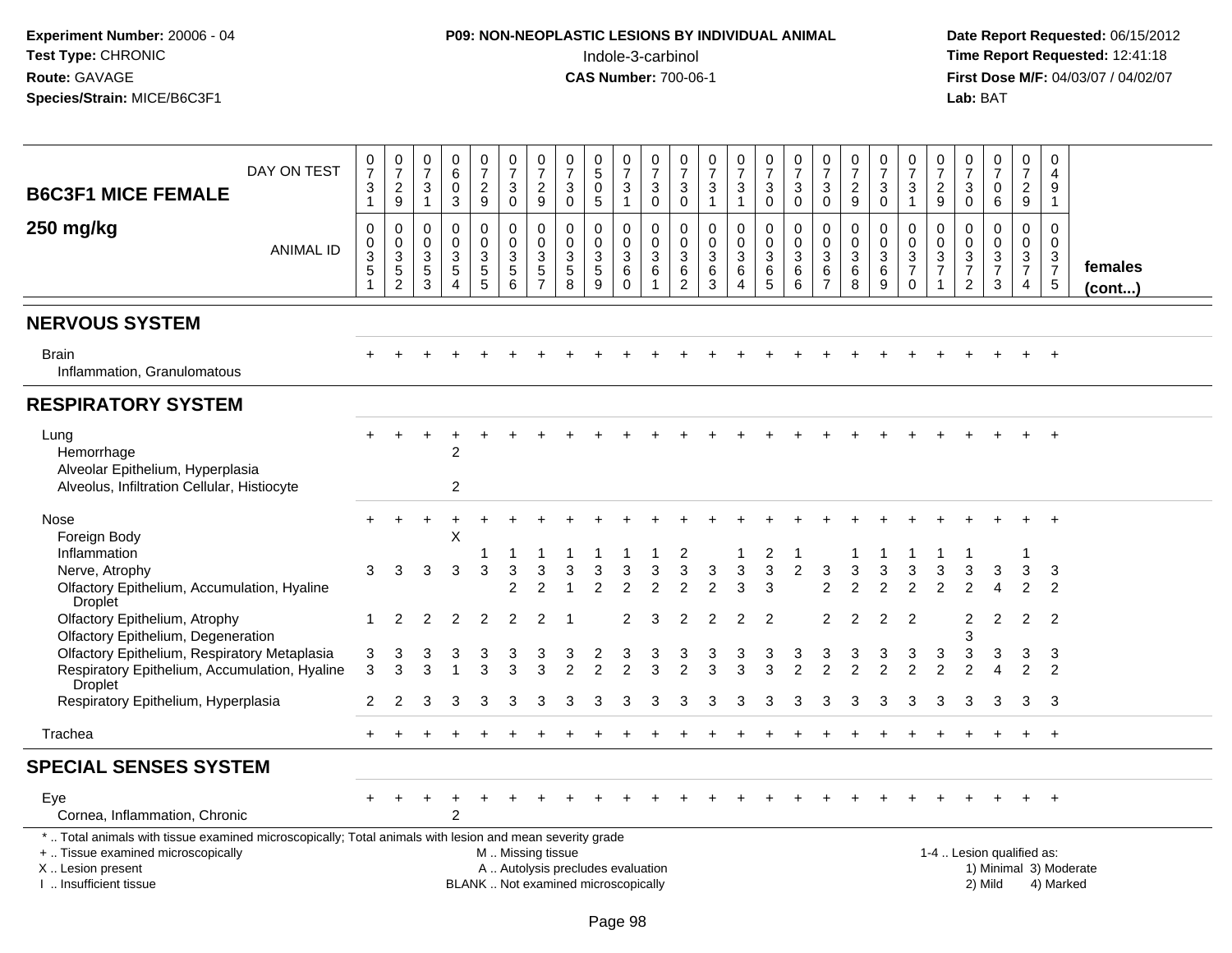**Experiment Number:** 20006 - 04
**Test Type:** CHRONIC
**Route:** GAVAGE
**Species/Strain:** MICE/B6C3F1

**P09: NON-NEOPLASTIC LESIONS BY INDIVIDUAL ANIMAL**
Indole-3-carbinol
**CAS Number:** 700-06-1

**Date Report Requested:** 06/15/2012
**Time Report Requested:** 12:41:18
**First Dose M/F:** 04/03/07 / 04/02/07
**Lab:** BAT

**B6C3F1 MICE FEMALE 250 mg/kg**

| DAY ON TEST | 0731 | 0729 | 0731 | 0603 | 0729 | 0730 | 0729 | 0730 | 0505 | 0731 | 0730 | 0730 | 0731 | 0731 | 0730 | 0730 | 0730 | 0729 | 0730 | 0731 | 0729 | 0730 | 0706 | 0729 | 0491 | |
|---|---|---|---|---|---|---|---|---|---|---|---|---|---|---|---|---|---|---|---|---|---|---|---|---|---|---|
| **ANIMAL ID** | 0351 | 0352 | 0353 | 0354 | 0355 | 0356 | 0357 | 0358 | 0359 | 0360 | 0361 | 0362 | 0363 | 0364 | 0365 | 0366 | 0367 | 0368 | 0369 | 0370 | 0371 | 0372 | 0373 | 0374 | 0375 | **females (cont...)** |
| **NERVOUS SYSTEM** | | | | | | | | | | | | | | | | | | | | | | | | | | |
| Brain | + | + | + | + | + | + | + | + | + | + | + | + | + | + | + | + | + | + | + | + | + | + | + | + | + | |
| Inflammation, Granulomatous | | | | | | | | | | | | | | | | | | | | | | | | | | |
| **RESPIRATORY SYSTEM** | | | | | | | | | | | | | | | | | | | | | | | | | | |
| Lung | + | + | + | + | + | + | + | + | + | + | + | + | + | + | + | + | + | + | + | + | + | + | + | + | + | |
| Hemorrhage | | | | 2 | | | | | | | | | | | | | | | | | | | | | | |
| Alveolar Epithelium, Hyperplasia | | | | | | | | | | | | | | | | | | | | | | | | | | |
| Alveolus, Infiltration Cellular, Histiocyte | | | | 2 | | | | | | | | | | | | | | | | | | | | | | |
| Nose | + | + | + | + | + | + | + | + | + | + | + | + | + | + | + | + | + | + | + | + | + | + | + | + | + | |
| Foreign Body | | | | X | | | | | | | | | | | | | | | | | | | | | | |
| Inflammation | | | | | 1 | 1 | 1 | 1 | 1 | 1 | 1 | 2 | | 1 | 2 | 1 | | 1 | 1 | 1 | 1 | 1 | | 1 | | |
| Nerve, Atrophy | 3 | 3 | 3 | 3 | 3 | 3 | 3 | 3 | 3 | 3 | 3 | 3 | 3 | 3 | 3 | 2 | 3 | 3 | 3 | 3 | 3 | 3 | 3 | 3 | 3 | |
| Olfactory Epithelium, Accumulation, Hyaline Droplet | | | | | | 2 | 2 | 1 | 2 | 2 | 2 | 2 | 2 | 3 | 3 | | 2 | 2 | 2 | 2 | 2 | 2 | 4 | 2 | 2 | |
| Olfactory Epithelium, Atrophy | 1 | 2 | 2 | 2 | 2 | 2 | 2 | 1 | | 2 | 3 | 2 | 2 | 2 | 2 | | 2 | 2 | 2 | 2 | | 2 | 2 | 2 | 2 | |
| Olfactory Epithelium, Degeneration | | | | | | | | | | | | | | | | | | | | | | 3 | | | | |
| Olfactory Epithelium, Respiratory Metaplasia | 3 | 3 | 3 | 3 | 3 | 3 | 3 | 3 | 2 | 3 | 3 | 3 | 3 | 3 | 3 | 3 | 3 | 3 | 3 | 3 | 3 | 3 | 3 | 3 | 3 | |
| Respiratory Epithelium, Accumulation, Hyaline Droplet | 3 | 3 | 3 | 1 | 3 | 3 | 3 | 2 | 2 | 2 | 3 | 2 | 3 | 3 | 3 | 2 | 2 | 2 | 2 | 2 | 2 | 2 | 4 | 2 | 2 | |
| Respiratory Epithelium, Hyperplasia | 2 | 2 | 3 | 3 | 3 | 3 | 3 | 3 | 3 | 3 | 3 | 3 | 3 | 3 | 3 | 3 | 3 | 3 | 3 | 3 | 3 | 3 | 3 | 3 | 3 | |
| Trachea | + | + | + | + | + | + | + | + | + | + | + | + | + | + | + | + | + | + | + | + | + | + | + | + | + | |
| **SPECIAL SENSES SYSTEM** | | | | | | | | | | | | | | | | | | | | | | | | | | |
| Eye | + | + | + | + | + | + | + | + | + | + | + | + | + | + | + | + | + | + | + | + | + | + | + | + | + | |
| Cornea, Inflammation, Chronic | | | | 2 | | | | | | | | | | | | | | | | | | | | | | |

\* .. Total animals with tissue examined microscopically; Total animals with lesion and mean severity grade
+ .. Tissue examined microscopically
X .. Lesion present
I .. Insufficient tissue

M .. Missing tissue
A .. Autolysis precludes evaluation
BLANK .. Not examined microscopically

1-4 .. Lesion qualified as:
1) Minimal 3) Moderate
2) Mild 4) Marked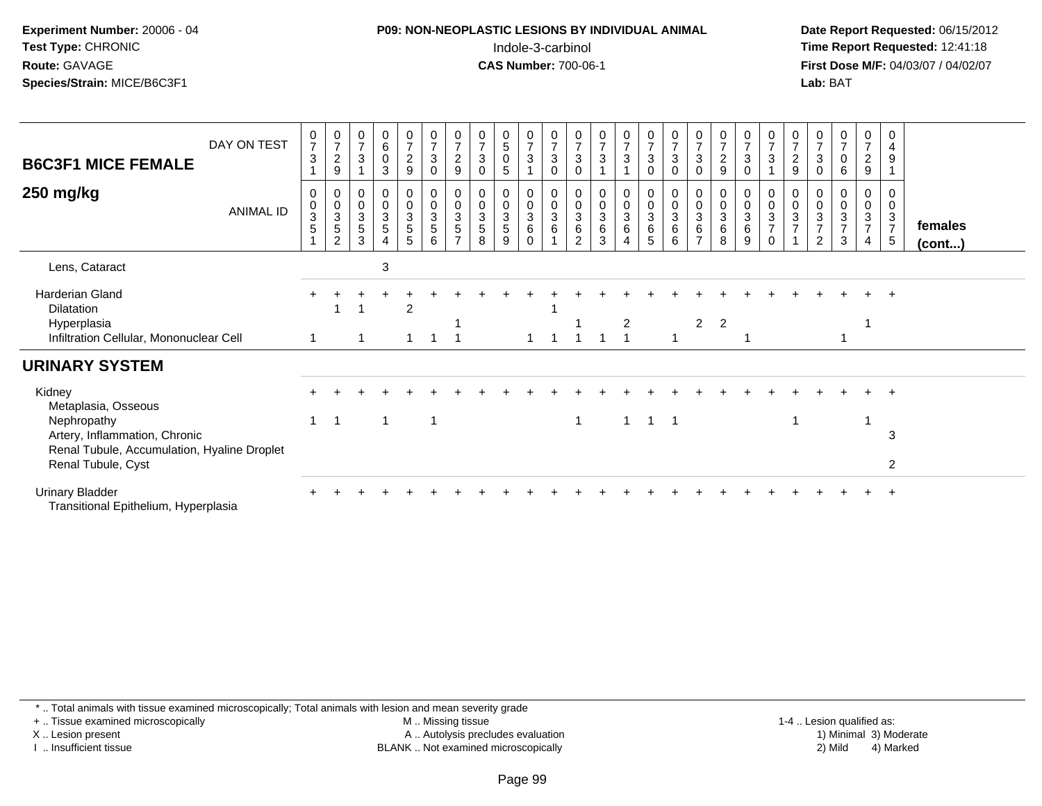**Experiment Number:** 20006 - 04
**Test Type:** CHRONIC
**Route:** GAVAGE
**Species/Strain:** MICE/B6C3F1

**P09: NON-NEOPLASTIC LESIONS BY INDIVIDUAL ANIMAL**
Indole-3-carbinol
**CAS Number:** 700-06-1

**Date Report Requested:** 06/15/2012
**Time Report Requested:** 12:41:18
**First Dose M/F:** 04/03/07 / 04/02/07
**Lab:** BAT

| B6C3F1 MICE FEMALE 250 mg/kg | | | | | | | | | | | | | | | | | | | | | | | | | | |
|---|---|---|---|---|---|---|---|---|---|---|---|---|---|---|---|---|---|---|---|---|---|---|---|---|---|---|
| DAY ON TEST | 0731 | 0729 | 0731 | 0603 | 0729 | 0730 | 0729 | 0730 | 0505 | 0731 | 0730 | 0730 | 0731 | 0731 | 0730 | 0730 | 0730 | 0729 | 0730 | 0731 | 0729 | 0730 | 0706 | 0729 | 0491 | |
| ANIMAL ID | 00351 | 00352 | 00353 | 00354 | 00355 | 00356 | 00357 | 00358 | 00359 | 00360 | 00361 | 00362 | 00363 | 00364 | 00365 | 00366 | 00367 | 00368 | 00369 | 00370 | 00371 | 00372 | 00373 | 00374 | 00375 | females (cont...) |
| Lens, Cataract | | | | 3 | | | | | | | | | | | | | | | | | | | | | | |
| Harderian Gland | + | + | + | + | + | + | + | + | + | + | + | + | + | + | + | + | + | + | + | + | + | + | + | + | + | |
| Dilatation | | 1 | 1 | | 2 | | | | | | 1 | | | | | | | | | | | | | | | |
| Hyperplasia | | | | | | | 1 | | | | | 1 | | 2 | | | 2 | 2 | | | | | | 1 | | |
| Infiltration Cellular, Mononuclear Cell | 1 | | 1 | | 1 | 1 | 1 | | | 1 | 1 | 1 | 1 | 1 | | 1 | | | 1 | | | | 1 | | | |
| **URINARY SYSTEM** | | | | | | | | | | | | | | | | | | | | | | | | | | |
| Kidney | + | + | + | + | + | + | + | + | + | + | + | + | + | + | + | + | + | + | + | + | + | + | + | + | + | |
| Metaplasia, Osseous | | | | | | | | | | | | | | | | | | | | | | | | | | |
| Nephropathy | 1 | 1 | | 1 | | 1 | | | | | | 1 | | 1 | 1 | 1 | | | | | 1 | | | 1 | | |
| Artery, Inflammation, Chronic | | | | | | | | | | | | | | | | | | | | | | | | | 3 | |
| Renal Tubule, Accumulation, Hyaline Droplet | | | | | | | | | | | | | | | | | | | | | | | | | | |
| Renal Tubule, Cyst | | | | | | | | | | | | | | | | | | | | | | | | | 2 | |
| Urinary Bladder | + | + | + | + | + | + | + | + | + | + | + | + | + | + | + | + | + | + | + | + | + | + | + | + | + | |
| Transitional Epithelium, Hyperplasia | | | | | | | | | | | | | | | | | | | | | | | | | | |

\* .. Total animals with tissue examined microscopically; Total animals with lesion and mean severity grade
\+ .. Tissue examined microscopically
X .. Lesion present
I .. Insufficient tissue
M .. Missing tissue
A .. Autolysis precludes evaluation
BLANK .. Not examined microscopically
1-4 .. Lesion qualified as: 1) Minimal 2) Mild 3) Moderate 4) Marked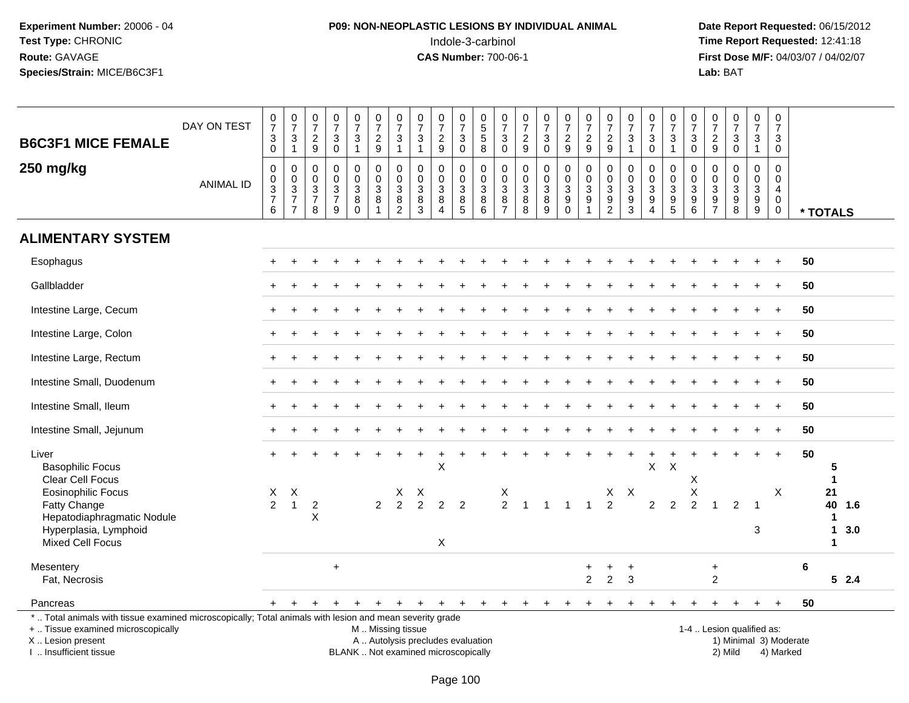**Experiment Number:** 20006 - 04
**Test Type:** CHRONIC
**Route:** GAVAGE
**Species/Strain:** MICE/B6C3F1

**P09: NON-NEOPLASTIC LESIONS BY INDIVIDUAL ANIMAL**
Indole-3-carbinol
**CAS Number:** 700-06-1

**Date Report Requested:** 06/15/2012
**Time Report Requested:** 12:41:18
**First Dose M/F:** 04/03/07 / 04/02/07
**Lab:** BAT

## B6C3F1 MICE FEMALE 250 mg/kg

| DAY ON TEST | 0730 | 0731 | 0729 | 0730 | 0731 | 0729 | 0731 | 0731 | 0729 | 0730 | 0558 | 0730 | 0729 | 0730 | 0729 | 0729 | 0729 | 0731 | 0730 | 0731 | 0730 | 0729 | 0730 | 0731 | 0730 | |
|---|---|---|---|---|---|---|---|---|---|---|---|---|---|---|---|---|---|---|---|---|---|---|---|---|---|---|
| **ANIMAL ID** | 0376 | 0377 | 0378 | 0379 | 0380 | 0381 | 0382 | 0383 | 0384 | 0385 | 0386 | 0387 | 0388 | 0389 | 0390 | 0391 | 0392 | 0393 | 0394 | 0395 | 0396 | 0397 | 0398 | 0399 | 0400 | *** TOTALS** |
| **ALIMENTARY SYSTEM** | | | | | | | | | | | | | | | | | | | | | | | | | | |
| Esophagus | + | + | + | + | + | + | + | + | + | + | + | + | + | + | + | + | + | + | + | + | + | + | + | + | + | 50 |
| Gallbladder | + | + | + | + | + | + | + | + | + | + | + | + | + | + | + | + | + | + | + | + | + | + | + | + | + | 50 |
| Intestine Large, Cecum | + | + | + | + | + | + | + | + | + | + | + | + | + | + | + | + | + | + | + | + | + | + | + | + | + | 50 |
| Intestine Large, Colon | + | + | + | + | + | + | + | + | + | + | + | + | + | + | + | + | + | + | + | + | + | + | + | + | + | 50 |
| Intestine Large, Rectum | + | + | + | + | + | + | + | + | + | + | + | + | + | + | + | + | + | + | + | + | + | + | + | + | + | 50 |
| Intestine Small, Duodenum | + | + | + | + | + | + | + | + | + | + | + | + | + | + | + | + | + | + | + | + | + | + | + | + | + | 50 |
| Intestine Small, Ileum | + | + | + | + | + | + | + | + | + | + | + | + | + | + | + | + | + | + | + | + | + | + | + | + | + | 50 |
| Intestine Small, Jejunum | + | + | + | + | + | + | + | + | + | + | + | + | + | + | + | + | + | + | + | + | + | + | + | + | + | 50 |
| Liver | + | + | + | + | + | + | + | + | + | + | + | + | + | + | + | + | + | + | + | + | + | + | + | + | + | 50 |
| Basophilic Focus | | | | | | | | | X | | | | | | | | | | X | X | | | | | | 5 |
| Clear Cell Focus | | | | | | | | | | | | | | | | | | | | | X | | | | | 1 |
| Eosinophilic Focus | X | X | | | | | X | X | | | | X | | | | | X | X | | | X | | | | X | 21 |
| Fatty Change | 2 | 1 | 2 | | | 2 | 2 | 2 | 2 | 2 | | 2 | 1 | 1 | 1 | 1 | 2 | | 2 | 2 | 2 | 1 | 2 | 1 | | 40 1.6 |
| Hepatodiaphragmatic Nodule | | | X | | | | | | | | | | | | | | | | | | | | | | | 1 |
| Hyperplasia, Lymphoid | | | | | | | | | | | | | | | | | | | | | | | | 3 | | 1 3.0 |
| Mixed Cell Focus | | | | | | | | | X | | | | | | | | | | | | | | | | | 1 |
| Mesentery | | | | + | | | | | | | | | | | | + | + | + | | | | + | | | | 6 |
| Fat, Necrosis | | | | | | | | | | | | | | | | 2 | 2 | 3 | | | | 2 | | | | 5 2.4 |
| Pancreas | + | + | + | + | + | + | + | + | + | + | + | + | + | + | + | + | + | + | + | + | + | + | + | + | + | 50 |

\* .. Total animals with tissue examined microscopically; Total animals with lesion and mean severity grade
\+ .. Tissue examined microscopically
X .. Lesion present
I .. Insufficient tissue

M .. Missing tissue
A .. Autolysis precludes evaluation
BLANK .. Not examined microscopically

1-4 .. Lesion qualified as:
1) Minimal 3) Moderate
2) Mild 4) Marked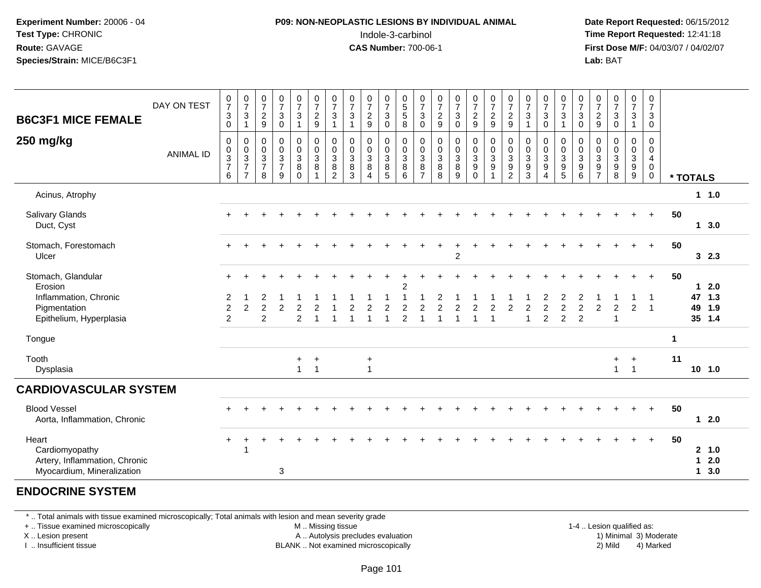**Experiment Number:** 20006 - 04
**Test Type:** CHRONIC
**Route:** GAVAGE
**Species/Strain:** MICE/B6C3F1

**P09: NON-NEOPLASTIC LESIONS BY INDIVIDUAL ANIMAL**
Indole-3-carbinol
**CAS Number:** 700-06-1

**Date Report Requested:** 06/15/2012
**Time Report Requested:** 12:41:18
**First Dose M/F:** 04/03/07 / 04/02/07
**Lab:** BAT

## B6C3F1 MICE FEMALE
## 250 mg/kg

| DAY ON TEST | 0730 | 0731 | 0729 | 0730 | 0731 | 0729 | 0731 | 0731 | 0729 | 0730 | 0558 | 0730 | 0729 | 0730 | 0729 | 0729 | 0729 | 0731 | 0730 | 0731 | 0730 | 0729 | 0730 | 0731 | 0730 | |
|---|---|---|---|---|---|---|---|---|---|---|---|---|---|---|---|---|---|---|---|---|---|---|---|---|---|---|
| **ANIMAL ID** | 0376 | 0377 | 0378 | 0379 | 0380 | 0381 | 0382 | 0383 | 0384 | 0385 | 0386 | 0387 | 0388 | 0389 | 0390 | 0391 | 0392 | 0393 | 0394 | 0395 | 0396 | 0397 | 0398 | 0399 | 0400 | *** TOTALS** |
| Acinus, Atrophy | | | | | | | | | | | | | | | | | | | | | | | | | | 1 1.0 |
| Salivary Glands | + | + | + | + | + | + | + | + | + | + | + | + | + | + | + | + | + | + | + | + | + | + | + | + | + | 50 |
| Duct, Cyst | | | | | | | | | | | | | | | | | | | | | | | | | | 1 3.0 |
| Stomach, Forestomach | + | + | + | + | + | + | + | + | + | + | + | + | + | + | + | + | + | + | + | + | + | + | + | + | + | 50 |
| Ulcer | | | | | | | | | | | | | | 2 | | | | | | | | | | | | 3 2.3 |
| Stomach, Glandular | + | + | + | + | + | + | + | + | + | + | + | + | + | + | + | + | + | + | + | + | + | + | + | + | + | 50 |
| Erosion | | | | | | | | | | | 2 | | | | | | | | | | | | | | | 1 2.0 |
| Inflammation, Chronic | 2 | 1 | 2 | 1 | 1 | 1 | 1 | 1 | 1 | 1 | 1 | 1 | 2 | 1 | 1 | 1 | 1 | 1 | 2 | 2 | 2 | 1 | 1 | 1 | 1 | 47 1.3 |
| Pigmentation | 2 | 2 | 2 | 2 | 2 | 2 | 1 | 2 | 2 | 2 | 2 | 2 | 2 | 2 | 2 | 2 | 2 | 2 | 2 | 2 | 2 | 2 | 2 | 2 | 1 | 49 1.9 |
| Epithelium, Hyperplasia | 2 | | 2 | | 2 | 1 | 1 | 1 | 1 | 1 | 2 | 1 | 1 | 1 | 1 | 1 | | 1 | 2 | 2 | 2 | | 1 | | | 35 1.4 |
| Tongue | | | | | | | | | | | | | | | | | | | | | | | | | | 1 |
| Tooth | | | | | + | + | | | + | | | | | | | | | | | | | | + | + | | 11 |
| Dysplasia | | | | | 1 | 1 | | | 1 | | | | | | | | | | | | | | 1 | 1 | | 10 1.0 |
| **CARDIOVASCULAR SYSTEM** | | | | | | | | | | | | | | | | | | | | | | | | | | |
| Blood Vessel | + | + | + | + | + | + | + | + | + | + | + | + | + | + | + | + | + | + | + | + | + | + | + | + | + | 50 |
| Aorta, Inflammation, Chronic | | | | | | | | | | | | | | | | | | | | | | | | | | 1 2.0 |
| Heart | + | + | + | + | + | + | + | + | + | + | + | + | + | + | + | + | + | + | + | + | + | + | + | + | + | 50 |
| Cardiomyopathy | | 1 | | | | | | | | | | | | | | | | | | | | | | | | 2 1.0 |
| Artery, Inflammation, Chronic | | | | | | | | | | | | | | | | | | | | | | | | | | 1 2.0 |
| Myocardium, Mineralization | | | | 3 | | | | | | | | | | | | | | | | | | | | | | 1 3.0 |
| **ENDOCRINE SYSTEM** | | | | | | | | | | | | | | | | | | | | | | | | | | |

\* .. Total animals with tissue examined microscopically; Total animals with lesion and mean severity grade
\+ .. Tissue examined microscopically
X .. Lesion present
I .. Insufficient tissue
M .. Missing tissue
A .. Autolysis precludes evaluation
BLANK .. Not examined microscopically
1-4 .. Lesion qualified as: 1) Minimal 2) Mild 3) Moderate 4) Marked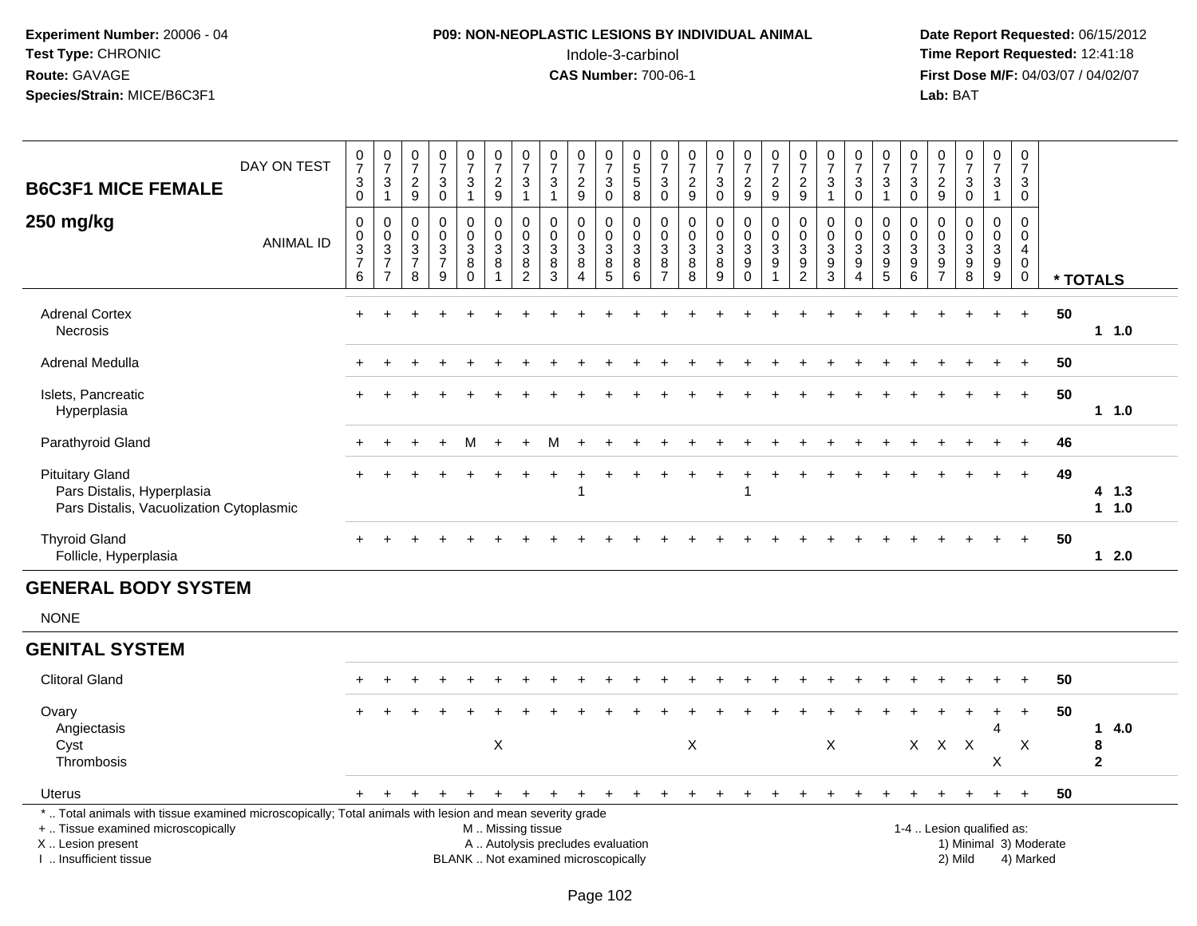**Experiment Number:** 20006 - 04
**Test Type:** CHRONIC
**Route:** GAVAGE
**Species/Strain:** MICE/B6C3F1

**P09: NON-NEOPLASTIC LESIONS BY INDIVIDUAL ANIMAL**
Indole-3-carbinol
**CAS Number:** 700-06-1

**Date Report Requested:** 06/15/2012
**Time Report Requested:** 12:41:18
**First Dose M/F:** 04/03/07 / 04/02/07
**Lab:** BAT

## B6C3F1 MICE FEMALE

## 250 mg/kg

| DAY ON TEST | 0730 | 0731 | 0729 | 0730 | 0731 | 0729 | 0731 | 0731 | 0729 | 0730 | 0558 | 0730 | 0729 | 0730 | 0729 | 0729 | 0729 | 0731 | 0730 | 0731 | 0730 | 0729 | 0730 | 0731 | 0730 | |
|---|---|---|---|---|---|---|---|---|---|---|---|---|---|---|---|---|---|---|---|---|---|---|---|---|---|---|
| ANIMAL ID | 00376 | 00377 | 00378 | 00379 | 00380 | 00381 | 00382 | 00383 | 00384 | 00385 | 00386 | 00387 | 00388 | 00389 | 00390 | 00391 | 00392 | 00393 | 00394 | 00395 | 00396 | 00397 | 00398 | 00399 | 00400 | * TOTALS |
| Adrenal Cortex | + | + | + | + | + | + | + | + | + | + | + | + | + | + | + | + | + | + | + | + | + | + | + | + | + | 50 |
| Necrosis | | | | | | | | | | | | | | | | | | | | | | | | | | 1 1.0 |
| Adrenal Medulla | + | + | + | + | + | + | + | + | + | + | + | + | + | + | + | + | + | + | + | + | + | + | + | + | + | 50 |
| Islets, Pancreatic | + | + | + | + | + | + | + | + | + | + | + | + | + | + | + | + | + | + | + | + | + | + | + | + | + | 50 |
| Hyperplasia | | | | | | | | | | | | | | | | | | | | | | | | | | 1 1.0 |
| Parathyroid Gland | + | + | + | + | M | + | + | M | + | + | + | + | + | + | + | + | + | + | + | + | + | + | + | + | + | 46 |
| Pituitary Gland | + | + | + | + | + | + | + | + | + | + | + | + | + | + | + | + | + | + | + | + | + | + | + | + | + | 49 |
| Pars Distalis, Hyperplasia | | | | | | | | | 1 | | | | | | 1 | | | | | | | | | | | 4 1.3 |
| Pars Distalis, Vacuolization Cytoplasmic | | | | | | | | | | | | | | | | | | | | | | | | | | 1 1.0 |
| Thyroid Gland | + | + | + | + | + | + | + | + | + | + | + | + | + | + | + | + | + | + | + | + | + | + | + | + | + | 50 |
| Follicle, Hyperplasia | | | | | | | | | | | | | | | | | | | | | | | | | | 1 2.0 |

## GENERAL BODY SYSTEM

NONE

## GENITAL SYSTEM

| | 00376 | 00377 | 00378 | 00379 | 00380 | 00381 | 00382 | 00383 | 00384 | 00385 | 00386 | 00387 | 00388 | 00389 | 00390 | 00391 | 00392 | 00393 | 00394 | 00395 | 00396 | 00397 | 00398 | 00399 | 00400 | * TOTALS |
|---|---|---|---|---|---|---|---|---|---|---|---|---|---|---|---|---|---|---|---|---|---|---|---|---|---|---|
| Clitoral Gland | + | + | + | + | + | + | + | + | + | + | + | + | + | + | + | + | + | + | + | + | + | + | + | + | + | 50 |
| Ovary | + | + | + | + | + | + | + | + | + | + | + | + | + | + | + | + | + | + | + | + | + | + | + | + | + | 50 |
| Angiectasis | | | | | | | | | | | | | | | | | | | | | | | | 4 | | 1 4.0 |
| Cyst | | | | | | X | | | | | | | X | | | | | X | | | X | X | X | | X | 8 |
| Thrombosis | | | | | | | | | | | | | | | | | | | | | | | | X | | 2 |
| Uterus | + | + | + | + | + | + | + | + | + | + | + | + | + | + | + | + | + | + | + | + | + | + | + | + | + | 50 |

\* .. Total animals with tissue examined microscopically; Total animals with lesion and mean severity grade
\+ .. Tissue examined microscopically
X .. Lesion present
I .. Insufficient tissue

M .. Missing tissue
A .. Autolysis precludes evaluation
BLANK .. Not examined microscopically

1-4 .. Lesion qualified as:
1) Minimal 3) Moderate
2) Mild 4) Marked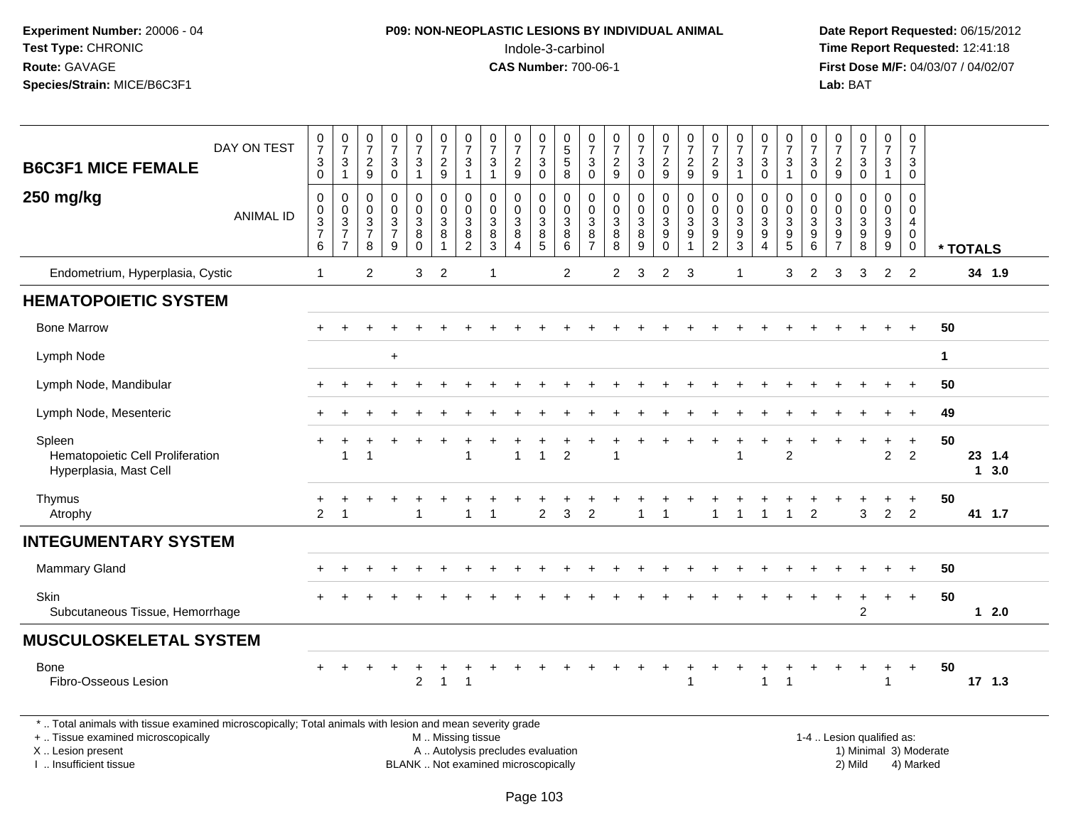**Experiment Number:** 20006 - 04
**Test Type:** CHRONIC
**Route:** GAVAGE
**Species/Strain:** MICE/B6C3F1

**P09: NON-NEOPLASTIC LESIONS BY INDIVIDUAL ANIMAL**
Indole-3-carbinol
**CAS Number:** 700-06-1

**Date Report Requested:** 06/15/2012
**Time Report Requested:** 12:41:18
**First Dose M/F:** 04/03/07 / 04/02/07
**Lab:** BAT

## B6C3F1 MICE FEMALE
## 250 mg/kg

| DAY ON TEST | 0730 | 0731 | 0729 | 0730 | 0731 | 0729 | 0731 | 0731 | 0729 | 0730 | 0558 | 0730 | 0729 | 0730 | 0729 | 0729 | 0729 | 0731 | 0730 | 0731 | 0730 | 0729 | 0730 | 0731 | 0730 | |
|---|---|---|---|---|---|---|---|---|---|---|---|---|---|---|---|---|---|---|---|---|---|---|---|---|---|---|
| **ANIMAL ID** | 0376 | 0377 | 0378 | 0379 | 0380 | 0381 | 0382 | 0383 | 0384 | 0385 | 0386 | 0387 | 0388 | 0389 | 0390 | 0391 | 0392 | 0393 | 0394 | 0395 | 0396 | 0397 | 0398 | 0399 | 0400 | *** TOTALS** |
| Endometrium, Hyperplasia, Cystic | 1 | | 2 | | 3 | 2 | | 1 | | | 2 | | 2 | 3 | 2 | 3 | | 1 | | 3 | 2 | 3 | 3 | 2 | 2 | 34 1.9 |
| **HEMATOPOIETIC SYSTEM** | | | | | | | | | | | | | | | | | | | | | | | | | | |
| Bone Marrow | + | + | + | + | + | + | + | + | + | + | + | + | + | + | + | + | + | + | + | + | + | + | + | + | + | 50 |
| Lymph Node | | | | + | | | | | | | | | | | | | | | | | | | | | | 1 |
| Lymph Node, Mandibular | + | + | + | + | + | + | + | + | + | + | + | + | + | + | + | + | + | + | + | + | + | + | + | + | + | 50 |
| Lymph Node, Mesenteric | + | + | + | + | + | + | + | + | + | + | + | + | + | + | + | + | + | + | + | + | + | + | + | + | + | 49 |
| Spleen | + | + | + | + | + | + | + | + | + | + | + | + | + | + | + | + | + | + | + | + | + | + | + | + | + | 50 |
| Hematopoietic Cell Proliferation | | 1 | 1 | | | | 1 | | 1 | 1 | 2 | | 1 | | | | | 1 | | 2 | | | | 2 | 2 | 23 1.4 |
| Hyperplasia, Mast Cell | | | | | | | | | | | | | | | | | | | | | | | | | | 1 3.0 |
| Thymus | + | + | + | + | + | + | + | + | + | + | + | + | + | + | + | + | + | + | + | + | + | + | + | + | + | 50 |
| Atrophy | 2 | 1 | | | 1 | | 1 | 1 | | 2 | 3 | 2 | | 1 | 1 | | 1 | 1 | 1 | 1 | 2 | | 3 | 2 | 2 | 41 1.7 |
| **INTEGUMENTARY SYSTEM** | | | | | | | | | | | | | | | | | | | | | | | | | | |
| Mammary Gland | + | + | + | + | + | + | + | + | + | + | + | + | + | + | + | + | + | + | + | + | + | + | + | + | + | 50 |
| Skin | + | + | + | + | + | + | + | + | + | + | + | + | + | + | + | + | + | + | + | + | + | + | + | + | + | 50 |
| Subcutaneous Tissue, Hemorrhage | | | | | | | | | | | | | | | | | | | | | | | 2 | | | 1 2.0 |
| **MUSCULOSKELETAL SYSTEM** | | | | | | | | | | | | | | | | | | | | | | | | | | |
| Bone | + | + | + | + | + | + | + | + | + | + | + | + | + | + | + | + | + | + | + | + | + | + | + | + | + | 50 |
| Fibro-Osseous Lesion | | | | | 2 | 1 | 1 | | | | | | | | | 1 | | | 1 | 1 | | | | 1 | | 17 1.3 |

* .. Total animals with tissue examined microscopically; Total animals with lesion and mean severity grade
+ .. Tissue examined microscopically
X .. Lesion present
I .. Insufficient tissue

M .. Missing tissue
A .. Autolysis precludes evaluation
BLANK .. Not examined microscopically

1-4 .. Lesion qualified as:
1) Minimal 3) Moderate
2) Mild 4) Marked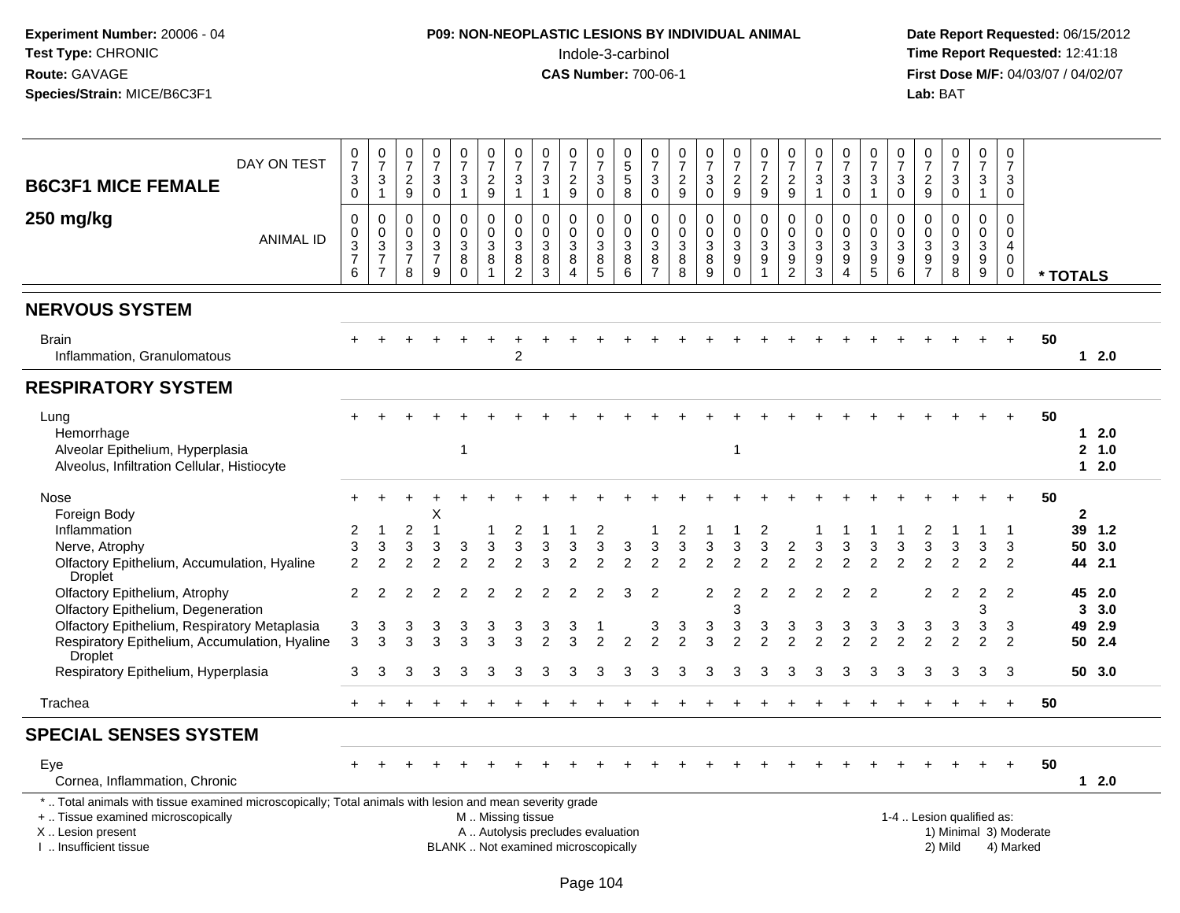**Experiment Number:** 20006 - 04
**Test Type:** CHRONIC
**Route:** GAVAGE
**Species/Strain:** MICE/B6C3F1

## P09: NON-NEOPLASTIC LESIONS BY INDIVIDUAL ANIMAL
Indole-3-carbinol
**CAS Number:** 700-06-1

**Date Report Requested:** 06/15/2012
**Time Report Requested:** 12:41:18
**First Dose M/F:** 04/03/07 / 04/02/07
**Lab:** BAT

| B6C3F1 MICE FEMALE 250 mg/kg | | | | | | | | | | | | | | | | | | | | | | | | | | |
|---|---|---|---|---|---|---|---|---|---|---|---|---|---|---|---|---|---|---|---|---|---|---|---|---|---|---|
| DAY ON TEST | 0730 | 0731 | 0729 | 0730 | 0731 | 0729 | 0731 | 0731 | 0729 | 0730 | 0558 | 0730 | 0729 | 0730 | 0729 | 0729 | 0729 | 0731 | 0730 | 0731 | 0730 | 0729 | 0730 | 0731 | 0730 | |
| ANIMAL ID | 0376 | 0377 | 0378 | 0379 | 0380 | 0381 | 0382 | 0383 | 0384 | 0385 | 0386 | 0387 | 0388 | 0389 | 0390 | 0391 | 0392 | 0393 | 0394 | 0395 | 0396 | 0397 | 0398 | 0399 | 0400 | * TOTALS |
| **NERVOUS SYSTEM** | | | | | | | | | | | | | | | | | | | | | | | | | | |
| Brain | + | + | + | + | + | + | + | + | + | + | + | + | + | + | + | + | + | + | + | + | + | + | + | + | + | 50 |
| Inflammation, Granulomatous | | | | | | | 2 | | | | | | | | | | | | | | | | | | | 1 2.0 |
| **RESPIRATORY SYSTEM** | | | | | | | | | | | | | | | | | | | | | | | | | | |
| Lung | + | + | + | + | + | + | + | + | + | + | + | + | + | + | + | + | + | + | + | + | + | + | + | + | + | 50 |
| Hemorrhage | | | | | | | | | | | | | | | | | | | | | | | | | | 1 2.0 |
| Alveolar Epithelium, Hyperplasia | | | | | 1 | | | | | | | | | | 1 | | | | | | | | | | | 2 1.0 |
| Alveolus, Infiltration Cellular, Histiocyte | | | | | | | | | | | | | | | | | | | | | | | | | | 1 2.0 |
| Nose | + | + | + | + | + | + | + | + | + | + | + | + | + | + | + | + | + | + | + | + | + | + | + | + | + | 50 |
| Foreign Body | | | | X | | | | | | | | | | | | | | | | | | | | | | 2 |
| Inflammation | 2 | 1 | 2 | 1 | | 1 | 2 | 1 | 1 | 2 | | 1 | 2 | 1 | 1 | 2 | | 1 | 1 | 1 | 1 | 2 | 1 | 1 | 1 | 39 1.2 |
| Nerve, Atrophy | 3 | 3 | 3 | 3 | 3 | 3 | 3 | 3 | 3 | 3 | 3 | 3 | 3 | 3 | 3 | 3 | 2 | 3 | 3 | 3 | 3 | 3 | 3 | 3 | 3 | 50 3.0 |
| Olfactory Epithelium, Accumulation, Hyaline Droplet | 2 | 2 | 2 | 2 | 2 | 2 | 2 | 3 | 2 | 2 | 2 | 2 | 2 | 2 | 2 | 2 | 2 | 2 | 2 | 2 | 2 | 2 | 2 | 2 | 2 | 44 2.1 |
| Olfactory Epithelium, Atrophy | 2 | 2 | 2 | 2 | 2 | 2 | 2 | 2 | 2 | 2 | 3 | 2 | | 2 | 2 | 2 | 2 | 2 | 2 | 2 | | 2 | 2 | 2 | 2 | 45 2.0 |
| Olfactory Epithelium, Degeneration | | | | | | | | | | | | | | | 3 | | | | | | | | | 3 | | 3 3.0 |
| Olfactory Epithelium, Respiratory Metaplasia | 3 | 3 | 3 | 3 | 3 | 3 | 3 | 3 | 3 | 1 | | 3 | 3 | 3 | 3 | 3 | 3 | 3 | 3 | 3 | 3 | 3 | 3 | 3 | 3 | 49 2.9 |
| Respiratory Epithelium, Accumulation, Hyaline Droplet | 3 | 3 | 3 | 3 | 3 | 3 | 3 | 2 | 3 | 2 | 2 | 2 | 2 | 3 | 2 | 2 | 2 | 2 | 2 | 2 | 2 | 2 | 2 | 2 | 2 | 50 2.4 |
| Respiratory Epithelium, Hyperplasia | 3 | 3 | 3 | 3 | 3 | 3 | 3 | 3 | 3 | 3 | 3 | 3 | 3 | 3 | 3 | 3 | 3 | 3 | 3 | 3 | 3 | 3 | 3 | 3 | 3 | 50 3.0 |
| Trachea | + | + | + | + | + | + | + | + | + | + | + | + | + | + | + | + | + | + | + | + | + | + | + | + | + | 50 |
| **SPECIAL SENSES SYSTEM** | | | | | | | | | | | | | | | | | | | | | | | | | | |
| Eye | + | + | + | + | + | + | + | + | + | + | + | + | + | + | + | + | + | + | + | + | + | + | + | + | + | 50 |
| Cornea, Inflammation, Chronic | | | | | | | | | | | | | | | | | | | | | | | | | | 1 2.0 |

\* .. Total animals with tissue examined microscopically; Total animals with lesion and mean severity grade
+ .. Tissue examined microscopically
X .. Lesion present
I .. Insufficient tissue

M .. Missing tissue
A .. Autolysis precludes evaluation
BLANK .. Not examined microscopically

1-4 .. Lesion qualified as:
1) Minimal 2) Mild 3) Moderate 4) Marked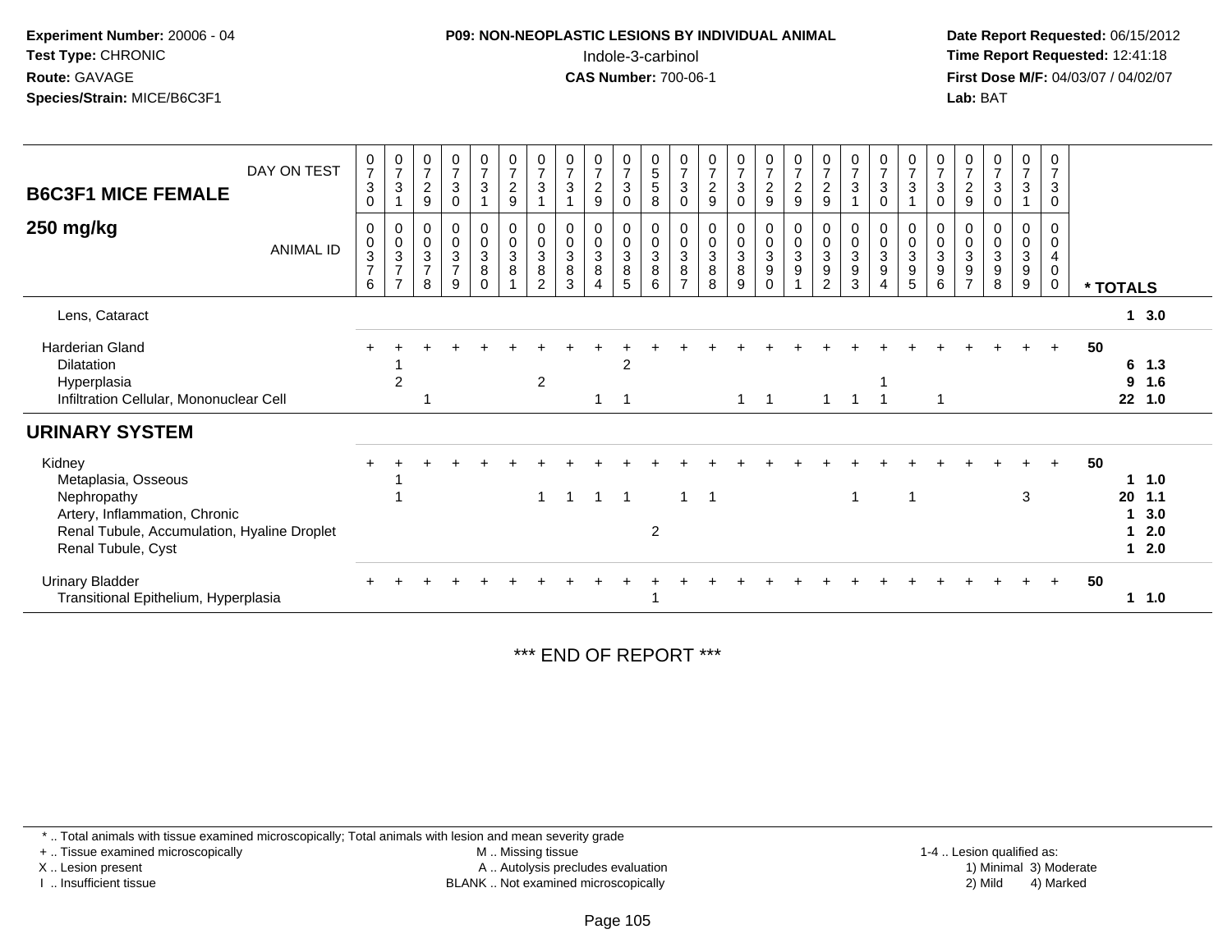**Experiment Number:** 20006 - 04
**Test Type:** CHRONIC
**Route:** GAVAGE
**Species/Strain:** MICE/B6C3F1

**P09: NON-NEOPLASTIC LESIONS BY INDIVIDUAL ANIMAL**
Indole-3-carbinol
**CAS Number:** 700-06-1

**Date Report Requested:** 06/15/2012
**Time Report Requested:** 12:41:18
**First Dose M/F:** 04/03/07 / 04/02/07
**Lab:** BAT

| B6C3F1 MICE FEMALE 250 mg/kg | | | | | | | | | | | | | | | | | | | | | | | | | | |
|---|---|---|---|---|---|---|---|---|---|---|---|---|---|---|---|---|---|---|---|---|---|---|---|---|---|---|
| DAY ON TEST | 0730 | 0731 | 0729 | 0730 | 0731 | 0729 | 0731 | 0731 | 0729 | 0730 | 0558 | 0730 | 0729 | 0730 | 0729 | 0729 | 0729 | 0731 | 0730 | 0731 | 0730 | 0729 | 0730 | 0731 | 0730 | |
| ANIMAL ID | 0376 | 0377 | 0378 | 0379 | 0380 | 0381 | 0382 | 0383 | 0384 | 0385 | 0386 | 0387 | 0388 | 0389 | 0390 | 0391 | 0392 | 0393 | 0394 | 0395 | 0396 | 0397 | 0398 | 0399 | 0400 | * TOTALS |
| Lens, Cataract | | | | | | | | | | | | | | | | | | | | | | | | | | 1 3.0 |
| Harderian Gland | + | + | + | + | + | + | + | + | + | + | + | + | + | + | + | + | + | + | + | + | + | + | + | + | + | 50 |
| Dilatation | | 1 | | | | | | | | 2 | | | | | | | | | | | | | | | | 6 1.3 |
| Hyperplasia | | 2 | | | | | 2 | | | | | | | | | | | | 1 | | | | | | | 9 1.6 |
| Infiltration Cellular, Mononuclear Cell | | | 1 | | | | | | 1 | 1 | | | | 1 | 1 | | 1 | 1 | 1 | | 1 | | | | | 22 1.0 |
| **URINARY SYSTEM** | | | | | | | | | | | | | | | | | | | | | | | | | | |
| Kidney | + | + | + | + | + | + | + | + | + | + | + | + | + | + | + | + | + | + | + | + | + | + | + | + | + | 50 |
| Metaplasia, Osseous | | 1 | | | | | | | | | | | | | | | | | | | | | | | | 1 1.0 |
| Nephropathy | | 1 | | | | | 1 | 1 | 1 | 1 | | 1 | 1 | | | | | 1 | | 1 | | | | 3 | | 20 1.1 |
| Artery, Inflammation, Chronic | | | | | | | | | | | | | | | | | | | | | | | | | | 1 3.0 |
| Renal Tubule, Accumulation, Hyaline Droplet | | | | | | | | | | | 2 | | | | | | | | | | | | | | | 1 2.0 |
| Renal Tubule, Cyst | | | | | | | | | | | | | | | | | | | | | | | | | | 1 2.0 |
| Urinary Bladder | + | + | + | + | + | + | + | + | + | + | + | + | + | + | + | + | + | + | + | + | + | + | + | + | + | 50 |
| Transitional Epithelium, Hyperplasia | | | | | | | | | | | 1 | | | | | | | | | | | | | | | 1 1.0 |

*** END OF REPORT ***

* .. Total animals with tissue examined microscopically; Total animals with lesion and mean severity grade
+ .. Tissue examined microscopically
X .. Lesion present
I .. Insufficient tissue
M .. Missing tissue
A .. Autolysis precludes evaluation
BLANK .. Not examined microscopically
1-4 .. Lesion qualified as:
1) Minimal 3) Moderate
2) Mild 4) Marked